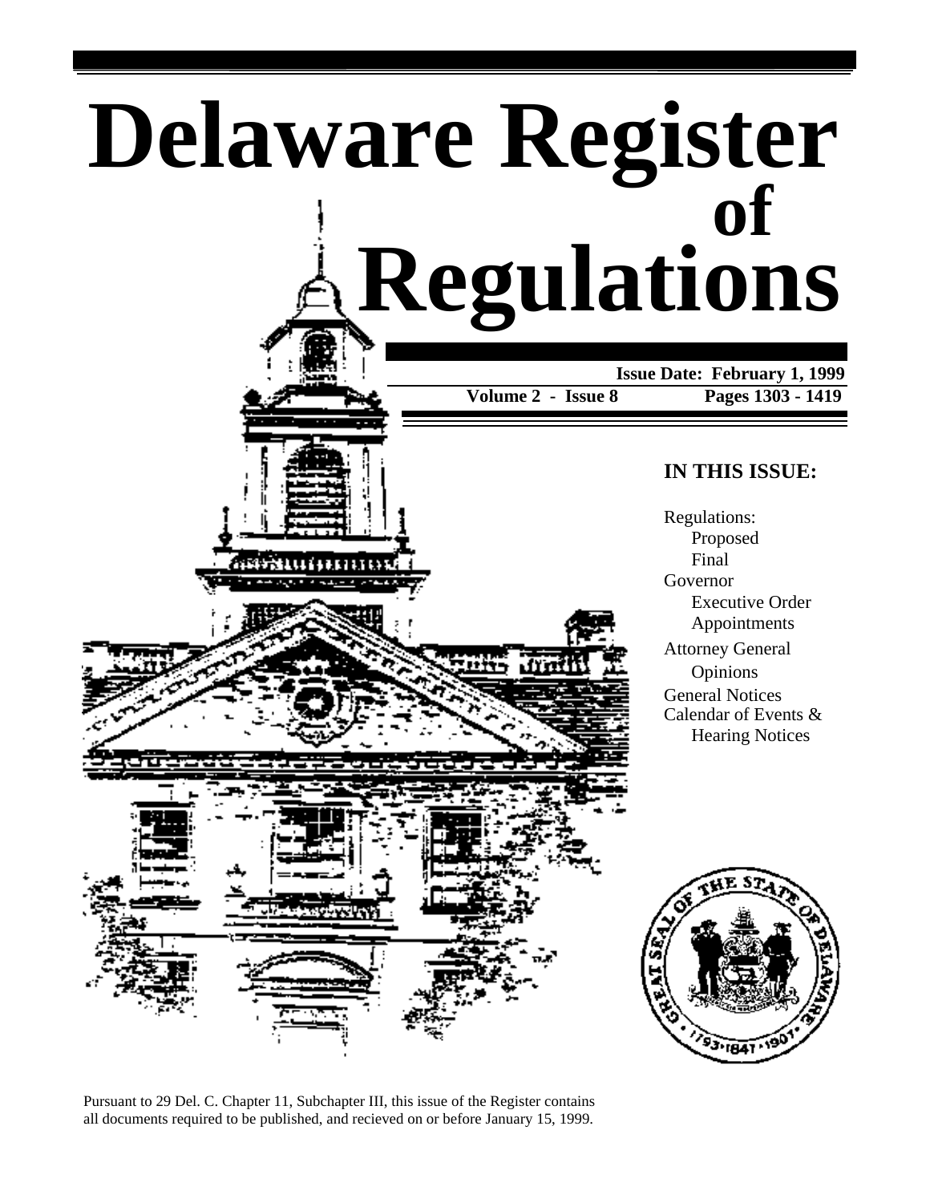# Delaware Register of Regulations

**Issue Date: February 1, 1999**

**Volume 2 - Issue 8** **Pages 1303 - 1419**

## IN THIS ISSUE:

Regulations:
- Proposed
- Final

Governor
- Executive Order
- Appointments

Attorney General
- Opinions

General Notices

Calendar of Events &
- Hearing Notices

Pursuant to 29 Del. C. Chapter 11, Subchapter III, this issue of the Register contains all documents required to be published, and recieved on or before January 15, 1999.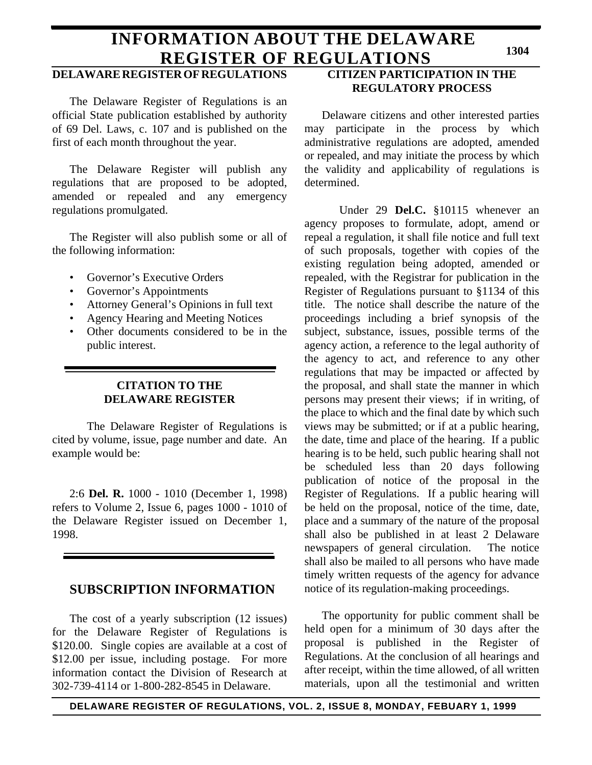# INFORMATION ABOUT THE DELAWARE REGISTER OF REGULATIONS

## DELAWARE REGISTER OF REGULATIONS

The Delaware Register of Regulations is an official State publication established by authority of 69 Del. Laws, c. 107 and is published on the first of each month throughout the year.

The Delaware Register will publish any regulations that are proposed to be adopted, amended or repealed and any emergency regulations promulgated.

The Register will also publish some or all of the following information:

- Governor's Executive Orders
- Governor's Appointments
- Attorney General's Opinions in full text
- Agency Hearing and Meeting Notices
- Other documents considered to be in the public interest.

## CITATION TO THE DELAWARE REGISTER

The Delaware Register of Regulations is cited by volume, issue, page number and date. An example would be:

2:6 **Del. R.** 1000 - 1010 (December 1, 1998) refers to Volume 2, Issue 6, pages 1000 - 1010 of the Delaware Register issued on December 1, 1998.

## SUBSCRIPTION INFORMATION

The cost of a yearly subscription (12 issues) for the Delaware Register of Regulations is $120.00. Single copies are available at a cost of $12.00 per issue, including postage. For more information contact the Division of Research at 302-739-4114 or 1-800-282-8545 in Delaware.

## CITIZEN PARTICIPATION IN THE REGULATORY PROCESS

Delaware citizens and other interested parties may participate in the process by which administrative regulations are adopted, amended or repealed, and may initiate the process by which the validity and applicability of regulations is determined.

Under 29 **Del.C.** §10115 whenever an agency proposes to formulate, adopt, amend or repeal a regulation, it shall file notice and full text of such proposals, together with copies of the existing regulation being adopted, amended or repealed, with the Registrar for publication in the Register of Regulations pursuant to §1134 of this title. The notice shall describe the nature of the proceedings including a brief synopsis of the subject, substance, issues, possible terms of the agency action, a reference to the legal authority of the agency to act, and reference to any other regulations that may be impacted or affected by the proposal, and shall state the manner in which persons may present their views; if in writing, of the place to which and the final date by which such views may be submitted; or if at a public hearing, the date, time and place of the hearing. If a public hearing is to be held, such public hearing shall not be scheduled less than 20 days following publication of notice of the proposal in the Register of Regulations. If a public hearing will be held on the proposal, notice of the time, date, place and a summary of the nature of the proposal shall also be published in at least 2 Delaware newspapers of general circulation. The notice shall also be mailed to all persons who have made timely written requests of the agency for advance notice of its regulation-making proceedings.

The opportunity for public comment shall be held open for a minimum of 30 days after the proposal is published in the Register of Regulations. At the conclusion of all hearings and after receipt, within the time allowed, of all written materials, upon all the testimonial and written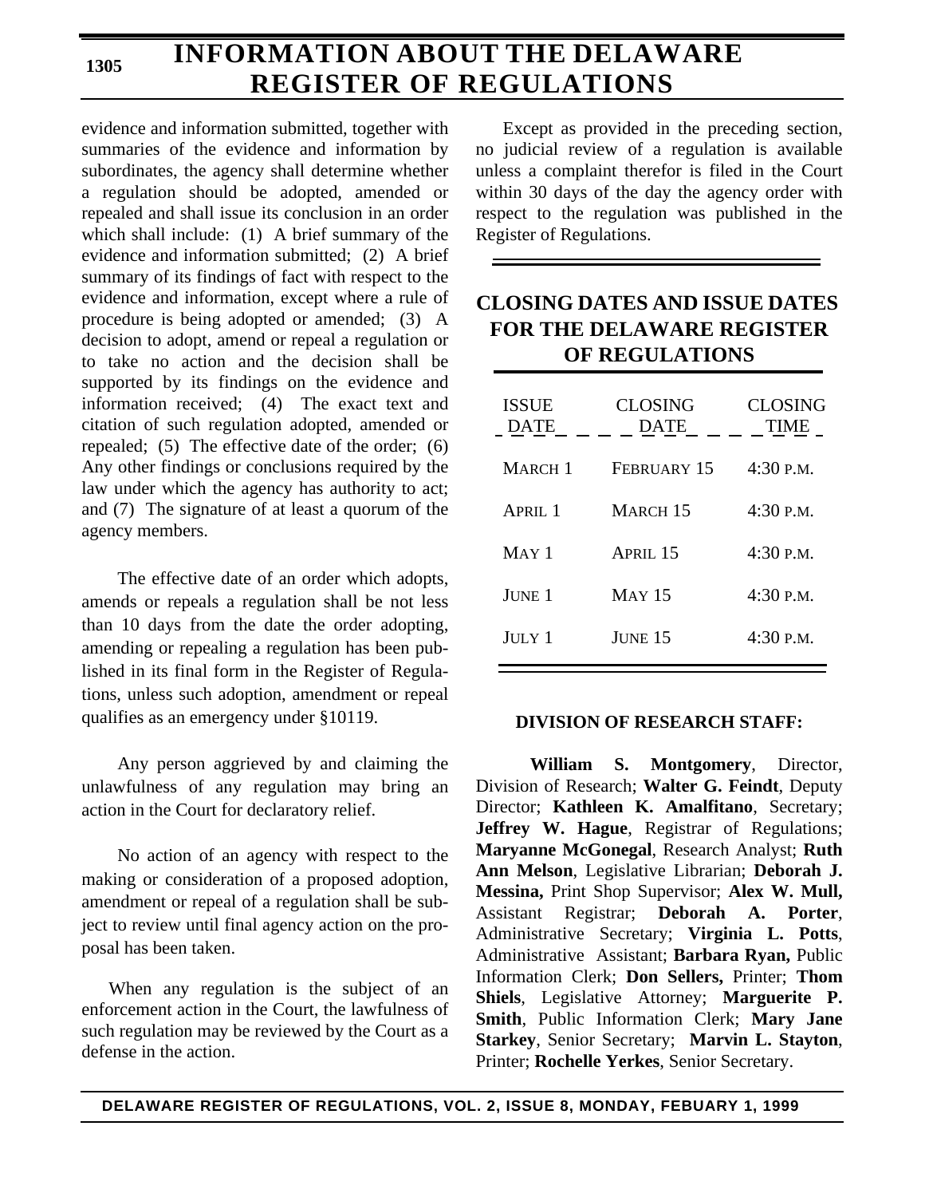evidence and information submitted, together with summaries of the evidence and information by subordinates, the agency shall determine whether a regulation should be adopted, amended or repealed and shall issue its conclusion in an order which shall include: (1) A brief summary of the evidence and information submitted; (2) A brief summary of its findings of fact with respect to the evidence and information, except where a rule of procedure is being adopted or amended; (3) A decision to adopt, amend or repeal a regulation or to take no action and the decision shall be supported by its findings on the evidence and information received; (4) The exact text and citation of such regulation adopted, amended or repealed; (5) The effective date of the order; (6) Any other findings or conclusions required by the law under which the agency has authority to act; and (7) The signature of at least a quorum of the agency members.

The effective date of an order which adopts, amends or repeals a regulation shall be not less than 10 days from the date the order adopting, amending or repealing a regulation has been published in its final form in the Register of Regulations, unless such adoption, amendment or repeal qualifies as an emergency under §10119.

Any person aggrieved by and claiming the unlawfulness of any regulation may bring an action in the Court for declaratory relief.

No action of an agency with respect to the making or consideration of a proposed adoption, amendment or repeal of a regulation shall be subject to review until final agency action on the proposal has been taken.

When any regulation is the subject of an enforcement action in the Court, the lawfulness of such regulation may be reviewed by the Court as a defense in the action.

Except as provided in the preceding section, no judicial review of a regulation is available unless a complaint therefor is filed in the Court within 30 days of the day the agency order with respect to the regulation was published in the Register of Regulations.

## CLOSING DATES AND ISSUE DATES FOR THE DELAWARE REGISTER OF REGULATIONS

| ISSUE DATE | CLOSING DATE | CLOSING TIME |
|---|---|---|
| MARCH 1 | FEBRUARY 15 | 4:30 P.M. |
| APRIL 1 | MARCH 15 | 4:30 P.M. |
| MAY 1 | APRIL 15 | 4:30 P.M. |
| JUNE 1 | MAY 15 | 4:30 P.M. |
| JULY 1 | JUNE 15 | 4:30 P.M. |

### DIVISION OF RESEARCH STAFF:

**William S. Montgomery**, Director, Division of Research; **Walter G. Feindt**, Deputy Director; **Kathleen K. Amalfitano**, Secretary; **Jeffrey W. Hague**, Registrar of Regulations; **Maryanne McGonegal**, Research Analyst; **Ruth Ann Melson**, Legislative Librarian; **Deborah J. Messina,** Print Shop Supervisor; **Alex W. Mull,** Assistant Registrar; **Deborah A. Porter**, Administrative Secretary; **Virginia L. Potts**, Administrative Assistant; **Barbara Ryan,** Public Information Clerk; **Don Sellers,** Printer; **Thom Shiels**, Legislative Attorney; **Marguerite P. Smith**, Public Information Clerk; **Mary Jane Starkey**, Senior Secretary; **Marvin L. Stayton**, Printer; **Rochelle Yerkes**, Senior Secretary.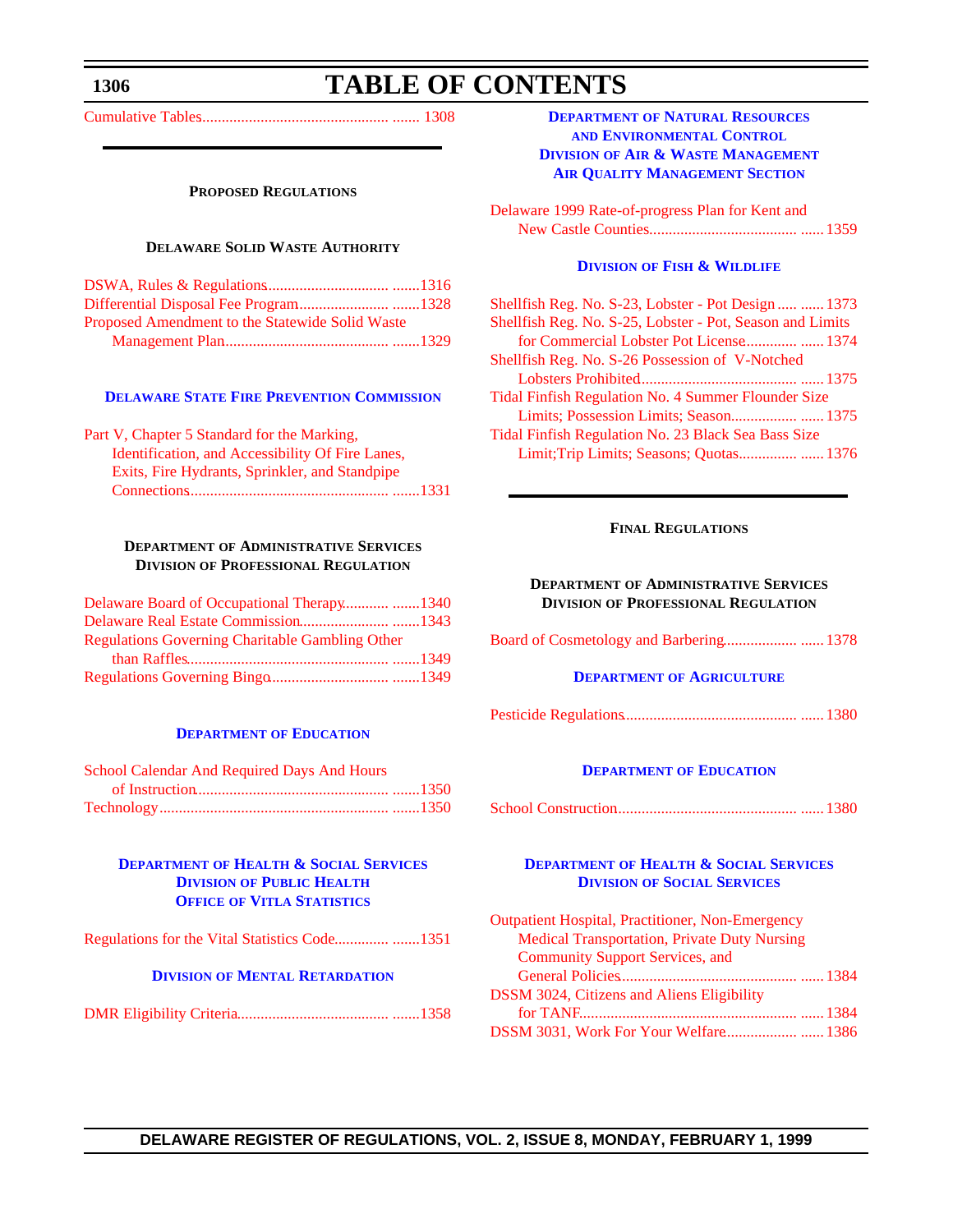# TABLE OF CONTENTS

Cumulative Tables................................................ ....... 1308

## PROPOSED REGULATIONS

### DELAWARE SOLID WASTE AUTHORITY

DSWA, Rules & Regulations............................... .......1316
Differential Disposal Fee Program....................... .......1328
Proposed Amendment to the Statewide Solid Waste Management Plan.......................................... .......1329

### DELAWARE STATE FIRE PREVENTION COMMISSION

Part V, Chapter 5 Standard for the Marking, Identification, and Accessibility Of Fire Lanes, Exits, Fire Hydrants, Sprinkler, and Standpipe Connections................................................... .......1331

### DEPARTMENT OF ADMINISTRATIVE SERVICES
### DIVISION OF PROFESSIONAL REGULATION

Delaware Board of Occupational Therapy........... .......1340
Delaware Real Estate Commission....................... .......1343
Regulations Governing Charitable Gambling Other than Raffles.................................................... .......1349
Regulations Governing Bingo.............................. .......1349

### DEPARTMENT OF EDUCATION

School Calendar And Required Days And Hours of Instruction................................................. .......1350
Technology........................................................... .......1350

### DEPARTMENT OF HEALTH & SOCIAL SERVICES
### DIVISION OF PUBLIC HEALTH
### OFFICE OF VITLA STATISTICS

Regulations for the Vital Statistics Code............. .......1351

### DIVISION OF MENTAL RETARDATION

DMR Eligibility Criteria....................................... .......1358

### DEPARTMENT OF NATURAL RESOURCES AND ENVIRONMENTAL CONTROL
### DIVISION OF AIR & WASTE MANAGEMENT
### AIR QUALITY MANAGEMENT SECTION

Delaware 1999 Rate-of-progress Plan for Kent and New Castle Counties...................................... ...... 1359

### DIVISION OF FISH & WILDLIFE

Shellfish Reg. No. S-23, Lobster - Pot Design..... ...... 1373
Shellfish Reg. No. S-25, Lobster - Pot, Season and Limits for Commercial Lobster Pot License............ ...... 1374
Shellfish Reg. No. S-26 Possession of V-Notched Lobsters Prohibited........................................ ...... 1375
Tidal Finfish Regulation No. 4 Summer Flounder Size Limits; Possession Limits; Season................. ...... 1375
Tidal Finfish Regulation No. 23 Black Sea Bass Size Limit;Trip Limits; Seasons; Quotas.............. ...... 1376

## FINAL REGULATIONS

### DEPARTMENT OF ADMINISTRATIVE SERVICES
### DIVISION OF PROFESSIONAL REGULATION

Board of Cosmetology and Barbering.................. ...... 1378

### DEPARTMENT OF AGRICULTURE

Pesticide Regulations............................................ ...... 1380

### DEPARTMENT OF EDUCATION

School Construction.............................................. ...... 1380

### DEPARTMENT OF HEALTH & SOCIAL SERVICES
### DIVISION OF SOCIAL SERVICES

Outpatient Hospital, Practitioner, Non-Emergency Medical Transportation, Private Duty Nursing Community Support Services, and General Policies............................................. ...... 1384
DSSM 3024, Citizens and Aliens Eligibility for TANF........................................................ ...... 1384
DSSM 3031, Work For Your Welfare.................. ...... 1386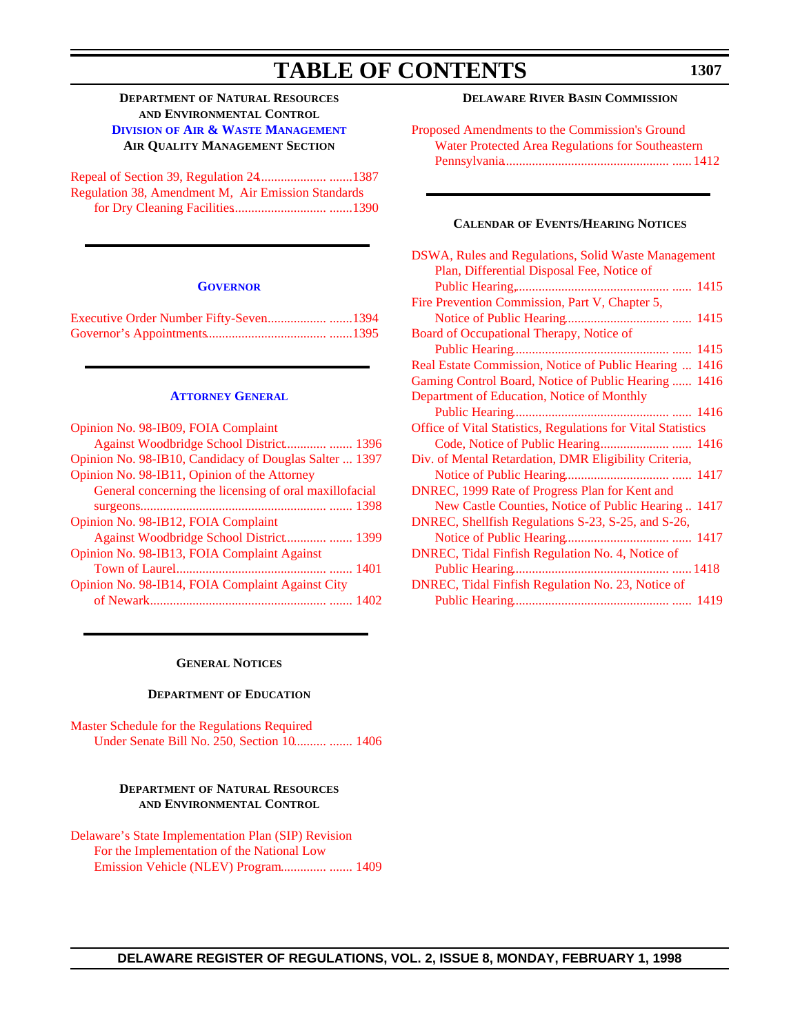# TABLE OF CONTENTS

### DEPARTMENT OF NATURAL RESOURCES AND ENVIRONMENTAL CONTROL

#### DIVISION OF AIR & WASTE MANAGEMENT

#### AIR QUALITY MANAGEMENT SECTION

Repeal of Section 39, Regulation 24 ....................... 1387

Regulation 38, Amendment M, Air Emission Standards for Dry Cleaning Facilities ....................... 1390

---

### GOVERNOR

Executive Order Number Fifty-Seven ....................... 1394

Governor's Appointments ....................... 1395

---

### ATTORNEY GENERAL

Opinion No. 98-IB09, FOIA Complaint Against Woodbridge School District ....................... 1396

Opinion No. 98-IB10, Candidacy of Douglas Salter ... 1397

Opinion No. 98-IB11, Opinion of the Attorney General concerning the licensing of oral maxillofacial surgeons ....................... 1398

Opinion No. 98-IB12, FOIA Complaint Against Woodbridge School District ....................... 1399

Opinion No. 98-IB13, FOIA Complaint Against Town of Laurel ....................... 1401

Opinion No. 98-IB14, FOIA Complaint Against City of Newark ....................... 1402

---

### GENERAL NOTICES

#### DEPARTMENT OF EDUCATION

Master Schedule for the Regulations Required Under Senate Bill No. 250, Section 10 ....................... 1406

#### DEPARTMENT OF NATURAL RESOURCES AND ENVIRONMENTAL CONTROL

Delaware's State Implementation Plan (SIP) Revision For the Implementation of the National Low Emission Vehicle (NLEV) Program ....................... 1409

### DELAWARE RIVER BASIN COMMISSION

Proposed Amendments to the Commission's Ground Water Protected Area Regulations for Southeastern Pennsylvania ....................... 1412

---

### CALENDAR OF EVENTS/HEARING NOTICES

DSWA, Rules and Regulations, Solid Waste Management Plan, Differential Disposal Fee, Notice of Public Hearing, ....................... 1415

Fire Prevention Commission, Part V, Chapter 5, Notice of Public Hearing ....................... 1415

Board of Occupational Therapy, Notice of Public Hearing ....................... 1415

Real Estate Commission, Notice of Public Hearing ... 1416

Gaming Control Board, Notice of Public Hearing ...... 1416

Department of Education, Notice of Monthly Public Hearing ....................... 1416

Office of Vital Statistics, Regulations for Vital Statistics Code, Notice of Public Hearing ....................... 1416

Div. of Mental Retardation, DMR Eligibility Criteria, Notice of Public Hearing ....................... 1417

DNREC, 1999 Rate of Progress Plan for Kent and New Castle Counties, Notice of Public Hearing .. 1417

DNREC, Shellfish Regulations S-23, S-25, and S-26, Notice of Public Hearing ....................... 1417

DNREC, Tidal Finfish Regulation No. 4, Notice of Public Hearing ....................... 1418

DNREC, Tidal Finfish Regulation No. 23, Notice of Public Hearing ....................... 1419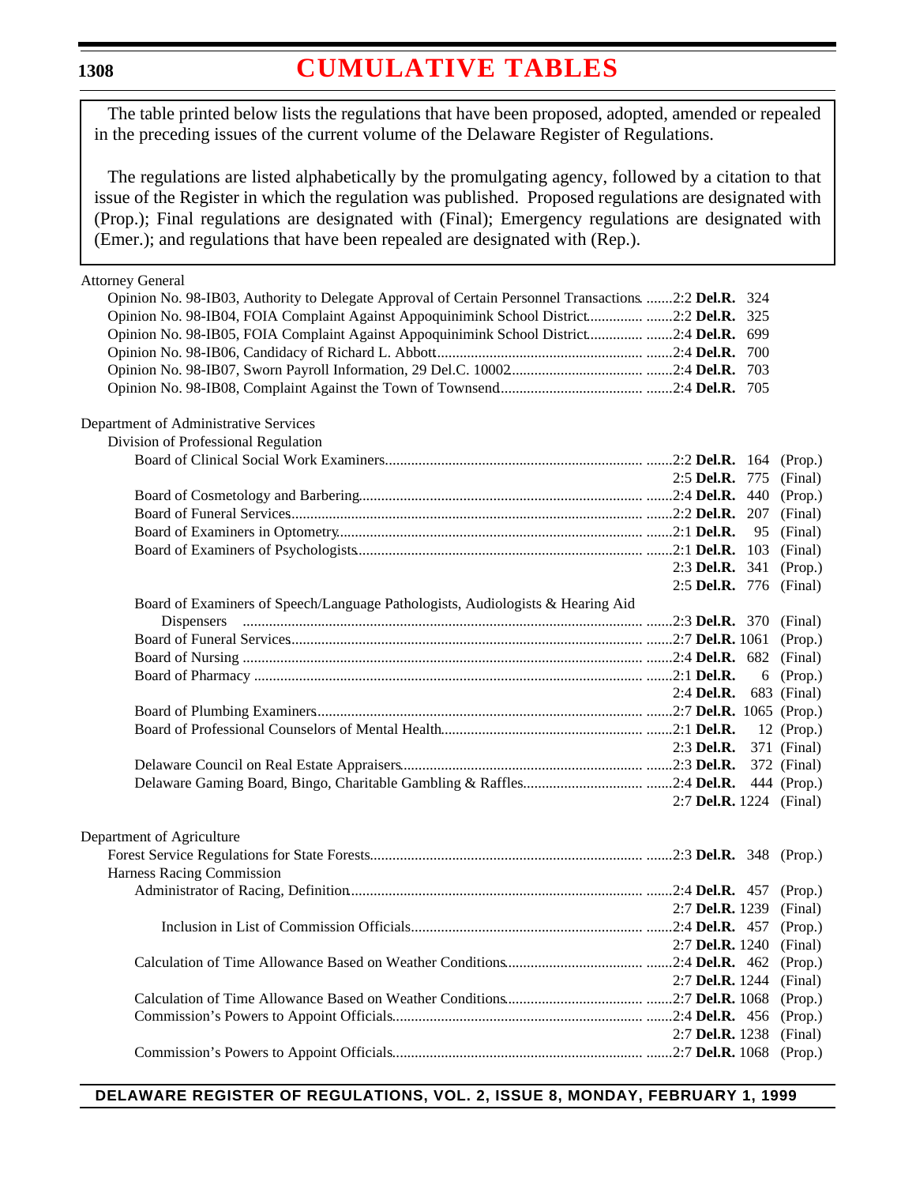# CUMULATIVE TABLES

The table printed below lists the regulations that have been proposed, adopted, amended or repealed in the preceding issues of the current volume of the Delaware Register of Regulations.

The regulations are listed alphabetically by the promulgating agency, followed by a citation to that issue of the Register in which the regulation was published. Proposed regulations are designated with (Prop.); Final regulations are designated with (Final); Emergency regulations are designated with (Emer.); and regulations that have been repealed are designated with (Rep.).

Attorney General

- Opinion No. 98-IB03, Authority to Delegate Approval of Certain Personnel Transactions ....... 2:2 **Del.R.** 324
- Opinion No. 98-IB04, FOIA Complaint Against Appoquinimink School District ....... 2:2 **Del.R.** 325
- Opinion No. 98-IB05, FOIA Complaint Against Appoquinimink School District ....... 2:4 **Del.R.** 699
- Opinion No. 98-IB06, Candidacy of Richard L. Abbott ....... 2:4 **Del.R.** 700
- Opinion No. 98-IB07, Sworn Payroll Information, 29 Del.C. 10002 ....... 2:4 **Del.R.** 703
- Opinion No. 98-IB08, Complaint Against the Town of Townsend ....... 2:4 **Del.R.** 705

Department of Administrative Services

Division of Professional Regulation

- Board of Clinical Social Work Examiners ....... 2:2 **Del.R.** 164 (Prop.)
  - 2:5 **Del.R.** 775 (Final)
- Board of Cosmetology and Barbering ....... 2:4 **Del.R.** 440 (Prop.)
- Board of Funeral Services ....... 2:2 **Del.R.** 207 (Final)
- Board of Examiners in Optometry ....... 2:1 **Del.R.** 95 (Final)
- Board of Examiners of Psychologists ....... 2:1 **Del.R.** 103 (Final)
  - 2:3 **Del.R.** 341 (Prop.)
  - 2:5 **Del.R.** 776 (Final)
- Board of Examiners of Speech/Language Pathologists, Audiologists & Hearing Aid Dispensers ....... 2:3 **Del.R.** 370 (Final)
- Board of Funeral Services ....... 2:7 **Del.R.** 1061 (Prop.)
- Board of Nursing ....... 2:4 **Del.R.** 682 (Final)
- Board of Pharmacy ....... 2:1 **Del.R.** 6 (Prop.)
  - 2:4 **Del.R.** 683 (Final)
- Board of Plumbing Examiners ....... 2:7 **Del.R.** 1065 (Prop.)
- Board of Professional Counselors of Mental Health ....... 2:1 **Del.R.** 12 (Prop.)
  - 2:3 **Del.R.** 371 (Final)
- Delaware Council on Real Estate Appraisers ....... 2:3 **Del.R.** 372 (Final)
- Delaware Gaming Board, Bingo, Charitable Gambling & Raffles ....... 2:4 **Del.R.** 444 (Prop.)
  - 2:7 **Del.R.** 1224 (Final)

Department of Agriculture

- Forest Service Regulations for State Forests ....... 2:3 **Del.R.** 348 (Prop.)

Harness Racing Commission

- Administrator of Racing, Definition ....... 2:4 **Del.R.** 457 (Prop.)
  - 2:7 **Del.R.** 1239 (Final)
  - Inclusion in List of Commission Officials ....... 2:4 **Del.R.** 457 (Prop.)
    - 2:7 **Del.R.** 1240 (Final)
- Calculation of Time Allowance Based on Weather Conditions ....... 2:4 **Del.R.** 462 (Prop.)
  - 2:7 **Del.R.** 1244 (Final)
- Calculation of Time Allowance Based on Weather Conditions ....... 2:7 **Del.R.** 1068 (Prop.)
- Commission's Powers to Appoint Officials ....... 2:4 **Del.R.** 456 (Prop.)
  - 2:7 **Del.R.** 1238 (Final)
- Commission's Powers to Appoint Officials ....... 2:7 **Del.R.** 1068 (Prop.)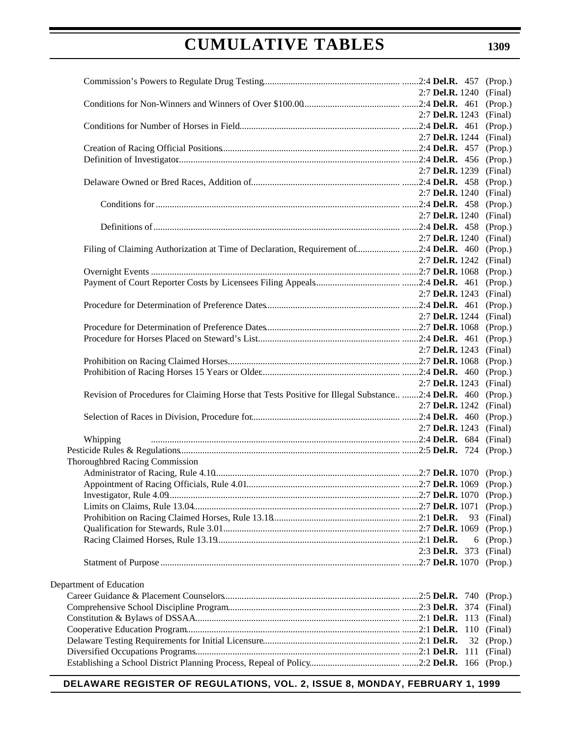Commission's Powers to Regulate Drug Testing ......2:4 **Del.R.** 457 (Prop.)
2:7 **Del.R.** 1240 (Final)

Conditions for Non-Winners and Winners of Over $100.00 ......2:4 **Del.R.** 461 (Prop.)
2:7 **Del.R.** 1243 (Final)

Conditions for Number of Horses in Field ......2:4 **Del.R.** 461 (Prop.)
2:7 **Del.R.** 1244 (Final)

Creation of Racing Official Positions ......2:4 **Del.R.** 457 (Prop.)

Definition of Investigator ......2:4 **Del.R.** 456 (Prop.)
2:7 **Del.R.** 1239 (Final)

Delaware Owned or Bred Races, Addition of ......2:4 **Del.R.** 458 (Prop.)
2:7 **Del.R.** 1240 (Final)

Conditions for ......2:4 **Del.R.** 458 (Prop.)
2:7 **Del.R.** 1240 (Final)

Definitions of ......2:4 **Del.R.** 458 (Prop.)
2:7 **Del.R.** 1240 (Final)

Filing of Claiming Authorization at Time of Declaration, Requirement of ......2:4 **Del.R.** 460 (Prop.)
2:7 **Del.R.** 1242 (Final)

Overnight Events ......2:7 **Del.R.** 1068 (Prop.)

Payment of Court Reporter Costs by Licensees Filing Appeals ......2:4 **Del.R.** 461 (Prop.)
2:7 **Del.R.** 1243 (Final)

Procedure for Determination of Preference Dates ......2:4 **Del.R.** 461 (Prop.)
2:7 **Del.R.** 1244 (Final)

Procedure for Determination of Preference Dates ......2:7 **Del.R.** 1068 (Prop.)

Procedure for Horses Placed on Steward's List ......2:4 **Del.R.** 461 (Prop.)
2:7 **Del.R.** 1243 (Final)

Prohibition on Racing Claimed Horses ......2:7 **Del.R.** 1068 (Prop.)

Prohibition of Racing Horses 15 Years or Older ......2:4 **Del.R.** 460 (Prop.)
2:7 **Del.R.** 1243 (Final)

Revision of Procedures for Claiming Horse that Tests Positive for Illegal Substance ......2:4 **Del.R.** 460 (Prop.)
2:7 **Del.R.** 1242 (Final)

Selection of Races in Division, Procedure for ......2:4 **Del.R.** 460 (Prop.)
2:7 **Del.R.** 1243 (Final)

Whipping ......2:4 **Del.R.** 684 (Final)

Pesticide Rules & Regulations ......2:5 **Del.R.** 724 (Prop.)

Thoroughbred Racing Commission

Administrator of Racing, Rule 4.10 ......2:7 **Del.R.** 1070 (Prop.)

Appointment of Racing Officials, Rule 4.01 ......2:7 **Del.R.** 1069 (Prop.)

Investigator, Rule 4.09 ......2:7 **Del.R.** 1070 (Prop.)

Limits on Claims, Rule 13.04 ......2:7 **Del.R.** 1071 (Prop.)

Prohibition on Racing Claimed Horses, Rule 13.18 ......2:1 **Del.R.** 93 (Final)

Qualification for Stewards, Rule 3.01 ......2:7 **Del.R.** 1069 (Prop.)

Racing Claimed Horses, Rule 13.19 ......2:1 **Del.R.** 6 (Prop.)
2:3 **Del.R.** 373 (Final)

Statment of Purpose ......2:7 **Del.R.** 1070 (Prop.)

Department of Education

Career Guidance & Placement Counselors ......2:5 **Del.R.** 740 (Prop.)

Comprehensive School Discipline Program ......2:3 **Del.R.** 374 (Final)

Constitution & Bylaws of DSSAA ......2:1 **Del.R.** 113 (Final)

Cooperative Education Program ......2:1 **Del.R.** 110 (Final)

Delaware Testing Requirements for Initial Licensure ......2:1 **Del.R.** 32 (Prop.)

Diversified Occupations Programs ......2:1 **Del.R.** 111 (Final)

Establishing a School District Planning Process, Repeal of Policy ......2:2 **Del.R.** 166 (Prop.)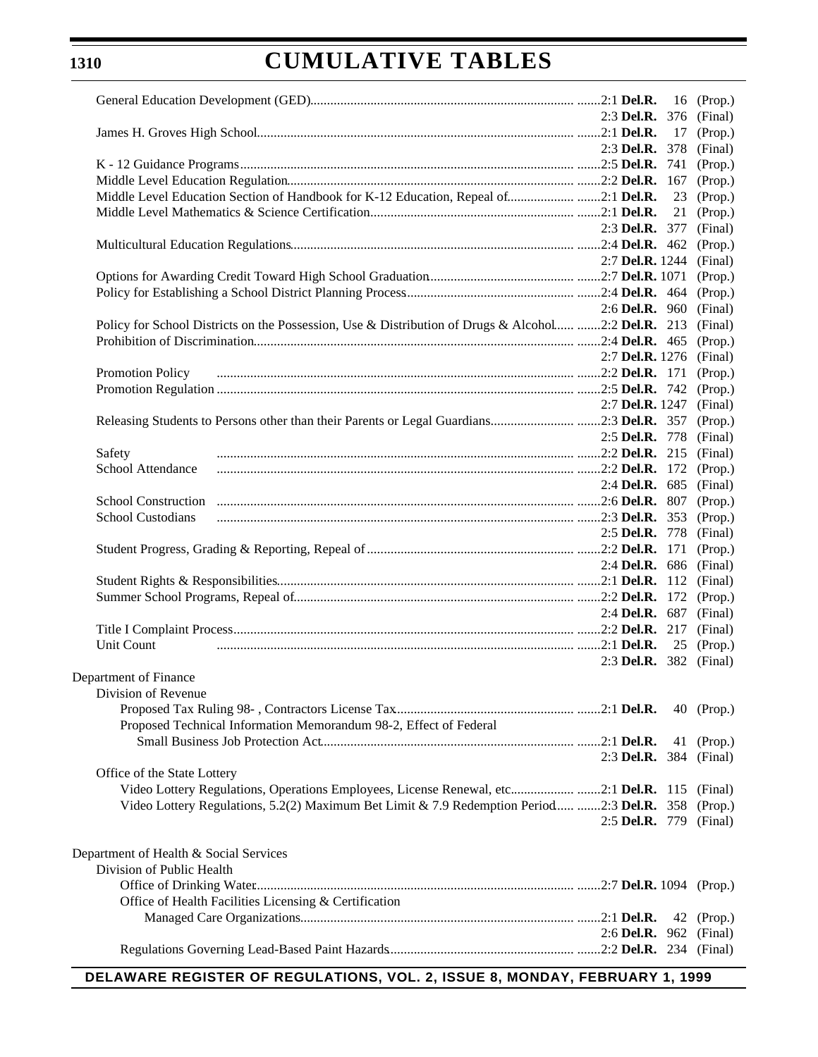# CUMULATIVE TABLES

| Regulation | Citation | Page | Type |
|---|---|---|---|
| General Education Development (GED) | 2:1 **Del.R.** | 16 | (Prop.) |
| | 2:3 **Del.R.** | 376 | (Final) |
| James H. Groves High School | 2:1 **Del.R.** | 17 | (Prop.) |
| | 2:3 **Del.R.** | 378 | (Final) |
| K - 12 Guidance Programs | 2:5 **Del.R.** | 741 | (Prop.) |
| Middle Level Education Regulation | 2:2 **Del.R.** | 167 | (Prop.) |
| Middle Level Education Section of Handbook for K-12 Education, Repeal of | 2:1 **Del.R.** | 23 | (Prop.) |
| Middle Level Mathematics & Science Certification | 2:1 **Del.R.** | 21 | (Prop.) |
| | 2:3 **Del.R.** | 377 | (Final) |
| Multicultural Education Regulations | 2:4 **Del.R.** | 462 | (Prop.) |
| | 2:7 **Del.R.** | 1244 | (Final) |
| Options for Awarding Credit Toward High School Graduation | 2:7 **Del.R.** | 1071 | (Prop.) |
| Policy for Establishing a School District Planning Process | 2:4 **Del.R.** | 464 | (Prop.) |
| | 2:6 **Del.R.** | 960 | (Final) |
| Policy for School Districts on the Possession, Use & Distribution of Drugs & Alcohol | 2:2 **Del.R.** | 213 | (Final) |
| Prohibition of Discrimination | 2:4 **Del.R.** | 465 | (Prop.) |
| | 2:7 **Del.R.** | 1276 | (Final) |
| Promotion Policy | 2:2 **Del.R.** | 171 | (Prop.) |
| Promotion Regulation | 2:5 **Del.R.** | 742 | (Prop.) |
| | 2:7 **Del.R.** | 1247 | (Final) |
| Releasing Students to Persons other than their Parents or Legal Guardians | 2:3 **Del.R.** | 357 | (Prop.) |
| | 2:5 **Del.R.** | 778 | (Final) |
| Safety | 2:2 **Del.R.** | 215 | (Final) |
| School Attendance | 2:2 **Del.R.** | 172 | (Prop.) |
| | 2:4 **Del.R.** | 685 | (Final) |
| School Construction | 2:6 **Del.R.** | 807 | (Prop.) |
| School Custodians | 2:3 **Del.R.** | 353 | (Prop.) |
| | 2:5 **Del.R.** | 778 | (Final) |
| Student Progress, Grading & Reporting, Repeal of | 2:2 **Del.R.** | 171 | (Prop.) |
| | 2:4 **Del.R.** | 686 | (Final) |
| Student Rights & Responsibilities | 2:1 **Del.R.** | 112 | (Final) |
| Summer School Programs, Repeal of | 2:2 **Del.R.** | 172 | (Prop.) |
| | 2:4 **Del.R.** | 687 | (Final) |
| Title I Complaint Process | 2:2 **Del.R.** | 217 | (Final) |
| Unit Count | 2:1 **Del.R.** | 25 | (Prop.) |
| | 2:3 **Del.R.** | 382 | (Final) |

Department of Finance

Division of Revenue

| Regulation | Citation | Page | Type |
|---|---|---|---|
| Proposed Tax Ruling 98- , Contractors License Tax | 2:1 **Del.R.** | 40 | (Prop.) |
| Proposed Technical Information Memorandum 98-2, Effect of Federal Small Business Job Protection Act | 2:1 **Del.R.** | 41 | (Prop.) |
| | 2:3 **Del.R.** | 384 | (Final) |

Office of the State Lottery

| Regulation | Citation | Page | Type |
|---|---|---|---|
| Video Lottery Regulations, Operations Employees, License Renewal, etc. | 2:1 **Del.R.** | 115 | (Final) |
| Video Lottery Regulations, 5.2(2) Maximum Bet Limit & 7.9 Redemption Period | 2:3 **Del.R.** | 358 | (Prop.) |
| | 2:5 **Del.R.** | 779 | (Final) |

Department of Health & Social Services

Division of Public Health

| Regulation | Citation | Page | Type |
|---|---|---|---|
| Office of Drinking Water | 2:7 **Del.R.** | 1094 | (Prop.) |

Office of Health Facilities Licensing & Certification

| Regulation | Citation | Page | Type |
|---|---|---|---|
| Managed Care Organizations | 2:1 **Del.R.** | 42 | (Prop.) |
| | 2:6 **Del.R.** | 962 | (Final) |
| Regulations Governing Lead-Based Paint Hazards | 2:2 **Del.R.** | 234 | (Final) |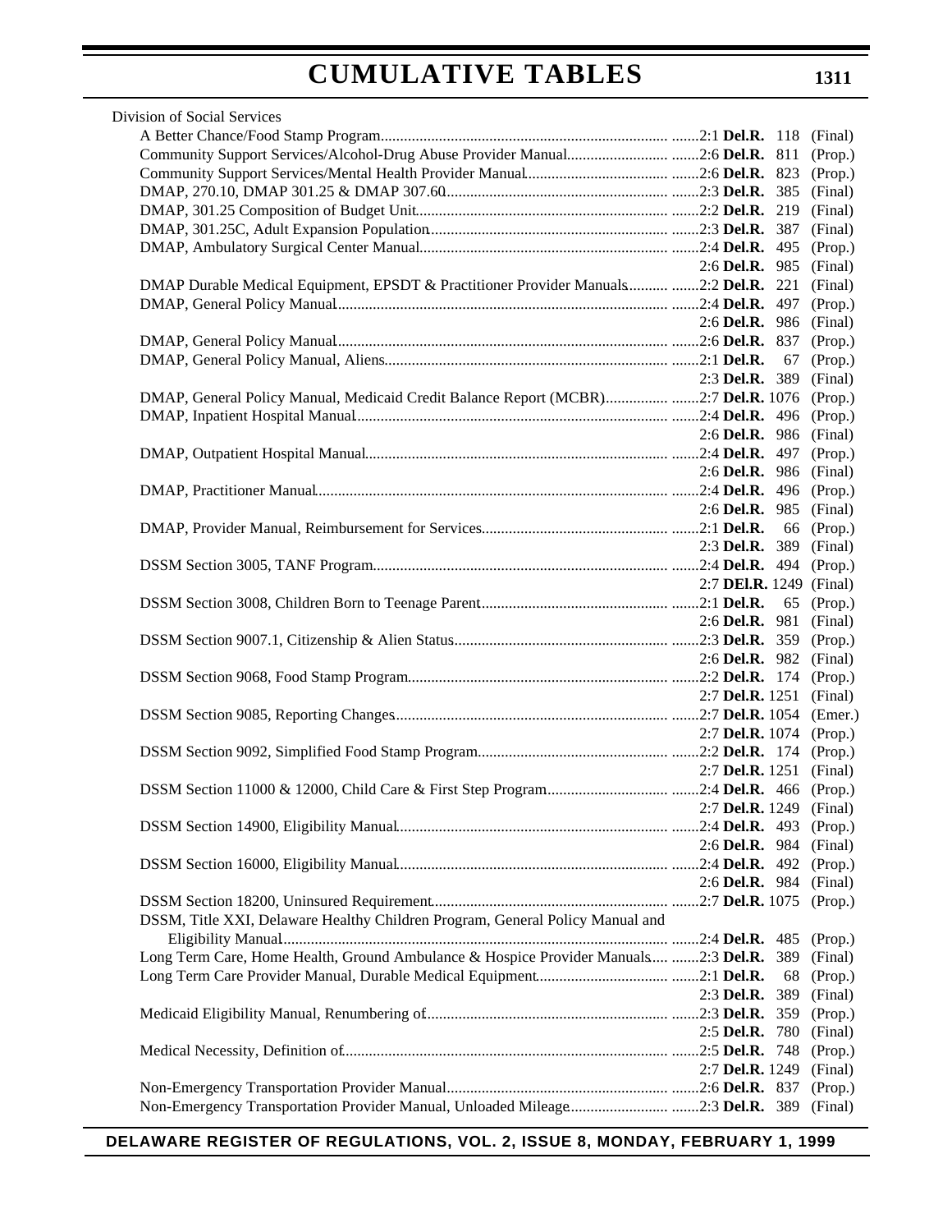Division of Social Services

| Regulation | Citation | Type |
|---|---|---|
| A Better Chance/Food Stamp Program | 2:1 **Del.R.** 118 | (Final) |
| Community Support Services/Alcohol-Drug Abuse Provider Manual | 2:6 **Del.R.** 811 | (Prop.) |
| Community Support Services/Mental Health Provider Manual | 2:6 **Del.R.** 823 | (Prop.) |
| DMAP, 270.10, DMAP 301.25 & DMAP 307.60 | 2:3 **Del.R.** 385 | (Final) |
| DMAP, 301.25 Composition of Budget Unit | 2:2 **Del.R.** 219 | (Final) |
| DMAP, 301.25C, Adult Expansion Population | 2:3 **Del.R.** 387 | (Final) |
| DMAP, Ambulatory Surgical Center Manual | 2:4 **Del.R.** 495 | (Prop.) |
| | 2:6 **Del.R.** 985 | (Final) |
| DMAP Durable Medical Equipment, EPSDT & Practitioner Provider Manuals | 2:2 **Del.R.** 221 | (Final) |
| DMAP, General Policy Manual | 2:4 **Del.R.** 497 | (Prop.) |
| | 2:6 **Del.R.** 986 | (Final) |
| DMAP, General Policy Manual | 2:6 **Del.R.** 837 | (Prop.) |
| DMAP, General Policy Manual, Aliens | 2:1 **Del.R.** 67 | (Prop.) |
| | 2:3 **Del.R.** 389 | (Final) |
| DMAP, General Policy Manual, Medicaid Credit Balance Report (MCBR) | 2:7 **Del.R.** 1076 | (Prop.) |
| DMAP, Inpatient Hospital Manual | 2:4 **Del.R.** 496 | (Prop.) |
| | 2:6 **Del.R.** 986 | (Final) |
| DMAP, Outpatient Hospital Manual | 2:4 **Del.R.** 497 | (Prop.) |
| | 2:6 **Del.R.** 986 | (Final) |
| DMAP, Practitioner Manual | 2:4 **Del.R.** 496 | (Prop.) |
| | 2:6 **Del.R.** 985 | (Final) |
| DMAP, Provider Manual, Reimbursement for Services | 2:1 **Del.R.** 66 | (Prop.) |
| | 2:3 **Del.R.** 389 | (Final) |
| DSSM Section 3005, TANF Program | 2:4 **Del.R.** 494 | (Prop.) |
| | 2:7 **DEl.R.** 1249 | (Final) |
| DSSM Section 3008, Children Born to Teenage Parent | 2:1 **Del.R.** 65 | (Prop.) |
| | 2:6 **Del.R.** 981 | (Final) |
| DSSM Section 9007.1, Citizenship & Alien Status | 2:3 **Del.R.** 359 | (Prop.) |
| | 2:6 **Del.R.** 982 | (Final) |
| DSSM Section 9068, Food Stamp Program | 2:2 **Del.R.** 174 | (Prop.) |
| | 2:7 **Del.R.** 1251 | (Final) |
| DSSM Section 9085, Reporting Changes | 2:7 **Del.R.** 1054 | (Emer.) |
| | 2:7 **Del.R.** 1074 | (Prop.) |
| DSSM Section 9092, Simplified Food Stamp Program | 2:2 **Del.R.** 174 | (Prop.) |
| | 2:7 **Del.R.** 1251 | (Final) |
| DSSM Section 11000 & 12000, Child Care & First Step Program | 2:4 **Del.R.** 466 | (Prop.) |
| | 2:7 **Del.R.** 1249 | (Final) |
| DSSM Section 14900, Eligibility Manual | 2:4 **Del.R.** 493 | (Prop.) |
| | 2:6 **Del.R.** 984 | (Final) |
| DSSM Section 16000, Eligibility Manual | 2:4 **Del.R.** 492 | (Prop.) |
| | 2:6 **Del.R.** 984 | (Final) |
| DSSM Section 18200, Uninsured Requirement | 2:7 **Del.R.** 1075 | (Prop.) |
| DSSM, Title XXI, Delaware Healthy Children Program, General Policy Manual and Eligibility Manual | 2:4 **Del.R.** 485 | (Prop.) |
| Long Term Care, Home Health, Ground Ambulance & Hospice Provider Manuals | 2:3 **Del.R.** 389 | (Final) |
| Long Term Care Provider Manual, Durable Medical Equipment | 2:1 **Del.R.** 68 | (Prop.) |
| | 2:3 **Del.R.** 389 | (Final) |
| Medicaid Eligibility Manual, Renumbering of | 2:3 **Del.R.** 359 | (Prop.) |
| | 2:5 **Del.R.** 780 | (Final) |
| Medical Necessity, Definition of | 2:5 **Del.R.** 748 | (Prop.) |
| | 2:7 **Del.R.** 1249 | (Final) |
| Non-Emergency Transportation Provider Manual | 2:6 **Del.R.** 837 | (Prop.) |
| Non-Emergency Transportation Provider Manual, Unloaded Mileage | 2:3 **Del.R.** 389 | (Final) |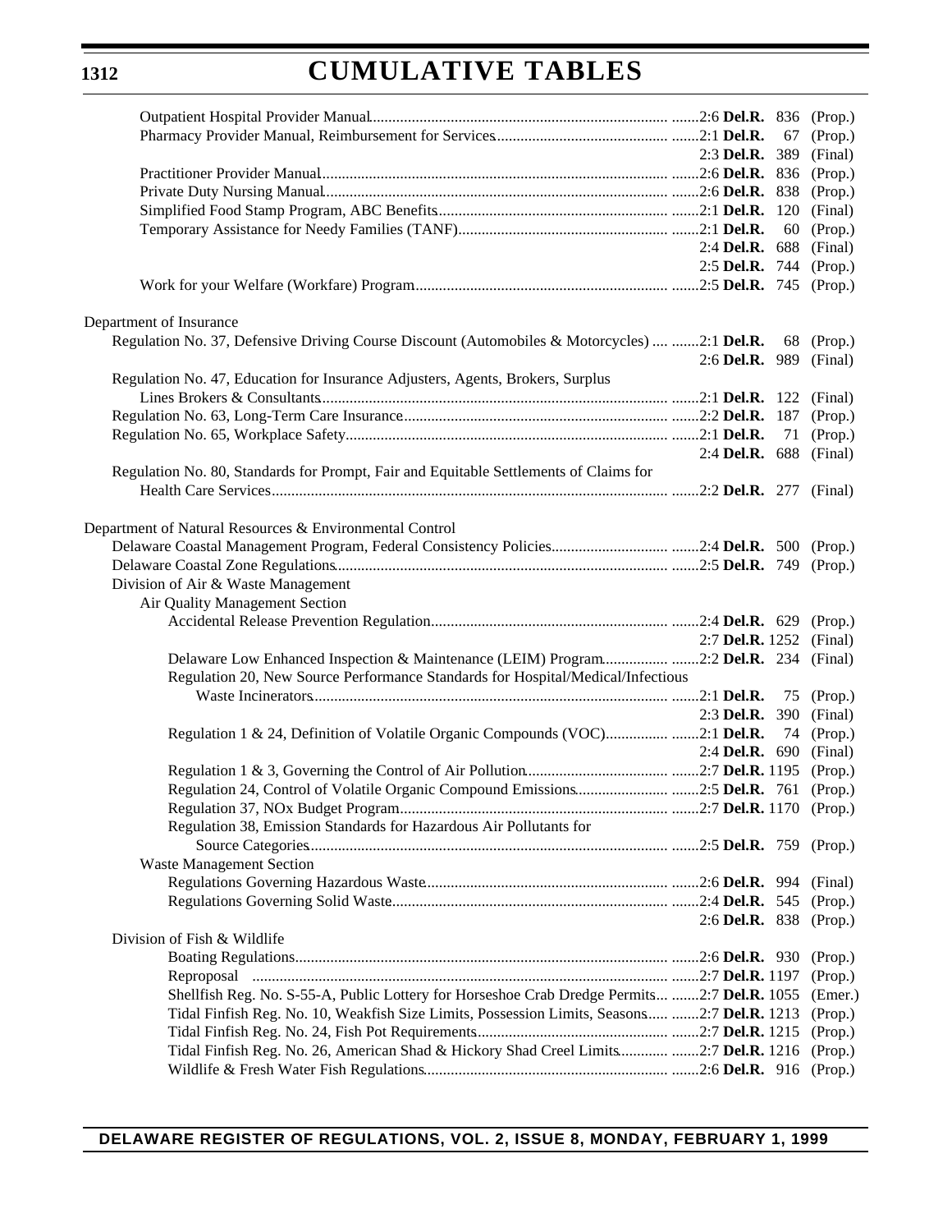# CUMULATIVE TABLES

| | | | |
|---|---|---|---|
| Outpatient Hospital Provider Manual | 2:6 **Del.R.** | 836 | (Prop.) |
| Pharmacy Provider Manual, Reimbursement for Services | 2:1 **Del.R.** | 67 | (Prop.) |
| | 2:3 **Del.R.** | 389 | (Final) |
| Practitioner Provider Manual | 2:6 **Del.R.** | 836 | (Prop.) |
| Private Duty Nursing Manual | 2:6 **Del.R.** | 838 | (Prop.) |
| Simplified Food Stamp Program, ABC Benefits | 2:1 **Del.R.** | 120 | (Final) |
| Temporary Assistance for Needy Families (TANF) | 2:1 **Del.R.** | 60 | (Prop.) |
| | 2:4 **Del.R.** | 688 | (Final) |
| | 2:5 **Del.R.** | 744 | (Prop.) |
| Work for your Welfare (Workfare) Program | 2:5 **Del.R.** | 745 | (Prop.) |

Department of Insurance

| | | | |
|---|---|---|---|
| Regulation No. 37, Defensive Driving Course Discount (Automobiles & Motorcycles) | 2:1 **Del.R.** | 68 | (Prop.) |
| | 2:6 **Del.R.** | 989 | (Final) |
| Regulation No. 47, Education for Insurance Adjusters, Agents, Brokers, Surplus Lines Brokers & Consultants | 2:1 **Del.R.** | 122 | (Final) |
| Regulation No. 63, Long-Term Care Insurance | 2:2 **Del.R.** | 187 | (Prop.) |
| Regulation No. 65, Workplace Safety | 2:1 **Del.R.** | 71 | (Prop.) |
| | 2:4 **Del.R.** | 688 | (Final) |
| Regulation No. 80, Standards for Prompt, Fair and Equitable Settlements of Claims for Health Care Services | 2:2 **Del.R.** | 277 | (Final) |

Department of Natural Resources & Environmental Control

| | | | |
|---|---|---|---|
| Delaware Coastal Management Program, Federal Consistency Policies | 2:4 **Del.R.** | 500 | (Prop.) |
| Delaware Coastal Zone Regulations | 2:5 **Del.R.** | 749 | (Prop.) |

Division of Air & Waste Management

Air Quality Management Section

| | | | |
|---|---|---|---|
| Accidental Release Prevention Regulation | 2:4 **Del.R.** | 629 | (Prop.) |
| | 2:7 **Del.R.** | 1252 | (Final) |
| Delaware Low Enhanced Inspection & Maintenance (LEIM) Program | 2:2 **Del.R.** | 234 | (Final) |
| Regulation 20, New Source Performance Standards for Hospital/Medical/Infectious Waste Incinerators | 2:1 **Del.R.** | 75 | (Prop.) |
| | 2:3 **Del.R.** | 390 | (Final) |
| Regulation 1 & 24, Definition of Volatile Organic Compounds (VOC) | 2:1 **Del.R.** | 74 | (Prop.) |
| | 2:4 **Del.R.** | 690 | (Final) |
| Regulation 1 & 3, Governing the Control of Air Pollution | 2:7 **Del.R.** | 1195 | (Prop.) |
| Regulation 24, Control of Volatile Organic Compound Emissions | 2:5 **Del.R.** | 761 | (Prop.) |
| Regulation 37, NOx Budget Program | 2:7 **Del.R.** | 1170 | (Prop.) |
| Regulation 38, Emission Standards for Hazardous Air Pollutants for Source Categories | 2:5 **Del.R.** | 759 | (Prop.) |

Waste Management Section

| | | | |
|---|---|---|---|
| Regulations Governing Hazardous Waste | 2:6 **Del.R.** | 994 | (Final) |
| Regulations Governing Solid Waste | 2:4 **Del.R.** | 545 | (Prop.) |
| | 2:6 **Del.R.** | 838 | (Prop.) |

Division of Fish & Wildlife

| | | | |
|---|---|---|---|
| Boating Regulations | 2:6 **Del.R.** | 930 | (Prop.) |
| Reproposal | 2:7 **Del.R.** | 1197 | (Prop.) |
| Shellfish Reg. No. S-55-A, Public Lottery for Horseshoe Crab Dredge Permits | 2:7 **Del.R.** | 1055 | (Emer.) |
| Tidal Finfish Reg. No. 10, Weakfish Size Limits, Possession Limits, Seasons | 2:7 **Del.R.** | 1213 | (Prop.) |
| Tidal Finfish Reg. No. 24, Fish Pot Requirements | 2:7 **Del.R.** | 1215 | (Prop.) |
| Tidal Finfish Reg. No. 26, American Shad & Hickory Shad Creel Limits | 2:7 **Del.R.** | 1216 | (Prop.) |
| Wildlife & Fresh Water Fish Regulations | 2:6 **Del.R.** | 916 | (Prop.) |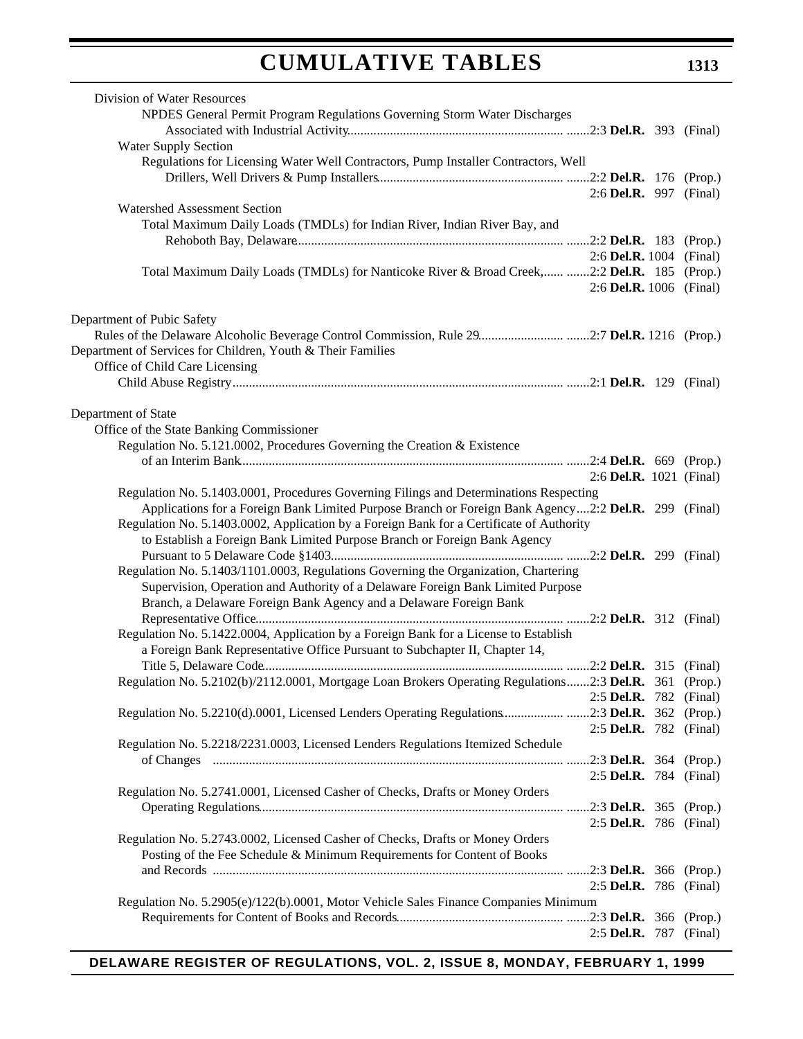Division of Water Resources

NPDES General Permit Program Regulations Governing Storm Water Discharges Associated with Industrial Activity....... 2:3 **Del.R.** 393 (Final)

Water Supply Section

Regulations for Licensing Water Well Contractors, Pump Installer Contractors, Well Drillers, Well Drivers & Pump Installers....... 2:2 **Del.R.** 176 (Prop.)
2:6 **Del.R.** 997 (Final)

Watershed Assessment Section

Total Maximum Daily Loads (TMDLs) for Indian River, Indian River Bay, and Rehoboth Bay, Delaware....... 2:2 **Del.R.** 183 (Prop.)
2:6 **Del.R.** 1004 (Final)

Total Maximum Daily Loads (TMDLs) for Nanticoke River & Broad Creek,....... 2:2 **Del.R.** 185 (Prop.)
2:6 **Del.R.** 1006 (Final)

Department of Pubic Safety

Rules of the Delaware Alcoholic Beverage Control Commission, Rule 29....... 2:7 **Del.R.** 1216 (Prop.)

Department of Services for Children, Youth & Their Families

Office of Child Care Licensing

Child Abuse Registry....... 2:1 **Del.R.** 129 (Final)

Department of State

Office of the State Banking Commissioner

Regulation No. 5.121.0002, Procedures Governing the Creation & Existence of an Interim Bank....... 2:4 **Del.R.** 669 (Prop.)
2:6 **Del.R.** 1021 (Final)

Regulation No. 5.1403.0001, Procedures Governing Filings and Determinations Respecting Applications for a Foreign Bank Limited Purpose Branch or Foreign Bank Agency....2:2 **Del.R.** 299 (Final)

Regulation No. 5.1403.0002, Application by a Foreign Bank for a Certificate of Authority to Establish a Foreign Bank Limited Purpose Branch or Foreign Bank Agency Pursuant to 5 Delaware Code §1403....... 2:2 **Del.R.** 299 (Final)

Regulation No. 5.1403/1101.0003, Regulations Governing the Organization, Chartering Supervision, Operation and Authority of a Delaware Foreign Bank Limited Purpose Branch, a Delaware Foreign Bank Agency and a Delaware Foreign Bank Representative Office....... 2:2 **Del.R.** 312 (Final)

Regulation No. 5.1422.0004, Application by a Foreign Bank for a License to Establish a Foreign Bank Representative Office Pursuant to Subchapter II, Chapter 14, Title 5, Delaware Code....... 2:2 **Del.R.** 315 (Final)

Regulation No. 5.2102(b)/2112.0001, Mortgage Loan Brokers Operating Regulations....... 2:3 **Del.R.** 361 (Prop.)
2:5 **Del.R.** 782 (Final)

Regulation No. 5.2210(d).0001, Licensed Lenders Operating Regulations....... 2:3 **Del.R.** 362 (Prop.)
2:5 **Del.R.** 782 (Final)

Regulation No. 5.2218/2231.0003, Licensed Lenders Regulations Itemized Schedule of Changes....... 2:3 **Del.R.** 364 (Prop.)
2:5 **Del.R.** 784 (Final)

Regulation No. 5.2741.0001, Licensed Casher of Checks, Drafts or Money Orders Operating Regulations....... 2:3 **Del.R.** 365 (Prop.)
2:5 **Del.R.** 786 (Final)

Regulation No. 5.2743.0002, Licensed Casher of Checks, Drafts or Money Orders Posting of the Fee Schedule & Minimum Requirements for Content of Books and Records....... 2:3 **Del.R.** 366 (Prop.)
2:5 **Del.R.** 786 (Final)

Regulation No. 5.2905(e)/122(b).0001, Motor Vehicle Sales Finance Companies Minimum Requirements for Content of Books and Records....... 2:3 **Del.R.** 366 (Prop.)
2:5 **Del.R.** 787 (Final)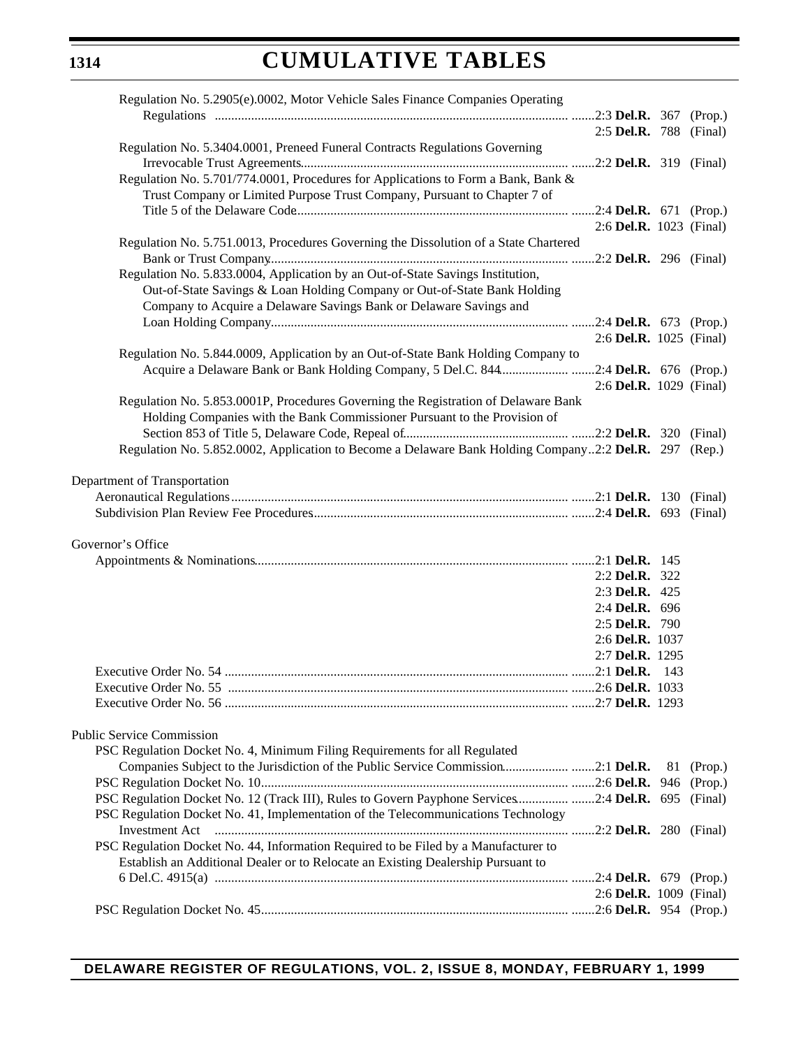Regulation No. 5.2905(e).0002, Motor Vehicle Sales Finance Companies Operating Regulations ....... 2:3 **Del.R.** 367 (Prop.)
2:5 **Del.R.** 788 (Final)

Regulation No. 5.3404.0001, Preneed Funeral Contracts Regulations Governing Irrevocable Trust Agreements ....... 2:2 **Del.R.** 319 (Final)

Regulation No. 5.701/774.0001, Procedures for Applications to Form a Bank, Bank & Trust Company or Limited Purpose Trust Company, Pursuant to Chapter 7 of Title 5 of the Delaware Code ....... 2:4 **Del.R.** 671 (Prop.)
2:6 **Del.R.** 1023 (Final)

Regulation No. 5.751.0013, Procedures Governing the Dissolution of a State Chartered Bank or Trust Company ....... 2:2 **Del.R.** 296 (Final)

Regulation No. 5.833.0004, Application by an Out-of-State Savings Institution, Out-of-State Savings & Loan Holding Company or Out-of-State Bank Holding Company to Acquire a Delaware Savings Bank or Delaware Savings and Loan Holding Company ....... 2:4 **Del.R.** 673 (Prop.)
2:6 **Del.R.** 1025 (Final)

Regulation No. 5.844.0009, Application by an Out-of-State Bank Holding Company to Acquire a Delaware Bank or Bank Holding Company, 5 Del.C. 844 ....... 2:4 **Del.R.** 676 (Prop.)
2:6 **Del.R.** 1029 (Final)

Regulation No. 5.853.0001P, Procedures Governing the Registration of Delaware Bank Holding Companies with the Bank Commissioner Pursuant to the Provision of Section 853 of Title 5, Delaware Code, Repeal of ....... 2:2 **Del.R.** 320 (Final)

Regulation No. 5.852.0002, Application to Become a Delaware Bank Holding Company .. 2:2 **Del.R.** 297 (Rep.)

Department of Transportation

Aeronautical Regulations ....... 2:1 **Del.R.** 130 (Final)

Subdivision Plan Review Fee Procedures ....... 2:4 **Del.R.** 693 (Final)

Governor's Office

Appointments & Nominations ....... 2:1 **Del.R.** 145
2:2 **Del.R.** 322
2:3 **Del.R.** 425
2:4 **Del.R.** 696
2:5 **Del.R.** 790
2:6 **Del.R.** 1037
2:7 **Del.R.** 1295

Executive Order No. 54 ....... 2:1 **Del.R.** 143

Executive Order No. 55 ....... 2:6 **Del.R.** 1033

Executive Order No. 56 ....... 2:7 **Del.R.** 1293

Public Service Commission

PSC Regulation Docket No. 4, Minimum Filing Requirements for all Regulated Companies Subject to the Jurisdiction of the Public Service Commission ....... 2:1 **Del.R.** 81 (Prop.)

PSC Regulation Docket No. 10 ....... 2:6 **Del.R.** 946 (Prop.)

PSC Regulation Docket No. 12 (Track III), Rules to Govern Payphone Services ....... 2:4 **Del.R.** 695 (Final)

PSC Regulation Docket No. 41, Implementation of the Telecommunications Technology Investment Act ....... 2:2 **Del.R.** 280 (Final)

PSC Regulation Docket No. 44, Information Required to be Filed by a Manufacturer to Establish an Additional Dealer or to Relocate an Existing Dealership Pursuant to 6 Del.C. 4915(a) ....... 2:4 **Del.R.** 679 (Prop.)
2:6 **Del.R.** 1009 (Final)

PSC Regulation Docket No. 45 ....... 2:6 **Del.R.** 954 (Prop.)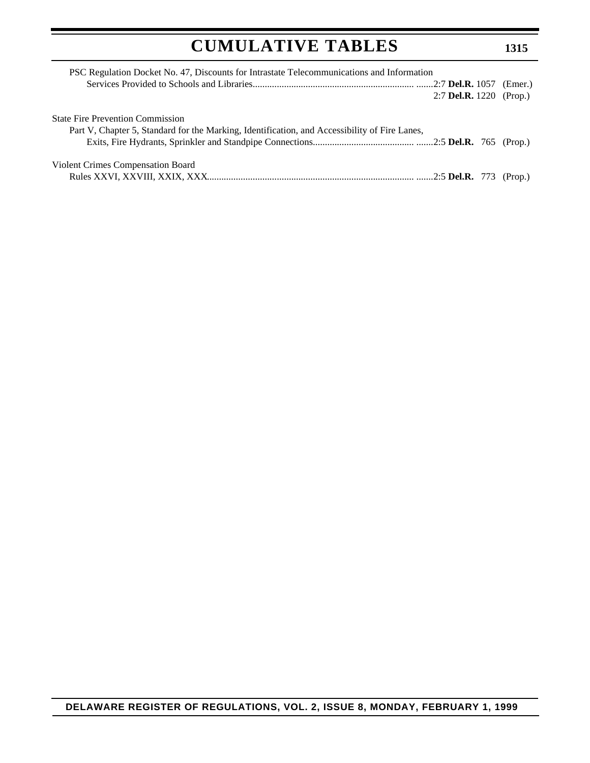PSC Regulation Docket No. 47, Discounts for Intrastate Telecommunications and Information Services Provided to Schools and Libraries.................................................................... .......2:7 **Del.R.** 1057 (Emer.)
2:7 **Del.R.** 1220 (Prop.)

State Fire Prevention Commission

Part V, Chapter 5, Standard for the Marking, Identification, and Accessibility of Fire Lanes, Exits, Fire Hydrants, Sprinkler and Standpipe Connections........................................... .......2:5 **Del.R.** 765 (Prop.)

Violent Crimes Compensation Board

Rules XXVI, XXVIII, XXIX, XXX....................................................................................... .......2:5 **Del.R.** 773 (Prop.)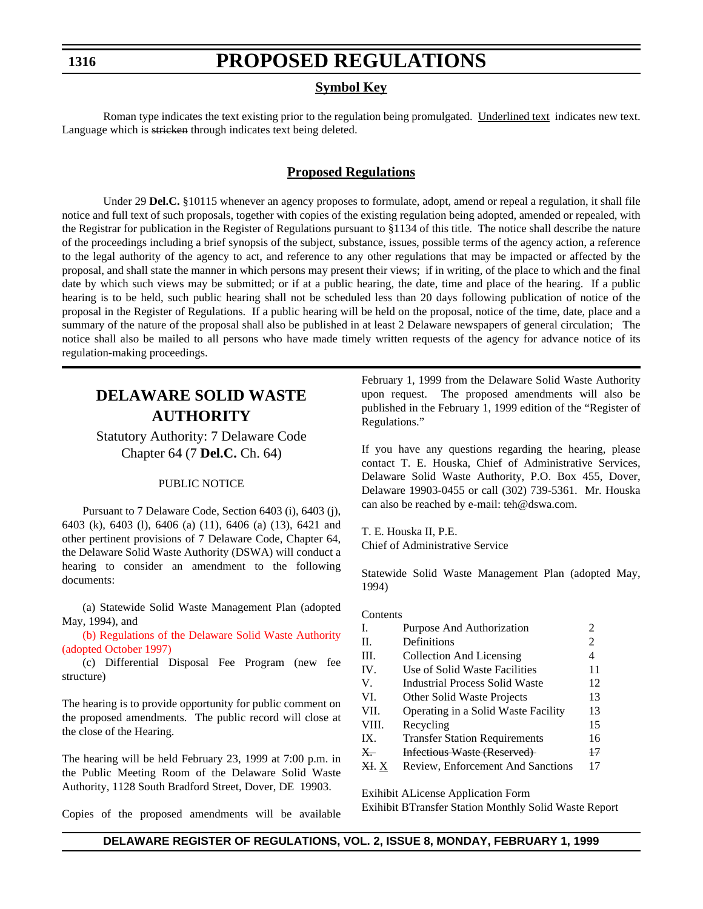# PROPOSED REGULATIONS

## Symbol Key

Roman type indicates the text existing prior to the regulation being promulgated. <u>Underlined text</u> indicates new text. Language which is ~~stricken~~ through indicates text being deleted.

## Proposed Regulations

Under 29 **Del.C.** §10115 whenever an agency proposes to formulate, adopt, amend or repeal a regulation, it shall file notice and full text of such proposals, together with copies of the existing regulation being adopted, amended or repealed, with the Registrar for publication in the Register of Regulations pursuant to §1134 of this title. The notice shall describe the nature of the proceedings including a brief synopsis of the subject, substance, issues, possible terms of the agency action, a reference to the legal authority of the agency to act, and reference to any other regulations that may be impacted or affected by the proposal, and shall state the manner in which persons may present their views; if in writing, of the place to which and the final date by which such views may be submitted; or if at a public hearing, the date, time and place of the hearing. If a public hearing is to be held, such public hearing shall not be scheduled less than 20 days following publication of notice of the proposal in the Register of Regulations. If a public hearing will be held on the proposal, notice of the time, date, place and a summary of the nature of the proposal shall also be published in at least 2 Delaware newspapers of general circulation; The notice shall also be mailed to all persons who have made timely written requests of the agency for advance notice of its regulation-making proceedings.

## DELAWARE SOLID WASTE AUTHORITY

Statutory Authority: 7 Delaware Code Chapter 64 (7 **Del.C.** Ch. 64)

PUBLIC NOTICE

Pursuant to 7 Delaware Code, Section 6403 (i), 6403 (j), 6403 (k), 6403 (l), 6406 (a) (11), 6406 (a) (13), 6421 and other pertinent provisions of 7 Delaware Code, Chapter 64, the Delaware Solid Waste Authority (DSWA) will conduct a hearing to consider an amendment to the following documents:

(a) Statewide Solid Waste Management Plan (adopted May, 1994), and

(b) Regulations of the Delaware Solid Waste Authority (adopted October 1997)

(c) Differential Disposal Fee Program (new fee structure)

The hearing is to provide opportunity for public comment on the proposed amendments. The public record will close at the close of the Hearing.

The hearing will be held February 23, 1999 at 7:00 p.m. in the Public Meeting Room of the Delaware Solid Waste Authority, 1128 South Bradford Street, Dover, DE 19903.

Copies of the proposed amendments will be available February 1, 1999 from the Delaware Solid Waste Authority upon request. The proposed amendments will also be published in the February 1, 1999 edition of the "Register of Regulations."

If you have any questions regarding the hearing, please contact T. E. Houska, Chief of Administrative Services, Delaware Solid Waste Authority, P.O. Box 455, Dover, Delaware 19903-0455 or call (302) 739-5361. Mr. Houska can also be reached by e-mail: teh@dswa.com.

T. E. Houska II, P.E.
Chief of Administrative Service

Statewide Solid Waste Management Plan (adopted May, 1994)

Contents

| | | |
|---|---|---|
| I. | Purpose And Authorization | 2 |
| II. | Definitions | 2 |
| III. | Collection And Licensing | 4 |
| IV. | Use of Solid Waste Facilities | 11 |
| V. | Industrial Process Solid Waste | 12 |
| VI. | Other Solid Waste Projects | 13 |
| VII. | Operating in a Solid Waste Facility | 13 |
| VIII. | Recycling | 15 |
| IX. | Transfer Station Requirements | 16 |
| ~~X.~~ | ~~Infectious Waste (Reserved)~~ | ~~17~~ |
| ~~XI.~~ <u>X</u> | Review, Enforcement And Sanctions | 17 |

Exihibit ALicense Application Form
Exihibit BTransfer Station Monthly Solid Waste Report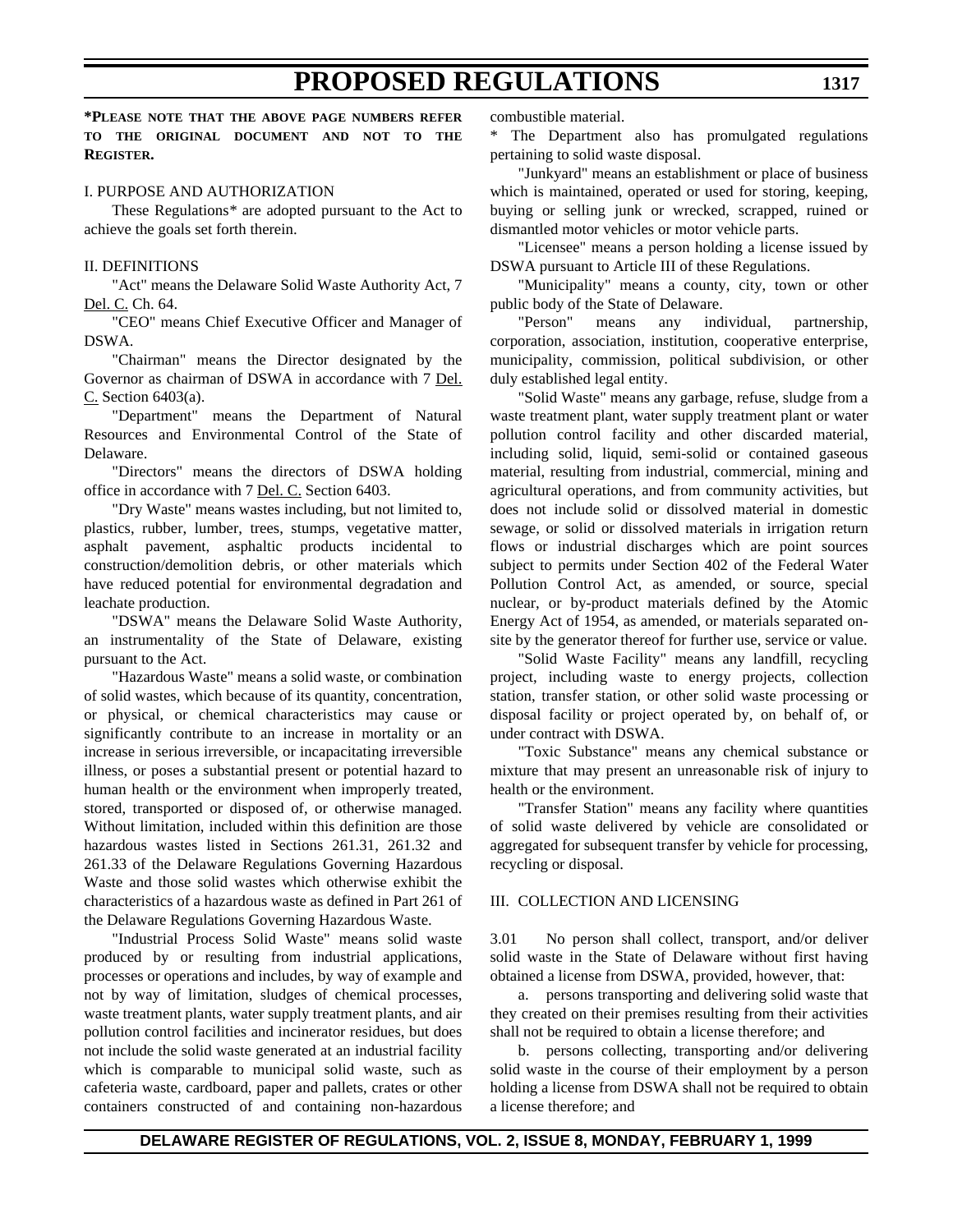**\*PLEASE NOTE THAT THE ABOVE PAGE NUMBERS REFER TO THE ORIGINAL DOCUMENT AND NOT TO THE REGISTER.**

I. PURPOSE AND AUTHORIZATION

These Regulations* are adopted pursuant to the Act to achieve the goals set forth therein.

II. DEFINITIONS

"Act" means the Delaware Solid Waste Authority Act, 7 Del. C. Ch. 64.

"CEO" means Chief Executive Officer and Manager of DSWA.

"Chairman" means the Director designated by the Governor as chairman of DSWA in accordance with 7 Del. C. Section 6403(a).

"Department" means the Department of Natural Resources and Environmental Control of the State of Delaware.

"Directors" means the directors of DSWA holding office in accordance with 7 Del. C. Section 6403.

"Dry Waste" means wastes including, but not limited to, plastics, rubber, lumber, trees, stumps, vegetative matter, asphalt pavement, asphaltic products incidental to construction/demolition debris, or other materials which have reduced potential for environmental degradation and leachate production.

"DSWA" means the Delaware Solid Waste Authority, an instrumentality of the State of Delaware, existing pursuant to the Act.

"Hazardous Waste" means a solid waste, or combination of solid wastes, which because of its quantity, concentration, or physical, or chemical characteristics may cause or significantly contribute to an increase in mortality or an increase in serious irreversible, or incapacitating irreversible illness, or poses a substantial present or potential hazard to human health or the environment when improperly treated, stored, transported or disposed of, or otherwise managed. Without limitation, included within this definition are those hazardous wastes listed in Sections 261.31, 261.32 and 261.33 of the Delaware Regulations Governing Hazardous Waste and those solid wastes which otherwise exhibit the characteristics of a hazardous waste as defined in Part 261 of the Delaware Regulations Governing Hazardous Waste.

"Industrial Process Solid Waste" means solid waste produced by or resulting from industrial applications, processes or operations and includes, by way of example and not by way of limitation, sludges of chemical processes, waste treatment plants, water supply treatment plants, and air pollution control facilities and incinerator residues, but does not include the solid waste generated at an industrial facility which is comparable to municipal solid waste, such as cafeteria waste, cardboard, paper and pallets, crates or other containers constructed of and containing non-hazardous combustible material.

\* The Department also has promulgated regulations pertaining to solid waste disposal.

"Junkyard" means an establishment or place of business which is maintained, operated or used for storing, keeping, buying or selling junk or wrecked, scrapped, ruined or dismantled motor vehicles or motor vehicle parts.

"Licensee" means a person holding a license issued by DSWA pursuant to Article III of these Regulations.

"Municipality" means a county, city, town or other public body of the State of Delaware.

"Person" means any individual, partnership, corporation, association, institution, cooperative enterprise, municipality, commission, political subdivision, or other duly established legal entity.

"Solid Waste" means any garbage, refuse, sludge from a waste treatment plant, water supply treatment plant or water pollution control facility and other discarded material, including solid, liquid, semi-solid or contained gaseous material, resulting from industrial, commercial, mining and agricultural operations, and from community activities, but does not include solid or dissolved material in domestic sewage, or solid or dissolved materials in irrigation return flows or industrial discharges which are point sources subject to permits under Section 402 of the Federal Water Pollution Control Act, as amended, or source, special nuclear, or by-product materials defined by the Atomic Energy Act of 1954, as amended, or materials separated on-site by the generator thereof for further use, service or value.

"Solid Waste Facility" means any landfill, recycling project, including waste to energy projects, collection station, transfer station, or other solid waste processing or disposal facility or project operated by, on behalf of, or under contract with DSWA.

"Toxic Substance" means any chemical substance or mixture that may present an unreasonable risk of injury to health or the environment.

"Transfer Station" means any facility where quantities of solid waste delivered by vehicle are consolidated or aggregated for subsequent transfer by vehicle for processing, recycling or disposal.

III. COLLECTION AND LICENSING

3.01 No person shall collect, transport, and/or deliver solid waste in the State of Delaware without first having obtained a license from DSWA, provided, however, that:

a. persons transporting and delivering solid waste that they created on their premises resulting from their activities shall not be required to obtain a license therefore; and

b. persons collecting, transporting and/or delivering solid waste in the course of their employment by a person holding a license from DSWA shall not be required to obtain a license therefore; and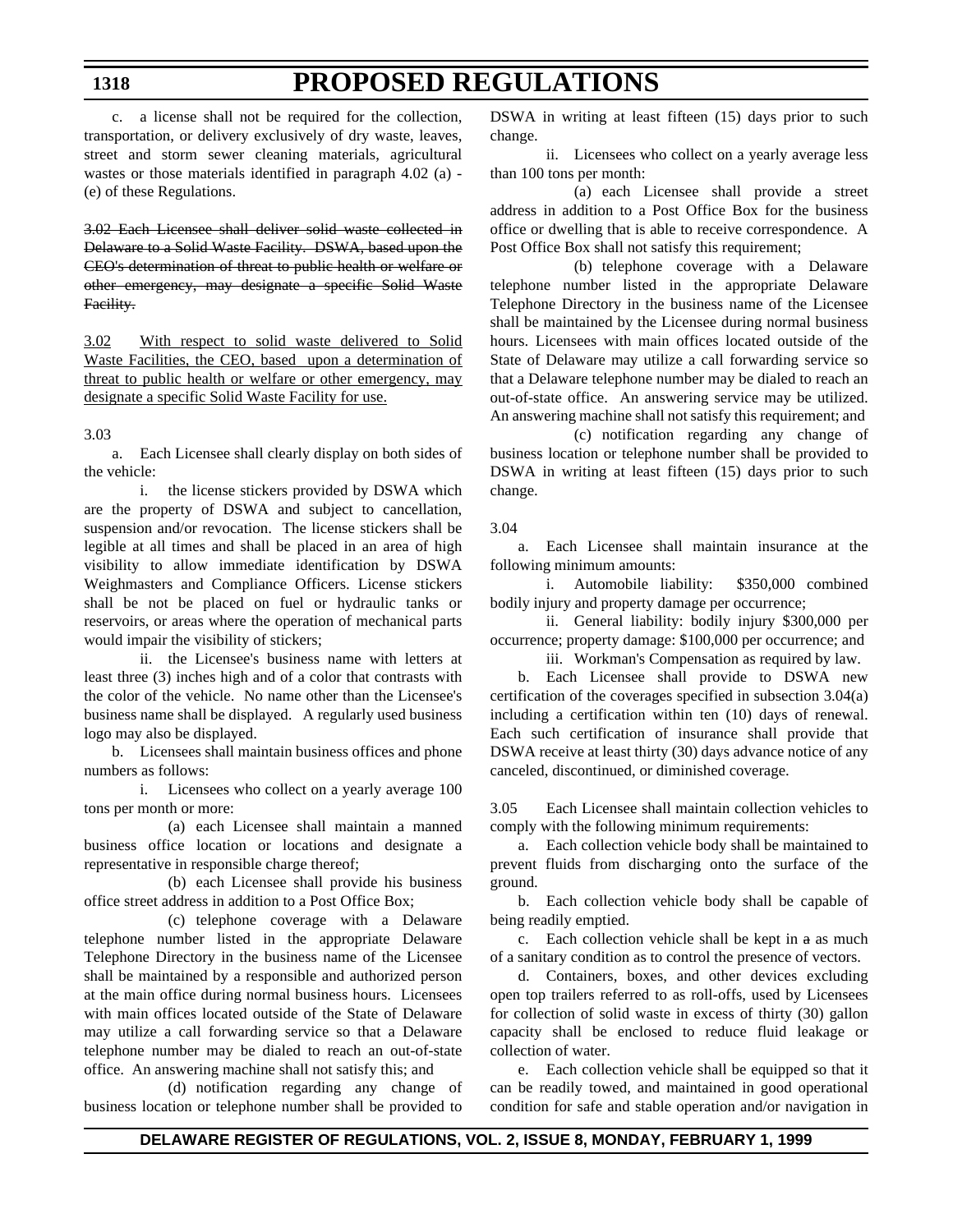c. a license shall not be required for the collection, transportation, or delivery exclusively of dry waste, leaves, street and storm sewer cleaning materials, agricultural wastes or those materials identified in paragraph 4.02 (a) - (e) of these Regulations.

~~3.02 Each Licensee shall deliver solid waste collected in Delaware to a Solid Waste Facility. DSWA, based upon the CEO's determination of threat to public health or welfare or other emergency, may designate a specific Solid Waste Facility.~~

3.02 With respect to solid waste delivered to Solid Waste Facilities, the CEO, based upon a determination of threat to public health or welfare or other emergency, may designate a specific Solid Waste Facility for use.

3.03

a. Each Licensee shall clearly display on both sides of the vehicle:

i. the license stickers provided by DSWA which are the property of DSWA and subject to cancellation, suspension and/or revocation. The license stickers shall be legible at all times and shall be placed in an area of high visibility to allow immediate identification by DSWA Weighmasters and Compliance Officers. License stickers shall be not be placed on fuel or hydraulic tanks or reservoirs, or areas where the operation of mechanical parts would impair the visibility of stickers;

ii. the Licensee's business name with letters at least three (3) inches high and of a color that contrasts with the color of the vehicle. No name other than the Licensee's business name shall be displayed. A regularly used business logo may also be displayed.

b. Licensees shall maintain business offices and phone numbers as follows:

i. Licensees who collect on a yearly average 100 tons per month or more:

(a) each Licensee shall maintain a manned business office location or locations and designate a representative in responsible charge thereof;

(b) each Licensee shall provide his business office street address in addition to a Post Office Box;

(c) telephone coverage with a Delaware telephone number listed in the appropriate Delaware Telephone Directory in the business name of the Licensee shall be maintained by a responsible and authorized person at the main office during normal business hours. Licensees with main offices located outside of the State of Delaware may utilize a call forwarding service so that a Delaware telephone number may be dialed to reach an out-of-state office. An answering machine shall not satisfy this; and

(d) notification regarding any change of business location or telephone number shall be provided to DSWA in writing at least fifteen (15) days prior to such change.

ii. Licensees who collect on a yearly average less than 100 tons per month:

(a) each Licensee shall provide a street address in addition to a Post Office Box for the business office or dwelling that is able to receive correspondence. A Post Office Box shall not satisfy this requirement;

(b) telephone coverage with a Delaware telephone number listed in the appropriate Delaware Telephone Directory in the business name of the Licensee shall be maintained by the Licensee during normal business hours. Licensees with main offices located outside of the State of Delaware may utilize a call forwarding service so that a Delaware telephone number may be dialed to reach an out-of-state office. An answering service may be utilized. An answering machine shall not satisfy this requirement; and

(c) notification regarding any change of business location or telephone number shall be provided to DSWA in writing at least fifteen (15) days prior to such change.

3.04

a. Each Licensee shall maintain insurance at the following minimum amounts:

i. Automobile liability: $350,000 combined bodily injury and property damage per occurrence;

ii. General liability: bodily injury $300,000 per occurrence; property damage: $100,000 per occurrence; and

iii. Workman's Compensation as required by law.

b. Each Licensee shall provide to DSWA new certification of the coverages specified in subsection 3.04(a) including a certification within ten (10) days of renewal. Each such certification of insurance shall provide that DSWA receive at least thirty (30) days advance notice of any canceled, discontinued, or diminished coverage.

3.05 Each Licensee shall maintain collection vehicles to comply with the following minimum requirements:

a. Each collection vehicle body shall be maintained to prevent fluids from discharging onto the surface of the ground.

b. Each collection vehicle body shall be capable of being readily emptied.

c. Each collection vehicle shall be kept in ~~a~~ as much of a sanitary condition as to control the presence of vectors.

d. Containers, boxes, and other devices excluding open top trailers referred to as roll-offs, used by Licensees for collection of solid waste in excess of thirty (30) gallon capacity shall be enclosed to reduce fluid leakage or collection of water.

e. Each collection vehicle shall be equipped so that it can be readily towed, and maintained in good operational condition for safe and stable operation and/or navigation in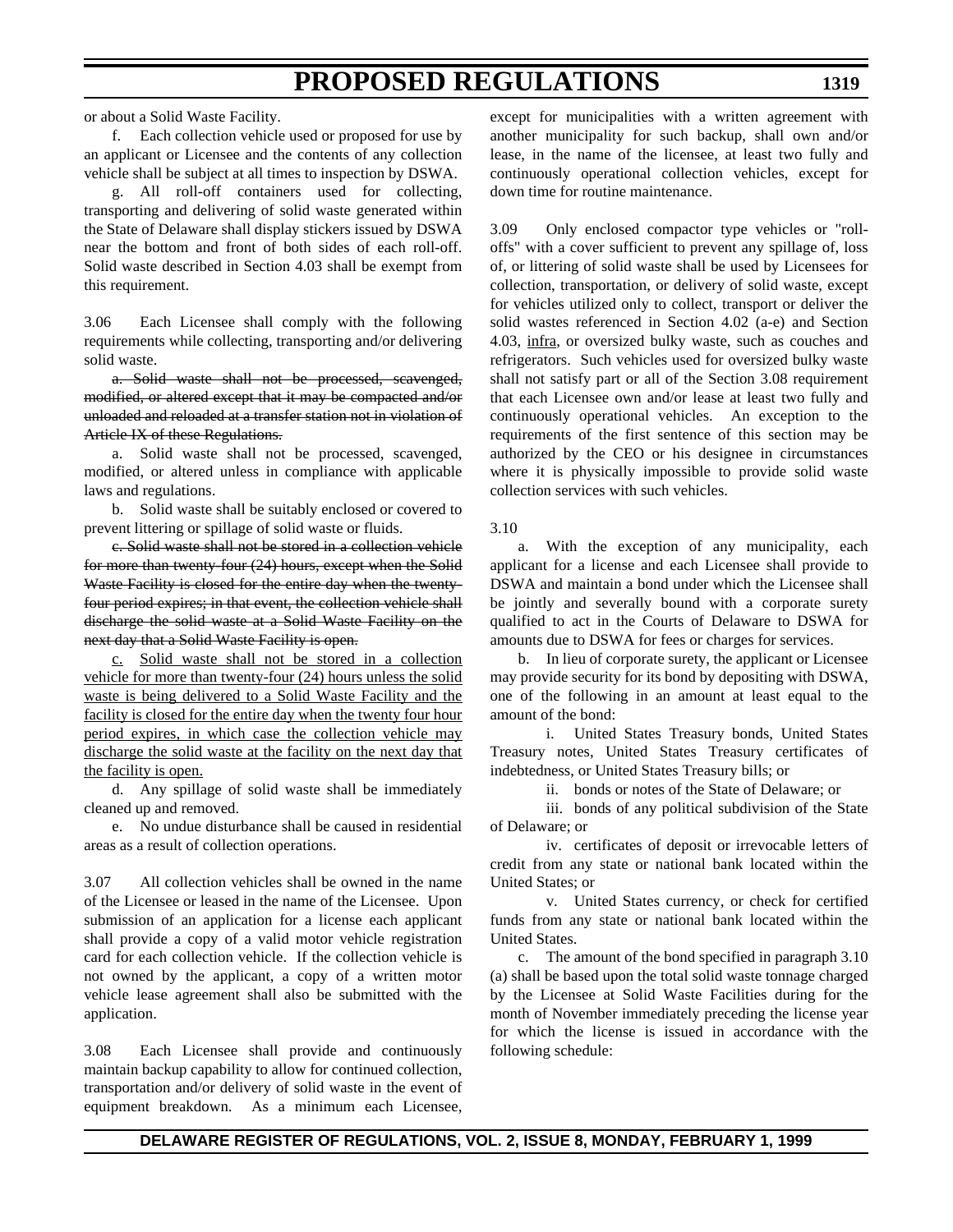or about a Solid Waste Facility.

f. Each collection vehicle used or proposed for use by an applicant or Licensee and the contents of any collection vehicle shall be subject at all times to inspection by DSWA.

g. All roll-off containers used for collecting, transporting and delivering of solid waste generated within the State of Delaware shall display stickers issued by DSWA near the bottom and front of both sides of each roll-off. Solid waste described in Section 4.03 shall be exempt from this requirement.

3.06 Each Licensee shall comply with the following requirements while collecting, transporting and/or delivering solid waste.

~~a. Solid waste shall not be processed, scavenged, modified, or altered except that it may be compacted and/or unloaded and reloaded at a transfer station not in violation of Article IX of these Regulations.~~

a. Solid waste shall not be processed, scavenged, modified, or altered unless in compliance with applicable laws and regulations.

b. Solid waste shall be suitably enclosed or covered to prevent littering or spillage of solid waste or fluids.

~~c. Solid waste shall not be stored in a collection vehicle for more than twenty-four (24) hours, except when the Solid Waste Facility is closed for the entire day when the twenty-four period expires; in that event, the collection vehicle shall discharge the solid waste at a Solid Waste Facility on the next day that a Solid Waste Facility is open.~~

<u>c. Solid waste shall not be stored in a collection vehicle for more than twenty-four (24) hours unless the solid waste is being delivered to a Solid Waste Facility and the facility is closed for the entire day when the twenty four hour period expires, in which case the collection vehicle may discharge the solid waste at the facility on the next day that the facility is open.</u>

d. Any spillage of solid waste shall be immediately cleaned up and removed.

e. No undue disturbance shall be caused in residential areas as a result of collection operations.

3.07 All collection vehicles shall be owned in the name of the Licensee or leased in the name of the Licensee. Upon submission of an application for a license each applicant shall provide a copy of a valid motor vehicle registration card for each collection vehicle. If the collection vehicle is not owned by the applicant, a copy of a written motor vehicle lease agreement shall also be submitted with the application.

3.08 Each Licensee shall provide and continuously maintain backup capability to allow for continued collection, transportation and/or delivery of solid waste in the event of equipment breakdown. As a minimum each Licensee, except for municipalities with a written agreement with another municipality for such backup, shall own and/or lease, in the name of the licensee, at least two fully and continuously operational collection vehicles, except for down time for routine maintenance.

3.09 Only enclosed compactor type vehicles or "roll-offs" with a cover sufficient to prevent any spillage of, loss of, or littering of solid waste shall be used by Licensees for collection, transportation, or delivery of solid waste, except for vehicles utilized only to collect, transport or deliver the solid wastes referenced in Section 4.02 (a-e) and Section 4.03, <u>infra</u>, or oversized bulky waste, such as couches and refrigerators. Such vehicles used for oversized bulky waste shall not satisfy part or all of the Section 3.08 requirement that each Licensee own and/or lease at least two fully and continuously operational vehicles. An exception to the requirements of the first sentence of this section may be authorized by the CEO or his designee in circumstances where it is physically impossible to provide solid waste collection services with such vehicles.

3.10

a. With the exception of any municipality, each applicant for a license and each Licensee shall provide to DSWA and maintain a bond under which the Licensee shall be jointly and severally bound with a corporate surety qualified to act in the Courts of Delaware to DSWA for amounts due to DSWA for fees or charges for services.

b. In lieu of corporate surety, the applicant or Licensee may provide security for its bond by depositing with DSWA, one of the following in an amount at least equal to the amount of the bond:

i. United States Treasury bonds, United States Treasury notes, United States Treasury certificates of indebtedness, or United States Treasury bills; or

ii. bonds or notes of the State of Delaware; or

iii. bonds of any political subdivision of the State of Delaware; or

iv. certificates of deposit or irrevocable letters of credit from any state or national bank located within the United States; or

v. United States currency, or check for certified funds from any state or national bank located within the United States.

c. The amount of the bond specified in paragraph 3.10 (a) shall be based upon the total solid waste tonnage charged by the Licensee at Solid Waste Facilities during for the month of November immediately preceding the license year for which the license is issued in accordance with the following schedule: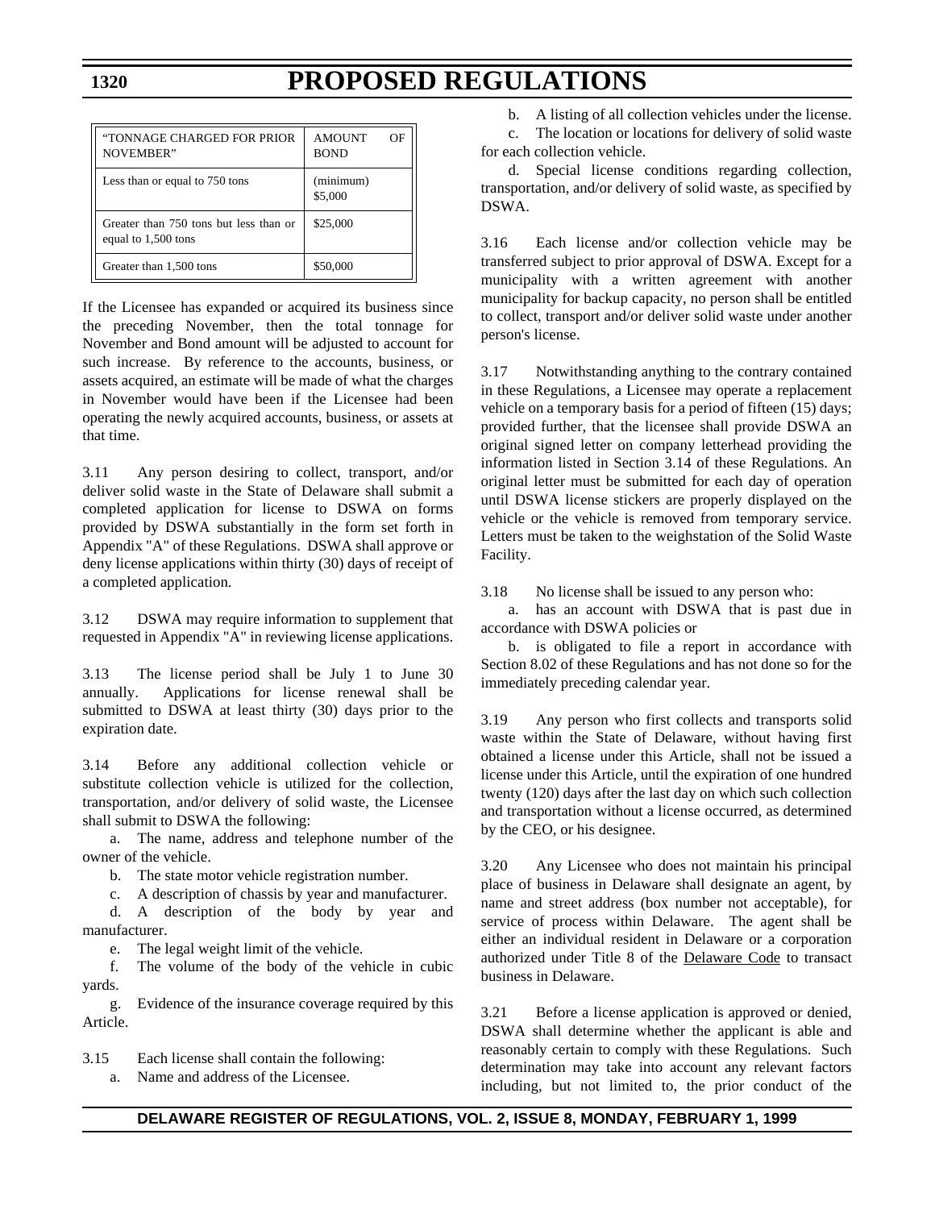| "TONNAGE CHARGED FOR PRIOR NOVEMBER" | AMOUNT OF BOND |
|---|---|
| Less than or equal to 750 tons | (minimum) $5,000 |
| Greater than 750 tons but less than or equal to 1,500 tons | $25,000 |
| Greater than 1,500 tons | $50,000 |

If the Licensee has expanded or acquired its business since the preceding November, then the total tonnage for November and Bond amount will be adjusted to account for such increase. By reference to the accounts, business, or assets acquired, an estimate will be made of what the charges in November would have been if the Licensee had been operating the newly acquired accounts, business, or assets at that time.

3.11 Any person desiring to collect, transport, and/or deliver solid waste in the State of Delaware shall submit a completed application for license to DSWA on forms provided by DSWA substantially in the form set forth in Appendix "A" of these Regulations. DSWA shall approve or deny license applications within thirty (30) days of receipt of a completed application.

3.12 DSWA may require information to supplement that requested in Appendix "A" in reviewing license applications.

3.13 The license period shall be July 1 to June 30 annually. Applications for license renewal shall be submitted to DSWA at least thirty (30) days prior to the expiration date.

3.14 Before any additional collection vehicle or substitute collection vehicle is utilized for the collection, transportation, and/or delivery of solid waste, the Licensee shall submit to DSWA the following:

a. The name, address and telephone number of the owner of the vehicle.

b. The state motor vehicle registration number.

c. A description of chassis by year and manufacturer.

d. A description of the body by year and manufacturer.

e. The legal weight limit of the vehicle.

f. The volume of the body of the vehicle in cubic yards.

g. Evidence of the insurance coverage required by this Article.

3.15 Each license shall contain the following:

a. Name and address of the Licensee.

b. A listing of all collection vehicles under the license.

c. The location or locations for delivery of solid waste for each collection vehicle.

d. Special license conditions regarding collection, transportation, and/or delivery of solid waste, as specified by DSWA.

3.16 Each license and/or collection vehicle may be transferred subject to prior approval of DSWA. Except for a municipality with a written agreement with another municipality for backup capacity, no person shall be entitled to collect, transport and/or deliver solid waste under another person's license.

3.17 Notwithstanding anything to the contrary contained in these Regulations, a Licensee may operate a replacement vehicle on a temporary basis for a period of fifteen (15) days; provided further, that the licensee shall provide DSWA an original signed letter on company letterhead providing the information listed in Section 3.14 of these Regulations. An original letter must be submitted for each day of operation until DSWA license stickers are properly displayed on the vehicle or the vehicle is removed from temporary service. Letters must be taken to the weighstation of the Solid Waste Facility.

3.18 No license shall be issued to any person who:

a. has an account with DSWA that is past due in accordance with DSWA policies or

b. is obligated to file a report in accordance with Section 8.02 of these Regulations and has not done so for the immediately preceding calendar year.

3.19 Any person who first collects and transports solid waste within the State of Delaware, without having first obtained a license under this Article, shall not be issued a license under this Article, until the expiration of one hundred twenty (120) days after the last day on which such collection and transportation without a license occurred, as determined by the CEO, or his designee.

3.20 Any Licensee who does not maintain his principal place of business in Delaware shall designate an agent, by name and street address (box number not acceptable), for service of process within Delaware. The agent shall be either an individual resident in Delaware or a corporation authorized under Title 8 of the Delaware Code to transact business in Delaware.

3.21 Before a license application is approved or denied, DSWA shall determine whether the applicant is able and reasonably certain to comply with these Regulations. Such determination may take into account any relevant factors including, but not limited to, the prior conduct of the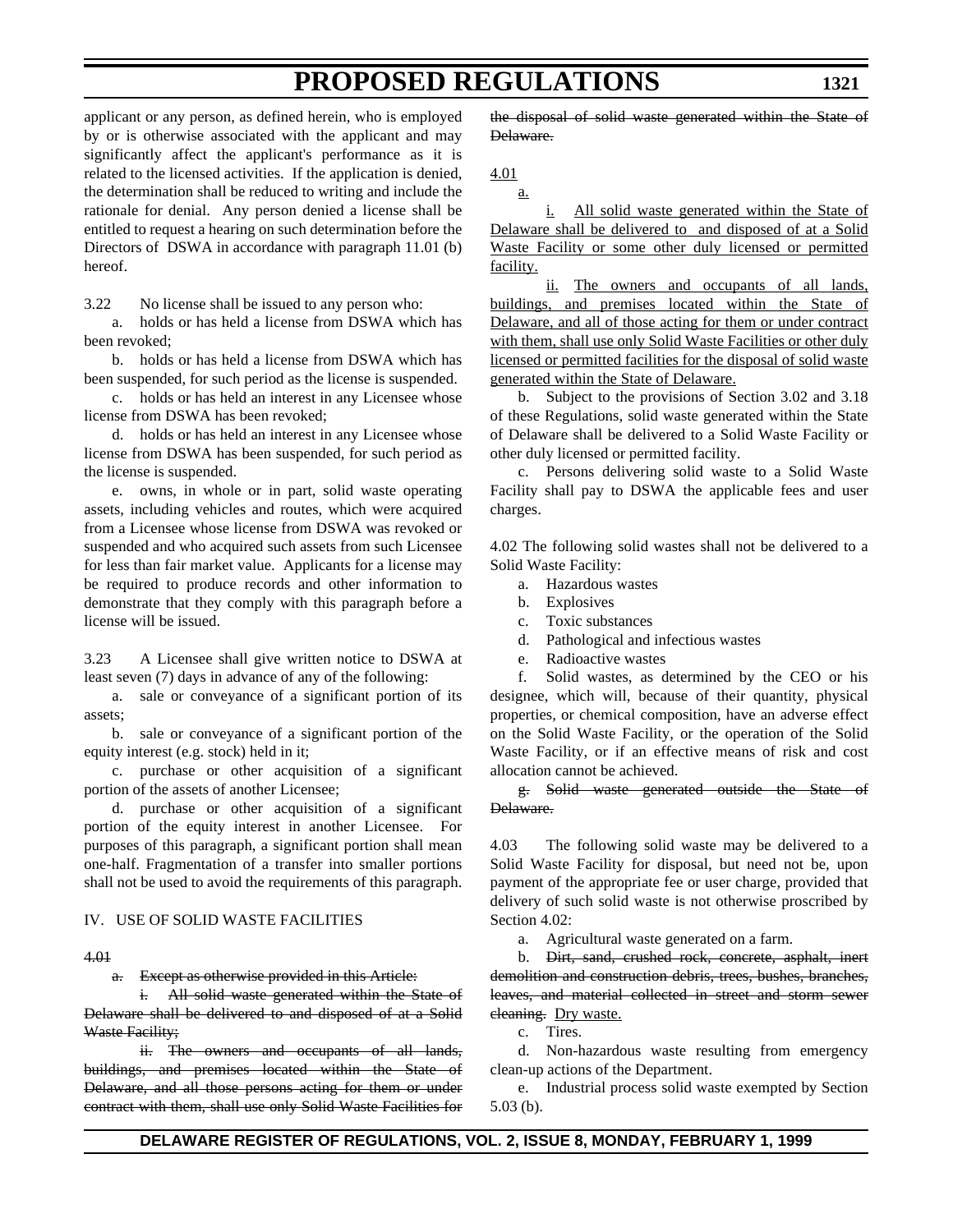applicant or any person, as defined herein, who is employed by or is otherwise associated with the applicant and may significantly affect the applicant's performance as it is related to the licensed activities. If the application is denied, the determination shall be reduced to writing and include the rationale for denial. Any person denied a license shall be entitled to request a hearing on such determination before the Directors of DSWA in accordance with paragraph 11.01 (b) hereof.

3.22 No license shall be issued to any person who:

a. holds or has held a license from DSWA which has been revoked;

b. holds or has held a license from DSWA which has been suspended, for such period as the license is suspended.

c. holds or has held an interest in any Licensee whose license from DSWA has been revoked;

d. holds or has held an interest in any Licensee whose license from DSWA has been suspended, for such period as the license is suspended.

e. owns, in whole or in part, solid waste operating assets, including vehicles and routes, which were acquired from a Licensee whose license from DSWA was revoked or suspended and who acquired such assets from such Licensee for less than fair market value. Applicants for a license may be required to produce records and other information to demonstrate that they comply with this paragraph before a license will be issued.

3.23 A Licensee shall give written notice to DSWA at least seven (7) days in advance of any of the following:

a. sale or conveyance of a significant portion of its assets;

b. sale or conveyance of a significant portion of the equity interest (e.g. stock) held in it;

c. purchase or other acquisition of a significant portion of the assets of another Licensee;

d. purchase or other acquisition of a significant portion of the equity interest in another Licensee. For purposes of this paragraph, a significant portion shall mean one-half. Fragmentation of a transfer into smaller portions shall not be used to avoid the requirements of this paragraph.

IV. USE OF SOLID WASTE FACILITIES

~~4.01~~

~~a. Except as otherwise provided in this Article:~~

~~i. All solid waste generated within the State of Delaware shall be delivered to and disposed of at a Solid Waste Facility;~~

~~ii. The owners and occupants of all lands, buildings, and premises located within the State of Delaware, and all those persons acting for them or under contract with them, shall use only Solid Waste Facilities for the disposal of solid waste generated within the State of Delaware.~~

<u>4.01</u>

<u>a.</u>

<u>i. All solid waste generated within the State of Delaware shall be delivered to and disposed of at a Solid Waste Facility or some other duly licensed or permitted facility.</u>

<u>ii. The owners and occupants of all lands, buildings, and premises located within the State of Delaware, and all of those acting for them or under contract with them, shall use only Solid Waste Facilities or other duly licensed or permitted facilities for the disposal of solid waste generated within the State of Delaware.</u>

b. Subject to the provisions of Section 3.02 and 3.18 of these Regulations, solid waste generated within the State of Delaware shall be delivered to a Solid Waste Facility or other duly licensed or permitted facility.

c. Persons delivering solid waste to a Solid Waste Facility shall pay to DSWA the applicable fees and user charges.

4.02 The following solid wastes shall not be delivered to a Solid Waste Facility:

a. Hazardous wastes

b. Explosives

c. Toxic substances

d. Pathological and infectious wastes

e. Radioactive wastes

f. Solid wastes, as determined by the CEO or his designee, which will, because of their quantity, physical properties, or chemical composition, have an adverse effect on the Solid Waste Facility, or the operation of the Solid Waste Facility, or if an effective means of risk and cost allocation cannot be achieved.

~~g. Solid waste generated outside the State of Delaware.~~

4.03 The following solid waste may be delivered to a Solid Waste Facility for disposal, but need not be, upon payment of the appropriate fee or user charge, provided that delivery of such solid waste is not otherwise proscribed by Section 4.02:

a. Agricultural waste generated on a farm.

b. ~~Dirt, sand, crushed rock, concrete, asphalt, inert demolition and construction debris, trees, bushes, branches, leaves, and material collected in street and storm sewer cleaning.~~ <u>Dry waste.</u>

c. Tires.

d. Non-hazardous waste resulting from emergency clean-up actions of the Department.

e. Industrial process solid waste exempted by Section 5.03 (b).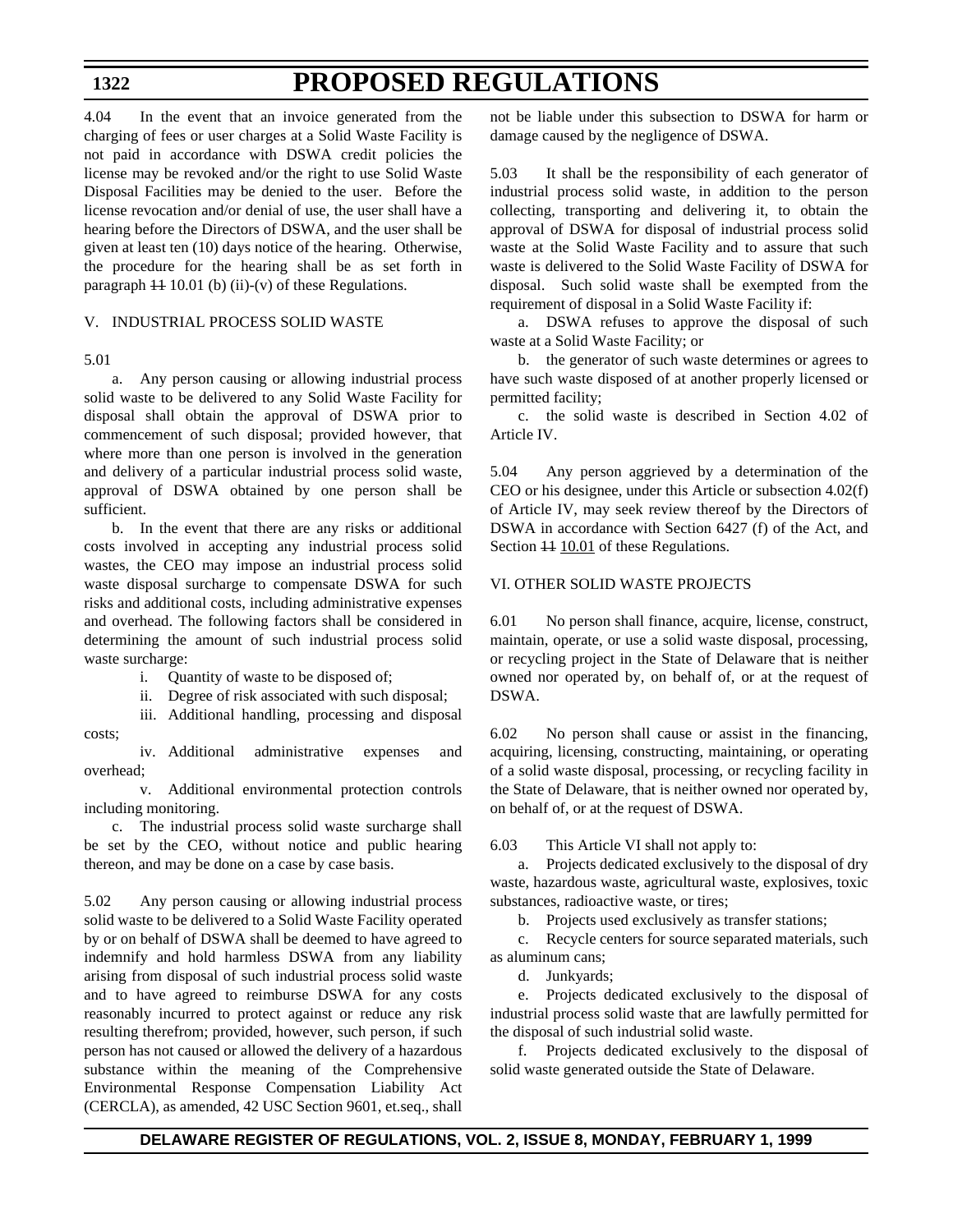4.04 In the event that an invoice generated from the charging of fees or user charges at a Solid Waste Facility is not paid in accordance with DSWA credit policies the license may be revoked and/or the right to use Solid Waste Disposal Facilities may be denied to the user. Before the license revocation and/or denial of use, the user shall have a hearing before the Directors of DSWA, and the user shall be given at least ten (10) days notice of the hearing. Otherwise, the procedure for the hearing shall be as set forth in paragraph ~~11~~ 10.01 (b) (ii)-(v) of these Regulations.

V. INDUSTRIAL PROCESS SOLID WASTE

5.01

a. Any person causing or allowing industrial process solid waste to be delivered to any Solid Waste Facility for disposal shall obtain the approval of DSWA prior to commencement of such disposal; provided however, that where more than one person is involved in the generation and delivery of a particular industrial process solid waste, approval of DSWA obtained by one person shall be sufficient.

b. In the event that there are any risks or additional costs involved in accepting any industrial process solid wastes, the CEO may impose an industrial process solid waste disposal surcharge to compensate DSWA for such risks and additional costs, including administrative expenses and overhead. The following factors shall be considered in determining the amount of such industrial process solid waste surcharge:

i. Quantity of waste to be disposed of;

ii. Degree of risk associated with such disposal;

iii. Additional handling, processing and disposal costs;

iv. Additional administrative expenses and overhead;

v. Additional environmental protection controls including monitoring.

c. The industrial process solid waste surcharge shall be set by the CEO, without notice and public hearing thereon, and may be done on a case by case basis.

5.02 Any person causing or allowing industrial process solid waste to be delivered to a Solid Waste Facility operated by or on behalf of DSWA shall be deemed to have agreed to indemnify and hold harmless DSWA from any liability arising from disposal of such industrial process solid waste and to have agreed to reimburse DSWA for any costs reasonably incurred to protect against or reduce any risk resulting therefrom; provided, however, such person, if such person has not caused or allowed the delivery of a hazardous substance within the meaning of the Comprehensive Environmental Response Compensation Liability Act (CERCLA), as amended, 42 USC Section 9601, et.seq., shall not be liable under this subsection to DSWA for harm or damage caused by the negligence of DSWA.

5.03 It shall be the responsibility of each generator of industrial process solid waste, in addition to the person collecting, transporting and delivering it, to obtain the approval of DSWA for disposal of industrial process solid waste at the Solid Waste Facility and to assure that such waste is delivered to the Solid Waste Facility of DSWA for disposal. Such solid waste shall be exempted from the requirement of disposal in a Solid Waste Facility if:

a. DSWA refuses to approve the disposal of such waste at a Solid Waste Facility; or

b. the generator of such waste determines or agrees to have such waste disposed of at another properly licensed or permitted facility;

c. the solid waste is described in Section 4.02 of Article IV.

5.04 Any person aggrieved by a determination of the CEO or his designee, under this Article or subsection 4.02(f) of Article IV, may seek review thereof by the Directors of DSWA in accordance with Section 6427 (f) of the Act, and Section ~~11~~ 10.01 of these Regulations.

VI. OTHER SOLID WASTE PROJECTS

6.01 No person shall finance, acquire, license, construct, maintain, operate, or use a solid waste disposal, processing, or recycling project in the State of Delaware that is neither owned nor operated by, on behalf of, or at the request of DSWA.

6.02 No person shall cause or assist in the financing, acquiring, licensing, constructing, maintaining, or operating of a solid waste disposal, processing, or recycling facility in the State of Delaware, that is neither owned nor operated by, on behalf of, or at the request of DSWA.

6.03 This Article VI shall not apply to:

a. Projects dedicated exclusively to the disposal of dry waste, hazardous waste, agricultural waste, explosives, toxic substances, radioactive waste, or tires;

b. Projects used exclusively as transfer stations;

c. Recycle centers for source separated materials, such as aluminum cans;

d. Junkyards;

e. Projects dedicated exclusively to the disposal of industrial process solid waste that are lawfully permitted for the disposal of such industrial solid waste.

f. Projects dedicated exclusively to the disposal of solid waste generated outside the State of Delaware.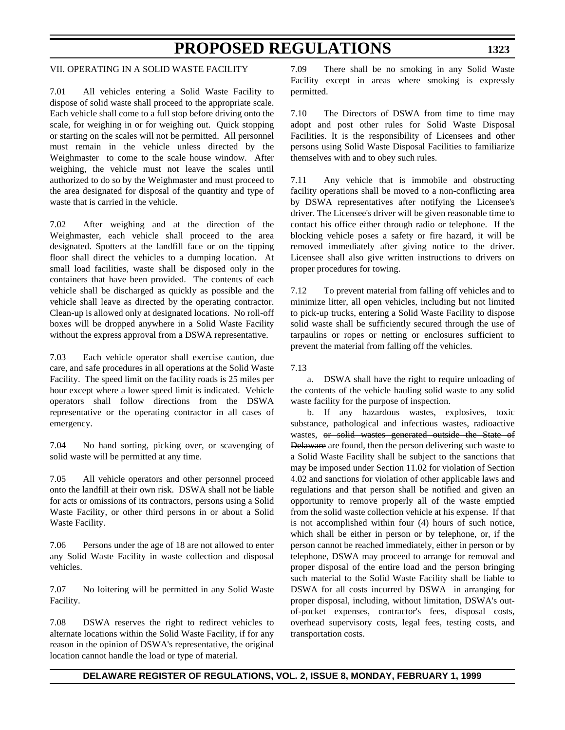VII. OPERATING IN A SOLID WASTE FACILITY

7.01 All vehicles entering a Solid Waste Facility to dispose of solid waste shall proceed to the appropriate scale. Each vehicle shall come to a full stop before driving onto the scale, for weighing in or for weighing out. Quick stopping or starting on the scales will not be permitted. All personnel must remain in the vehicle unless directed by the Weighmaster to come to the scale house window. After weighing, the vehicle must not leave the scales until authorized to do so by the Weighmaster and must proceed to the area designated for disposal of the quantity and type of waste that is carried in the vehicle.

7.02 After weighing and at the direction of the Weighmaster, each vehicle shall proceed to the area designated. Spotters at the landfill face or on the tipping floor shall direct the vehicles to a dumping location. At small load facilities, waste shall be disposed only in the containers that have been provided. The contents of each vehicle shall be discharged as quickly as possible and the vehicle shall leave as directed by the operating contractor. Clean-up is allowed only at designated locations. No roll-off boxes will be dropped anywhere in a Solid Waste Facility without the express approval from a DSWA representative.

7.03 Each vehicle operator shall exercise caution, due care, and safe procedures in all operations at the Solid Waste Facility. The speed limit on the facility roads is 25 miles per hour except where a lower speed limit is indicated. Vehicle operators shall follow directions from the DSWA representative or the operating contractor in all cases of emergency.

7.04 No hand sorting, picking over, or scavenging of solid waste will be permitted at any time.

7.05 All vehicle operators and other personnel proceed onto the landfill at their own risk. DSWA shall not be liable for acts or omissions of its contractors, persons using a Solid Waste Facility, or other third persons in or about a Solid Waste Facility.

7.06 Persons under the age of 18 are not allowed to enter any Solid Waste Facility in waste collection and disposal vehicles.

7.07 No loitering will be permitted in any Solid Waste Facility.

7.08 DSWA reserves the right to redirect vehicles to alternate locations within the Solid Waste Facility, if for any reason in the opinion of DSWA's representative, the original location cannot handle the load or type of material.

7.09 There shall be no smoking in any Solid Waste Facility except in areas where smoking is expressly permitted.

7.10 The Directors of DSWA from time to time may adopt and post other rules for Solid Waste Disposal Facilities. It is the responsibility of Licensees and other persons using Solid Waste Disposal Facilities to familiarize themselves with and to obey such rules.

7.11 Any vehicle that is immobile and obstructing facility operations shall be moved to a non-conflicting area by DSWA representatives after notifying the Licensee's driver. The Licensee's driver will be given reasonable time to contact his office either through radio or telephone. If the blocking vehicle poses a safety or fire hazard, it will be removed immediately after giving notice to the driver. Licensee shall also give written instructions to drivers on proper procedures for towing.

7.12 To prevent material from falling off vehicles and to minimize litter, all open vehicles, including but not limited to pick-up trucks, entering a Solid Waste Facility to dispose solid waste shall be sufficiently secured through the use of tarpaulins or ropes or netting or enclosures sufficient to prevent the material from falling off the vehicles.

7.13

a. DSWA shall have the right to require unloading of the contents of the vehicle hauling solid waste to any solid waste facility for the purpose of inspection.

b. If any hazardous wastes, explosives, toxic substance, pathological and infectious wastes, radioactive wastes, ~~or solid wastes generated outside the State of Delaware~~ are found, then the person delivering such waste to a Solid Waste Facility shall be subject to the sanctions that may be imposed under Section 11.02 for violation of Section 4.02 and sanctions for violation of other applicable laws and regulations and that person shall be notified and given an opportunity to remove properly all of the waste emptied from the solid waste collection vehicle at his expense. If that is not accomplished within four (4) hours of such notice, which shall be either in person or by telephone, or, if the person cannot be reached immediately, either in person or by telephone, DSWA may proceed to arrange for removal and proper disposal of the entire load and the person bringing such material to the Solid Waste Facility shall be liable to DSWA for all costs incurred by DSWA in arranging for proper disposal, including, without limitation, DSWA's out-of-pocket expenses, contractor's fees, disposal costs, overhead supervisory costs, legal fees, testing costs, and transportation costs.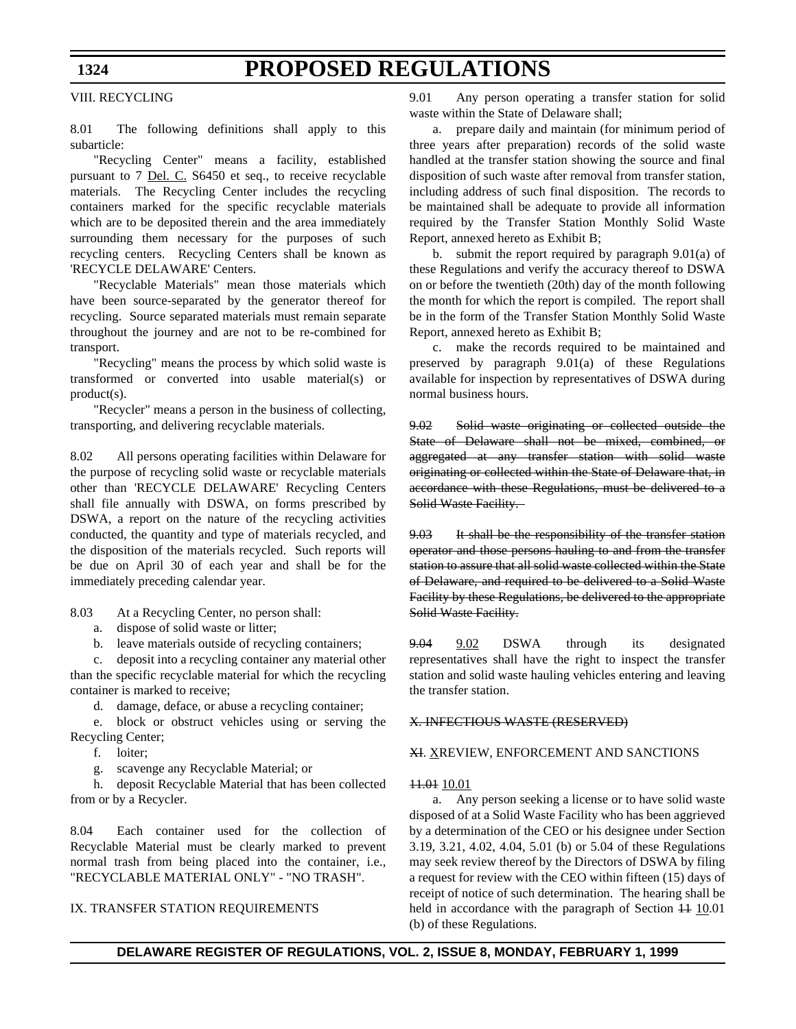VIII. RECYCLING

8.01 The following definitions shall apply to this subarticle:

"Recycling Center" means a facility, established pursuant to 7 Del. C. S6450 et seq., to receive recyclable materials. The Recycling Center includes the recycling containers marked for the specific recyclable materials which are to be deposited therein and the area immediately surrounding them necessary for the purposes of such recycling centers. Recycling Centers shall be known as 'RECYCLE DELAWARE' Centers.

"Recyclable Materials" mean those materials which have been source-separated by the generator thereof for recycling. Source separated materials must remain separate throughout the journey and are not to be re-combined for transport.

"Recycling" means the process by which solid waste is transformed or converted into usable material(s) or product(s).

"Recycler" means a person in the business of collecting, transporting, and delivering recyclable materials.

8.02 All persons operating facilities within Delaware for the purpose of recycling solid waste or recyclable materials other than 'RECYCLE DELAWARE' Recycling Centers shall file annually with DSWA, on forms prescribed by DSWA, a report on the nature of the recycling activities conducted, the quantity and type of materials recycled, and the disposition of the materials recycled. Such reports will be due on April 30 of each year and shall be for the immediately preceding calendar year.

8.03 At a Recycling Center, no person shall:

a. dispose of solid waste or litter;

b. leave materials outside of recycling containers;

c. deposit into a recycling container any material other than the specific recyclable material for which the recycling container is marked to receive;

d. damage, deface, or abuse a recycling container;

e. block or obstruct vehicles using or serving the Recycling Center;

f. loiter;

g. scavenge any Recyclable Material; or

h. deposit Recyclable Material that has been collected from or by a Recycler.

8.04 Each container used for the collection of Recyclable Material must be clearly marked to prevent normal trash from being placed into the container, i.e., "RECYCLABLE MATERIAL ONLY" - "NO TRASH".

IX. TRANSFER STATION REQUIREMENTS

9.01 Any person operating a transfer station for solid waste within the State of Delaware shall;

a. prepare daily and maintain (for minimum period of three years after preparation) records of the solid waste handled at the transfer station showing the source and final disposition of such waste after removal from transfer station, including address of such final disposition. The records to be maintained shall be adequate to provide all information required by the Transfer Station Monthly Solid Waste Report, annexed hereto as Exhibit B;

b. submit the report required by paragraph 9.01(a) of these Regulations and verify the accuracy thereof to DSWA on or before the twentieth (20th) day of the month following the month for which the report is compiled. The report shall be in the form of the Transfer Station Monthly Solid Waste Report, annexed hereto as Exhibit B;

c. make the records required to be maintained and preserved by paragraph 9.01(a) of these Regulations available for inspection by representatives of DSWA during normal business hours.

~~9.02 Solid waste originating or collected outside the State of Delaware shall not be mixed, combined, or aggregated at any transfer station with solid waste originating or collected within the State of Delaware that, in accordance with these Regulations, must be delivered to a Solid Waste Facility.~~

~~9.03 It shall be the responsibility of the transfer station operator and those persons hauling to and from the transfer station to assure that all solid waste collected within the State of Delaware, and required to be delivered to a Solid Waste Facility by these Regulations, be delivered to the appropriate Solid Waste Facility.~~

~~9.04~~ 9.02 DSWA through its designated representatives shall have the right to inspect the transfer station and solid waste hauling vehicles entering and leaving the transfer station.

~~X. INFECTIOUS WASTE (RESERVED)~~

~~XI.~~ X REVIEW, ENFORCEMENT AND SANCTIONS

~~11.01~~ 10.01

a. Any person seeking a license or to have solid waste disposed of at a Solid Waste Facility who has been aggrieved by a determination of the CEO or his designee under Section 3.19, 3.21, 4.02, 4.04, 5.01 (b) or 5.04 of these Regulations may seek review thereof by the Directors of DSWA by filing a request for review with the CEO within fifteen (15) days of receipt of notice of such determination. The hearing shall be held in accordance with the paragraph of Section ~~11~~ 10.01 (b) of these Regulations.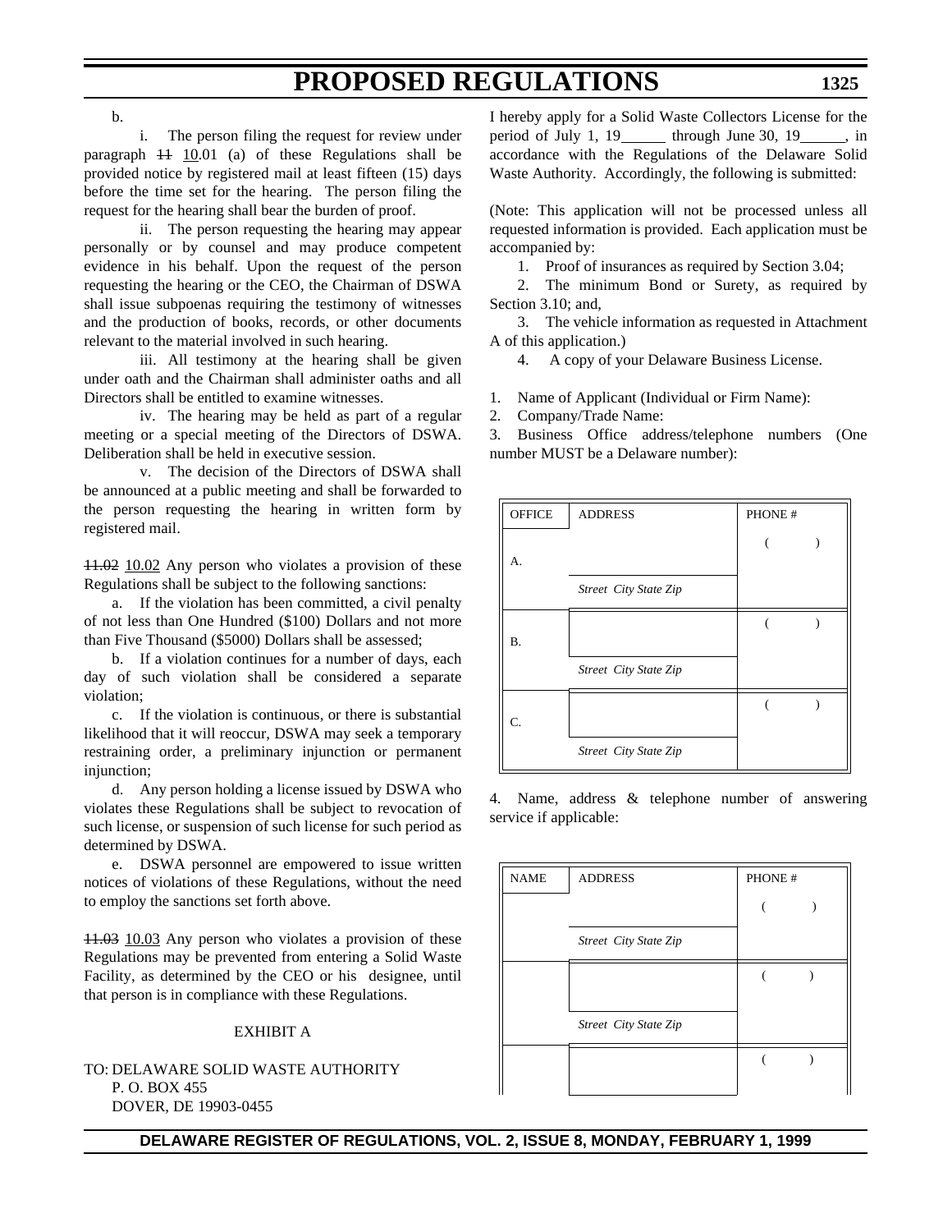b.

i. The person filing the request for review under paragraph ~~11~~ 10.01 (a) of these Regulations shall be provided notice by registered mail at least fifteen (15) days before the time set for the hearing. The person filing the request for the hearing shall bear the burden of proof.

ii. The person requesting the hearing may appear personally or by counsel and may produce competent evidence in his behalf. Upon the request of the person requesting the hearing or the CEO, the Chairman of DSWA shall issue subpoenas requiring the testimony of witnesses and the production of books, records, or other documents relevant to the material involved in such hearing.

iii. All testimony at the hearing shall be given under oath and the Chairman shall administer oaths and all Directors shall be entitled to examine witnesses.

iv. The hearing may be held as part of a regular meeting or a special meeting of the Directors of DSWA. Deliberation shall be held in executive session.

v. The decision of the Directors of DSWA shall be announced at a public meeting and shall be forwarded to the person requesting the hearing in written form by registered mail.

~~11.02~~ 10.02 Any person who violates a provision of these Regulations shall be subject to the following sanctions:

a. If the violation has been committed, a civil penalty of not less than One Hundred ($100) Dollars and not more than Five Thousand ($5000) Dollars shall be assessed;

b. If a violation continues for a number of days, each day of such violation shall be considered a separate violation;

c. If the violation is continuous, or there is substantial likelihood that it will reoccur, DSWA may seek a temporary restraining order, a preliminary injunction or permanent injunction;

d. Any person holding a license issued by DSWA who violates these Regulations shall be subject to revocation of such license, or suspension of such license for such period as determined by DSWA.

e. DSWA personnel are empowered to issue written notices of violations of these Regulations, without the need to employ the sanctions set forth above.

~~11.03~~ 10.03 Any person who violates a provision of these Regulations may be prevented from entering a Solid Waste Facility, as determined by the CEO or his designee, until that person is in compliance with these Regulations.

EXHIBIT A

TO: DELAWARE SOLID WASTE AUTHORITY
P. O. BOX 455
DOVER, DE 19903-0455

I hereby apply for a Solid Waste Collectors License for the period of July 1, 19\_\_\_\_\_\_ through June 30, 19\_\_\_\_\_\_, in accordance with the Regulations of the Delaware Solid Waste Authority. Accordingly, the following is submitted:

(Note: This application will not be processed unless all requested information is provided. Each application must be accompanied by:

1. Proof of insurances as required by Section 3.04;
2. The minimum Bond or Surety, as required by Section 3.10; and,
3. The vehicle information as requested in Attachment A of this application.)
4. A copy of your Delaware Business License.

1. Name of Applicant (Individual or Firm Name):
2. Company/Trade Name:
3. Business Office address/telephone numbers (One number MUST be a Delaware number):

| OFFICE | ADDRESS | PHONE # |
|---|---|---|
| A. | *Street City State Zip* | ( ) |
| B. | *Street City State Zip* | ( ) |
| C. | *Street City State Zip* | ( ) |

4. Name, address & telephone number of answering service if applicable:

| NAME | ADDRESS | PHONE # |
|---|---|---|
| | *Street City State Zip* | ( ) |
| | *Street City State Zip* | ( ) |
| | | ( ) |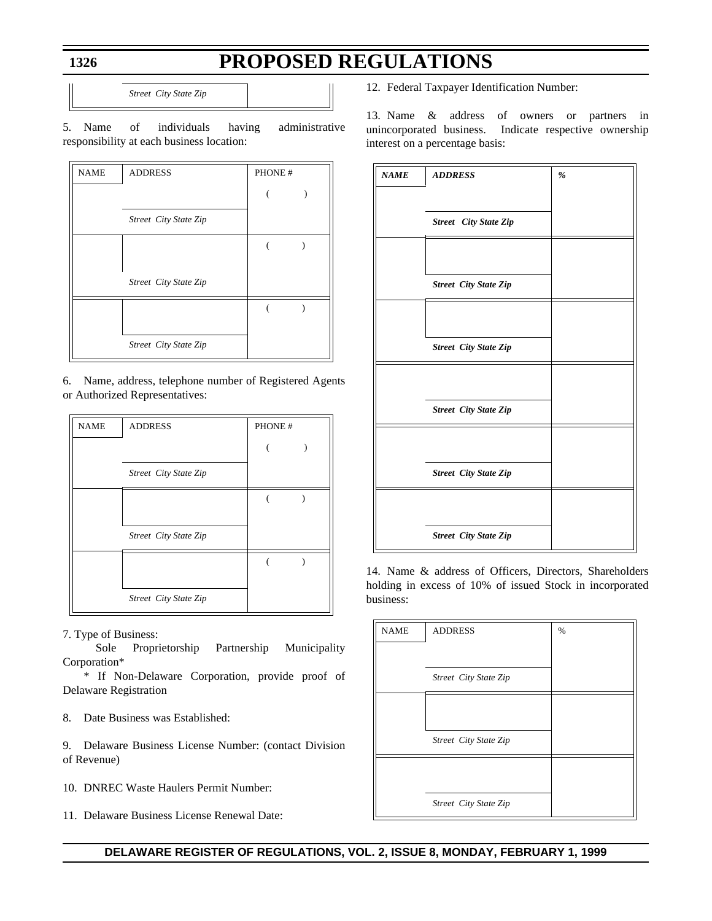| | Street City State Zip | |
|---|---|---|

5. Name of individuals having administrative responsibility at each business location:

| NAME | ADDRESS | PHONE # |
|---|---|---|
| | | ( ) |
| | *Street City State Zip* | |
| | | ( ) |
| | *Street City State Zip* | |
| | | ( ) |
| | *Street City State Zip* | |

6. Name, address, telephone number of Registered Agents or Authorized Representatives:

| NAME | ADDRESS | PHONE # |
|---|---|---|
| | | ( ) |
| | *Street City State Zip* | |
| | | ( ) |
| | *Street City State Zip* | |
| | | ( ) |
| | *Street City State Zip* | |

7. Type of Business:

Sole Proprietorship Partnership Municipality Corporation*

\* If Non-Delaware Corporation, provide proof of Delaware Registration

8. Date Business was Established:

9. Delaware Business License Number: (contact Division of Revenue)

10. DNREC Waste Haulers Permit Number:

11. Delaware Business License Renewal Date:

12. Federal Taxpayer Identification Number:

13. Name & address of owners or partners in unincorporated business. Indicate respective ownership interest on a percentage basis:

| ***NAME*** | ***ADDRESS*** | ***%*** |
|---|---|---|
| | | |
| | ***Street City State Zip*** | |
| | | |
| | ***Street City State Zip*** | |
| | | |
| | ***Street City State Zip*** | |
| | | |
| | ***Street City State Zip*** | |
| | | |
| | ***Street City State Zip*** | |
| | | |
| | ***Street City State Zip*** | |

14. Name & address of Officers, Directors, Shareholders holding in excess of 10% of issued Stock in incorporated business:

| NAME | ADDRESS | % |
|---|---|---|
| | | |
| | *Street City State Zip* | |
| | | |
| | *Street City State Zip* | |
| | | |
| | *Street City State Zip* | |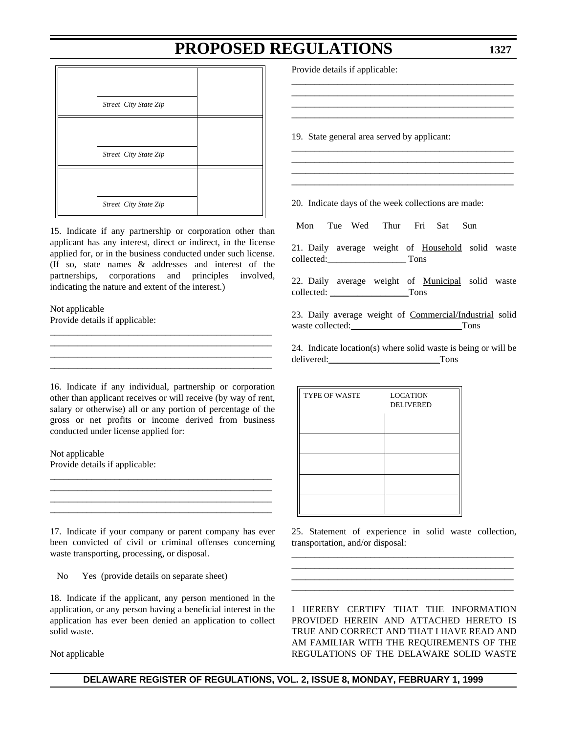| Street City State Zip | |
|---|---|
| Street City State Zip | |
| Street City State Zip | |

15. Indicate if any partnership or corporation other than applicant has any interest, direct or indirect, in the license applied for, or in the business conducted under such license. (If so, state names & addresses and interest of the partnerships, corporations and principles involved, indicating the nature and extent of the interest.)

Not applicable
Provide details if applicable:

_________________________________________________
_________________________________________________
_________________________________________________
_________________________________________________

16. Indicate if any individual, partnership or corporation other than applicant receives or will receive (by way of rent, salary or otherwise) all or any portion of percentage of the gross or net profits or income derived from business conducted under license applied for:

Not applicable
Provide details if applicable:

_________________________________________________
_________________________________________________
_________________________________________________
_________________________________________________

17. Indicate if your company or parent company has ever been convicted of civil or criminal offenses concerning waste transporting, processing, or disposal.

No    Yes (provide details on separate sheet)

18. Indicate if the applicant, any person mentioned in the application, or any person having a beneficial interest in the application has ever been denied an application to collect solid waste.

Not applicable
Provide details if applicable:

_________________________________________________
_________________________________________________
_________________________________________________
_________________________________________________

19. State general area served by applicant:

_________________________________________________
_________________________________________________
_________________________________________________
_________________________________________________

20. Indicate days of the week collections are made:

Mon   Tue   Wed   Thur   Fri   Sat   Sun

21. Daily average weight of Household solid waste collected:_________________ Tons

22. Daily average weight of Municipal solid waste collected: _________________Tons

23. Daily average weight of Commercial/Industrial solid waste collected:________________________Tons

24. Indicate location(s) where solid waste is being or will be delivered:________________________Tons

| TYPE OF WASTE | LOCATION DELIVERED |
|---|---|
| | |
| | |
| | |
| | |
| | |

25. Statement of experience in solid waste collection, transportation, and/or disposal:

_________________________________________________
_________________________________________________
_________________________________________________
_________________________________________________

I HEREBY CERTIFY THAT THE INFORMATION PROVIDED HEREIN AND ATTACHED HERETO IS TRUE AND CORRECT AND THAT I HAVE READ AND AM FAMILIAR WITH THE REQUIREMENTS OF THE REGULATIONS OF THE DELAWARE SOLID WASTE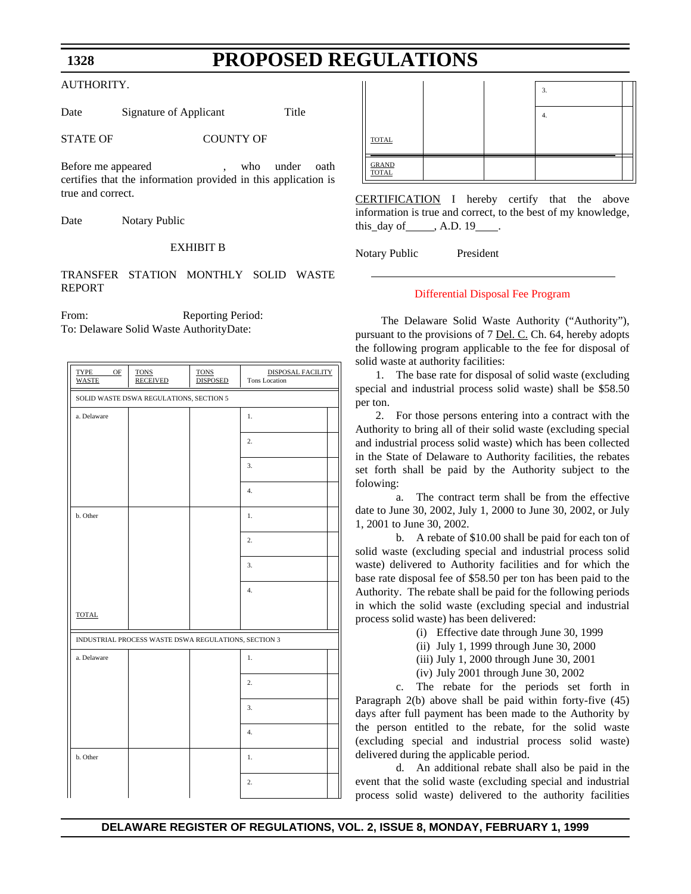AUTHORITY.

Date          Signature of Applicant          Title

STATE OF          COUNTY OF

Before me appeared                    , who under oath certifies that the information provided in this application is true and correct.

Date          Notary Public

EXHIBIT B

TRANSFER STATION MONTHLY SOLID WASTE REPORT

From:          Reporting Period:
To: Delaware Solid Waste Authority          Date:

| TYPE OF WASTE | TONS RECEIVED | TONS DISPOSED | DISPOSAL FACILITY Tons Location |
|---|---|---|---|
| SOLID WASTE DSWA REGULATIONS, SECTION 5 | | | |
| a. Delaware | | | 1. |
| | | | 2. |
| | | | 3. |
| | | | 4. |
| b. Other | | | 1. |
| | | | 2. |
| | | | 3. |
| | | | 4. |
| TOTAL | | | |
| INDUSTRIAL PROCESS WASTE DSWA REGULATIONS, SECTION 3 | | | |
| a. Delaware | | | 1. |
| | | | 2. |
| | | | 3. |
| | | | 4. |
| b. Other | | | 1. |
| | | | 2. |
| | | | 3. |
| | | | 4. |
| TOTAL | | | |
| GRAND TOTAL | | | |

CERTIFICATION I hereby certify that the above information is true and correct, to the best of my knowledge, this_day of_____, A.D. 19____.

Notary Public          President

---

## Differential Disposal Fee Program

The Delaware Solid Waste Authority ("Authority"), pursuant to the provisions of 7 Del. C. Ch. 64, hereby adopts the following program applicable to the fee for disposal of solid waste at authority facilities:

1. The base rate for disposal of solid waste (excluding special and industrial process solid waste) shall be $58.50 per ton.

2. For those persons entering into a contract with the Authority to bring all of their solid waste (excluding special and industrial process solid waste) which has been collected in the State of Delaware to Authority facilities, the rebates set forth shall be paid by the Authority subject to the folowing:

a. The contract term shall be from the effective date to June 30, 2002, July 1, 2000 to June 30, 2002, or July 1, 2001 to June 30, 2002.

b. A rebate of $10.00 shall be paid for each ton of solid waste (excluding special and industrial process solid waste) delivered to Authority facilities and for which the base rate disposal fee of $58.50 per ton has been paid to the Authority. The rebate shall be paid for the following periods in which the solid waste (excluding special and industrial process solid waste) has been delivered:

(i) Effective date through June 30, 1999
(ii) July 1, 1999 through June 30, 2000
(iii) July 1, 2000 through June 30, 2001
(iv) July 2001 through June 30, 2002

c. The rebate for the periods set forth in Paragraph 2(b) above shall be paid within forty-five (45) days after full payment has been made to the Authority by the person entitled to the rebate, for the solid waste (excluding special and industrial process solid waste) delivered during the applicable period.

d. An additional rebate shall also be paid in the event that the solid waste (excluding special and industrial process solid waste) delivered to the authority facilities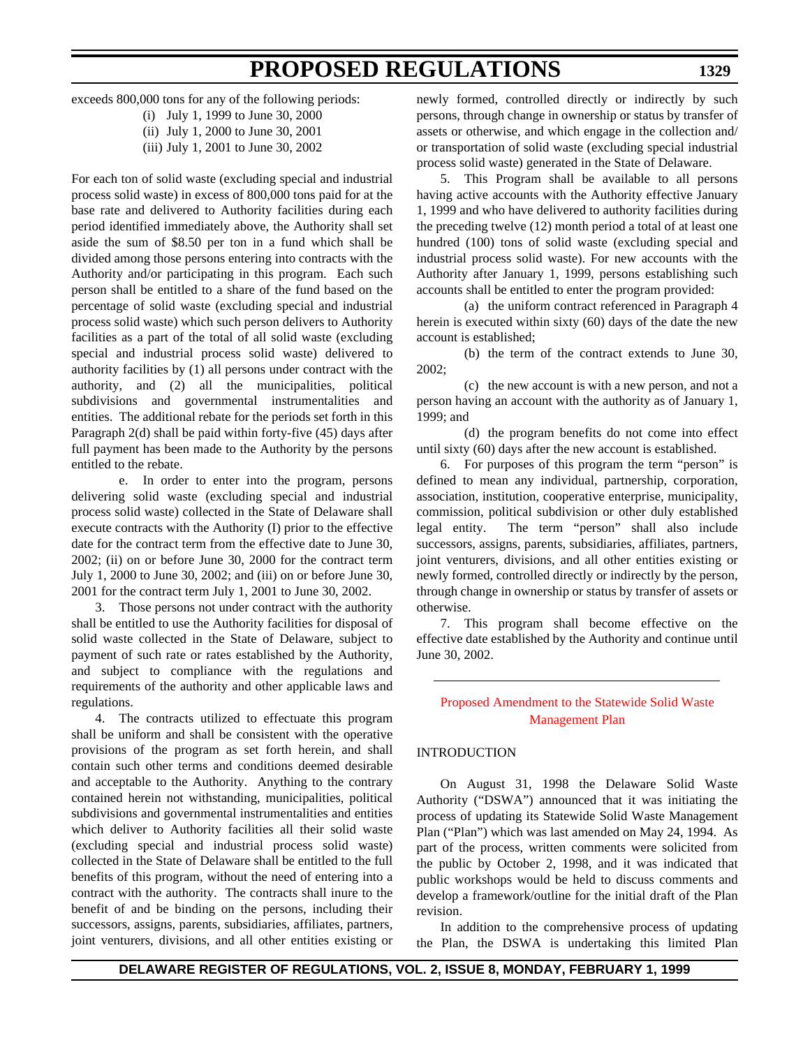exceeds 800,000 tons for any of the following periods:

(i) July 1, 1999 to June 30, 2000

(ii) July 1, 2000 to June 30, 2001

(iii) July 1, 2001 to June 30, 2002

For each ton of solid waste (excluding special and industrial process solid waste) in excess of 800,000 tons paid for at the base rate and delivered to Authority facilities during each period identified immediately above, the Authority shall set aside the sum of $8.50 per ton in a fund which shall be divided among those persons entering into contracts with the Authority and/or participating in this program. Each such person shall be entitled to a share of the fund based on the percentage of solid waste (excluding special and industrial process solid waste) which such person delivers to Authority facilities as a part of the total of all solid waste (excluding special and industrial process solid waste) delivered to authority facilities by (1) all persons under contract with the authority, and (2) all the municipalities, political subdivisions and governmental instrumentalities and entities. The additional rebate for the periods set forth in this Paragraph 2(d) shall be paid within forty-five (45) days after full payment has been made to the Authority by the persons entitled to the rebate.

e. In order to enter into the program, persons delivering solid waste (excluding special and industrial process solid waste) collected in the State of Delaware shall execute contracts with the Authority (I) prior to the effective date for the contract term from the effective date to June 30, 2002; (ii) on or before June 30, 2000 for the contract term July 1, 2000 to June 30, 2002; and (iii) on or before June 30, 2001 for the contract term July 1, 2001 to June 30, 2002.

3. Those persons not under contract with the authority shall be entitled to use the Authority facilities for disposal of solid waste collected in the State of Delaware, subject to payment of such rate or rates established by the Authority, and subject to compliance with the regulations and requirements of the authority and other applicable laws and regulations.

4. The contracts utilized to effectuate this program shall be uniform and shall be consistent with the operative provisions of the program as set forth herein, and shall contain such other terms and conditions deemed desirable and acceptable to the Authority. Anything to the contrary contained herein not withstanding, municipalities, political subdivisions and governmental instrumentalities and entities which deliver to Authority facilities all their solid waste (excluding special and industrial process solid waste) collected in the State of Delaware shall be entitled to the full benefits of this program, without the need of entering into a contract with the authority. The contracts shall inure to the benefit of and be binding on the persons, including their successors, assigns, parents, subsidiaries, affiliates, partners, joint venturers, divisions, and all other entities existing or newly formed, controlled directly or indirectly by such persons, through change in ownership or status by transfer of assets or otherwise, and which engage in the collection and/or transportation of solid waste (excluding special industrial process solid waste) generated in the State of Delaware.

5. This Program shall be available to all persons having active accounts with the Authority effective January 1, 1999 and who have delivered to authority facilities during the preceding twelve (12) month period a total of at least one hundred (100) tons of solid waste (excluding special and industrial process solid waste). For new accounts with the Authority after January 1, 1999, persons establishing such accounts shall be entitled to enter the program provided:

(a) the uniform contract referenced in Paragraph 4 herein is executed within sixty (60) days of the date the new account is established;

(b) the term of the contract extends to June 30, 2002;

(c) the new account is with a new person, and not a person having an account with the authority as of January 1, 1999; and

(d) the program benefits do not come into effect until sixty (60) days after the new account is established.

6. For purposes of this program the term "person" is defined to mean any individual, partnership, corporation, association, institution, cooperative enterprise, municipality, commission, political subdivision or other duly established legal entity. The term "person" shall also include successors, assigns, parents, subsidiaries, affiliates, partners, joint venturers, divisions, and all other entities existing or newly formed, controlled directly or indirectly by the person, through change in ownership or status by transfer of assets or otherwise.

7. This program shall become effective on the effective date established by the Authority and continue until June 30, 2002.

---

## Proposed Amendment to the Statewide Solid Waste Management Plan

INTRODUCTION

On August 31, 1998 the Delaware Solid Waste Authority ("DSWA") announced that it was initiating the process of updating its Statewide Solid Waste Management Plan ("Plan") which was last amended on May 24, 1994. As part of the process, written comments were solicited from the public by October 2, 1998, and it was indicated that public workshops would be held to discuss comments and develop a framework/outline for the initial draft of the Plan revision.

In addition to the comprehensive process of updating the Plan, the DSWA is undertaking this limited Plan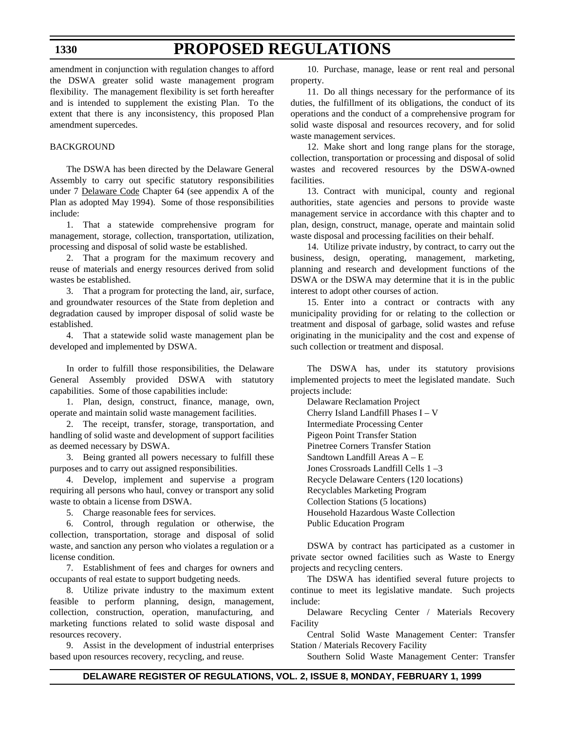amendment in conjunction with regulation changes to afford the DSWA greater solid waste management program flexibility. The management flexibility is set forth hereafter and is intended to supplement the existing Plan. To the extent that there is any inconsistency, this proposed Plan amendment supercedes.

BACKGROUND

The DSWA has been directed by the Delaware General Assembly to carry out specific statutory responsibilities under 7 Delaware Code Chapter 64 (see appendix A of the Plan as adopted May 1994). Some of those responsibilities include:

1. That a statewide comprehensive program for management, storage, collection, transportation, utilization, processing and disposal of solid waste be established.

2. That a program for the maximum recovery and reuse of materials and energy resources derived from solid wastes be established.

3. That a program for protecting the land, air, surface, and groundwater resources of the State from depletion and degradation caused by improper disposal of solid waste be established.

4. That a statewide solid waste management plan be developed and implemented by DSWA.

In order to fulfill those responsibilities, the Delaware General Assembly provided DSWA with statutory capabilities. Some of those capabilities include:

1. Plan, design, construct, finance, manage, own, operate and maintain solid waste management facilities.

2. The receipt, transfer, storage, transportation, and handling of solid waste and development of support facilities as deemed necessary by DSWA.

3. Being granted all powers necessary to fulfill these purposes and to carry out assigned responsibilities.

4. Develop, implement and supervise a program requiring all persons who haul, convey or transport any solid waste to obtain a license from DSWA.

5. Charge reasonable fees for services.

6. Control, through regulation or otherwise, the collection, transportation, storage and disposal of solid waste, and sanction any person who violates a regulation or a license condition.

7. Establishment of fees and charges for owners and occupants of real estate to support budgeting needs.

8. Utilize private industry to the maximum extent feasible to perform planning, design, management, collection, construction, operation, manufacturing, and marketing functions related to solid waste disposal and resources recovery.

9. Assist in the development of industrial enterprises based upon resources recovery, recycling, and reuse.

10. Purchase, manage, lease or rent real and personal property.

11. Do all things necessary for the performance of its duties, the fulfillment of its obligations, the conduct of its operations and the conduct of a comprehensive program for solid waste disposal and resources recovery, and for solid waste management services.

12. Make short and long range plans for the storage, collection, transportation or processing and disposal of solid wastes and recovered resources by the DSWA-owned facilities.

13. Contract with municipal, county and regional authorities, state agencies and persons to provide waste management service in accordance with this chapter and to plan, design, construct, manage, operate and maintain solid waste disposal and processing facilities on their behalf.

14. Utilize private industry, by contract, to carry out the business, design, operating, management, marketing, planning and research and development functions of the DSWA or the DSWA may determine that it is in the public interest to adopt other courses of action.

15. Enter into a contract or contracts with any municipality providing for or relating to the collection or treatment and disposal of garbage, solid wastes and refuse originating in the municipality and the cost and expense of such collection or treatment and disposal.

The DSWA has, under its statutory provisions implemented projects to meet the legislated mandate. Such projects include:

Delaware Reclamation Project
Cherry Island Landfill Phases I – V
Intermediate Processing Center
Pigeon Point Transfer Station
Pinetree Corners Transfer Station
Sandtown Landfill Areas A – E
Jones Crossroads Landfill Cells 1 –3
Recycle Delaware Centers (120 locations)
Recyclables Marketing Program
Collection Stations (5 locations)
Household Hazardous Waste Collection
Public Education Program

DSWA by contract has participated as a customer in private sector owned facilities such as Waste to Energy projects and recycling centers.

The DSWA has identified several future projects to continue to meet its legislative mandate. Such projects include:

Delaware Recycling Center / Materials Recovery Facility

Central Solid Waste Management Center: Transfer Station / Materials Recovery Facility

Southern Solid Waste Management Center: Transfer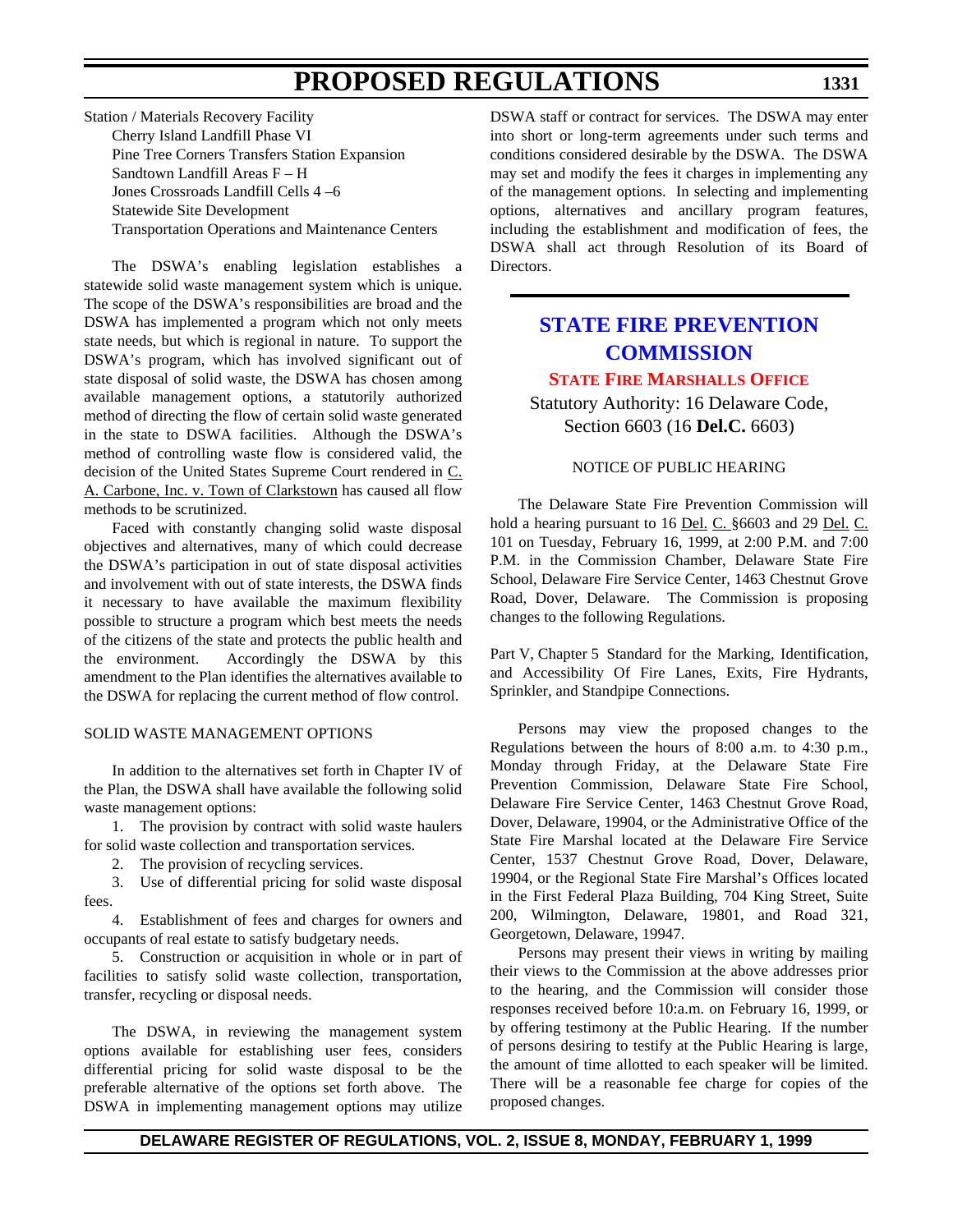Station / Materials Recovery Facility

Cherry Island Landfill Phase VI

Pine Tree Corners Transfers Station Expansion

Sandtown Landfill Areas F – H

Jones Crossroads Landfill Cells 4 –6

Statewide Site Development

Transportation Operations and Maintenance Centers

The DSWA's enabling legislation establishes a statewide solid waste management system which is unique. The scope of the DSWA's responsibilities are broad and the DSWA has implemented a program which not only meets state needs, but which is regional in nature. To support the DSWA's program, which has involved significant out of state disposal of solid waste, the DSWA has chosen among available management options, a statutorily authorized method of directing the flow of certain solid waste generated in the state to DSWA facilities. Although the DSWA's method of controlling waste flow is considered valid, the decision of the United States Supreme Court rendered in C. A. Carbone, Inc. v. Town of Clarkstown has caused all flow methods to be scrutinized.

Faced with constantly changing solid waste disposal objectives and alternatives, many of which could decrease the DSWA's participation in out of state disposal activities and involvement with out of state interests, the DSWA finds it necessary to have available the maximum flexibility possible to structure a program which best meets the needs of the citizens of the state and protects the public health and the environment. Accordingly the DSWA by this amendment to the Plan identifies the alternatives available to the DSWA for replacing the current method of flow control.

SOLID WASTE MANAGEMENT OPTIONS

In addition to the alternatives set forth in Chapter IV of the Plan, the DSWA shall have available the following solid waste management options:

1. The provision by contract with solid waste haulers for solid waste collection and transportation services.
2. The provision of recycling services.
3. Use of differential pricing for solid waste disposal fees.
4. Establishment of fees and charges for owners and occupants of real estate to satisfy budgetary needs.
5. Construction or acquisition in whole or in part of facilities to satisfy solid waste collection, transportation, transfer, recycling or disposal needs.

The DSWA, in reviewing the management system options available for establishing user fees, considers differential pricing for solid waste disposal to be the preferable alternative of the options set forth above. The DSWA in implementing management options may utilize DSWA staff or contract for services. The DSWA may enter into short or long-term agreements under such terms and conditions considered desirable by the DSWA. The DSWA may set and modify the fees it charges in implementing any of the management options. In selecting and implementing options, alternatives and ancillary program features, including the establishment and modification of fees, the DSWA shall act through Resolution of its Board of Directors.

## STATE FIRE PREVENTION COMMISSION

### STATE FIRE MARSHALLS OFFICE

Statutory Authority: 16 Delaware Code, Section 6603 (16 **Del.C.** 6603)

NOTICE OF PUBLIC HEARING

The Delaware State Fire Prevention Commission will hold a hearing pursuant to 16 Del. C. §6603 and 29 Del. C. 101 on Tuesday, February 16, 1999, at 2:00 P.M. and 7:00 P.M. in the Commission Chamber, Delaware State Fire School, Delaware Fire Service Center, 1463 Chestnut Grove Road, Dover, Delaware. The Commission is proposing changes to the following Regulations.

Part V, Chapter 5 Standard for the Marking, Identification, and Accessibility Of Fire Lanes, Exits, Fire Hydrants, Sprinkler, and Standpipe Connections.

Persons may view the proposed changes to the Regulations between the hours of 8:00 a.m. to 4:30 p.m., Monday through Friday, at the Delaware State Fire Prevention Commission, Delaware State Fire School, Delaware Fire Service Center, 1463 Chestnut Grove Road, Dover, Delaware, 19904, or the Administrative Office of the State Fire Marshal located at the Delaware Fire Service Center, 1537 Chestnut Grove Road, Dover, Delaware, 19904, or the Regional State Fire Marshal's Offices located in the First Federal Plaza Building, 704 King Street, Suite 200, Wilmington, Delaware, 19801, and Road 321, Georgetown, Delaware, 19947.

Persons may present their views in writing by mailing their views to the Commission at the above addresses prior to the hearing, and the Commission will consider those responses received before 10:a.m. on February 16, 1999, or by offering testimony at the Public Hearing. If the number of persons desiring to testify at the Public Hearing is large, the amount of time allotted to each speaker will be limited. There will be a reasonable fee charge for copies of the proposed changes.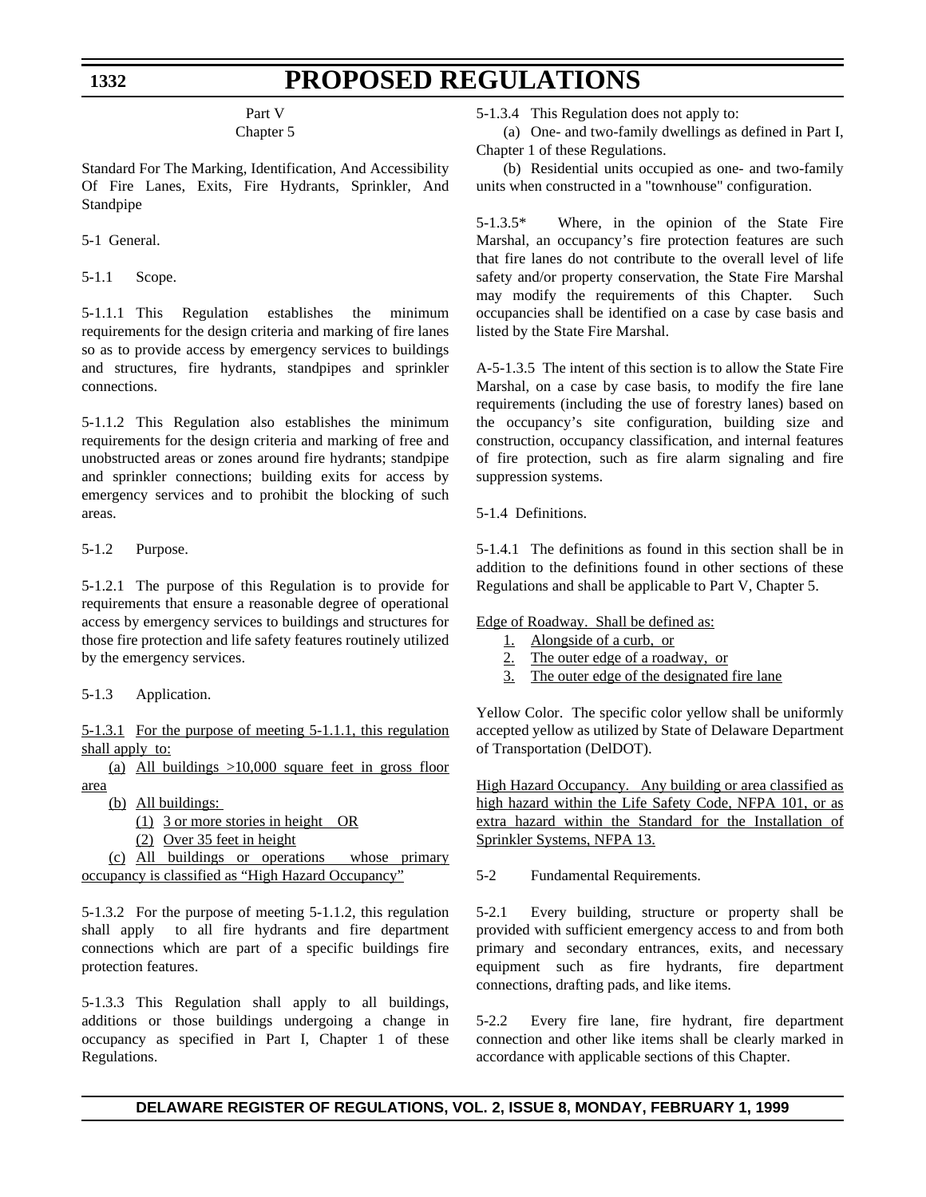Part V

Chapter 5

Standard For The Marking, Identification, And Accessibility Of Fire Lanes, Exits, Fire Hydrants, Sprinkler, And Standpipe

5-1 General.

5-1.1 Scope.

5-1.1.1 This Regulation establishes the minimum requirements for the design criteria and marking of fire lanes so as to provide access by emergency services to buildings and structures, fire hydrants, standpipes and sprinkler connections.

5-1.1.2 This Regulation also establishes the minimum requirements for the design criteria and marking of free and unobstructed areas or zones around fire hydrants; standpipe and sprinkler connections; building exits for access by emergency services and to prohibit the blocking of such areas.

5-1.2 Purpose.

5-1.2.1 The purpose of this Regulation is to provide for requirements that ensure a reasonable degree of operational access by emergency services to buildings and structures for those fire protection and life safety features routinely utilized by the emergency services.

5-1.3 Application.

<u>5-1.3.1 For the purpose of meeting 5-1.1.1, this regulation shall apply to:</u>

<u>(a) All buildings >10,000 square feet in gross floor area</u>

<u>(b) All buildings:</u>

<u>(1) 3 or more stories in height OR</u>

<u>(2) Over 35 feet in height</u>

<u>(c) All buildings or operations whose primary occupancy is classified as “High Hazard Occupancy”</u>

5-1.3.2 For the purpose of meeting 5-1.1.2, this regulation shall apply to all fire hydrants and fire department connections which are part of a specific buildings fire protection features.

5-1.3.3 This Regulation shall apply to all buildings, additions or those buildings undergoing a change in occupancy as specified in Part I, Chapter 1 of these Regulations.

5-1.3.4 This Regulation does not apply to:

(a) One- and two-family dwellings as defined in Part I, Chapter 1 of these Regulations.

(b) Residential units occupied as one- and two-family units when constructed in a "townhouse" configuration.

5-1.3.5* Where, in the opinion of the State Fire Marshal, an occupancy’s fire protection features are such that fire lanes do not contribute to the overall level of life safety and/or property conservation, the State Fire Marshal may modify the requirements of this Chapter. Such occupancies shall be identified on a case by case basis and listed by the State Fire Marshal.

A-5-1.3.5 The intent of this section is to allow the State Fire Marshal, on a case by case basis, to modify the fire lane requirements (including the use of forestry lanes) based on the occupancy’s site configuration, building size and construction, occupancy classification, and internal features of fire protection, such as fire alarm signaling and fire suppression systems.

5-1.4 Definitions.

5-1.4.1 The definitions as found in this section shall be in addition to the definitions found in other sections of these Regulations and shall be applicable to Part V, Chapter 5.

<u>Edge of Roadway. Shall be defined as:</u>

1. <u>Alongside of a curb, or</u>
2. <u>The outer edge of a roadway, or</u>
3. <u>The outer edge of the designated fire lane</u>

Yellow Color. The specific color yellow shall be uniformly accepted yellow as utilized by State of Delaware Department of Transportation (DelDOT).

<u>High Hazard Occupancy. Any building or area classified as high hazard within the Life Safety Code, NFPA 101, or as extra hazard within the Standard for the Installation of Sprinkler Systems, NFPA 13.</u>

5-2 Fundamental Requirements.

5-2.1 Every building, structure or property shall be provided with sufficient emergency access to and from both primary and secondary entrances, exits, and necessary equipment such as fire hydrants, fire department connections, drafting pads, and like items.

5-2.2 Every fire lane, fire hydrant, fire department connection and other like items shall be clearly marked in accordance with applicable sections of this Chapter.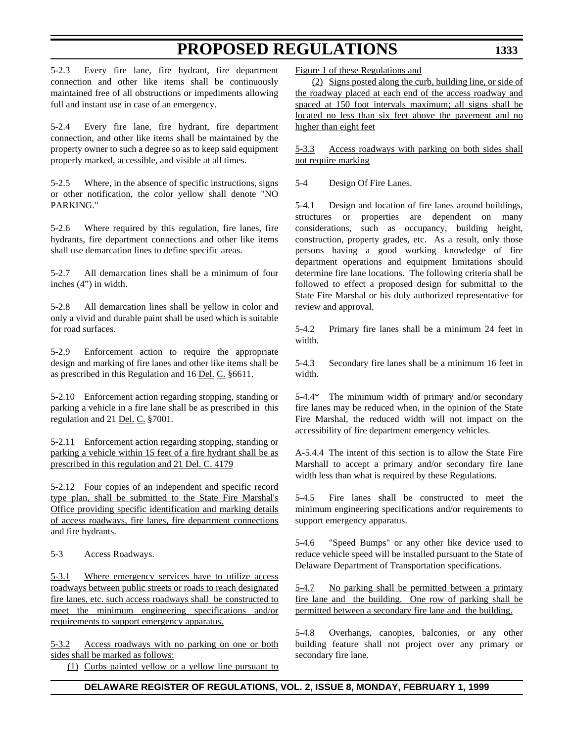5-2.3 Every fire lane, fire hydrant, fire department connection and other like items shall be continuously maintained free of all obstructions or impediments allowing full and instant use in case of an emergency.

5-2.4 Every fire lane, fire hydrant, fire department connection, and other like items shall be maintained by the property owner to such a degree so as to keep said equipment properly marked, accessible, and visible at all times.

5-2.5 Where, in the absence of specific instructions, signs or other notification, the color yellow shall denote "NO PARKING."

5-2.6 Where required by this regulation, fire lanes, fire hydrants, fire department connections and other like items shall use demarcation lines to define specific areas.

5-2.7 All demarcation lines shall be a minimum of four inches (4") in width.

5-2.8 All demarcation lines shall be yellow in color and only a vivid and durable paint shall be used which is suitable for road surfaces.

5-2.9 Enforcement action to require the appropriate design and marking of fire lanes and other like items shall be as prescribed in this Regulation and 16 Del. C. §6611.

5-2.10 Enforcement action regarding stopping, standing or parking a vehicle in a fire lane shall be as prescribed in this regulation and 21 Del. C. §7001.

5-2.11 Enforcement action regarding stopping, standing or parking a vehicle within 15 feet of a fire hydrant shall be as prescribed in this regulation and 21 Del. C. 4179

5-2.12 Four copies of an independent and specific record type plan, shall be submitted to the State Fire Marshal's Office providing specific identification and marking details of access roadways, fire lanes, fire department connections and fire hydrants.

5-3 Access Roadways.

5-3.1 Where emergency services have to utilize access roadways between public streets or roads to reach designated fire lanes, etc. such access roadways shall be constructed to meet the minimum engineering specifications and/or requirements to support emergency apparatus.

5-3.2 Access roadways with no parking on one or both sides shall be marked as follows:

(1) Curbs painted yellow or a yellow line pursuant to Figure 1 of these Regulations and

(2) Signs posted along the curb, building line, or side of the roadway placed at each end of the access roadway and spaced at 150 foot intervals maximum; all signs shall be located no less than six feet above the pavement and no higher than eight feet

5-3.3 Access roadways with parking on both sides shall not require marking

5-4 Design Of Fire Lanes.

5-4.1 Design and location of fire lanes around buildings, structures or properties are dependent on many considerations, such as occupancy, building height, construction, property grades, etc. As a result, only those persons having a good working knowledge of fire department operations and equipment limitations should determine fire lane locations. The following criteria shall be followed to effect a proposed design for submittal to the State Fire Marshal or his duly authorized representative for review and approval.

5-4.2 Primary fire lanes shall be a minimum 24 feet in width.

5-4.3 Secondary fire lanes shall be a minimum 16 feet in width.

5-4.4* The minimum width of primary and/or secondary fire lanes may be reduced when, in the opinion of the State Fire Marshal, the reduced width will not impact on the accessibility of fire department emergency vehicles.

A-5.4.4 The intent of this section is to allow the State Fire Marshall to accept a primary and/or secondary fire lane width less than what is required by these Regulations.

5-4.5 Fire lanes shall be constructed to meet the minimum engineering specifications and/or requirements to support emergency apparatus.

5-4.6 "Speed Bumps" or any other like device used to reduce vehicle speed will be installed pursuant to the State of Delaware Department of Transportation specifications.

5-4.7 No parking shall be permitted between a primary fire lane and the building. One row of parking shall be permitted between a secondary fire lane and the building.

5-4.8 Overhangs, canopies, balconies, or any other building feature shall not project over any primary or secondary fire lane.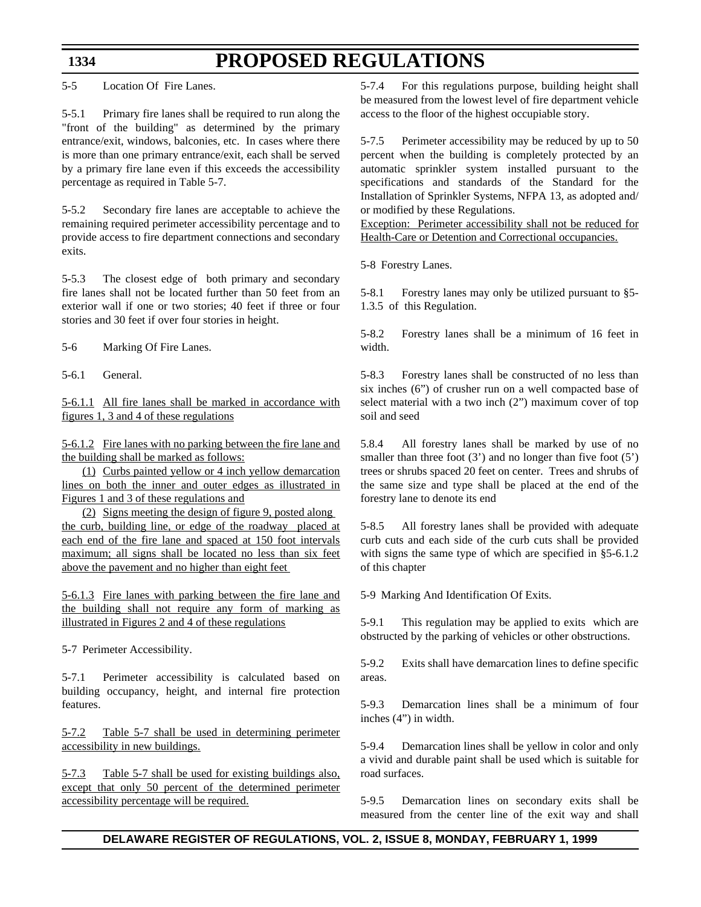5-5 Location Of Fire Lanes.

5-5.1 Primary fire lanes shall be required to run along the "front of the building" as determined by the primary entrance/exit, windows, balconies, etc. In cases where there is more than one primary entrance/exit, each shall be served by a primary fire lane even if this exceeds the accessibility percentage as required in Table 5-7.

5-5.2 Secondary fire lanes are acceptable to achieve the remaining required perimeter accessibility percentage and to provide access to fire department connections and secondary exits.

5-5.3 The closest edge of both primary and secondary fire lanes shall not be located further than 50 feet from an exterior wall if one or two stories; 40 feet if three or four stories and 30 feet if over four stories in height.

5-6 Marking Of Fire Lanes.

5-6.1 General.

5-6.1.1 All fire lanes shall be marked in accordance with figures 1, 3 and 4 of these regulations

5-6.1.2 Fire lanes with no parking between the fire lane and the building shall be marked as follows:

(1) Curbs painted yellow or 4 inch yellow demarcation lines on both the inner and outer edges as illustrated in Figures 1 and 3 of these regulations and

(2) Signs meeting the design of figure 9, posted along the curb, building line, or edge of the roadway placed at each end of the fire lane and spaced at 150 foot intervals maximum; all signs shall be located no less than six feet above the pavement and no higher than eight feet

5-6.1.3 Fire lanes with parking between the fire lane and the building shall not require any form of marking as illustrated in Figures 2 and 4 of these regulations

5-7 Perimeter Accessibility.

5-7.1 Perimeter accessibility is calculated based on building occupancy, height, and internal fire protection features.

5-7.2 Table 5-7 shall be used in determining perimeter accessibility in new buildings.

5-7.3 Table 5-7 shall be used for existing buildings also, except that only 50 percent of the determined perimeter accessibility percentage will be required.

5-7.4 For this regulations purpose, building height shall be measured from the lowest level of fire department vehicle access to the floor of the highest occupiable story.

5-7.5 Perimeter accessibility may be reduced by up to 50 percent when the building is completely protected by an automatic sprinkler system installed pursuant to the specifications and standards of the Standard for the Installation of Sprinkler Systems, NFPA 13, as adopted and/ or modified by these Regulations.

Exception: Perimeter accessibility shall not be reduced for Health-Care or Detention and Correctional occupancies.

5-8 Forestry Lanes.

5-8.1 Forestry lanes may only be utilized pursuant to §5-1.3.5 of this Regulation.

5-8.2 Forestry lanes shall be a minimum of 16 feet in width.

5-8.3 Forestry lanes shall be constructed of no less than six inches (6") of crusher run on a well compacted base of select material with a two inch (2") maximum cover of top soil and seed

5.8.4 All forestry lanes shall be marked by use of no smaller than three foot (3') and no longer than five foot (5') trees or shrubs spaced 20 feet on center. Trees and shrubs of the same size and type shall be placed at the end of the forestry lane to denote its end

5-8.5 All forestry lanes shall be provided with adequate curb cuts and each side of the curb cuts shall be provided with signs the same type of which are specified in §5-6.1.2 of this chapter

5-9 Marking And Identification Of Exits.

5-9.1 This regulation may be applied to exits which are obstructed by the parking of vehicles or other obstructions.

5-9.2 Exits shall have demarcation lines to define specific areas.

5-9.3 Demarcation lines shall be a minimum of four inches (4") in width.

5-9.4 Demarcation lines shall be yellow in color and only a vivid and durable paint shall be used which is suitable for road surfaces.

5-9.5 Demarcation lines on secondary exits shall be measured from the center line of the exit way and shall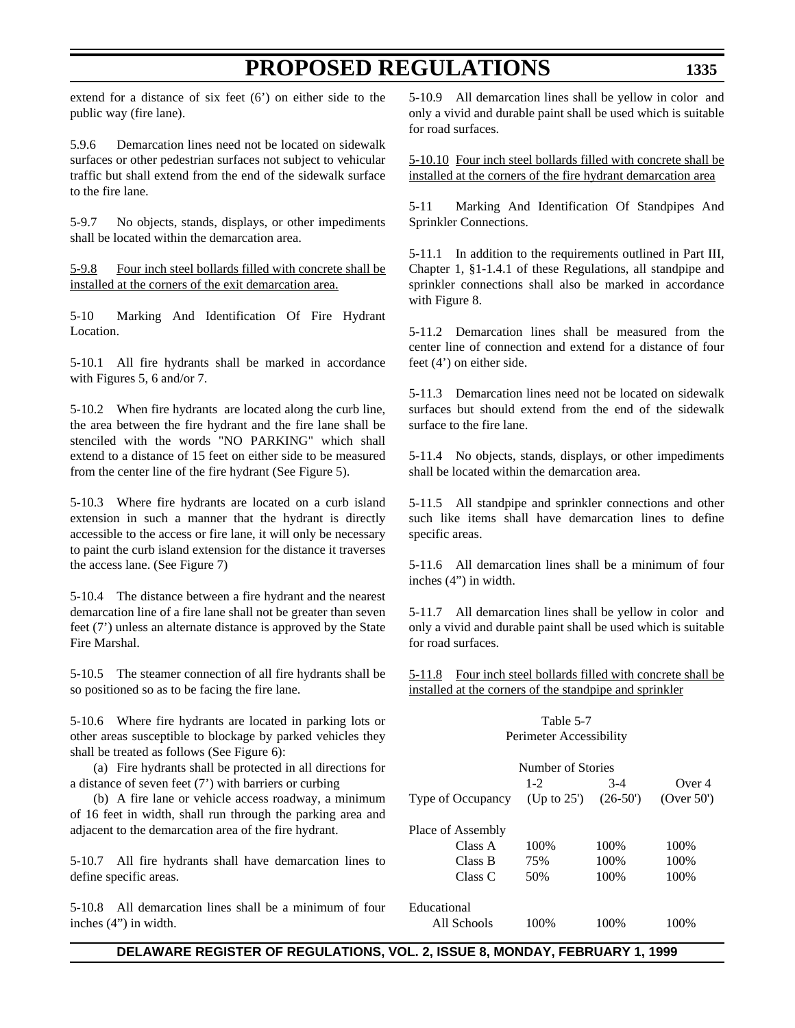extend for a distance of six feet (6') on either side to the public way (fire lane).

5.9.6 Demarcation lines need not be located on sidewalk surfaces or other pedestrian surfaces not subject to vehicular traffic but shall extend from the end of the sidewalk surface to the fire lane.

5-9.7 No objects, stands, displays, or other impediments shall be located within the demarcation area.

<u>5-9.8 Four inch steel bollards filled with concrete shall be installed at the corners of the exit demarcation area.</u>

5-10 Marking And Identification Of Fire Hydrant Location.

5-10.1 All fire hydrants shall be marked in accordance with Figures 5, 6 and/or 7.

5-10.2 When fire hydrants are located along the curb line, the area between the fire hydrant and the fire lane shall be stenciled with the words "NO PARKING" which shall extend to a distance of 15 feet on either side to be measured from the center line of the fire hydrant (See Figure 5).

5-10.3 Where fire hydrants are located on a curb island extension in such a manner that the hydrant is directly accessible to the access or fire lane, it will only be necessary to paint the curb island extension for the distance it traverses the access lane. (See Figure 7)

5-10.4 The distance between a fire hydrant and the nearest demarcation line of a fire lane shall not be greater than seven feet (7') unless an alternate distance is approved by the State Fire Marshal.

5-10.5 The steamer connection of all fire hydrants shall be so positioned so as to be facing the fire lane.

5-10.6 Where fire hydrants are located in parking lots or other areas susceptible to blockage by parked vehicles they shall be treated as follows (See Figure 6):

(a) Fire hydrants shall be protected in all directions for a distance of seven feet (7') with barriers or curbing

(b) A fire lane or vehicle access roadway, a minimum of 16 feet in width, shall run through the parking area and adjacent to the demarcation area of the fire hydrant.

5-10.7 All fire hydrants shall have demarcation lines to define specific areas.

5-10.8 All demarcation lines shall be a minimum of four inches (4") in width.

5-10.9 All demarcation lines shall be yellow in color and only a vivid and durable paint shall be used which is suitable for road surfaces.

<u>5-10.10 Four inch steel bollards filled with concrete shall be installed at the corners of the fire hydrant demarcation area</u>

5-11 Marking And Identification Of Standpipes And Sprinkler Connections.

5-11.1 In addition to the requirements outlined in Part III, Chapter 1, §1-1.4.1 of these Regulations, all standpipe and sprinkler connections shall also be marked in accordance with Figure 8.

5-11.2 Demarcation lines shall be measured from the center line of connection and extend for a distance of four feet (4') on either side.

5-11.3 Demarcation lines need not be located on sidewalk surfaces but should extend from the end of the sidewalk surface to the fire lane.

5-11.4 No objects, stands, displays, or other impediments shall be located within the demarcation area.

5-11.5 All standpipe and sprinkler connections and other such like items shall have demarcation lines to define specific areas.

5-11.6 All demarcation lines shall be a minimum of four inches (4") in width.

5-11.7 All demarcation lines shall be yellow in color and only a vivid and durable paint shall be used which is suitable for road surfaces.

<u>5-11.8 Four inch steel bollards filled with concrete shall be installed at the corners of the standpipe and sprinkler</u>

Table 5-7
Perimeter Accessibility

| | Number of Stories | | |
|---|---|---|---|
| Type of Occupancy | 1-2 (Up to 25') | 3-4 (26-50') | Over 4 (Over 50') |
| Place of Assembly | | | |
| Class A | 100% | 100% | 100% |
| Class B | 75% | 100% | 100% |
| Class C | 50% | 100% | 100% |
| Educational | | | |
| All Schools | 100% | 100% | 100% |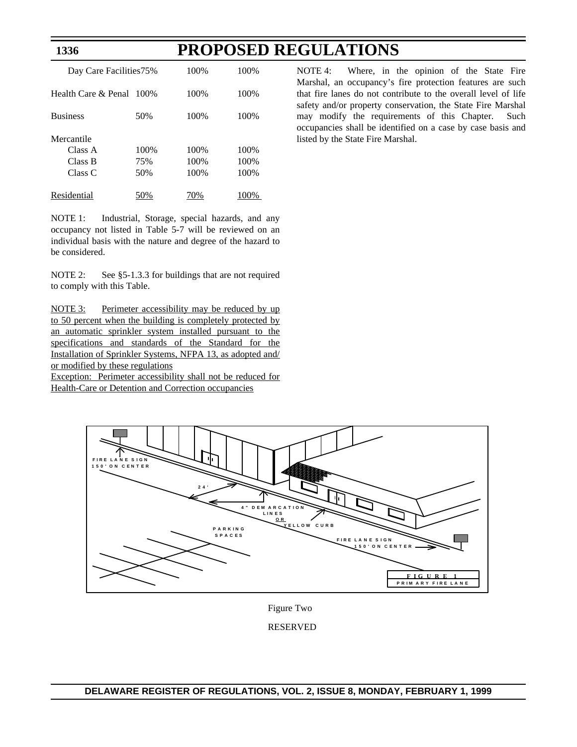| | | | |
|---|---|---|---|
| Day Care Facilities | 75% | 100% | 100% |
| Health Care & Penal | 100% | 100% | 100% |
| Business | 50% | 100% | 100% |
| Mercantile | | | |
| Class A | 100% | 100% | 100% |
| Class B | 75% | 100% | 100% |
| Class C | 50% | 100% | 100% |
| <u>Residential</u> | <u>50%</u> | <u>70%</u> | <u>100%</u> |

NOTE 1: Industrial, Storage, special hazards, and any occupancy not listed in Table 5-7 will be reviewed on an individual basis with the nature and degree of the hazard to be considered.

NOTE 2: See §5-1.3.3 for buildings that are not required to comply with this Table.

<u>NOTE 3: Perimeter accessibility may be reduced by up to 50 percent when the building is completely protected by an automatic sprinkler system installed pursuant to the specifications and standards of the Standard for the Installation of Sprinkler Systems, NFPA 13, as adopted and/ or modified by these regulations</u>

<u>Exception: Perimeter accessibility shall not be reduced for Health-Care or Detention and Correction occupancies</u>

NOTE 4: Where, in the opinion of the State Fire Marshal, an occupancy's fire protection features are such that fire lanes do not contribute to the overall level of life safety and/or property conservation, the State Fire Marshal may modify the requirements of this Chapter. Such occupancies shall be identified on a case by case basis and listed by the State Fire Marshal.

FIRE LANE SIGN 150' ON CENTER

24'

4" DEMARCATION LINES OR YELLOW CURB

PARKING SPACES

FIRE LANE SIGN 150' ON CENTER

FIGURE 1
PRIMARY FIRE LANE

Figure Two

RESERVED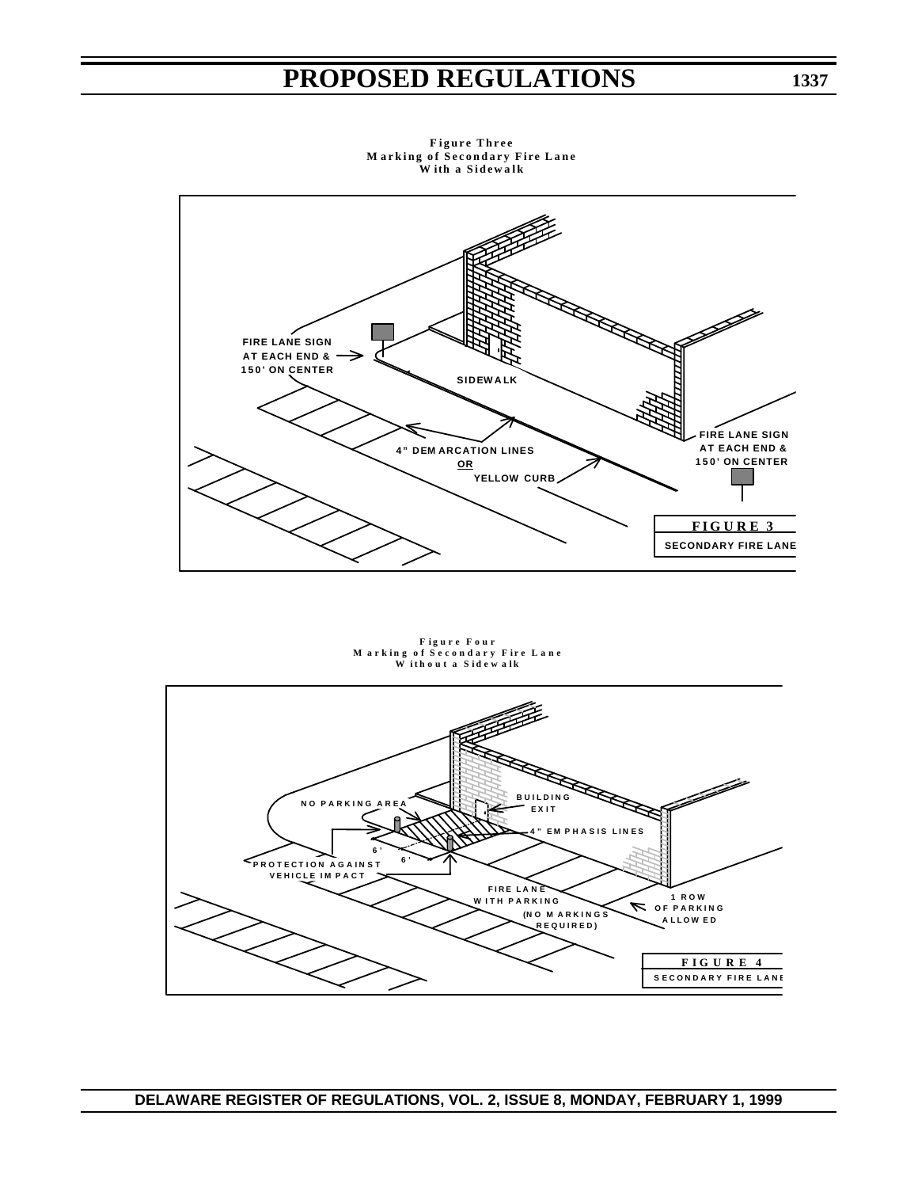**Figure Three**
**Marking of Secondary Fire Lane**
**With a Sidewalk**

FIRE LANE SIGN AT EACH END & 150' ON CENTER

SIDEWALK

4" DEMARCATION LINES OR YELLOW CURB

FIRE LANE SIGN AT EACH END & 150' ON CENTER

**FIGURE 3**
**SECONDARY FIRE LANE**

**Figure Four**
**Marking of Secondary Fire Lane**
**Without a Sidewalk**

NO PARKING AREA

BUILDING EXIT

4" EMPHASIS LINES

6'

6'

PROTECTION AGAINST VEHICLE IMPACT

FIRE LANE WITH PARKING (NO MARKINGS REQUIRED)

1 ROW OF PARKING ALLOWED

**FIGURE 4**
**SECONDARY FIRE LANE**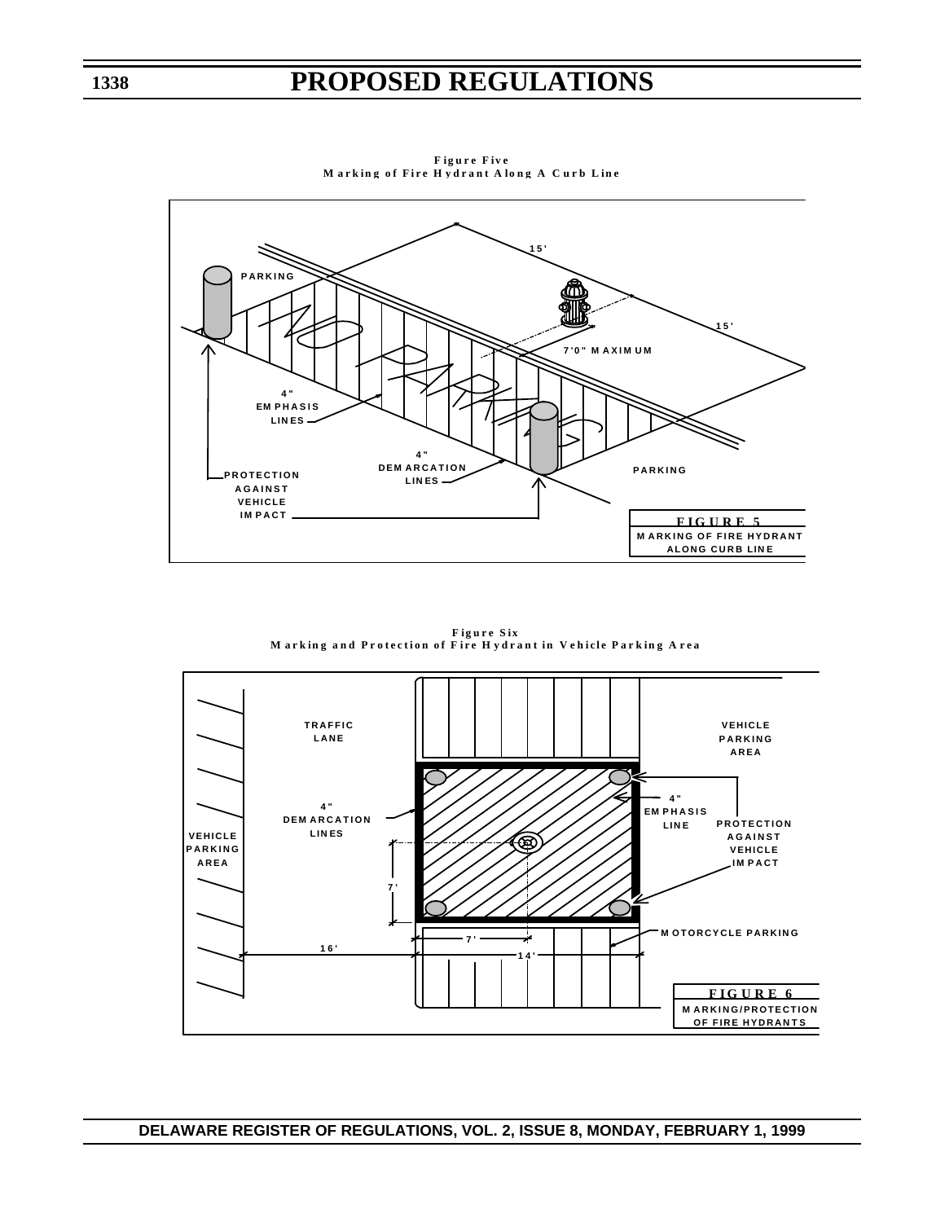**Figure Five**
**Marking of Fire Hydrant Along A Curb Line**

PARKING

15'

15'

7'0" MAXIMUM

4" EMPHASIS LINES

4" DEMARCATION LINES

PROTECTION AGAINST VEHICLE IMPACT

PARKING

FIGURE 5
MARKING OF FIRE HYDRANT ALONG CURB LINE

**Figure Six**
**Marking and Protection of Fire Hydrant in Vehicle Parking Area**

TRAFFIC LANE

VEHICLE PARKING AREA

4" DEMARCATION LINES

4" EMPHASIS LINE

PROTECTION AGAINST VEHICLE IMPACT

VEHICLE PARKING AREA

7'

7'

16'

14'

MOTORCYCLE PARKING

FIGURE 6
MARKING/PROTECTION OF FIRE HYDRANTS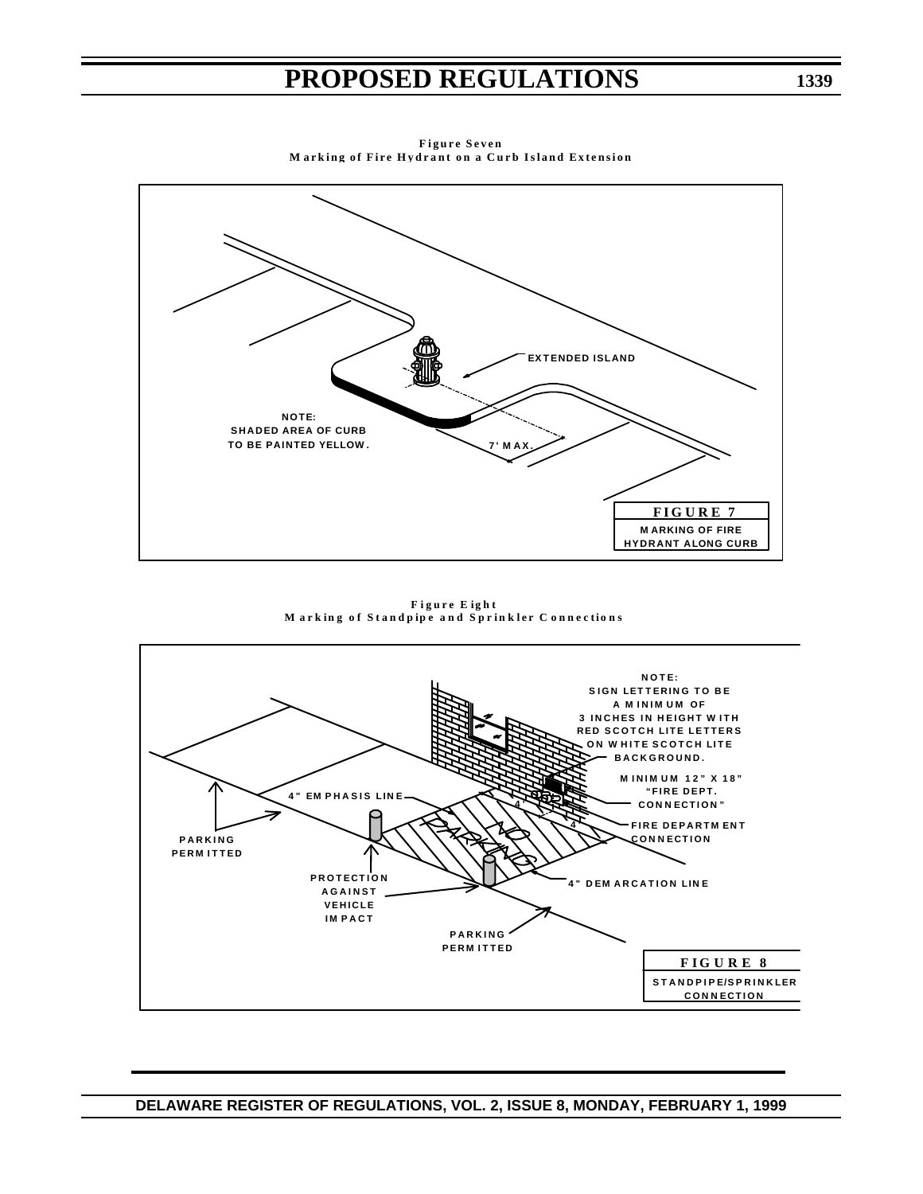**Figure Seven**
**Marking of Fire Hydrant on a Curb Island Extension**

EXTENDED ISLAND

NOTE:
SHADED AREA OF CURB
TO BE PAINTED YELLOW.

7' MAX.

**FIGURE 7**
MARKING OF FIRE
HYDRANT ALONG CURB

**Figure Eight**
**Marking of Standpipe and Sprinkler Connections**

NOTE:
SIGN LETTERING TO BE
A MINIMUM OF
3 INCHES IN HEIGHT WITH
RED SCOTCH LITE LETTERS
ON WHITE SCOTCH LITE
BACKGROUND.

MINIMUM 12" X 18"
"FIRE DEPT.
CONNECTION"

4" EMPHASIS LINE

FIRE DEPARTMENT
CONNECTION

PARKING
PERMITTED

PROTECTION
AGAINST
VEHICLE
IMPACT

4" DEMARCATION LINE

PARKING
PERMITTED

**FIGURE 8**
STANDPIPE/SPRINKLER
CONNECTION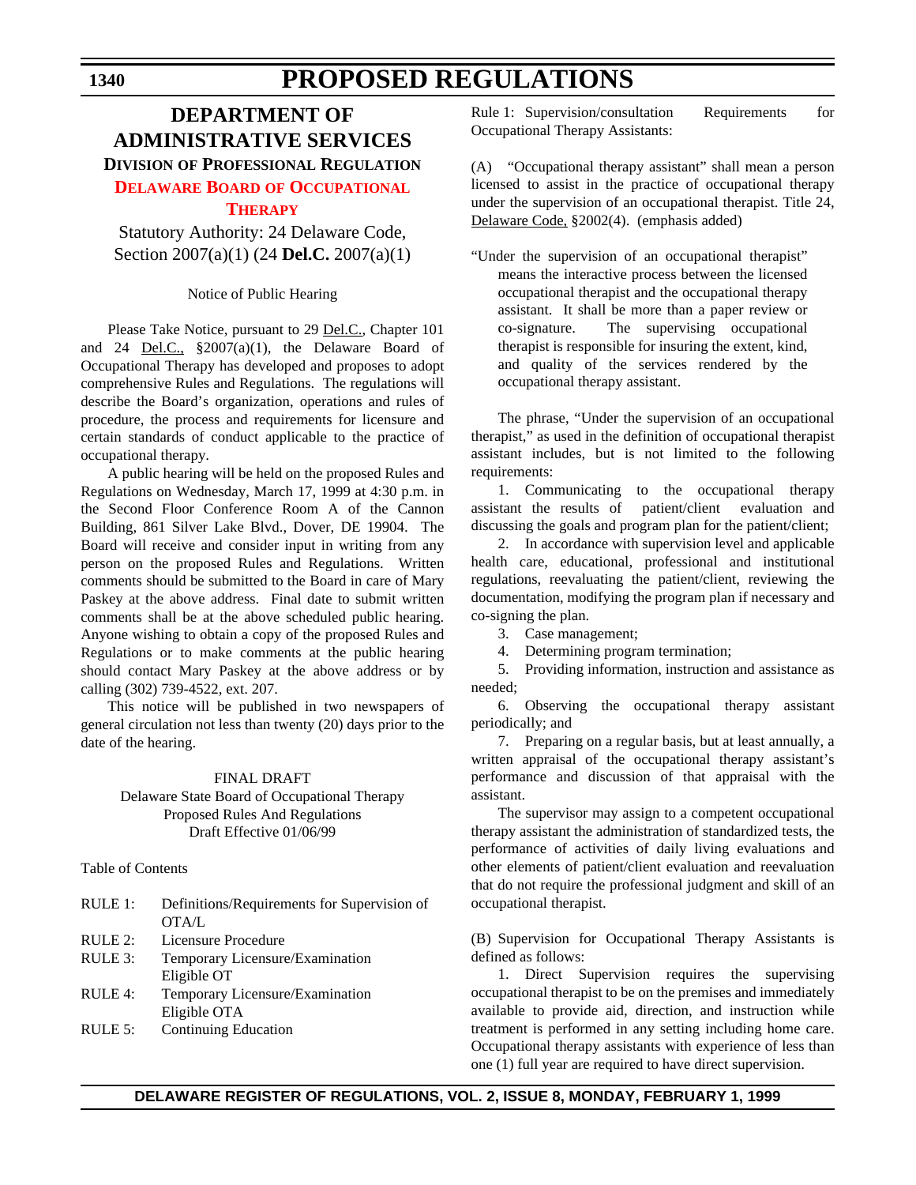# DEPARTMENT OF ADMINISTRATIVE SERVICES

## DIVISION OF PROFESSIONAL REGULATION

### DELAWARE BOARD OF OCCUPATIONAL THERAPY

Statutory Authority: 24 Delaware Code, Section 2007(a)(1) (24 **Del.C.** 2007(a)(1)

Notice of Public Hearing

Please Take Notice, pursuant to 29 Del.C., Chapter 101 and 24 Del.C., §2007(a)(1), the Delaware Board of Occupational Therapy has developed and proposes to adopt comprehensive Rules and Regulations. The regulations will describe the Board's organization, operations and rules of procedure, the process and requirements for licensure and certain standards of conduct applicable to the practice of occupational therapy.

A public hearing will be held on the proposed Rules and Regulations on Wednesday, March 17, 1999 at 4:30 p.m. in the Second Floor Conference Room A of the Cannon Building, 861 Silver Lake Blvd., Dover, DE 19904. The Board will receive and consider input in writing from any person on the proposed Rules and Regulations. Written comments should be submitted to the Board in care of Mary Paskey at the above address. Final date to submit written comments shall be at the above scheduled public hearing. Anyone wishing to obtain a copy of the proposed Rules and Regulations or to make comments at the public hearing should contact Mary Paskey at the above address or by calling (302) 739-4522, ext. 207.

This notice will be published in two newspapers of general circulation not less than twenty (20) days prior to the date of the hearing.

FINAL DRAFT
Delaware State Board of Occupational Therapy
Proposed Rules And Regulations
Draft Effective 01/06/99

Table of Contents

| | |
|---|---|
| RULE 1: | Definitions/Requirements for Supervision of OTA/L |
| RULE 2: | Licensure Procedure |
| RULE 3: | Temporary Licensure/Examination Eligible OT |
| RULE 4: | Temporary Licensure/Examination Eligible OTA |
| RULE 5: | Continuing Education |

Rule 1: Supervision/consultation Requirements for Occupational Therapy Assistants:

(A) "Occupational therapy assistant" shall mean a person licensed to assist in the practice of occupational therapy under the supervision of an occupational therapist. Title 24, Delaware Code, §2002(4). (emphasis added)

"Under the supervision of an occupational therapist" means the interactive process between the licensed occupational therapist and the occupational therapy assistant. It shall be more than a paper review or co-signature. The supervising occupational therapist is responsible for insuring the extent, kind, and quality of the services rendered by the occupational therapy assistant.

The phrase, "Under the supervision of an occupational therapist," as used in the definition of occupational therapist assistant includes, but is not limited to the following requirements:

1. Communicating to the occupational therapy assistant the results of patient/client evaluation and discussing the goals and program plan for the patient/client;

2. In accordance with supervision level and applicable health care, educational, professional and institutional regulations, reevaluating the patient/client, reviewing the documentation, modifying the program plan if necessary and co-signing the plan.

3. Case management;

4. Determining program termination;

5. Providing information, instruction and assistance as needed;

6. Observing the occupational therapy assistant periodically; and

7. Preparing on a regular basis, but at least annually, a written appraisal of the occupational therapy assistant's performance and discussion of that appraisal with the assistant.

The supervisor may assign to a competent occupational therapy assistant the administration of standardized tests, the performance of activities of daily living evaluations and other elements of patient/client evaluation and reevaluation that do not require the professional judgment and skill of an occupational therapist.

(B) Supervision for Occupational Therapy Assistants is defined as follows:

1. Direct Supervision requires the supervising occupational therapist to be on the premises and immediately available to provide aid, direction, and instruction while treatment is performed in any setting including home care. Occupational therapy assistants with experience of less than one (1) full year are required to have direct supervision.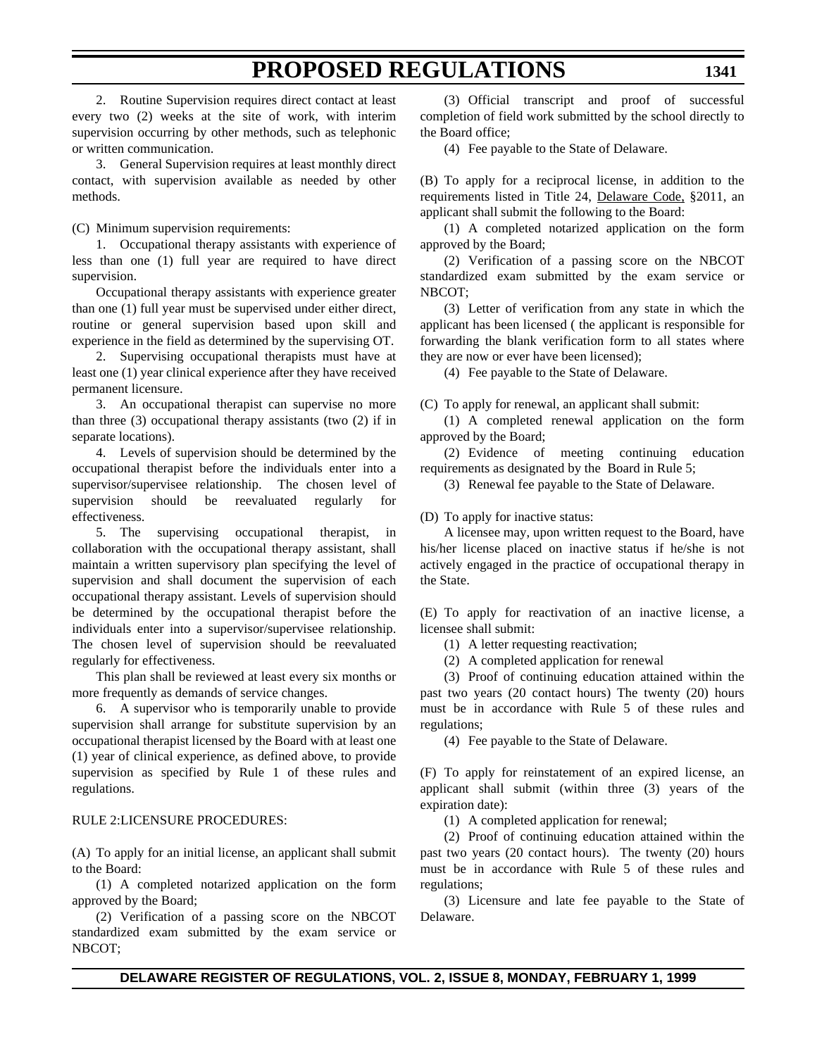2. Routine Supervision requires direct contact at least every two (2) weeks at the site of work, with interim supervision occurring by other methods, such as telephonic or written communication.

3. General Supervision requires at least monthly direct contact, with supervision available as needed by other methods.

(C) Minimum supervision requirements:

1. Occupational therapy assistants with experience of less than one (1) full year are required to have direct supervision.

Occupational therapy assistants with experience greater than one (1) full year must be supervised under either direct, routine or general supervision based upon skill and experience in the field as determined by the supervising OT.

2. Supervising occupational therapists must have at least one (1) year clinical experience after they have received permanent licensure.

3. An occupational therapist can supervise no more than three (3) occupational therapy assistants (two (2) if in separate locations).

4. Levels of supervision should be determined by the occupational therapist before the individuals enter into a supervisor/supervisee relationship. The chosen level of supervision should be reevaluated regularly for effectiveness.

5. The supervising occupational therapist, in collaboration with the occupational therapy assistant, shall maintain a written supervisory plan specifying the level of supervision and shall document the supervision of each occupational therapy assistant. Levels of supervision should be determined by the occupational therapist before the individuals enter into a supervisor/supervisee relationship. The chosen level of supervision should be reevaluated regularly for effectiveness.

This plan shall be reviewed at least every six months or more frequently as demands of service changes.

6. A supervisor who is temporarily unable to provide supervision shall arrange for substitute supervision by an occupational therapist licensed by the Board with at least one (1) year of clinical experience, as defined above, to provide supervision as specified by Rule 1 of these rules and regulations.

RULE 2:LICENSURE PROCEDURES:

(A) To apply for an initial license, an applicant shall submit to the Board:

(1) A completed notarized application on the form approved by the Board;

(2) Verification of a passing score on the NBCOT standardized exam submitted by the exam service or NBCOT;

(3) Official transcript and proof of successful completion of field work submitted by the school directly to the Board office;

(4) Fee payable to the State of Delaware.

(B) To apply for a reciprocal license, in addition to the requirements listed in Title 24, Delaware Code, §2011, an applicant shall submit the following to the Board:

(1) A completed notarized application on the form approved by the Board;

(2) Verification of a passing score on the NBCOT standardized exam submitted by the exam service or NBCOT;

(3) Letter of verification from any state in which the applicant has been licensed ( the applicant is responsible for forwarding the blank verification form to all states where they are now or ever have been licensed);

(4) Fee payable to the State of Delaware.

(C) To apply for renewal, an applicant shall submit:

(1) A completed renewal application on the form approved by the Board;

(2) Evidence of meeting continuing education requirements as designated by the Board in Rule 5;

(3) Renewal fee payable to the State of Delaware.

(D) To apply for inactive status:

A licensee may, upon written request to the Board, have his/her license placed on inactive status if he/she is not actively engaged in the practice of occupational therapy in the State.

(E) To apply for reactivation of an inactive license, a licensee shall submit:

(1) A letter requesting reactivation;

(2) A completed application for renewal

(3) Proof of continuing education attained within the past two years (20 contact hours) The twenty (20) hours must be in accordance with Rule 5 of these rules and regulations;

(4) Fee payable to the State of Delaware.

(F) To apply for reinstatement of an expired license, an applicant shall submit (within three (3) years of the expiration date):

(1) A completed application for renewal;

(2) Proof of continuing education attained within the past two years (20 contact hours). The twenty (20) hours must be in accordance with Rule 5 of these rules and regulations;

(3) Licensure and late fee payable to the State of Delaware.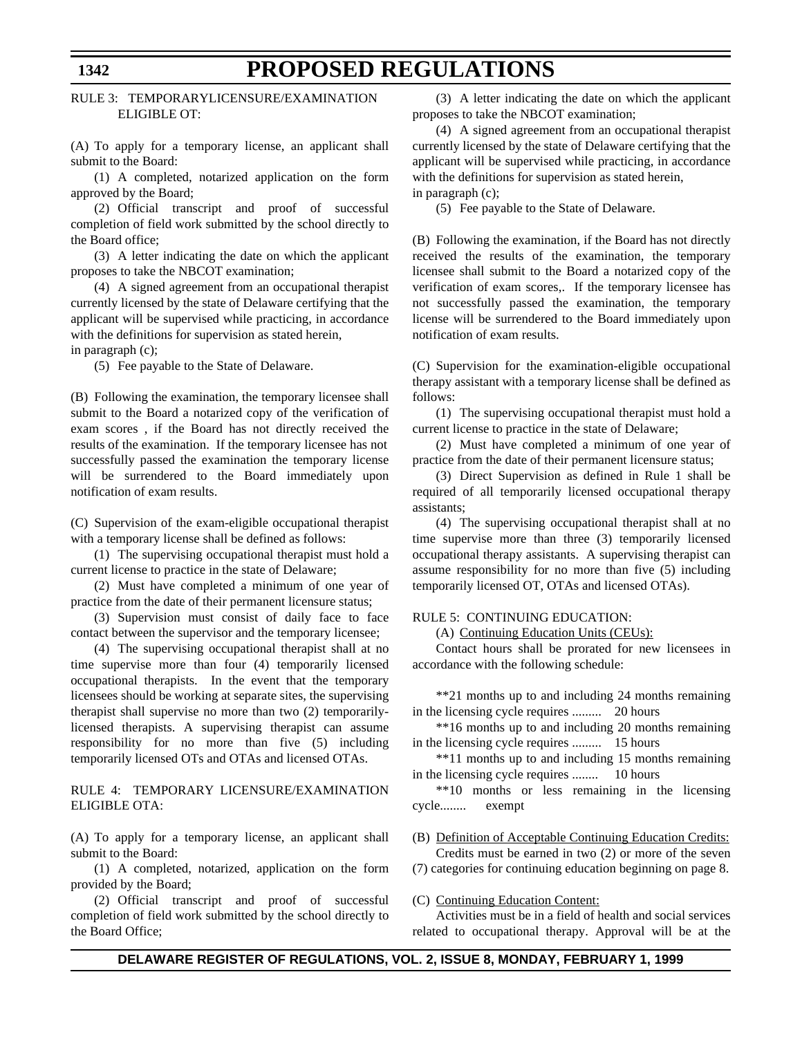RULE 3: TEMPORARYLICENSURE/EXAMINATION ELIGIBLE OT:

(A) To apply for a temporary license, an applicant shall submit to the Board:

(1) A completed, notarized application on the form approved by the Board;

(2) Official transcript and proof of successful completion of field work submitted by the school directly to the Board office;

(3) A letter indicating the date on which the applicant proposes to take the NBCOT examination;

(4) A signed agreement from an occupational therapist currently licensed by the state of Delaware certifying that the applicant will be supervised while practicing, in accordance with the definitions for supervision as stated herein, in paragraph (c);

(5) Fee payable to the State of Delaware.

(B) Following the examination, the temporary licensee shall submit to the Board a notarized copy of the verification of exam scores , if the Board has not directly received the results of the examination. If the temporary licensee has not successfully passed the examination the temporary license will be surrendered to the Board immediately upon notification of exam results.

(C) Supervision of the exam-eligible occupational therapist with a temporary license shall be defined as follows:

(1) The supervising occupational therapist must hold a current license to practice in the state of Delaware;

(2) Must have completed a minimum of one year of practice from the date of their permanent licensure status;

(3) Supervision must consist of daily face to face contact between the supervisor and the temporary licensee;

(4) The supervising occupational therapist shall at no time supervise more than four (4) temporarily licensed occupational therapists. In the event that the temporary licensees should be working at separate sites, the supervising therapist shall supervise no more than two (2) temporarily-licensed therapists. A supervising therapist can assume responsibility for no more than five (5) including temporarily licensed OTs and OTAs and licensed OTAs.

RULE 4: TEMPORARY LICENSURE/EXAMINATION ELIGIBLE OTA:

(A) To apply for a temporary license, an applicant shall submit to the Board:

(1) A completed, notarized, application on the form provided by the Board;

(2) Official transcript and proof of successful completion of field work submitted by the school directly to the Board Office;

(3) A letter indicating the date on which the applicant proposes to take the NBCOT examination;

(4) A signed agreement from an occupational therapist currently licensed by the state of Delaware certifying that the applicant will be supervised while practicing, in accordance with the definitions for supervision as stated herein, in paragraph (c);

(5) Fee payable to the State of Delaware.

(B) Following the examination, if the Board has not directly received the results of the examination, the temporary licensee shall submit to the Board a notarized copy of the verification of exam scores,. If the temporary licensee has not successfully passed the examination, the temporary license will be surrendered to the Board immediately upon notification of exam results.

(C) Supervision for the examination-eligible occupational therapy assistant with a temporary license shall be defined as follows:

(1) The supervising occupational therapist must hold a current license to practice in the state of Delaware;

(2) Must have completed a minimum of one year of practice from the date of their permanent licensure status;

(3) Direct Supervision as defined in Rule 1 shall be required of all temporarily licensed occupational therapy assistants;

(4) The supervising occupational therapist shall at no time supervise more than three (3) temporarily licensed occupational therapy assistants. A supervising therapist can assume responsibility for no more than five (5) including temporarily licensed OT, OTAs and licensed OTAs).

RULE 5: CONTINUING EDUCATION:

(A) Continuing Education Units (CEUs):

Contact hours shall be prorated for new licensees in accordance with the following schedule:

**21 months up to and including 24 months remaining in the licensing cycle requires ......... 20 hours

**16 months up to and including 20 months remaining in the licensing cycle requires ......... 15 hours

**11 months up to and including 15 months remaining in the licensing cycle requires ........ 10 hours

**10 months or less remaining in the licensing cycle........ exempt

(B) Definition of Acceptable Continuing Education Credits:

Credits must be earned in two (2) or more of the seven (7) categories for continuing education beginning on page 8.

(C) Continuing Education Content:

Activities must be in a field of health and social services related to occupational therapy. Approval will be at the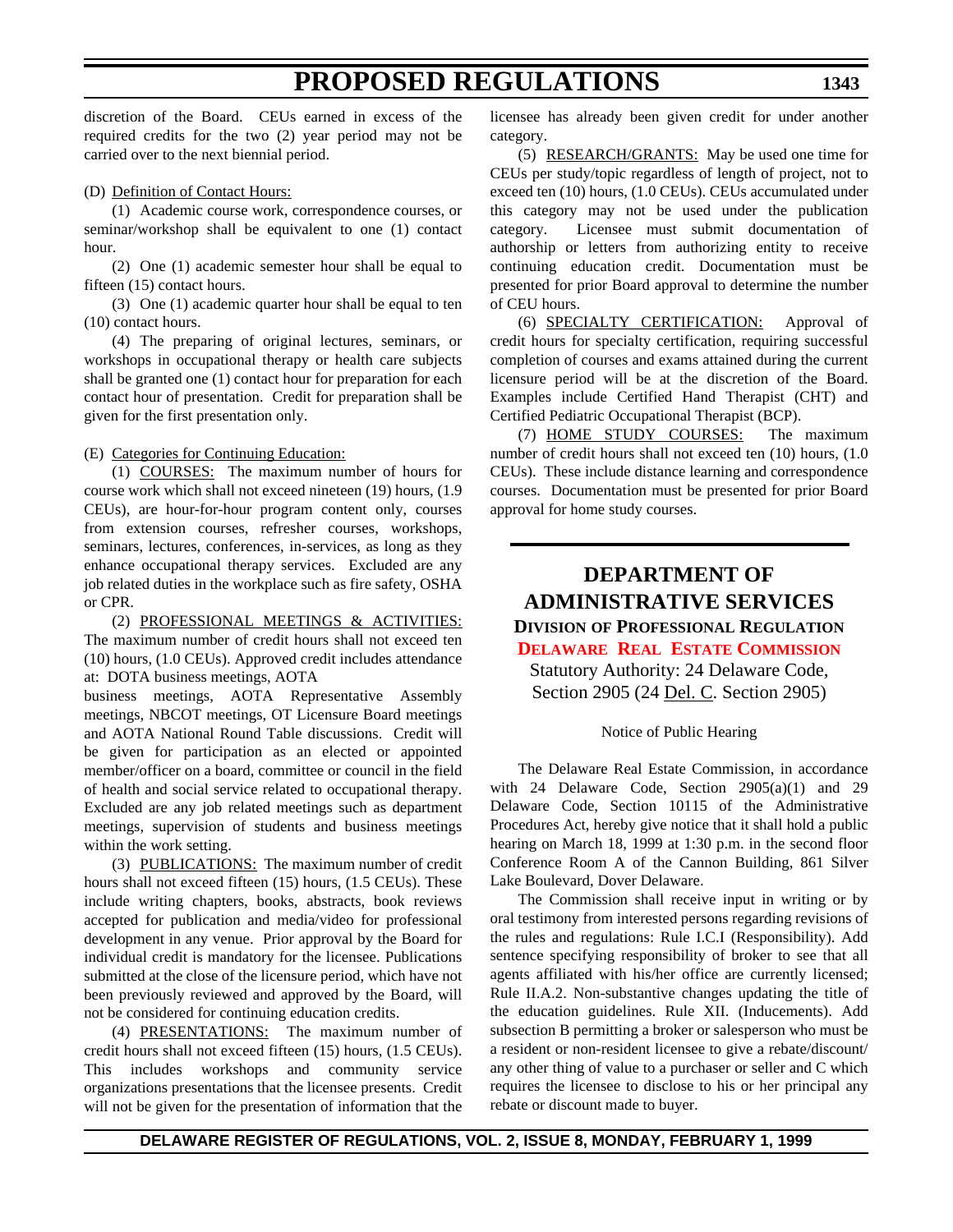discretion of the Board. CEUs earned in excess of the required credits for the two (2) year period may not be carried over to the next biennial period.

(D) Definition of Contact Hours:

(1) Academic course work, correspondence courses, or seminar/workshop shall be equivalent to one (1) contact hour.

(2) One (1) academic semester hour shall be equal to fifteen (15) contact hours.

(3) One (1) academic quarter hour shall be equal to ten (10) contact hours.

(4) The preparing of original lectures, seminars, or workshops in occupational therapy or health care subjects shall be granted one (1) contact hour for preparation for each contact hour of presentation. Credit for preparation shall be given for the first presentation only.

(E) Categories for Continuing Education:

(1) COURSES: The maximum number of hours for course work which shall not exceed nineteen (19) hours, (1.9 CEUs), are hour-for-hour program content only, courses from extension courses, refresher courses, workshops, seminars, lectures, conferences, in-services, as long as they enhance occupational therapy services. Excluded are any job related duties in the workplace such as fire safety, OSHA or CPR.

(2) PROFESSIONAL MEETINGS & ACTIVITIES: The maximum number of credit hours shall not exceed ten (10) hours, (1.0 CEUs). Approved credit includes attendance at: DOTA business meetings, AOTA business meetings, AOTA Representative Assembly meetings, NBCOT meetings, OT Licensure Board meetings and AOTA National Round Table discussions. Credit will be given for participation as an elected or appointed member/officer on a board, committee or council in the field of health and social service related to occupational therapy. Excluded are any job related meetings such as department meetings, supervision of students and business meetings within the work setting.

(3) PUBLICATIONS: The maximum number of credit hours shall not exceed fifteen (15) hours, (1.5 CEUs). These include writing chapters, books, abstracts, book reviews accepted for publication and media/video for professional development in any venue. Prior approval by the Board for individual credit is mandatory for the licensee. Publications submitted at the close of the licensure period, which have not been previously reviewed and approved by the Board, will not be considered for continuing education credits.

(4) PRESENTATIONS: The maximum number of credit hours shall not exceed fifteen (15) hours, (1.5 CEUs). This includes workshops and community service organizations presentations that the licensee presents. Credit will not be given for the presentation of information that the licensee has already been given credit for under another category.

(5) RESEARCH/GRANTS: May be used one time for CEUs per study/topic regardless of length of project, not to exceed ten (10) hours, (1.0 CEUs). CEUs accumulated under this category may not be used under the publication category. Licensee must submit documentation of authorship or letters from authorizing entity to receive continuing education credit. Documentation must be presented for prior Board approval to determine the number of CEU hours.

(6) SPECIALTY CERTIFICATION: Approval of credit hours for specialty certification, requiring successful completion of courses and exams attained during the current licensure period will be at the discretion of the Board. Examples include Certified Hand Therapist (CHT) and Certified Pediatric Occupational Therapist (BCP).

(7) HOME STUDY COURSES: The maximum number of credit hours shall not exceed ten (10) hours, (1.0 CEUs). These include distance learning and correspondence courses. Documentation must be presented for prior Board approval for home study courses.

## DEPARTMENT OF ADMINISTRATIVE SERVICES

### DIVISION OF PROFESSIONAL REGULATION

### DELAWARE REAL ESTATE COMMISSION

Statutory Authority: 24 Delaware Code, Section 2905 (24 Del. C. Section 2905)

Notice of Public Hearing

The Delaware Real Estate Commission, in accordance with 24 Delaware Code, Section 2905(a)(1) and 29 Delaware Code, Section 10115 of the Administrative Procedures Act, hereby give notice that it shall hold a public hearing on March 18, 1999 at 1:30 p.m. in the second floor Conference Room A of the Cannon Building, 861 Silver Lake Boulevard, Dover Delaware.

The Commission shall receive input in writing or by oral testimony from interested persons regarding revisions of the rules and regulations: Rule I.C.I (Responsibility). Add sentence specifying responsibility of broker to see that all agents affiliated with his/her office are currently licensed; Rule II.A.2. Non-substantive changes updating the title of the education guidelines. Rule XII. (Inducements). Add subsection B permitting a broker or salesperson who must be a resident or non-resident licensee to give a rebate/discount/ any other thing of value to a purchaser or seller and C which requires the licensee to disclose to his or her principal any rebate or discount made to buyer.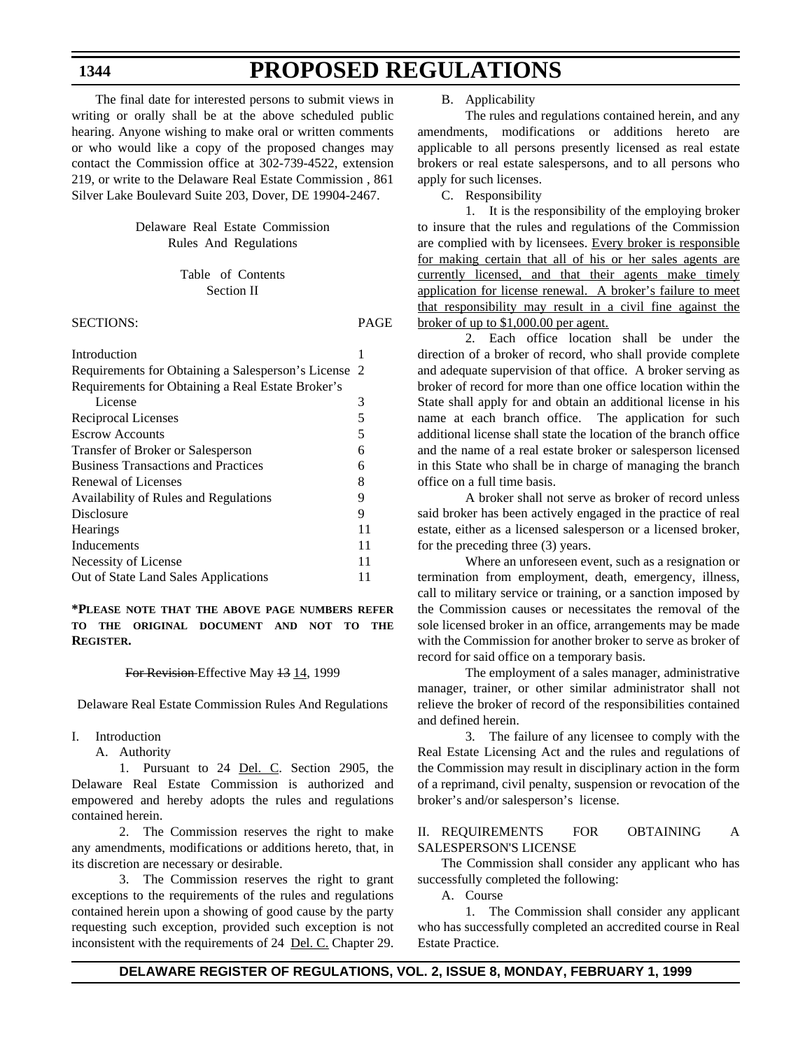The final date for interested persons to submit views in writing or orally shall be at the above scheduled public hearing. Anyone wishing to make oral or written comments or who would like a copy of the proposed changes may contact the Commission office at 302-739-4522, extension 219, or write to the Delaware Real Estate Commission , 861 Silver Lake Boulevard Suite 203, Dover, DE 19904-2467.

Delaware Real Estate Commission
Rules And Regulations

Table of Contents
Section II

| SECTIONS: | PAGE |
|---|---|
| Introduction | 1 |
| Requirements for Obtaining a Salesperson's License | 2 |
| Requirements for Obtaining a Real Estate Broker's License | 3 |
| Reciprocal Licenses | 5 |
| Escrow Accounts | 5 |
| Transfer of Broker or Salesperson | 6 |
| Business Transactions and Practices | 6 |
| Renewal of Licenses | 8 |
| Availability of Rules and Regulations | 9 |
| Disclosure | 9 |
| Hearings | 11 |
| Inducements | 11 |
| Necessity of License | 11 |
| Out of State Land Sales Applications | 11 |

**\*PLEASE NOTE THAT THE ABOVE PAGE NUMBERS REFER TO THE ORIGINAL DOCUMENT AND NOT TO THE REGISTER.**

~~For Revision~~ Effective May ~~13~~ 14, 1999

Delaware Real Estate Commission Rules And Regulations

I. Introduction

A. Authority

1. Pursuant to 24 Del. C. Section 2905, the Delaware Real Estate Commission is authorized and empowered and hereby adopts the rules and regulations contained herein.

2. The Commission reserves the right to make any amendments, modifications or additions hereto, that, in its discretion are necessary or desirable.

3. The Commission reserves the right to grant exceptions to the requirements of the rules and regulations contained herein upon a showing of good cause by the party requesting such exception, provided such exception is not inconsistent with the requirements of 24 Del. C. Chapter 29.

B. Applicability

The rules and regulations contained herein, and any amendments, modifications or additions hereto are applicable to all persons presently licensed as real estate brokers or real estate salespersons, and to all persons who apply for such licenses.

C. Responsibility

1. It is the responsibility of the employing broker to insure that the rules and regulations of the Commission are complied with by licensees. <u>Every broker is responsible for making certain that all of his or her sales agents are currently licensed, and that their agents make timely application for license renewal. A broker's failure to meet that responsibility may result in a civil fine against the broker of up to $1,000.00 per agent.</u>

2. Each office location shall be under the direction of a broker of record, who shall provide complete and adequate supervision of that office. A broker serving as broker of record for more than one office location within the State shall apply for and obtain an additional license in his name at each branch office. The application for such additional license shall state the location of the branch office and the name of a real estate broker or salesperson licensed in this State who shall be in charge of managing the branch office on a full time basis.

A broker shall not serve as broker of record unless said broker has been actively engaged in the practice of real estate, either as a licensed salesperson or a licensed broker, for the preceding three (3) years.

Where an unforeseen event, such as a resignation or termination from employment, death, emergency, illness, call to military service or training, or a sanction imposed by the Commission causes or necessitates the removal of the sole licensed broker in an office, arrangements may be made with the Commission for another broker to serve as broker of record for said office on a temporary basis.

The employment of a sales manager, administrative manager, trainer, or other similar administrator shall not relieve the broker of record of the responsibilities contained and defined herein.

3. The failure of any licensee to comply with the Real Estate Licensing Act and the rules and regulations of the Commission may result in disciplinary action in the form of a reprimand, civil penalty, suspension or revocation of the broker's and/or salesperson's license.

II. REQUIREMENTS FOR OBTAINING A SALESPERSON'S LICENSE

The Commission shall consider any applicant who has successfully completed the following:

A. Course

1. The Commission shall consider any applicant who has successfully completed an accredited course in Real Estate Practice.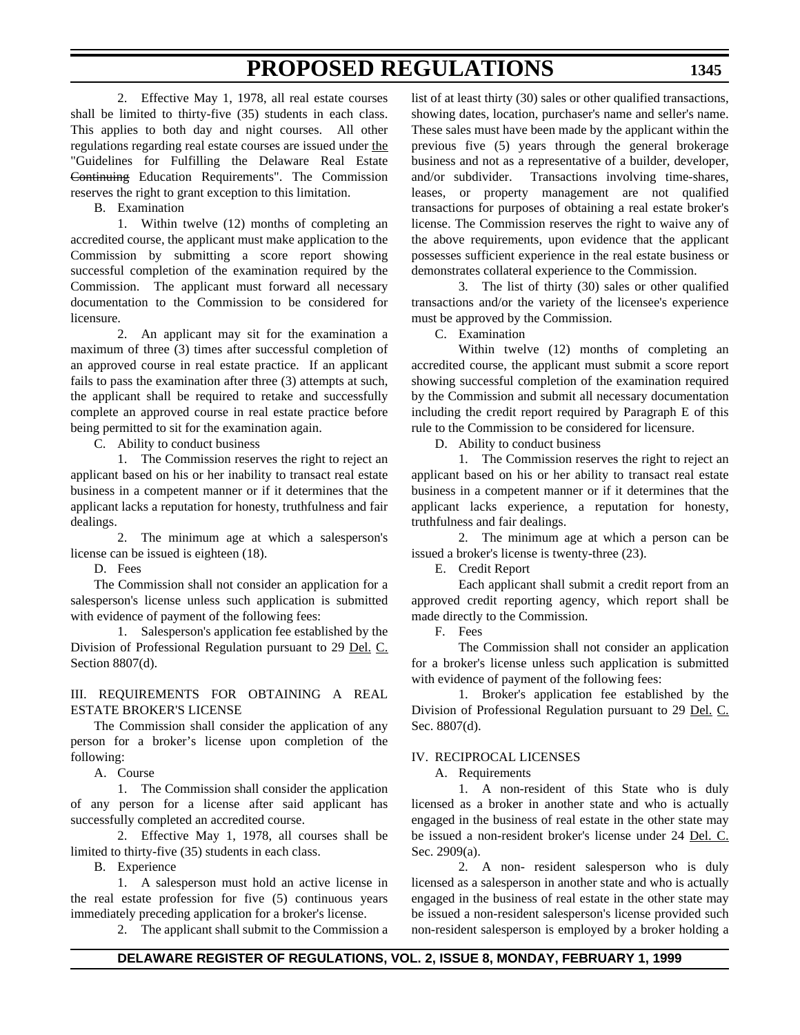2. Effective May 1, 1978, all real estate courses shall be limited to thirty-five (35) students in each class. This applies to both day and night courses. All other regulations regarding real estate courses are issued under the "Guidelines for Fulfilling the Delaware Real Estate ~~Continuing~~ Education Requirements". The Commission reserves the right to grant exception to this limitation.

B. Examination

1. Within twelve (12) months of completing an accredited course, the applicant must make application to the Commission by submitting a score report showing successful completion of the examination required by the Commission. The applicant must forward all necessary documentation to the Commission to be considered for licensure.

2. An applicant may sit for the examination a maximum of three (3) times after successful completion of an approved course in real estate practice. If an applicant fails to pass the examination after three (3) attempts at such, the applicant shall be required to retake and successfully complete an approved course in real estate practice before being permitted to sit for the examination again.

C. Ability to conduct business

1. The Commission reserves the right to reject an applicant based on his or her inability to transact real estate business in a competent manner or if it determines that the applicant lacks a reputation for honesty, truthfulness and fair dealings.

2. The minimum age at which a salesperson's license can be issued is eighteen (18).

D. Fees

The Commission shall not consider an application for a salesperson's license unless such application is submitted with evidence of payment of the following fees:

1. Salesperson's application fee established by the Division of Professional Regulation pursuant to 29 Del. C. Section 8807(d).

III. REQUIREMENTS FOR OBTAINING A REAL ESTATE BROKER'S LICENSE

The Commission shall consider the application of any person for a broker's license upon completion of the following:

A. Course

1. The Commission shall consider the application of any person for a license after said applicant has successfully completed an accredited course.

2. Effective May 1, 1978, all courses shall be limited to thirty-five (35) students in each class.

B. Experience

1. A salesperson must hold an active license in the real estate profession for five (5) continuous years immediately preceding application for a broker's license.

2. The applicant shall submit to the Commission a list of at least thirty (30) sales or other qualified transactions, showing dates, location, purchaser's name and seller's name. These sales must have been made by the applicant within the previous five (5) years through the general brokerage business and not as a representative of a builder, developer, and/or subdivider. Transactions involving time-shares, leases, or property management are not qualified transactions for purposes of obtaining a real estate broker's license. The Commission reserves the right to waive any of the above requirements, upon evidence that the applicant possesses sufficient experience in the real estate business or demonstrates collateral experience to the Commission.

3. The list of thirty (30) sales or other qualified transactions and/or the variety of the licensee's experience must be approved by the Commission.

C. Examination

Within twelve (12) months of completing an accredited course, the applicant must submit a score report showing successful completion of the examination required by the Commission and submit all necessary documentation including the credit report required by Paragraph E of this rule to the Commission to be considered for licensure.

D. Ability to conduct business

1. The Commission reserves the right to reject an applicant based on his or her ability to transact real estate business in a competent manner or if it determines that the applicant lacks experience, a reputation for honesty, truthfulness and fair dealings.

2. The minimum age at which a person can be issued a broker's license is twenty-three (23).

E. Credit Report

Each applicant shall submit a credit report from an approved credit reporting agency, which report shall be made directly to the Commission.

F. Fees

The Commission shall not consider an application for a broker's license unless such application is submitted with evidence of payment of the following fees:

1. Broker's application fee established by the Division of Professional Regulation pursuant to 29 Del. C. Sec. 8807(d).

IV. RECIPROCAL LICENSES

A. Requirements

1. A non-resident of this State who is duly licensed as a broker in another state and who is actually engaged in the business of real estate in the other state may be issued a non-resident broker's license under 24 Del. C. Sec. 2909(a).

2. A non- resident salesperson who is duly licensed as a salesperson in another state and who is actually engaged in the business of real estate in the other state may be issued a non-resident salesperson's license provided such non-resident salesperson is employed by a broker holding a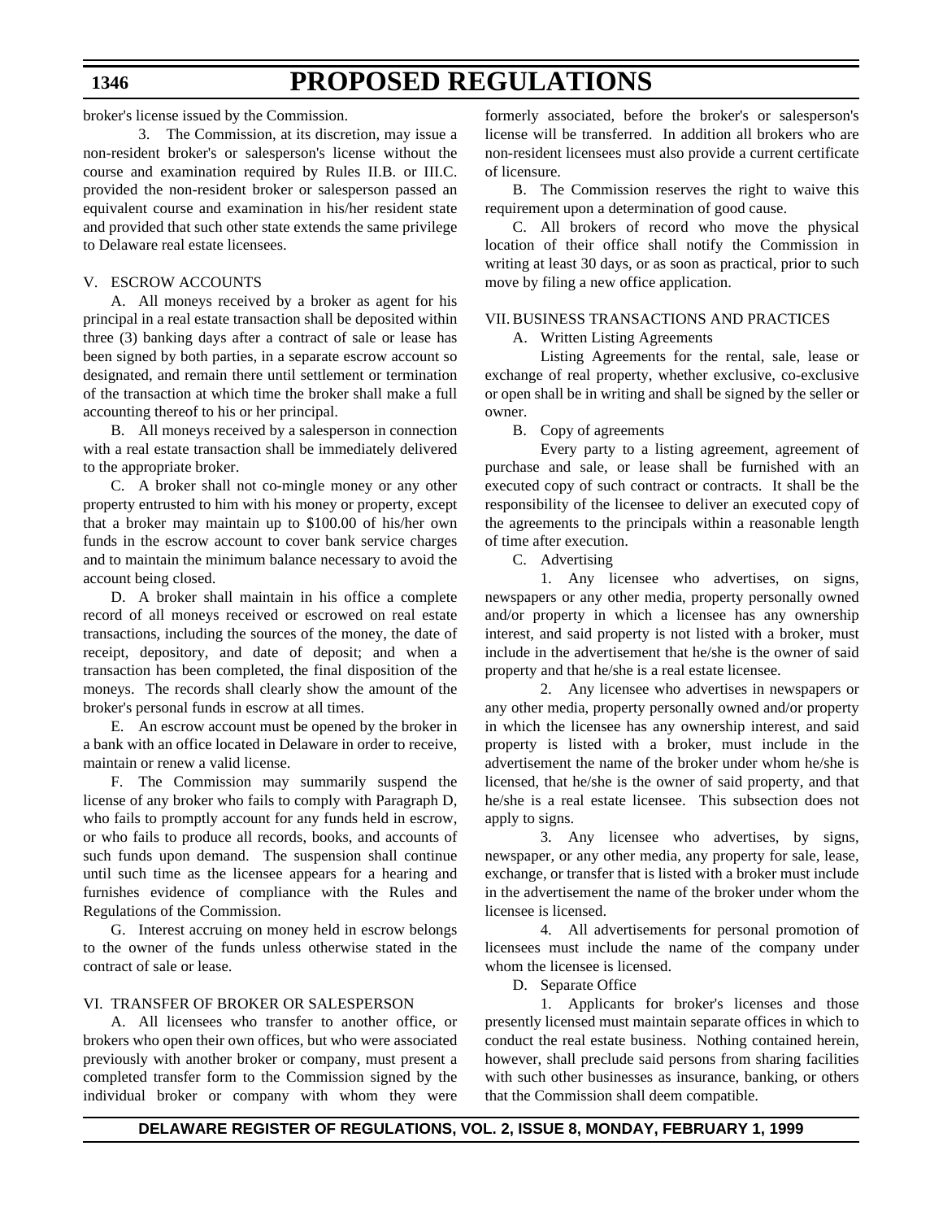broker's license issued by the Commission.

3. The Commission, at its discretion, may issue a non-resident broker's or salesperson's license without the course and examination required by Rules II.B. or III.C. provided the non-resident broker or salesperson passed an equivalent course and examination in his/her resident state and provided that such other state extends the same privilege to Delaware real estate licensees.

V. ESCROW ACCOUNTS

A. All moneys received by a broker as agent for his principal in a real estate transaction shall be deposited within three (3) banking days after a contract of sale or lease has been signed by both parties, in a separate escrow account so designated, and remain there until settlement or termination of the transaction at which time the broker shall make a full accounting thereof to his or her principal.

B. All moneys received by a salesperson in connection with a real estate transaction shall be immediately delivered to the appropriate broker.

C. A broker shall not co-mingle money or any other property entrusted to him with his money or property, except that a broker may maintain up to $100.00 of his/her own funds in the escrow account to cover bank service charges and to maintain the minimum balance necessary to avoid the account being closed.

D. A broker shall maintain in his office a complete record of all moneys received or escrowed on real estate transactions, including the sources of the money, the date of receipt, depository, and date of deposit; and when a transaction has been completed, the final disposition of the moneys. The records shall clearly show the amount of the broker's personal funds in escrow at all times.

E. An escrow account must be opened by the broker in a bank with an office located in Delaware in order to receive, maintain or renew a valid license.

F. The Commission may summarily suspend the license of any broker who fails to comply with Paragraph D, who fails to promptly account for any funds held in escrow, or who fails to produce all records, books, and accounts of such funds upon demand. The suspension shall continue until such time as the licensee appears for a hearing and furnishes evidence of compliance with the Rules and Regulations of the Commission.

G. Interest accruing on money held in escrow belongs to the owner of the funds unless otherwise stated in the contract of sale or lease.

VI. TRANSFER OF BROKER OR SALESPERSON

A. All licensees who transfer to another office, or brokers who open their own offices, but who were associated previously with another broker or company, must present a completed transfer form to the Commission signed by the individual broker or company with whom they were formerly associated, before the broker's or salesperson's license will be transferred. In addition all brokers who are non-resident licensees must also provide a current certificate of licensure.

B. The Commission reserves the right to waive this requirement upon a determination of good cause.

C. All brokers of record who move the physical location of their office shall notify the Commission in writing at least 30 days, or as soon as practical, prior to such move by filing a new office application.

VII. BUSINESS TRANSACTIONS AND PRACTICES

A. Written Listing Agreements

Listing Agreements for the rental, sale, lease or exchange of real property, whether exclusive, co-exclusive or open shall be in writing and shall be signed by the seller or owner.

B. Copy of agreements

Every party to a listing agreement, agreement of purchase and sale, or lease shall be furnished with an executed copy of such contract or contracts. It shall be the responsibility of the licensee to deliver an executed copy of the agreements to the principals within a reasonable length of time after execution.

C. Advertising

1. Any licensee who advertises, on signs, newspapers or any other media, property personally owned and/or property in which a licensee has any ownership interest, and said property is not listed with a broker, must include in the advertisement that he/she is the owner of said property and that he/she is a real estate licensee.

2. Any licensee who advertises in newspapers or any other media, property personally owned and/or property in which the licensee has any ownership interest, and said property is listed with a broker, must include in the advertisement the name of the broker under whom he/she is licensed, that he/she is the owner of said property, and that he/she is a real estate licensee. This subsection does not apply to signs.

3. Any licensee who advertises, by signs, newspaper, or any other media, any property for sale, lease, exchange, or transfer that is listed with a broker must include in the advertisement the name of the broker under whom the licensee is licensed.

4. All advertisements for personal promotion of licensees must include the name of the company under whom the licensee is licensed.

D. Separate Office

1. Applicants for broker's licenses and those presently licensed must maintain separate offices in which to conduct the real estate business. Nothing contained herein, however, shall preclude said persons from sharing facilities with such other businesses as insurance, banking, or others that the Commission shall deem compatible.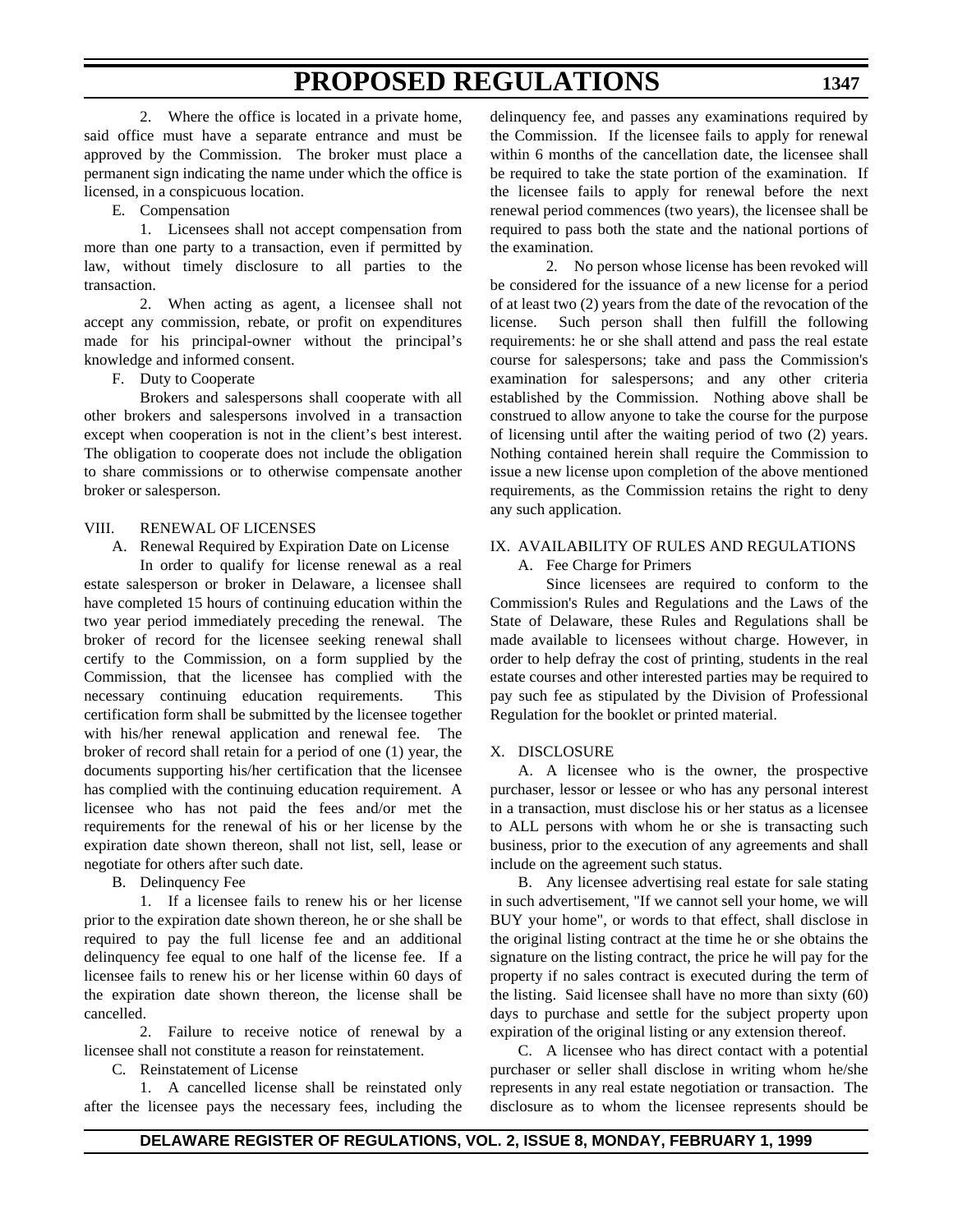2. Where the office is located in a private home, said office must have a separate entrance and must be approved by the Commission. The broker must place a permanent sign indicating the name under which the office is licensed, in a conspicuous location.

E. Compensation

1. Licensees shall not accept compensation from more than one party to a transaction, even if permitted by law, without timely disclosure to all parties to the transaction.

2. When acting as agent, a licensee shall not accept any commission, rebate, or profit on expenditures made for his principal-owner without the principal's knowledge and informed consent.

F. Duty to Cooperate

Brokers and salespersons shall cooperate with all other brokers and salespersons involved in a transaction except when cooperation is not in the client's best interest. The obligation to cooperate does not include the obligation to share commissions or to otherwise compensate another broker or salesperson.

VIII. RENEWAL OF LICENSES

A. Renewal Required by Expiration Date on License

In order to qualify for license renewal as a real estate salesperson or broker in Delaware, a licensee shall have completed 15 hours of continuing education within the two year period immediately preceding the renewal. The broker of record for the licensee seeking renewal shall certify to the Commission, on a form supplied by the Commission, that the licensee has complied with the necessary continuing education requirements. This certification form shall be submitted by the licensee together with his/her renewal application and renewal fee. The broker of record shall retain for a period of one (1) year, the documents supporting his/her certification that the licensee has complied with the continuing education requirement. A licensee who has not paid the fees and/or met the requirements for the renewal of his or her license by the expiration date shown thereon, shall not list, sell, lease or negotiate for others after such date.

B. Delinquency Fee

1. If a licensee fails to renew his or her license prior to the expiration date shown thereon, he or she shall be required to pay the full license fee and an additional delinquency fee equal to one half of the license fee. If a licensee fails to renew his or her license within 60 days of the expiration date shown thereon, the license shall be cancelled.

2. Failure to receive notice of renewal by a licensee shall not constitute a reason for reinstatement.

C. Reinstatement of License

1. A cancelled license shall be reinstated only after the licensee pays the necessary fees, including the delinquency fee, and passes any examinations required by the Commission. If the licensee fails to apply for renewal within 6 months of the cancellation date, the licensee shall be required to take the state portion of the examination. If the licensee fails to apply for renewal before the next renewal period commences (two years), the licensee shall be required to pass both the state and the national portions of the examination.

2. No person whose license has been revoked will be considered for the issuance of a new license for a period of at least two (2) years from the date of the revocation of the license. Such person shall then fulfill the following requirements: he or she shall attend and pass the real estate course for salespersons; take and pass the Commission's examination for salespersons; and any other criteria established by the Commission. Nothing above shall be construed to allow anyone to take the course for the purpose of licensing until after the waiting period of two (2) years. Nothing contained herein shall require the Commission to issue a new license upon completion of the above mentioned requirements, as the Commission retains the right to deny any such application.

IX. AVAILABILITY OF RULES AND REGULATIONS

A. Fee Charge for Primers

Since licensees are required to conform to the Commission's Rules and Regulations and the Laws of the State of Delaware, these Rules and Regulations shall be made available to licensees without charge. However, in order to help defray the cost of printing, students in the real estate courses and other interested parties may be required to pay such fee as stipulated by the Division of Professional Regulation for the booklet or printed material.

X. DISCLOSURE

A. A licensee who is the owner, the prospective purchaser, lessor or lessee or who has any personal interest in a transaction, must disclose his or her status as a licensee to ALL persons with whom he or she is transacting such business, prior to the execution of any agreements and shall include on the agreement such status.

B. Any licensee advertising real estate for sale stating in such advertisement, "If we cannot sell your home, we will BUY your home", or words to that effect, shall disclose in the original listing contract at the time he or she obtains the signature on the listing contract, the price he will pay for the property if no sales contract is executed during the term of the listing. Said licensee shall have no more than sixty (60) days to purchase and settle for the subject property upon expiration of the original listing or any extension thereof.

C. A licensee who has direct contact with a potential purchaser or seller shall disclose in writing whom he/she represents in any real estate negotiation or transaction. The disclosure as to whom the licensee represents should be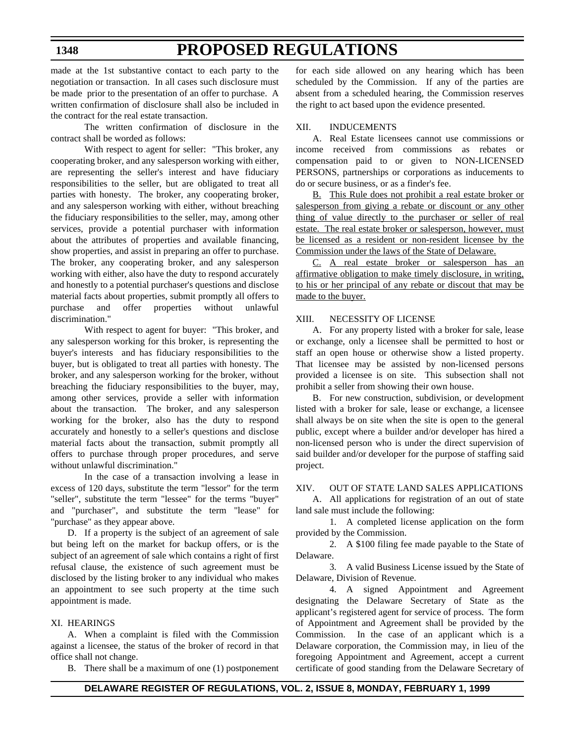made at the 1st substantive contact to each party to the negotiation or transaction. In all cases such disclosure must be made prior to the presentation of an offer to purchase. A written confirmation of disclosure shall also be included in the contract for the real estate transaction.

The written confirmation of disclosure in the contract shall be worded as follows:

With respect to agent for seller: "This broker, any cooperating broker, and any salesperson working with either, are representing the seller's interest and have fiduciary responsibilities to the seller, but are obligated to treat all parties with honesty. The broker, any cooperating broker, and any salesperson working with either, without breaching the fiduciary responsibilities to the seller, may, among other services, provide a potential purchaser with information about the attributes of properties and available financing, show properties, and assist in preparing an offer to purchase. The broker, any cooperating broker, and any salesperson working with either, also have the duty to respond accurately and honestly to a potential purchaser's questions and disclose material facts about properties, submit promptly all offers to purchase and offer properties without unlawful discrimination."

With respect to agent for buyer: "This broker, and any salesperson working for this broker, is representing the buyer's interests and has fiduciary responsibilities to the buyer, but is obligated to treat all parties with honesty. The broker, and any salesperson working for the broker, without breaching the fiduciary responsibilities to the buyer, may, among other services, provide a seller with information about the transaction. The broker, and any salesperson working for the broker, also has the duty to respond accurately and honestly to a seller's questions and disclose material facts about the transaction, submit promptly all offers to purchase through proper procedures, and serve without unlawful discrimination."

In the case of a transaction involving a lease in excess of 120 days, substitute the term "lessor" for the term "seller", substitute the term "lessee" for the terms "buyer" and "purchaser", and substitute the term "lease" for "purchase" as they appear above.

D. If a property is the subject of an agreement of sale but being left on the market for backup offers, or is the subject of an agreement of sale which contains a right of first refusal clause, the existence of such agreement must be disclosed by the listing broker to any individual who makes an appointment to see such property at the time such appointment is made.

XI. HEARINGS

A. When a complaint is filed with the Commission against a licensee, the status of the broker of record in that office shall not change.

B. There shall be a maximum of one (1) postponement for each side allowed on any hearing which has been scheduled by the Commission. If any of the parties are absent from a scheduled hearing, the Commission reserves the right to act based upon the evidence presented.

XII. INDUCEMENTS

A. Real Estate licensees cannot use commissions or income received from commissions as rebates or compensation paid to or given to NON-LICENSED PERSONS, partnerships or corporations as inducements to do or secure business, or as a finder's fee.

<u>B. This Rule does not prohibit a real estate broker or salesperson from giving a rebate or discount or any other thing of value directly to the purchaser or seller of real estate. The real estate broker or salesperson, however, must be licensed as a resident or non-resident licensee by the Commission under the laws of the State of Delaware.</u>

<u>C. A real estate broker or salesperson has an affirmative obligation to make timely disclosure, in writing, to his or her principal of any rebate or discout that may be made to the buyer.</u>

XIII. NECESSITY OF LICENSE

A. For any property listed with a broker for sale, lease or exchange, only a licensee shall be permitted to host or staff an open house or otherwise show a listed property. That licensee may be assisted by non-licensed persons provided a licensee is on site. This subsection shall not prohibit a seller from showing their own house.

B. For new construction, subdivision, or development listed with a broker for sale, lease or exchange, a licensee shall always be on site when the site is open to the general public, except where a builder and/or developer has hired a non-licensed person who is under the direct supervision of said builder and/or developer for the purpose of staffing said project.

XIV. OUT OF STATE LAND SALES APPLICATIONS

A. All applications for registration of an out of state land sale must include the following:

1. A completed license application on the form provided by the Commission.

2. A $100 filing fee made payable to the State of Delaware.

3. A valid Business License issued by the State of Delaware, Division of Revenue.

4. A signed Appointment and Agreement designating the Delaware Secretary of State as the applicant's registered agent for service of process. The form of Appointment and Agreement shall be provided by the Commission. In the case of an applicant which is a Delaware corporation, the Commission may, in lieu of the foregoing Appointment and Agreement, accept a current certificate of good standing from the Delaware Secretary of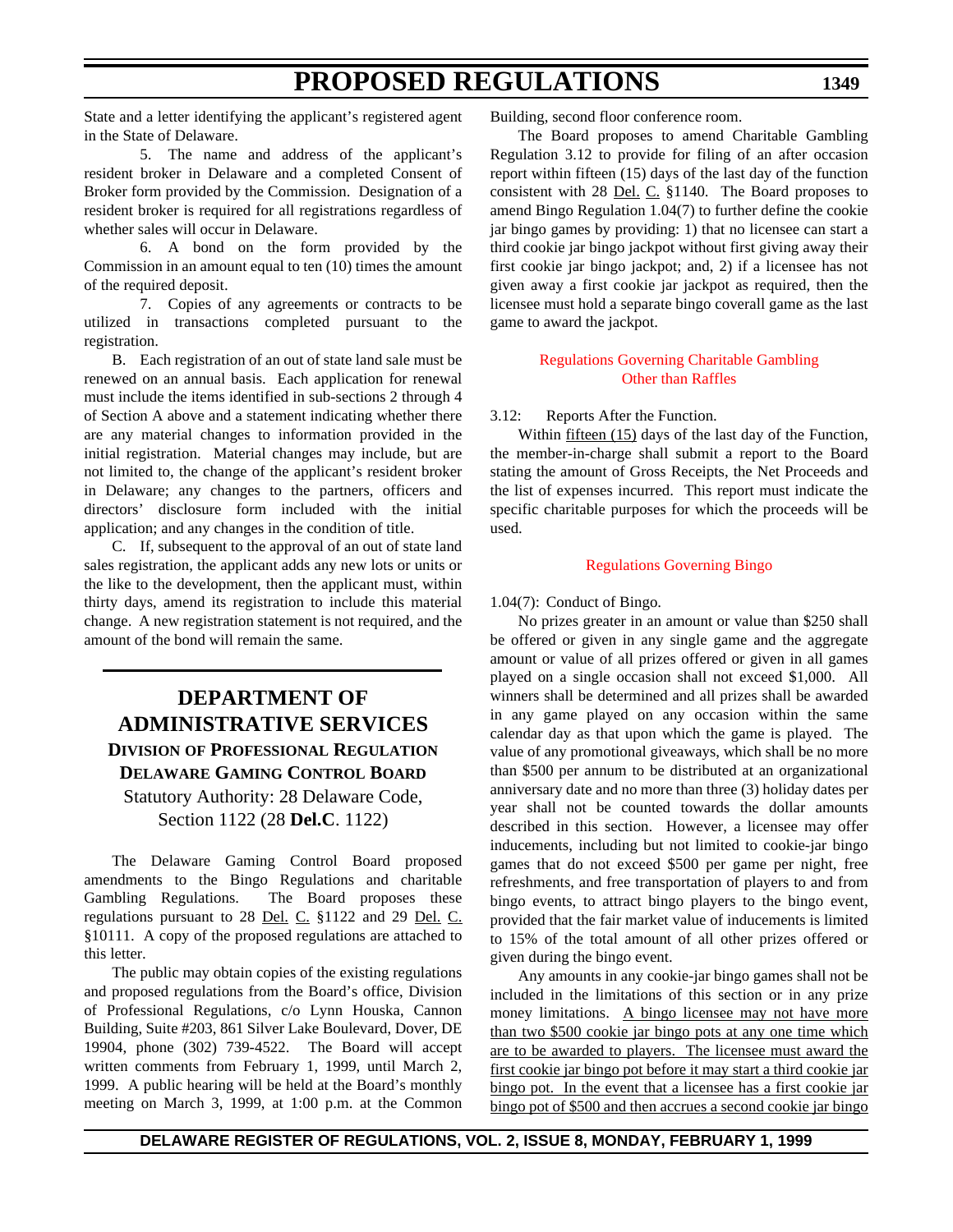State and a letter identifying the applicant's registered agent in the State of Delaware.

5. The name and address of the applicant's resident broker in Delaware and a completed Consent of Broker form provided by the Commission. Designation of a resident broker is required for all registrations regardless of whether sales will occur in Delaware.

6. A bond on the form provided by the Commission in an amount equal to ten (10) times the amount of the required deposit.

7. Copies of any agreements or contracts to be utilized in transactions completed pursuant to the registration.

B. Each registration of an out of state land sale must be renewed on an annual basis. Each application for renewal must include the items identified in sub-sections 2 through 4 of Section A above and a statement indicating whether there are any material changes to information provided in the initial registration. Material changes may include, but are not limited to, the change of the applicant's resident broker in Delaware; any changes to the partners, officers and directors' disclosure form included with the initial application; and any changes in the condition of title.

C. If, subsequent to the approval of an out of state land sales registration, the applicant adds any new lots or units or the like to the development, then the applicant must, within thirty days, amend its registration to include this material change. A new registration statement is not required, and the amount of the bond will remain the same.

## DEPARTMENT OF ADMINISTRATIVE SERVICES

### DIVISION OF PROFESSIONAL REGULATION

### DELAWARE GAMING CONTROL BOARD

Statutory Authority: 28 Delaware Code, Section 1122 (28 **Del.C**. 1122)

The Delaware Gaming Control Board proposed amendments to the Bingo Regulations and charitable Gambling Regulations. The Board proposes these regulations pursuant to 28 Del. C. §1122 and 29 Del. C. §10111. A copy of the proposed regulations are attached to this letter.

The public may obtain copies of the existing regulations and proposed regulations from the Board's office, Division of Professional Regulations, c/o Lynn Houska, Cannon Building, Suite #203, 861 Silver Lake Boulevard, Dover, DE 19904, phone (302) 739-4522. The Board will accept written comments from February 1, 1999, until March 2, 1999. A public hearing will be held at the Board's monthly meeting on March 3, 1999, at 1:00 p.m. at the Common Building, second floor conference room.

The Board proposes to amend Charitable Gambling Regulation 3.12 to provide for filing of an after occasion report within fifteen (15) days of the last day of the function consistent with 28 Del. C. §1140. The Board proposes to amend Bingo Regulation 1.04(7) to further define the cookie jar bingo games by providing: 1) that no licensee can start a third cookie jar bingo jackpot without first giving away their first cookie jar bingo jackpot; and, 2) if a licensee has not given away a first cookie jar jackpot as required, then the licensee must hold a separate bingo coverall game as the last game to award the jackpot.

### Regulations Governing Charitable Gambling Other than Raffles

3.12: Reports After the Function.

Within fifteen (15) days of the last day of the Function, the member-in-charge shall submit a report to the Board stating the amount of Gross Receipts, the Net Proceeds and the list of expenses incurred. This report must indicate the specific charitable purposes for which the proceeds will be used.

### Regulations Governing Bingo

1.04(7): Conduct of Bingo.

No prizes greater in an amount or value than $250 shall be offered or given in any single game and the aggregate amount or value of all prizes offered or given in all games played on a single occasion shall not exceed $1,000. All winners shall be determined and all prizes shall be awarded in any game played on any occasion within the same calendar day as that upon which the game is played. The value of any promotional giveaways, which shall be no more than $500 per annum to be distributed at an organizational anniversary date and no more than three (3) holiday dates per year shall not be counted towards the dollar amounts described in this section. However, a licensee may offer inducements, including but not limited to cookie-jar bingo games that do not exceed $500 per game per night, free refreshments, and free transportation of players to and from bingo events, to attract bingo players to the bingo event, provided that the fair market value of inducements is limited to 15% of the total amount of all other prizes offered or given during the bingo event.

Any amounts in any cookie-jar bingo games shall not be included in the limitations of this section or in any prize money limitations. A bingo licensee may not have more than two $500 cookie jar bingo pots at any one time which are to be awarded to players. The licensee must award the first cookie jar bingo pot before it may start a third cookie jar bingo pot. In the event that a licensee has a first cookie jar bingo pot of $500 and then accrues a second cookie jar bingo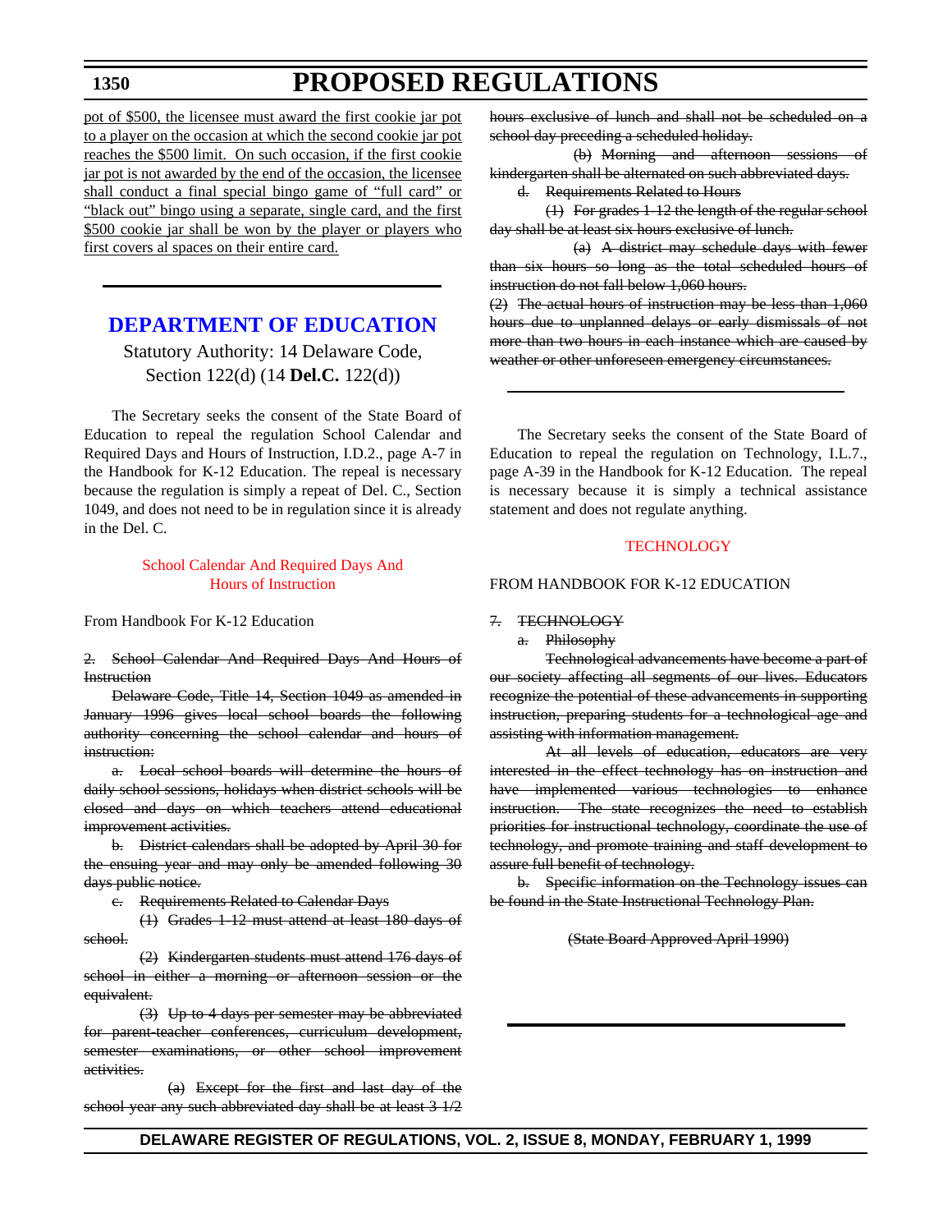pot of $500, the licensee must award the first cookie jar pot to a player on the occasion at which the second cookie jar pot reaches the $500 limit. On such occasion, if the first cookie jar pot is not awarded by the end of the occasion, the licensee shall conduct a final special bingo game of "full card" or "black out" bingo using a separate, single card, and the first $500 cookie jar shall be won by the player or players who first covers al spaces on their entire card.

## DEPARTMENT OF EDUCATION

Statutory Authority: 14 Delaware Code, Section 122(d) (14 **Del.C.** 122(d))

The Secretary seeks the consent of the State Board of Education to repeal the regulation School Calendar and Required Days and Hours of Instruction, I.D.2., page A-7 in the Handbook for K-12 Education. The repeal is necessary because the regulation is simply a repeat of Del. C., Section 1049, and does not need to be in regulation since it is already in the Del. C.

### School Calendar And Required Days And Hours of Instruction

From Handbook For K-12 Education

~~2. School Calendar And Required Days And Hours of Instruction~~

~~Delaware Code, Title 14, Section 1049 as amended in January 1996 gives local school boards the following authority concerning the school calendar and hours of instruction:~~

~~a. Local school boards will determine the hours of daily school sessions, holidays when district schools will be closed and days on which teachers attend educational improvement activities.~~

~~b. District calendars shall be adopted by April 30 for the ensuing year and may only be amended following 30 days public notice.~~

~~c. Requirements Related to Calendar Days~~

~~(1) Grades 1-12 must attend at least 180 days of school.~~

~~(2) Kindergarten students must attend 176 days of school in either a morning or afternoon session or the equivalent.~~

~~(3) Up to 4 days per semester may be abbreviated for parent-teacher conferences, curriculum development, semester examinations, or other school improvement activities.~~

~~(a) Except for the first and last day of the school year any such abbreviated day shall be at least 3 1/2 hours exclusive of lunch and shall not be scheduled on a school day preceding a scheduled holiday.~~

~~(b) Morning and afternoon sessions of kindergarten shall be alternated on such abbreviated days.~~

~~d. Requirements Related to Hours~~

~~(1) For grades 1-12 the length of the regular school day shall be at least six hours exclusive of lunch.~~

~~(a) A district may schedule days with fewer than six hours so long as the total scheduled hours of instruction do not fall below 1,060 hours.~~

~~(2) The actual hours of instruction may be less than 1,060 hours due to unplanned delays or early dismissals of not more than two hours in each instance which are caused by weather or other unforeseen emergency circumstances.~~

---

The Secretary seeks the consent of the State Board of Education to repeal the regulation on Technology, I.L.7., page A-39 in the Handbook for K-12 Education. The repeal is necessary because it is simply a technical assistance statement and does not regulate anything.

### TECHNOLOGY

FROM HANDBOOK FOR K-12 EDUCATION

~~7. TECHNOLOGY~~

~~a. Philosophy~~

~~Technological advancements have become a part of our society affecting all segments of our lives. Educators recognize the potential of these advancements in supporting instruction, preparing students for a technological age and assisting with information management.~~

~~At all levels of education, educators are very interested in the effect technology has on instruction and have implemented various technologies to enhance instruction. The state recognizes the need to establish priorities for instructional technology, coordinate the use of technology, and promote training and staff development to assure full benefit of technology.~~

~~b. Specific information on the Technology issues can be found in the State Instructional Technology Plan.~~

~~(State Board Approved April 1990)~~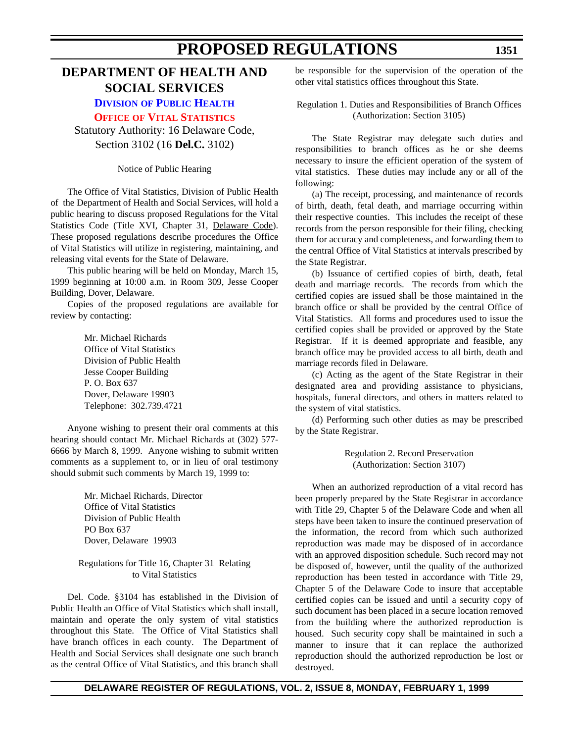# DEPARTMENT OF HEALTH AND SOCIAL SERVICES

## DIVISION OF PUBLIC HEALTH

## OFFICE OF VITAL STATISTICS

Statutory Authority: 16 Delaware Code, Section 3102 (16 **Del.C.** 3102)

Notice of Public Hearing

The Office of Vital Statistics, Division of Public Health of the Department of Health and Social Services, will hold a public hearing to discuss proposed Regulations for the Vital Statistics Code (Title XVI, Chapter 31, Delaware Code). These proposed regulations describe procedures the Office of Vital Statistics will utilize in registering, maintaining, and releasing vital events for the State of Delaware.

This public hearing will be held on Monday, March 15, 1999 beginning at 10:00 a.m. in Room 309, Jesse Cooper Building, Dover, Delaware.

Copies of the proposed regulations are available for review by contacting:

Mr. Michael Richards
Office of Vital Statistics
Division of Public Health
Jesse Cooper Building
P. O. Box 637
Dover, Delaware 19903
Telephone: 302.739.4721

Anyone wishing to present their oral comments at this hearing should contact Mr. Michael Richards at (302) 577-6666 by March 8, 1999. Anyone wishing to submit written comments as a supplement to, or in lieu of oral testimony should submit such comments by March 19, 1999 to:

Mr. Michael Richards, Director
Office of Vital Statistics
Division of Public Health
PO Box 637
Dover, Delaware 19903

Regulations for Title 16, Chapter 31 Relating to Vital Statistics

Del. Code. §3104 has established in the Division of Public Health an Office of Vital Statistics which shall install, maintain and operate the only system of vital statistics throughout this State. The Office of Vital Statistics shall have branch offices in each county. The Department of Health and Social Services shall designate one such branch as the central Office of Vital Statistics, and this branch shall be responsible for the supervision of the operation of the other vital statistics offices throughout this State.

Regulation 1. Duties and Responsibilities of Branch Offices (Authorization: Section 3105)

The State Registrar may delegate such duties and responsibilities to branch offices as he or she deems necessary to insure the efficient operation of the system of vital statistics. These duties may include any or all of the following:

(a) The receipt, processing, and maintenance of records of birth, death, fetal death, and marriage occurring within their respective counties. This includes the receipt of these records from the person responsible for their filing, checking them for accuracy and completeness, and forwarding them to the central Office of Vital Statistics at intervals prescribed by the State Registrar.

(b) Issuance of certified copies of birth, death, fetal death and marriage records. The records from which the certified copies are issued shall be those maintained in the branch office or shall be provided by the central Office of Vital Statistics. All forms and procedures used to issue the certified copies shall be provided or approved by the State Registrar. If it is deemed appropriate and feasible, any branch office may be provided access to all birth, death and marriage records filed in Delaware.

(c) Acting as the agent of the State Registrar in their designated area and providing assistance to physicians, hospitals, funeral directors, and others in matters related to the system of vital statistics.

(d) Performing such other duties as may be prescribed by the State Registrar.

Regulation 2. Record Preservation (Authorization: Section 3107)

When an authorized reproduction of a vital record has been properly prepared by the State Registrar in accordance with Title 29, Chapter 5 of the Delaware Code and when all steps have been taken to insure the continued preservation of the information, the record from which such authorized reproduction was made may be disposed of in accordance with an approved disposition schedule. Such record may not be disposed of, however, until the quality of the authorized reproduction has been tested in accordance with Title 29, Chapter 5 of the Delaware Code to insure that acceptable certified copies can be issued and until a security copy of such document has been placed in a secure location removed from the building where the authorized reproduction is housed. Such security copy shall be maintained in such a manner to insure that it can replace the authorized reproduction should the authorized reproduction be lost or destroyed.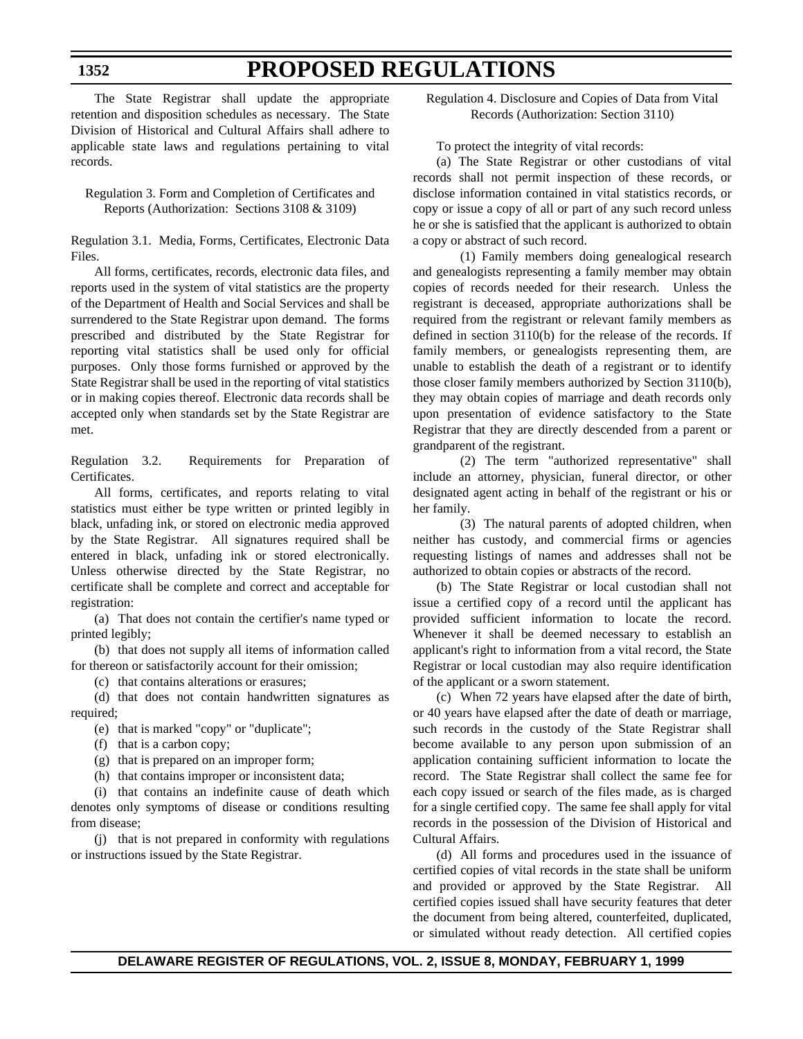The State Registrar shall update the appropriate retention and disposition schedules as necessary. The State Division of Historical and Cultural Affairs shall adhere to applicable state laws and regulations pertaining to vital records.

Regulation 3. Form and Completion of Certificates and Reports (Authorization: Sections 3108 & 3109)

Regulation 3.1. Media, Forms, Certificates, Electronic Data Files.

All forms, certificates, records, electronic data files, and reports used in the system of vital statistics are the property of the Department of Health and Social Services and shall be surrendered to the State Registrar upon demand. The forms prescribed and distributed by the State Registrar for reporting vital statistics shall be used only for official purposes. Only those forms furnished or approved by the State Registrar shall be used in the reporting of vital statistics or in making copies thereof. Electronic data records shall be accepted only when standards set by the State Registrar are met.

Regulation 3.2. Requirements for Preparation of Certificates.

All forms, certificates, and reports relating to vital statistics must either be type written or printed legibly in black, unfading ink, or stored on electronic media approved by the State Registrar. All signatures required shall be entered in black, unfading ink or stored electronically. Unless otherwise directed by the State Registrar, no certificate shall be complete and correct and acceptable for registration:

(a) That does not contain the certifier's name typed or printed legibly;

(b) that does not supply all items of information called for thereon or satisfactorily account for their omission;

(c) that contains alterations or erasures;

(d) that does not contain handwritten signatures as required;

(e) that is marked "copy" or "duplicate";

(f) that is a carbon copy;

(g) that is prepared on an improper form;

(h) that contains improper or inconsistent data;

(i) that contains an indefinite cause of death which denotes only symptoms of disease or conditions resulting from disease;

(j) that is not prepared in conformity with regulations or instructions issued by the State Registrar.

Regulation 4. Disclosure and Copies of Data from Vital Records (Authorization: Section 3110)

To protect the integrity of vital records:

(a) The State Registrar or other custodians of vital records shall not permit inspection of these records, or disclose information contained in vital statistics records, or copy or issue a copy of all or part of any such record unless he or she is satisfied that the applicant is authorized to obtain a copy or abstract of such record.

(1) Family members doing genealogical research and genealogists representing a family member may obtain copies of records needed for their research. Unless the registrant is deceased, appropriate authorizations shall be required from the registrant or relevant family members as defined in section 3110(b) for the release of the records. If family members, or genealogists representing them, are unable to establish the death of a registrant or to identify those closer family members authorized by Section 3110(b), they may obtain copies of marriage and death records only upon presentation of evidence satisfactory to the State Registrar that they are directly descended from a parent or grandparent of the registrant.

(2) The term "authorized representative" shall include an attorney, physician, funeral director, or other designated agent acting in behalf of the registrant or his or her family.

(3) The natural parents of adopted children, when neither has custody, and commercial firms or agencies requesting listings of names and addresses shall not be authorized to obtain copies or abstracts of the record.

(b) The State Registrar or local custodian shall not issue a certified copy of a record until the applicant has provided sufficient information to locate the record. Whenever it shall be deemed necessary to establish an applicant's right to information from a vital record, the State Registrar or local custodian may also require identification of the applicant or a sworn statement.

(c) When 72 years have elapsed after the date of birth, or 40 years have elapsed after the date of death or marriage, such records in the custody of the State Registrar shall become available to any person upon submission of an application containing sufficient information to locate the record. The State Registrar shall collect the same fee for each copy issued or search of the files made, as is charged for a single certified copy. The same fee shall apply for vital records in the possession of the Division of Historical and Cultural Affairs.

(d) All forms and procedures used in the issuance of certified copies of vital records in the state shall be uniform and provided or approved by the State Registrar. All certified copies issued shall have security features that deter the document from being altered, counterfeited, duplicated, or simulated without ready detection. All certified copies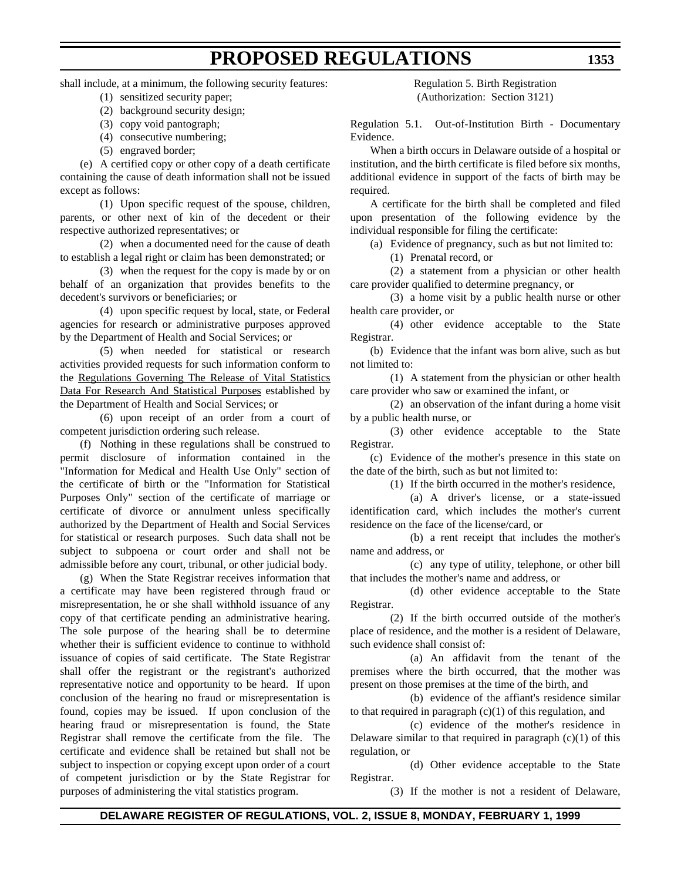shall include, at a minimum, the following security features:

(1) sensitized security paper;

(2) background security design;

(3) copy void pantograph;

(4) consecutive numbering;

(5) engraved border;

(e) A certified copy or other copy of a death certificate containing the cause of death information shall not be issued except as follows:

(1) Upon specific request of the spouse, children, parents, or other next of kin of the decedent or their respective authorized representatives; or

(2) when a documented need for the cause of death to establish a legal right or claim has been demonstrated; or

(3) when the request for the copy is made by or on behalf of an organization that provides benefits to the decedent's survivors or beneficiaries; or

(4) upon specific request by local, state, or Federal agencies for research or administrative purposes approved by the Department of Health and Social Services; or

(5) when needed for statistical or research activities provided requests for such information conform to the Regulations Governing The Release of Vital Statistics Data For Research And Statistical Purposes established by the Department of Health and Social Services; or

(6) upon receipt of an order from a court of competent jurisdiction ordering such release.

(f) Nothing in these regulations shall be construed to permit disclosure of information contained in the "Information for Medical and Health Use Only" section of the certificate of birth or the "Information for Statistical Purposes Only" section of the certificate of marriage or certificate of divorce or annulment unless specifically authorized by the Department of Health and Social Services for statistical or research purposes. Such data shall not be subject to subpoena or court order and shall not be admissible before any court, tribunal, or other judicial body.

(g) When the State Registrar receives information that a certificate may have been registered through fraud or misrepresentation, he or she shall withhold issuance of any copy of that certificate pending an administrative hearing. The sole purpose of the hearing shall be to determine whether their is sufficient evidence to continue to withhold issuance of copies of said certificate. The State Registrar shall offer the registrant or the registrant's authorized representative notice and opportunity to be heard. If upon conclusion of the hearing no fraud or misrepresentation is found, copies may be issued. If upon conclusion of the hearing fraud or misrepresentation is found, the State Registrar shall remove the certificate from the file. The certificate and evidence shall be retained but shall not be subject to inspection or copying except upon order of a court of competent jurisdiction or by the State Registrar for purposes of administering the vital statistics program.

Regulation 5. Birth Registration
(Authorization: Section 3121)

Regulation 5.1. Out-of-Institution Birth - Documentary Evidence.

When a birth occurs in Delaware outside of a hospital or institution, and the birth certificate is filed before six months, additional evidence in support of the facts of birth may be required.

A certificate for the birth shall be completed and filed upon presentation of the following evidence by the individual responsible for filing the certificate:

(a) Evidence of pregnancy, such as but not limited to:

(1) Prenatal record, or

(2) a statement from a physician or other health care provider qualified to determine pregnancy, or

(3) a home visit by a public health nurse or other health care provider, or

(4) other evidence acceptable to the State Registrar.

(b) Evidence that the infant was born alive, such as but not limited to:

(1) A statement from the physician or other health care provider who saw or examined the infant, or

(2) an observation of the infant during a home visit by a public health nurse, or

(3) other evidence acceptable to the State Registrar.

(c) Evidence of the mother's presence in this state on the date of the birth, such as but not limited to:

(1) If the birth occurred in the mother's residence,

(a) A driver's license, or a state-issued identification card, which includes the mother's current residence on the face of the license/card, or

(b) a rent receipt that includes the mother's name and address, or

(c) any type of utility, telephone, or other bill that includes the mother's name and address, or

(d) other evidence acceptable to the State Registrar.

(2) If the birth occurred outside of the mother's place of residence, and the mother is a resident of Delaware, such evidence shall consist of:

(a) An affidavit from the tenant of the premises where the birth occurred, that the mother was present on those premises at the time of the birth, and

(b) evidence of the affiant's residence similar to that required in paragraph (c)(1) of this regulation, and

(c) evidence of the mother's residence in Delaware similar to that required in paragraph (c)(1) of this regulation, or

(d) Other evidence acceptable to the State Registrar.

(3) If the mother is not a resident of Delaware,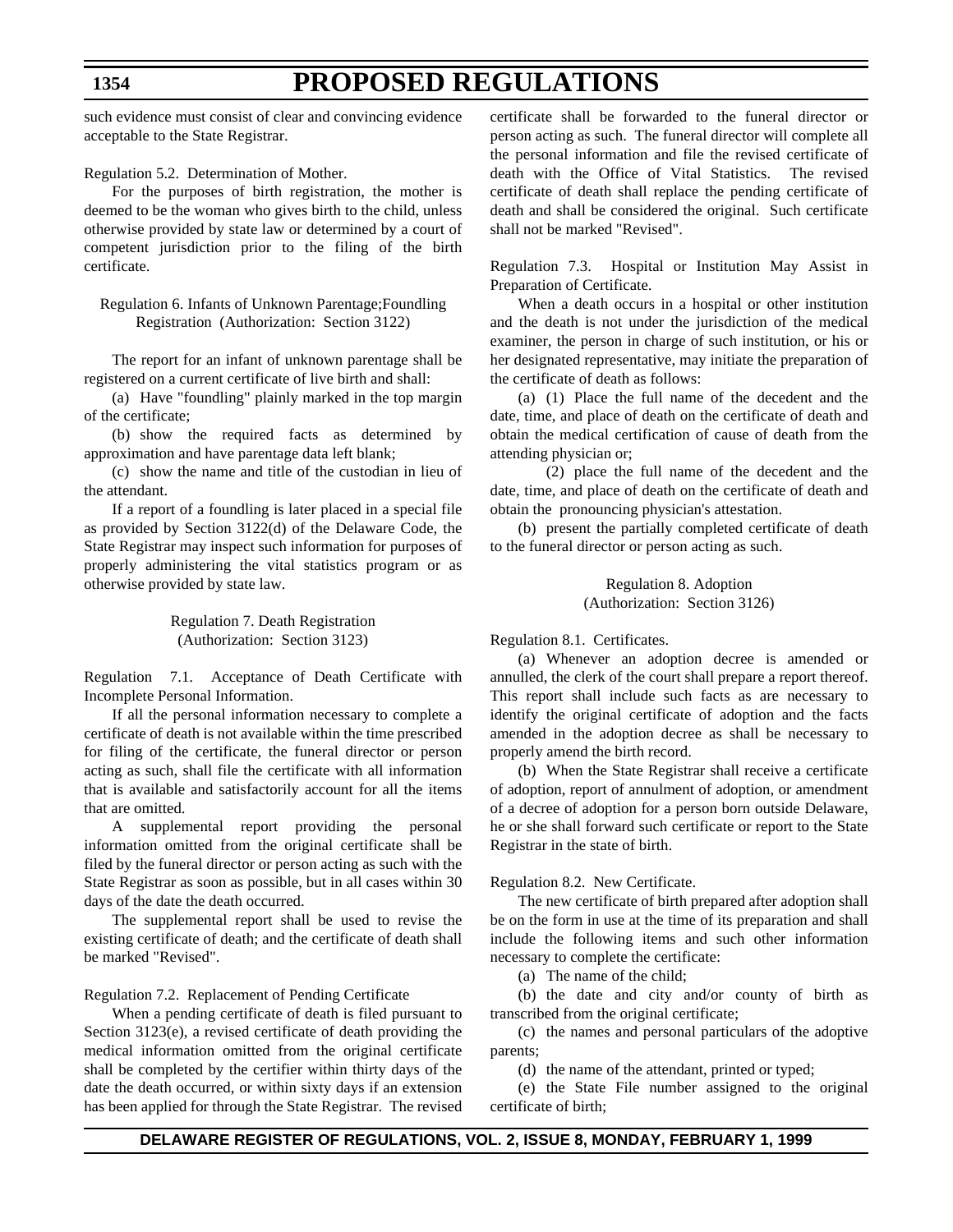such evidence must consist of clear and convincing evidence acceptable to the State Registrar.

Regulation 5.2. Determination of Mother.

For the purposes of birth registration, the mother is deemed to be the woman who gives birth to the child, unless otherwise provided by state law or determined by a court of competent jurisdiction prior to the filing of the birth certificate.

Regulation 6. Infants of Unknown Parentage;Foundling Registration (Authorization: Section 3122)

The report for an infant of unknown parentage shall be registered on a current certificate of live birth and shall:

(a) Have "foundling" plainly marked in the top margin of the certificate;

(b) show the required facts as determined by approximation and have parentage data left blank;

(c) show the name and title of the custodian in lieu of the attendant.

If a report of a foundling is later placed in a special file as provided by Section 3122(d) of the Delaware Code, the State Registrar may inspect such information for purposes of properly administering the vital statistics program or as otherwise provided by state law.

Regulation 7. Death Registration (Authorization: Section 3123)

Regulation 7.1. Acceptance of Death Certificate with Incomplete Personal Information.

If all the personal information necessary to complete a certificate of death is not available within the time prescribed for filing of the certificate, the funeral director or person acting as such, shall file the certificate with all information that is available and satisfactorily account for all the items that are omitted.

A supplemental report providing the personal information omitted from the original certificate shall be filed by the funeral director or person acting as such with the State Registrar as soon as possible, but in all cases within 30 days of the date the death occurred.

The supplemental report shall be used to revise the existing certificate of death; and the certificate of death shall be marked "Revised".

Regulation 7.2. Replacement of Pending Certificate

When a pending certificate of death is filed pursuant to Section 3123(e), a revised certificate of death providing the medical information omitted from the original certificate shall be completed by the certifier within thirty days of the date the death occurred, or within sixty days if an extension has been applied for through the State Registrar. The revised certificate shall be forwarded to the funeral director or person acting as such. The funeral director will complete all the personal information and file the revised certificate of death with the Office of Vital Statistics. The revised certificate of death shall replace the pending certificate of death and shall be considered the original. Such certificate shall not be marked "Revised".

Regulation 7.3. Hospital or Institution May Assist in Preparation of Certificate.

When a death occurs in a hospital or other institution and the death is not under the jurisdiction of the medical examiner, the person in charge of such institution, or his or her designated representative, may initiate the preparation of the certificate of death as follows:

(a) (1) Place the full name of the decedent and the date, time, and place of death on the certificate of death and obtain the medical certification of cause of death from the attending physician or;

(2) place the full name of the decedent and the date, time, and place of death on the certificate of death and obtain the pronouncing physician's attestation.

(b) present the partially completed certificate of death to the funeral director or person acting as such.

Regulation 8. Adoption (Authorization: Section 3126)

Regulation 8.1. Certificates.

(a) Whenever an adoption decree is amended or annulled, the clerk of the court shall prepare a report thereof. This report shall include such facts as are necessary to identify the original certificate of adoption and the facts amended in the adoption decree as shall be necessary to properly amend the birth record.

(b) When the State Registrar shall receive a certificate of adoption, report of annulment of adoption, or amendment of a decree of adoption for a person born outside Delaware, he or she shall forward such certificate or report to the State Registrar in the state of birth.

Regulation 8.2. New Certificate.

The new certificate of birth prepared after adoption shall be on the form in use at the time of its preparation and shall include the following items and such other information necessary to complete the certificate:

(a) The name of the child;

(b) the date and city and/or county of birth as transcribed from the original certificate;

(c) the names and personal particulars of the adoptive parents;

(d) the name of the attendant, printed or typed;

(e) the State File number assigned to the original certificate of birth;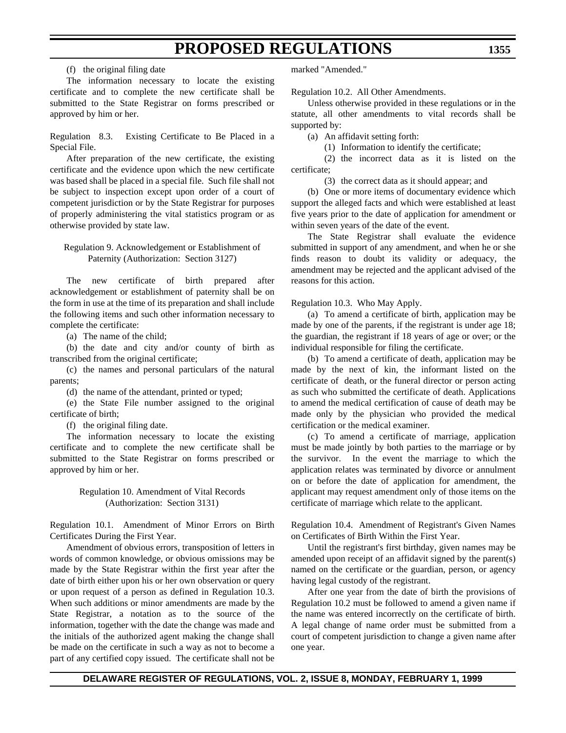(f) the original filing date

The information necessary to locate the existing certificate and to complete the new certificate shall be submitted to the State Registrar on forms prescribed or approved by him or her.

Regulation 8.3. Existing Certificate to Be Placed in a Special File.

After preparation of the new certificate, the existing certificate and the evidence upon which the new certificate was based shall be placed in a special file. Such file shall not be subject to inspection except upon order of a court of competent jurisdiction or by the State Registrar for purposes of properly administering the vital statistics program or as otherwise provided by state law.

Regulation 9. Acknowledgement or Establishment of Paternity (Authorization: Section 3127)

The new certificate of birth prepared after acknowledgement or establishment of paternity shall be on the form in use at the time of its preparation and shall include the following items and such other information necessary to complete the certificate:

(a) The name of the child;

(b) the date and city and/or county of birth as transcribed from the original certificate;

(c) the names and personal particulars of the natural parents;

(d) the name of the attendant, printed or typed;

(e) the State File number assigned to the original certificate of birth;

(f) the original filing date.

The information necessary to locate the existing certificate and to complete the new certificate shall be submitted to the State Registrar on forms prescribed or approved by him or her.

Regulation 10. Amendment of Vital Records (Authorization: Section 3131)

Regulation 10.1. Amendment of Minor Errors on Birth Certificates During the First Year.

Amendment of obvious errors, transposition of letters in words of common knowledge, or obvious omissions may be made by the State Registrar within the first year after the date of birth either upon his or her own observation or query or upon request of a person as defined in Regulation 10.3. When such additions or minor amendments are made by the State Registrar, a notation as to the source of the information, together with the date the change was made and the initials of the authorized agent making the change shall be made on the certificate in such a way as not to become a part of any certified copy issued. The certificate shall not be marked "Amended."

Regulation 10.2. All Other Amendments.

Unless otherwise provided in these regulations or in the statute, all other amendments to vital records shall be supported by:

(a) An affidavit setting forth:

(1) Information to identify the certificate;

(2) the incorrect data as it is listed on the certificate;

(3) the correct data as it should appear; and

(b) One or more items of documentary evidence which support the alleged facts and which were established at least five years prior to the date of application for amendment or within seven years of the date of the event.

The State Registrar shall evaluate the evidence submitted in support of any amendment, and when he or she finds reason to doubt its validity or adequacy, the amendment may be rejected and the applicant advised of the reasons for this action.

Regulation 10.3. Who May Apply.

(a) To amend a certificate of birth, application may be made by one of the parents, if the registrant is under age 18; the guardian, the registrant if 18 years of age or over; or the individual responsible for filing the certificate.

(b) To amend a certificate of death, application may be made by the next of kin, the informant listed on the certificate of death, or the funeral director or person acting as such who submitted the certificate of death. Applications to amend the medical certification of cause of death may be made only by the physician who provided the medical certification or the medical examiner.

(c) To amend a certificate of marriage, application must be made jointly by both parties to the marriage or by the survivor. In the event the marriage to which the application relates was terminated by divorce or annulment on or before the date of application for amendment, the applicant may request amendment only of those items on the certificate of marriage which relate to the applicant.

Regulation 10.4. Amendment of Registrant's Given Names on Certificates of Birth Within the First Year.

Until the registrant's first birthday, given names may be amended upon receipt of an affidavit signed by the parent(s) named on the certificate or the guardian, person, or agency having legal custody of the registrant.

After one year from the date of birth the provisions of Regulation 10.2 must be followed to amend a given name if the name was entered incorrectly on the certificate of birth. A legal change of name order must be submitted from a court of competent jurisdiction to change a given name after one year.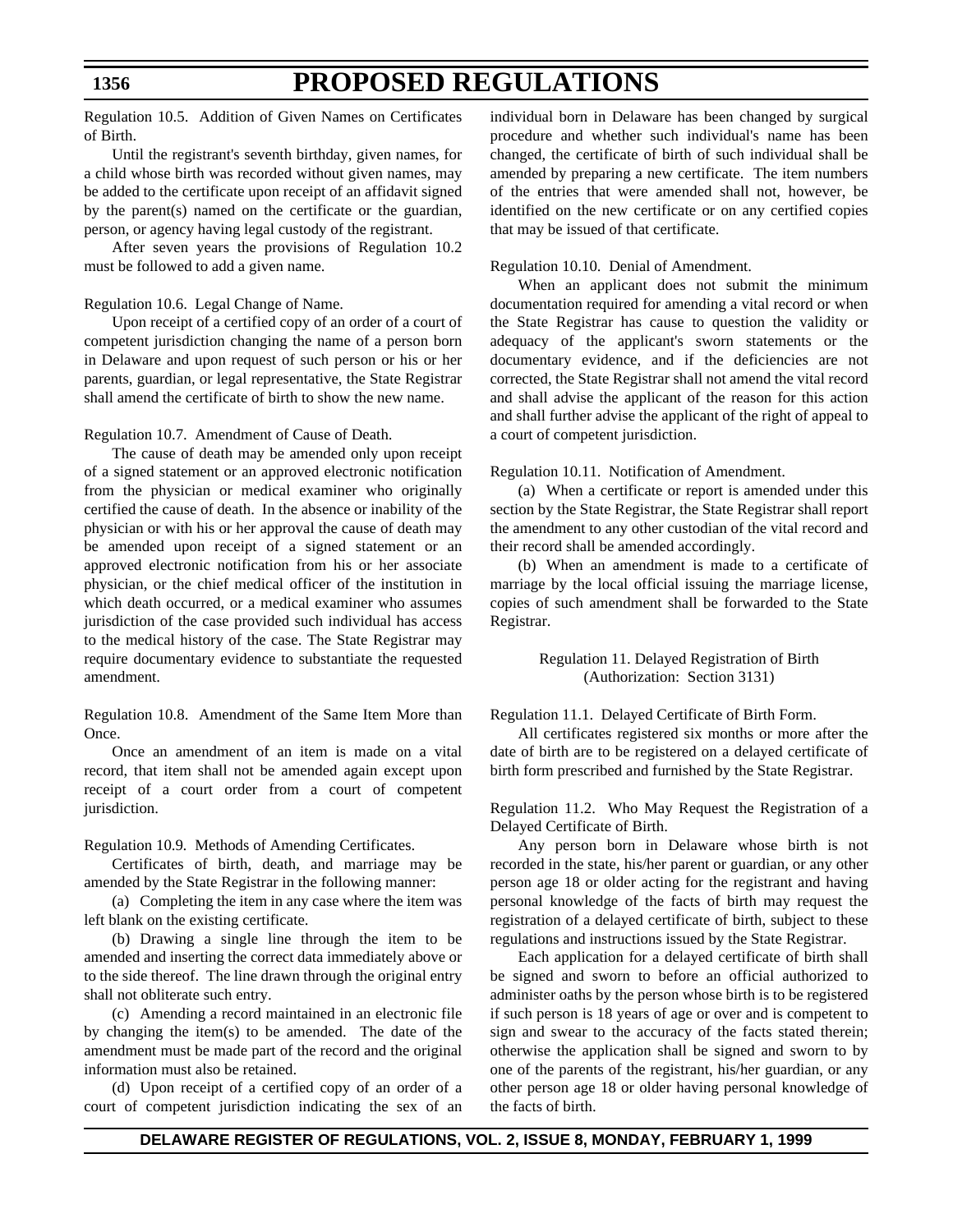Regulation 10.5. Addition of Given Names on Certificates of Birth.

Until the registrant's seventh birthday, given names, for a child whose birth was recorded without given names, may be added to the certificate upon receipt of an affidavit signed by the parent(s) named on the certificate or the guardian, person, or agency having legal custody of the registrant.

After seven years the provisions of Regulation 10.2 must be followed to add a given name.

Regulation 10.6. Legal Change of Name.

Upon receipt of a certified copy of an order of a court of competent jurisdiction changing the name of a person born in Delaware and upon request of such person or his or her parents, guardian, or legal representative, the State Registrar shall amend the certificate of birth to show the new name.

Regulation 10.7. Amendment of Cause of Death.

The cause of death may be amended only upon receipt of a signed statement or an approved electronic notification from the physician or medical examiner who originally certified the cause of death. In the absence or inability of the physician or with his or her approval the cause of death may be amended upon receipt of a signed statement or an approved electronic notification from his or her associate physician, or the chief medical officer of the institution in which death occurred, or a medical examiner who assumes jurisdiction of the case provided such individual has access to the medical history of the case. The State Registrar may require documentary evidence to substantiate the requested amendment.

Regulation 10.8. Amendment of the Same Item More than Once.

Once an amendment of an item is made on a vital record, that item shall not be amended again except upon receipt of a court order from a court of competent jurisdiction.

Regulation 10.9. Methods of Amending Certificates.

Certificates of birth, death, and marriage may be amended by the State Registrar in the following manner:

(a) Completing the item in any case where the item was left blank on the existing certificate.

(b) Drawing a single line through the item to be amended and inserting the correct data immediately above or to the side thereof. The line drawn through the original entry shall not obliterate such entry.

(c) Amending a record maintained in an electronic file by changing the item(s) to be amended. The date of the amendment must be made part of the record and the original information must also be retained.

(d) Upon receipt of a certified copy of an order of a court of competent jurisdiction indicating the sex of an individual born in Delaware has been changed by surgical procedure and whether such individual's name has been changed, the certificate of birth of such individual shall be amended by preparing a new certificate. The item numbers of the entries that were amended shall not, however, be identified on the new certificate or on any certified copies that may be issued of that certificate.

Regulation 10.10. Denial of Amendment.

When an applicant does not submit the minimum documentation required for amending a vital record or when the State Registrar has cause to question the validity or adequacy of the applicant's sworn statements or the documentary evidence, and if the deficiencies are not corrected, the State Registrar shall not amend the vital record and shall advise the applicant of the reason for this action and shall further advise the applicant of the right of appeal to a court of competent jurisdiction.

Regulation 10.11. Notification of Amendment.

(a) When a certificate or report is amended under this section by the State Registrar, the State Registrar shall report the amendment to any other custodian of the vital record and their record shall be amended accordingly.

(b) When an amendment is made to a certificate of marriage by the local official issuing the marriage license, copies of such amendment shall be forwarded to the State Registrar.

## Regulation 11. Delayed Registration of Birth
(Authorization: Section 3131)

Regulation 11.1. Delayed Certificate of Birth Form.

All certificates registered six months or more after the date of birth are to be registered on a delayed certificate of birth form prescribed and furnished by the State Registrar.

Regulation 11.2. Who May Request the Registration of a Delayed Certificate of Birth.

Any person born in Delaware whose birth is not recorded in the state, his/her parent or guardian, or any other person age 18 or older acting for the registrant and having personal knowledge of the facts of birth may request the registration of a delayed certificate of birth, subject to these regulations and instructions issued by the State Registrar.

Each application for a delayed certificate of birth shall be signed and sworn to before an official authorized to administer oaths by the person whose birth is to be registered if such person is 18 years of age or over and is competent to sign and swear to the accuracy of the facts stated therein; otherwise the application shall be signed and sworn to by one of the parents of the registrant, his/her guardian, or any other person age 18 or older having personal knowledge of the facts of birth.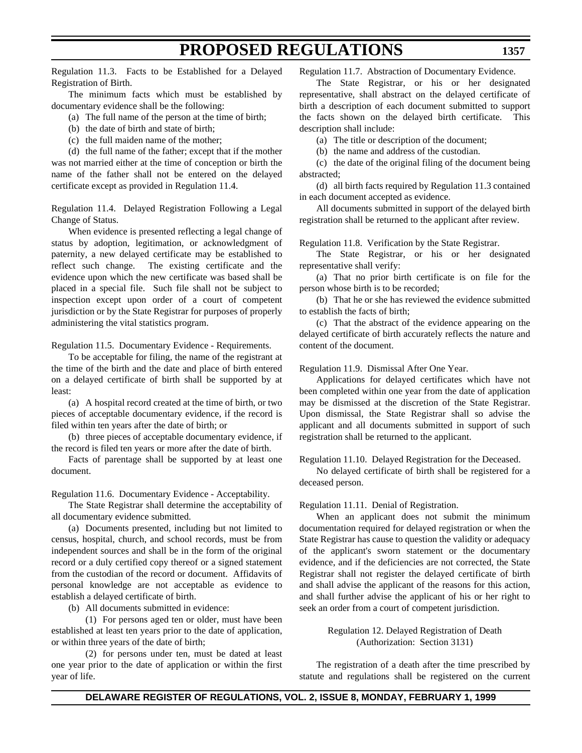Regulation 11.3. Facts to be Established for a Delayed Registration of Birth.

The minimum facts which must be established by documentary evidence shall be the following:

(a) The full name of the person at the time of birth;

(b) the date of birth and state of birth;

(c) the full maiden name of the mother;

(d) the full name of the father; except that if the mother was not married either at the time of conception or birth the name of the father shall not be entered on the delayed certificate except as provided in Regulation 11.4.

Regulation 11.4. Delayed Registration Following a Legal Change of Status.

When evidence is presented reflecting a legal change of status by adoption, legitimation, or acknowledgment of paternity, a new delayed certificate may be established to reflect such change. The existing certificate and the evidence upon which the new certificate was based shall be placed in a special file. Such file shall not be subject to inspection except upon order of a court of competent jurisdiction or by the State Registrar for purposes of properly administering the vital statistics program.

Regulation 11.5. Documentary Evidence - Requirements.

To be acceptable for filing, the name of the registrant at the time of the birth and the date and place of birth entered on a delayed certificate of birth shall be supported by at least:

(a) A hospital record created at the time of birth, or two pieces of acceptable documentary evidence, if the record is filed within ten years after the date of birth; or

(b) three pieces of acceptable documentary evidence, if the record is filed ten years or more after the date of birth.

Facts of parentage shall be supported by at least one document.

Regulation 11.6. Documentary Evidence - Acceptability.

The State Registrar shall determine the acceptability of all documentary evidence submitted.

(a) Documents presented, including but not limited to census, hospital, church, and school records, must be from independent sources and shall be in the form of the original record or a duly certified copy thereof or a signed statement from the custodian of the record or document. Affidavits of personal knowledge are not acceptable as evidence to establish a delayed certificate of birth.

(b) All documents submitted in evidence:

(1) For persons aged ten or older, must have been established at least ten years prior to the date of application, or within three years of the date of birth;

(2) for persons under ten, must be dated at least one year prior to the date of application or within the first year of life.

Regulation 11.7. Abstraction of Documentary Evidence.

The State Registrar, or his or her designated representative, shall abstract on the delayed certificate of birth a description of each document submitted to support the facts shown on the delayed birth certificate. This description shall include:

(a) The title or description of the document;

(b) the name and address of the custodian.

(c) the date of the original filing of the document being abstracted;

(d) all birth facts required by Regulation 11.3 contained in each document accepted as evidence.

All documents submitted in support of the delayed birth registration shall be returned to the applicant after review.

Regulation 11.8. Verification by the State Registrar.

The State Registrar, or his or her designated representative shall verify:

(a) That no prior birth certificate is on file for the person whose birth is to be recorded;

(b) That he or she has reviewed the evidence submitted to establish the facts of birth;

(c) That the abstract of the evidence appearing on the delayed certificate of birth accurately reflects the nature and content of the document.

Regulation 11.9. Dismissal After One Year.

Applications for delayed certificates which have not been completed within one year from the date of application may be dismissed at the discretion of the State Registrar. Upon dismissal, the State Registrar shall so advise the applicant and all documents submitted in support of such registration shall be returned to the applicant.

Regulation 11.10. Delayed Registration for the Deceased.

No delayed certificate of birth shall be registered for a deceased person.

Regulation 11.11. Denial of Registration.

When an applicant does not submit the minimum documentation required for delayed registration or when the State Registrar has cause to question the validity or adequacy of the applicant's sworn statement or the documentary evidence, and if the deficiencies are not corrected, the State Registrar shall not register the delayed certificate of birth and shall advise the applicant of the reasons for this action, and shall further advise the applicant of his or her right to seek an order from a court of competent jurisdiction.

Regulation 12. Delayed Registration of Death
(Authorization: Section 3131)

The registration of a death after the time prescribed by statute and regulations shall be registered on the current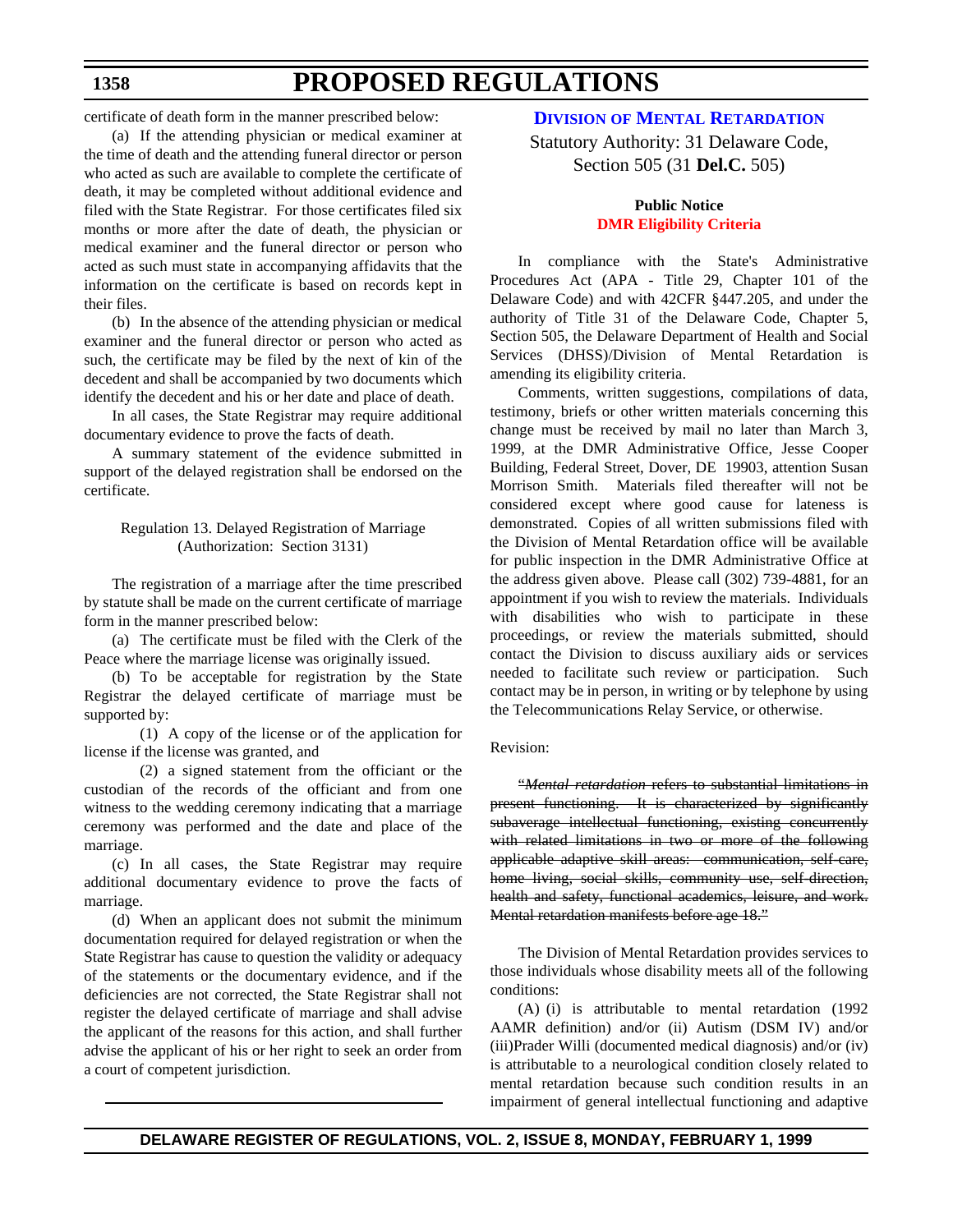certificate of death form in the manner prescribed below:

(a) If the attending physician or medical examiner at the time of death and the attending funeral director or person who acted as such are available to complete the certificate of death, it may be completed without additional evidence and filed with the State Registrar. For those certificates filed six months or more after the date of death, the physician or medical examiner and the funeral director or person who acted as such must state in accompanying affidavits that the information on the certificate is based on records kept in their files.

(b) In the absence of the attending physician or medical examiner and the funeral director or person who acted as such, the certificate may be filed by the next of kin of the decedent and shall be accompanied by two documents which identify the decedent and his or her date and place of death.

In all cases, the State Registrar may require additional documentary evidence to prove the facts of death.

A summary statement of the evidence submitted in support of the delayed registration shall be endorsed on the certificate.

Regulation 13. Delayed Registration of Marriage
(Authorization: Section 3131)

The registration of a marriage after the time prescribed by statute shall be made on the current certificate of marriage form in the manner prescribed below:

(a) The certificate must be filed with the Clerk of the Peace where the marriage license was originally issued.

(b) To be acceptable for registration by the State Registrar the delayed certificate of marriage must be supported by:

(1) A copy of the license or of the application for license if the license was granted, and

(2) a signed statement from the officiant or the custodian of the records of the officiant and from one witness to the wedding ceremony indicating that a marriage ceremony was performed and the date and place of the marriage.

(c) In all cases, the State Registrar may require additional documentary evidence to prove the facts of marriage.

(d) When an applicant does not submit the minimum documentation required for delayed registration or when the State Registrar has cause to question the validity or adequacy of the statements or the documentary evidence, and if the deficiencies are not corrected, the State Registrar shall not register the delayed certificate of marriage and shall advise the applicant of the reasons for this action, and shall further advise the applicant of his or her right to seek an order from a court of competent jurisdiction.

## Division of Mental Retardation

Statutory Authority: 31 Delaware Code, Section 505 (31 **Del.C.** 505)

**Public Notice**
**DMR Eligibility Criteria**

In compliance with the State's Administrative Procedures Act (APA - Title 29, Chapter 101 of the Delaware Code) and with 42CFR §447.205, and under the authority of Title 31 of the Delaware Code, Chapter 5, Section 505, the Delaware Department of Health and Social Services (DHSS)/Division of Mental Retardation is amending its eligibility criteria.

Comments, written suggestions, compilations of data, testimony, briefs or other written materials concerning this change must be received by mail no later than March 3, 1999, at the DMR Administrative Office, Jesse Cooper Building, Federal Street, Dover, DE 19903, attention Susan Morrison Smith. Materials filed thereafter will not be considered except where good cause for lateness is demonstrated. Copies of all written submissions filed with the Division of Mental Retardation office will be available for public inspection in the DMR Administrative Office at the address given above. Please call (302) 739-4881, for an appointment if you wish to review the materials. Individuals with disabilities who wish to participate in these proceedings, or review the materials submitted, should contact the Division to discuss auxiliary aids or services needed to facilitate such review or participation. Such contact may be in person, in writing or by telephone by using the Telecommunications Relay Service, or otherwise.

Revision:

~~"*Mental retardation* refers to substantial limitations in present functioning. It is characterized by significantly subaverage intellectual functioning, existing concurrently with related limitations in two or more of the following applicable adaptive skill areas: communication, self care, home living, social skills, community use, self direction, health and safety, functional academics, leisure, and work. Mental retardation manifests before age 18."~~

The Division of Mental Retardation provides services to those individuals whose disability meets all of the following conditions:

(A) (i) is attributable to mental retardation (1992 AAMR definition) and/or (ii) Autism (DSM IV) and/or (iii)Prader Willi (documented medical diagnosis) and/or (iv) is attributable to a neurological condition closely related to mental retardation because such condition results in an impairment of general intellectual functioning and adaptive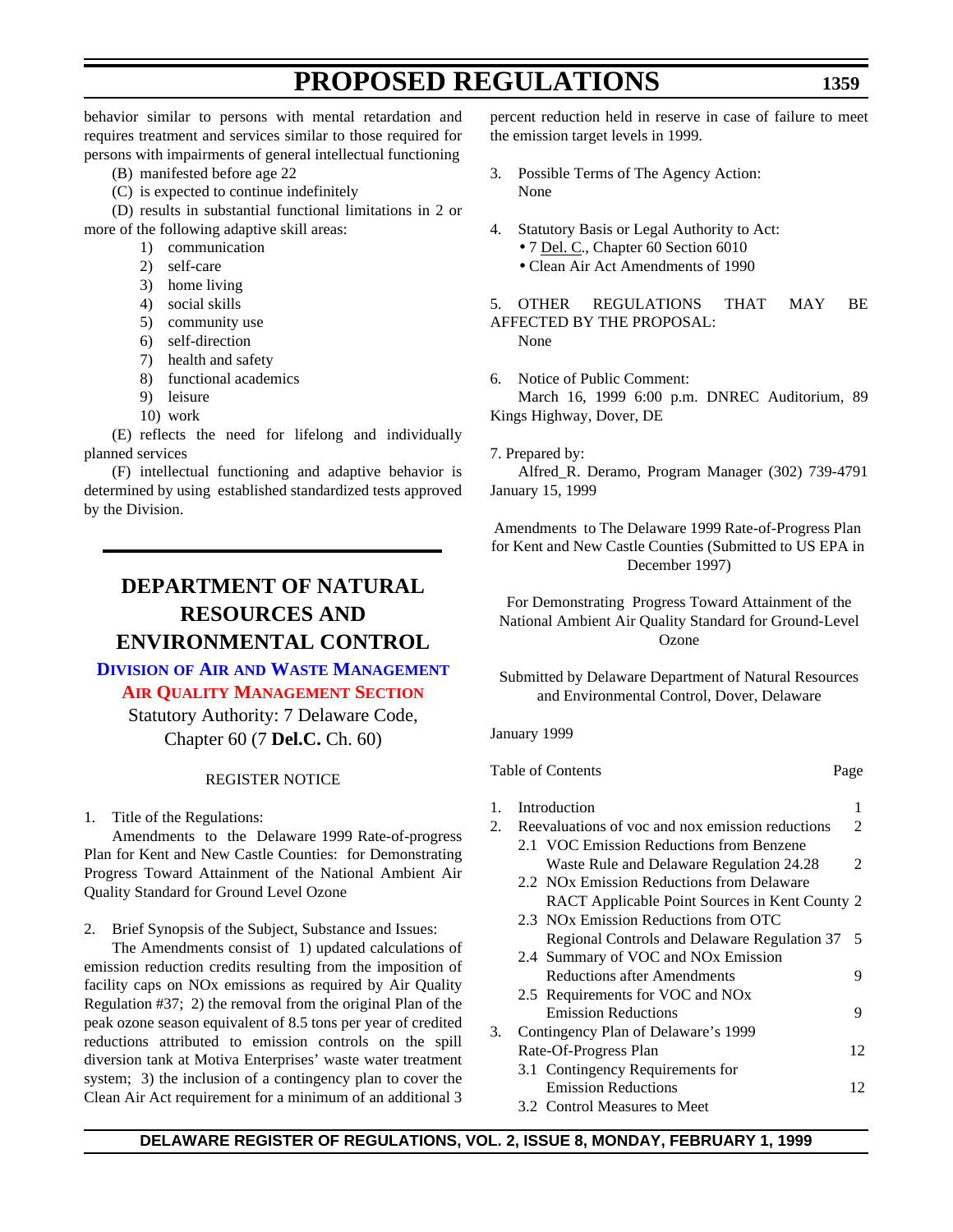behavior similar to persons with mental retardation and requires treatment and services similar to those required for persons with impairments of general intellectual functioning

(B) manifested before age 22

(C) is expected to continue indefinitely

(D) results in substantial functional limitations in 2 or more of the following adaptive skill areas:

1) communication
2) self-care
3) home living
4) social skills
5) community use
6) self-direction
7) health and safety
8) functional academics
9) leisure
10) work

(E) reflects the need for lifelong and individually planned services

(F) intellectual functioning and adaptive behavior is determined by using established standardized tests approved by the Division.

# DEPARTMENT OF NATURAL RESOURCES AND ENVIRONMENTAL CONTROL

## Division of Air and Waste Management

## Air Quality Management Section

Statutory Authority: 7 Delaware Code, Chapter 60 (7 **Del.C.** Ch. 60)

REGISTER NOTICE

1. Title of the Regulations:

Amendments to the Delaware 1999 Rate-of-progress Plan for Kent and New Castle Counties: for Demonstrating Progress Toward Attainment of the National Ambient Air Quality Standard for Ground Level Ozone

2. Brief Synopsis of the Subject, Substance and Issues:

The Amendments consist of 1) updated calculations of emission reduction credits resulting from the imposition of facility caps on NOx emissions as required by Air Quality Regulation #37; 2) the removal from the original Plan of the peak ozone season equivalent of 8.5 tons per year of credited reductions attributed to emission controls on the spill diversion tank at Motiva Enterprises' waste water treatment system; 3) the inclusion of a contingency plan to cover the Clean Air Act requirement for a minimum of an additional 3 percent reduction held in reserve in case of failure to meet the emission target levels in 1999.

3. Possible Terms of The Agency Action:
None

4. Statutory Basis or Legal Authority to Act:
- 7 Del. C., Chapter 60 Section 6010
- Clean Air Act Amendments of 1990

5. OTHER REGULATIONS THAT MAY BE AFFECTED BY THE PROPOSAL:
None

6. Notice of Public Comment:
March 16, 1999 6:00 p.m. DNREC Auditorium, 89 Kings Highway, Dover, DE

7. Prepared by:
Alfred_R. Deramo, Program Manager (302) 739-4791 January 15, 1999

Amendments to The Delaware 1999 Rate-of-Progress Plan for Kent and New Castle Counties (Submitted to US EPA in December 1997)

For Demonstrating Progress Toward Attainment of the National Ambient Air Quality Standard for Ground-Level Ozone

Submitted by Delaware Department of Natural Resources and Environmental Control, Dover, Delaware

January 1999

Table of Contents

| | | Page |
|---|---|---|
| 1. | Introduction | 1 |
| 2. | Reevaluations of voc and nox emission reductions | 2 |
| | 2.1 VOC Emission Reductions from Benzene Waste Rule and Delaware Regulation 24.28 | 2 |
| | 2.2 NOx Emission Reductions from Delaware RACT Applicable Point Sources in Kent County | 2 |
| | 2.3 NOx Emission Reductions from OTC Regional Controls and Delaware Regulation 37 | 5 |
| | 2.4 Summary of VOC and NOx Emission Reductions after Amendments | 9 |
| | 2.5 Requirements for VOC and NOx Emission Reductions | 9 |
| 3. | Contingency Plan of Delaware's 1999 Rate-Of-Progress Plan | 12 |
| | 3.1 Contingency Requirements for Emission Reductions | 12 |
| | 3.2 Control Measures to Meet | |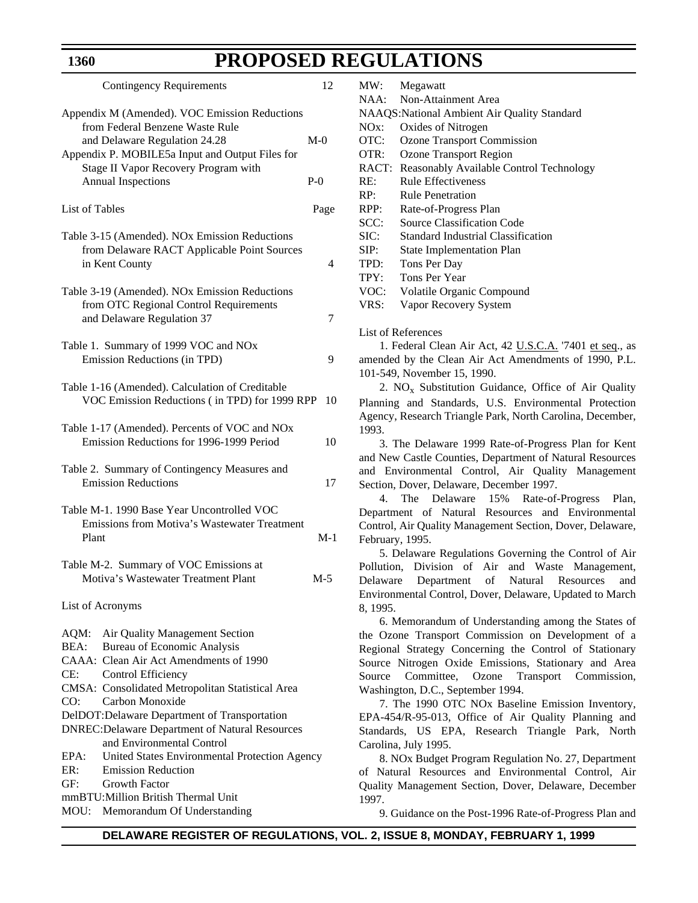| | |
|---|---|
| Contingency Requirements | 12 |
| Appendix M (Amended). VOC Emission Reductions from Federal Benzene Waste Rule and Delaware Regulation 24.28 | M-0 |
| Appendix P. MOBILE5a Input and Output Files for Stage II Vapor Recovery Program with Annual Inspections | P-0 |

| List of Tables | Page |
|---|---|
| Table 3-15 (Amended). NOx Emission Reductions from Delaware RACT Applicable Point Sources in Kent County | 4 |
| Table 3-19 (Amended). NOx Emission Reductions from OTC Regional Control Requirements and Delaware Regulation 37 | 7 |
| Table 1. Summary of 1999 VOC and NOx Emission Reductions (in TPD) | 9 |
| Table 1-16 (Amended). Calculation of Creditable VOC Emission Reductions ( in TPD) for 1999 RPP | 10 |
| Table 1-17 (Amended). Percents of VOC and NOx Emission Reductions for 1996-1999 Period | 10 |
| Table 2. Summary of Contingency Measures and Emission Reductions | 17 |
| Table M-1. 1990 Base Year Uncontrolled VOC Emissions from Motiva's Wastewater Treatment Plant | M-1 |
| Table M-2. Summary of VOC Emissions at Motiva's Wastewater Treatment Plant | M-5 |

List of Acronyms

AQM: Air Quality Management Section
BEA: Bureau of Economic Analysis
CAAA: Clean Air Act Amendments of 1990
CE: Control Efficiency
CMSA: Consolidated Metropolitan Statistical Area
CO: Carbon Monoxide
DelDOT: Delaware Department of Transportation
DNREC: Delaware Department of Natural Resources and Environmental Control
EPA: United States Environmental Protection Agency
ER: Emission Reduction
GF: Growth Factor
mmBTU: Million British Thermal Unit
MOU: Memorandum Of Understanding
MW: Megawatt
NAA: Non-Attainment Area
NAAQS: National Ambient Air Quality Standard
NOx: Oxides of Nitrogen
OTC: Ozone Transport Commission
OTR: Ozone Transport Region
RACT: Reasonably Available Control Technology
RE: Rule Effectiveness
RP: Rule Penetration
RPP: Rate-of-Progress Plan
SCC: Source Classification Code
SIC: Standard Industrial Classification
SIP: State Implementation Plan
TPD: Tons Per Day
TPY: Tons Per Year
VOC: Volatile Organic Compound
VRS: Vapor Recovery System

List of References

1. Federal Clean Air Act, 42 U.S.C.A. '7401 et seq., as amended by the Clean Air Act Amendments of 1990, P.L. 101-549, November 15, 1990.

2. $NO_x$ Substitution Guidance, Office of Air Quality Planning and Standards, U.S. Environmental Protection Agency, Research Triangle Park, North Carolina, December, 1993.

3. The Delaware 1999 Rate-of-Progress Plan for Kent and New Castle Counties, Department of Natural Resources and Environmental Control, Air Quality Management Section, Dover, Delaware, December 1997.

4. The Delaware 15% Rate-of-Progress Plan, Department of Natural Resources and Environmental Control, Air Quality Management Section, Dover, Delaware, February, 1995.

5. Delaware Regulations Governing the Control of Air Pollution, Division of Air and Waste Management, Delaware Department of Natural Resources and Environmental Control, Dover, Delaware, Updated to March 8, 1995.

6. Memorandum of Understanding among the States of the Ozone Transport Commission on Development of a Regional Strategy Concerning the Control of Stationary Source Nitrogen Oxide Emissions, Stationary and Area Source Committee, Ozone Transport Commission, Washington, D.C., September 1994.

7. The 1990 OTC NOx Baseline Emission Inventory, EPA-454/R-95-013, Office of Air Quality Planning and Standards, US EPA, Research Triangle Park, North Carolina, July 1995.

8. NOx Budget Program Regulation No. 27, Department of Natural Resources and Environmental Control, Air Quality Management Section, Dover, Delaware, December 1997.

9. Guidance on the Post-1996 Rate-of-Progress Plan and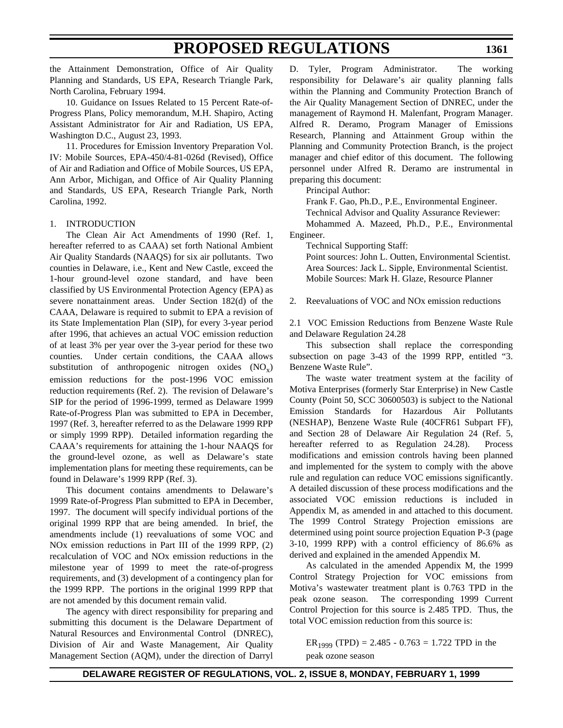the Attainment Demonstration, Office of Air Quality Planning and Standards, US EPA, Research Triangle Park, North Carolina, February 1994.

10. Guidance on Issues Related to 15 Percent Rate-of-Progress Plans, Policy memorandum, M.H. Shapiro, Acting Assistant Administrator for Air and Radiation, US EPA, Washington D.C., August 23, 1993.

11. Procedures for Emission Inventory Preparation Vol. IV: Mobile Sources, EPA-450/4-81-026d (Revised), Office of Air and Radiation and Office of Mobile Sources, US EPA, Ann Arbor, Michigan, and Office of Air Quality Planning and Standards, US EPA, Research Triangle Park, North Carolina, 1992.

1. INTRODUCTION

The Clean Air Act Amendments of 1990 (Ref. 1, hereafter referred to as CAAA) set forth National Ambient Air Quality Standards (NAAQS) for six air pollutants. Two counties in Delaware, i.e., Kent and New Castle, exceed the 1-hour ground-level ozone standard, and have been classified by US Environmental Protection Agency (EPA) as severe nonattainment areas. Under Section 182(d) of the CAAA, Delaware is required to submit to EPA a revision of its State Implementation Plan (SIP), for every 3-year period after 1996, that achieves an actual VOC emission reduction of at least 3% per year over the 3-year period for these two counties. Under certain conditions, the CAAA allows substitution of anthropogenic nitrogen oxides ($NO_x$) emission reductions for the post-1996 VOC emission reduction requirements (Ref. 2). The revision of Delaware's SIP for the period of 1996-1999, termed as Delaware 1999 Rate-of-Progress Plan was submitted to EPA in December, 1997 (Ref. 3, hereafter referred to as the Delaware 1999 RPP or simply 1999 RPP). Detailed information regarding the CAAA's requirements for attaining the 1-hour NAAQS for the ground-level ozone, as well as Delaware's state implementation plans for meeting these requirements, can be found in Delaware's 1999 RPP (Ref. 3).

This document contains amendments to Delaware's 1999 Rate-of-Progress Plan submitted to EPA in December, 1997. The document will specify individual portions of the original 1999 RPP that are being amended. In brief, the amendments include (1) reevaluations of some VOC and NOx emission reductions in Part III of the 1999 RPP, (2) recalculation of VOC and NOx emission reductions in the milestone year of 1999 to meet the rate-of-progress requirements, and (3) development of a contingency plan for the 1999 RPP. The portions in the original 1999 RPP that are not amended by this document remain valid.

The agency with direct responsibility for preparing and submitting this document is the Delaware Department of Natural Resources and Environmental Control (DNREC), Division of Air and Waste Management, Air Quality Management Section (AQM), under the direction of Darryl D. Tyler, Program Administrator. The working responsibility for Delaware's air quality planning falls within the Planning and Community Protection Branch of the Air Quality Management Section of DNREC, under the management of Raymond H. Malenfant, Program Manager. Alfred R. Deramo, Program Manager of Emissions Research, Planning and Attainment Group within the Planning and Community Protection Branch, is the project manager and chief editor of this document. The following personnel under Alfred R. Deramo are instrumental in preparing this document:

Principal Author:

Frank F. Gao, Ph.D., P.E., Environmental Engineer.

Technical Advisor and Quality Assurance Reviewer:

Mohammed A. Mazeed, Ph.D., P.E., Environmental Engineer.

Technical Supporting Staff:

Point sources: John L. Outten, Environmental Scientist.
Area Sources: Jack L. Sipple, Environmental Scientist.
Mobile Sources: Mark H. Glaze, Resource Planner

2. Reevaluations of VOC and NOx emission reductions

2.1 VOC Emission Reductions from Benzene Waste Rule and Delaware Regulation 24.28

This subsection shall replace the corresponding subsection on page 3-43 of the 1999 RPP, entitled "3. Benzene Waste Rule".

The waste water treatment system at the facility of Motiva Enterprises (formerly Star Enterprise) in New Castle County (Point 50, SCC 30600503) is subject to the National Emission Standards for Hazardous Air Pollutants (NESHAP), Benzene Waste Rule (40CFR61 Subpart FF), and Section 28 of Delaware Air Regulation 24 (Ref. 5, hereafter referred to as Regulation 24.28). Process modifications and emission controls having been planned and implemented for the system to comply with the above rule and regulation can reduce VOC emissions significantly. A detailed discussion of these process modifications and the associated VOC emission reductions is included in Appendix M, as amended in and attached to this document. The 1999 Control Strategy Projection emissions are determined using point source projection Equation P-3 (page 3-10, 1999 RPP) with a control efficiency of 86.6% as derived and explained in the amended Appendix M.

As calculated in the amended Appendix M, the 1999 Control Strategy Projection for VOC emissions from Motiva's wastewater treatment plant is 0.763 TPD in the peak ozone season. The corresponding 1999 Current Control Projection for this source is 2.485 TPD. Thus, the total VOC emission reduction from this source is:

$ER_{1999}$ (TPD) = 2.485 - 0.763 = 1.722 TPD in the peak ozone season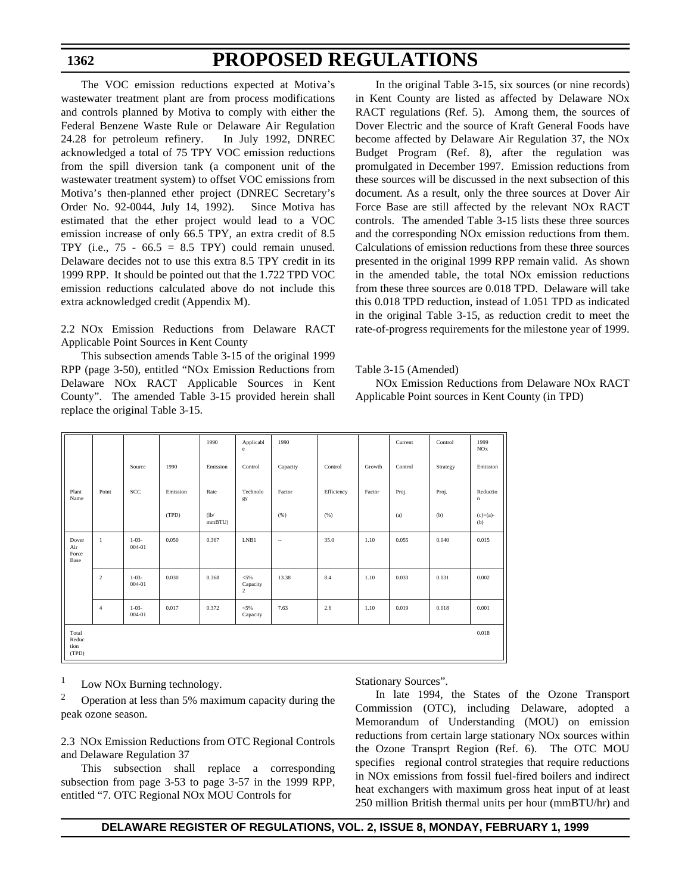The VOC emission reductions expected at Motiva's wastewater treatment plant are from process modifications and controls planned by Motiva to comply with either the Federal Benzene Waste Rule or Delaware Air Regulation 24.28 for petroleum refinery. In July 1992, DNREC acknowledged a total of 75 TPY VOC emission reductions from the spill diversion tank (a component unit of the wastewater treatment system) to offset VOC emissions from Motiva's then-planned ether project (DNREC Secretary's Order No. 92-0044, July 14, 1992). Since Motiva has estimated that the ether project would lead to a VOC emission increase of only 66.5 TPY, an extra credit of 8.5 TPY (i.e., 75 - 66.5 = 8.5 TPY) could remain unused. Delaware decides not to use this extra 8.5 TPY credit in its 1999 RPP. It should be pointed out that the 1.722 TPD VOC emission reductions calculated above do not include this extra acknowledged credit (Appendix M).

2.2 NOx Emission Reductions from Delaware RACT Applicable Point Sources in Kent County

This subsection amends Table 3-15 of the original 1999 RPP (page 3-50), entitled "NOx Emission Reductions from Delaware NOx RACT Applicable Sources in Kent County". The amended Table 3-15 provided herein shall replace the original Table 3-15.

In the original Table 3-15, six sources (or nine records) in Kent County are listed as affected by Delaware NOx RACT regulations (Ref. 5). Among them, the sources of Dover Electric and the source of Kraft General Foods have become affected by Delaware Air Regulation 37, the NOx Budget Program (Ref. 8), after the regulation was promulgated in December 1997. Emission reductions from these sources will be discussed in the next subsection of this document. As a result, only the three sources at Dover Air Force Base are still affected by the relevant NOx RACT controls. The amended Table 3-15 lists these three sources and the corresponding NOx emission reductions from them. Calculations of emission reductions from these three sources presented in the original 1999 RPP remain valid. As shown in the amended table, the total NOx emission reductions from these three sources are 0.018 TPD. Delaware will take this 0.018 TPD reduction, instead of 1.051 TPD as indicated in the original Table 3-15, as reduction credit to meet the rate-of-progress requirements for the milestone year of 1999.

Table 3-15 (Amended)

NOx Emission Reductions from Delaware NOx RACT Applicable Point sources in Kent County (in TPD)

| Plant Name | Point | Source SCC | 1990 Emission (TPD) | 1990 Emission Rate (lb/ mmBTU) | Applicable Control Technology | 1990 Capacity Factor (%) | Control Efficiency (%) | Growth Factor | Current Control Proj. (a) | Control Strategy Proj. (b) | 1999 NOx Emission Reduction (c)=(a)-(b) |
|---|---|---|---|---|---|---|---|---|---|---|---|
| Dover Air Force Base | 1 | 1-03-004-01 | 0.050 | 0.367 | LNB1 | -- | 35.0 | 1.10 | 0.055 | 0.040 | 0.015 |
| | 2 | 1-03-004-01 | 0.030 | 0.368 | <5% Capacity 2 | 13.38 | 8.4 | 1.10 | 0.033 | 0.031 | 0.002 |
| | 4 | 1-03-004-01 | 0.017 | 0.372 | <5% Capacity | 7.63 | 2.6 | 1.10 | 0.019 | 0.018 | 0.001 |
| Total Reduction (TPD) | | | | | | | | | | | 0.018 |

[1] Low NOx Burning technology.

[2] Operation at less than 5% maximum capacity during the peak ozone season.

2.3 NOx Emission Reductions from OTC Regional Controls and Delaware Regulation 37

This subsection shall replace a corresponding subsection from page 3-53 to page 3-57 in the 1999 RPP, entitled "7. OTC Regional NOx MOU Controls for Stationary Sources".

In late 1994, the States of the Ozone Transport Commission (OTC), including Delaware, adopted a Memorandum of Understanding (MOU) on emission reductions from certain large stationary NOx sources within the Ozone Transprt Region (Ref. 6). The OTC MOU specifies regional control strategies that require reductions in NOx emissions from fossil fuel-fired boilers and indirect heat exchangers with maximum gross heat input of at least 250 million British thermal units per hour (mmBTU/hr) and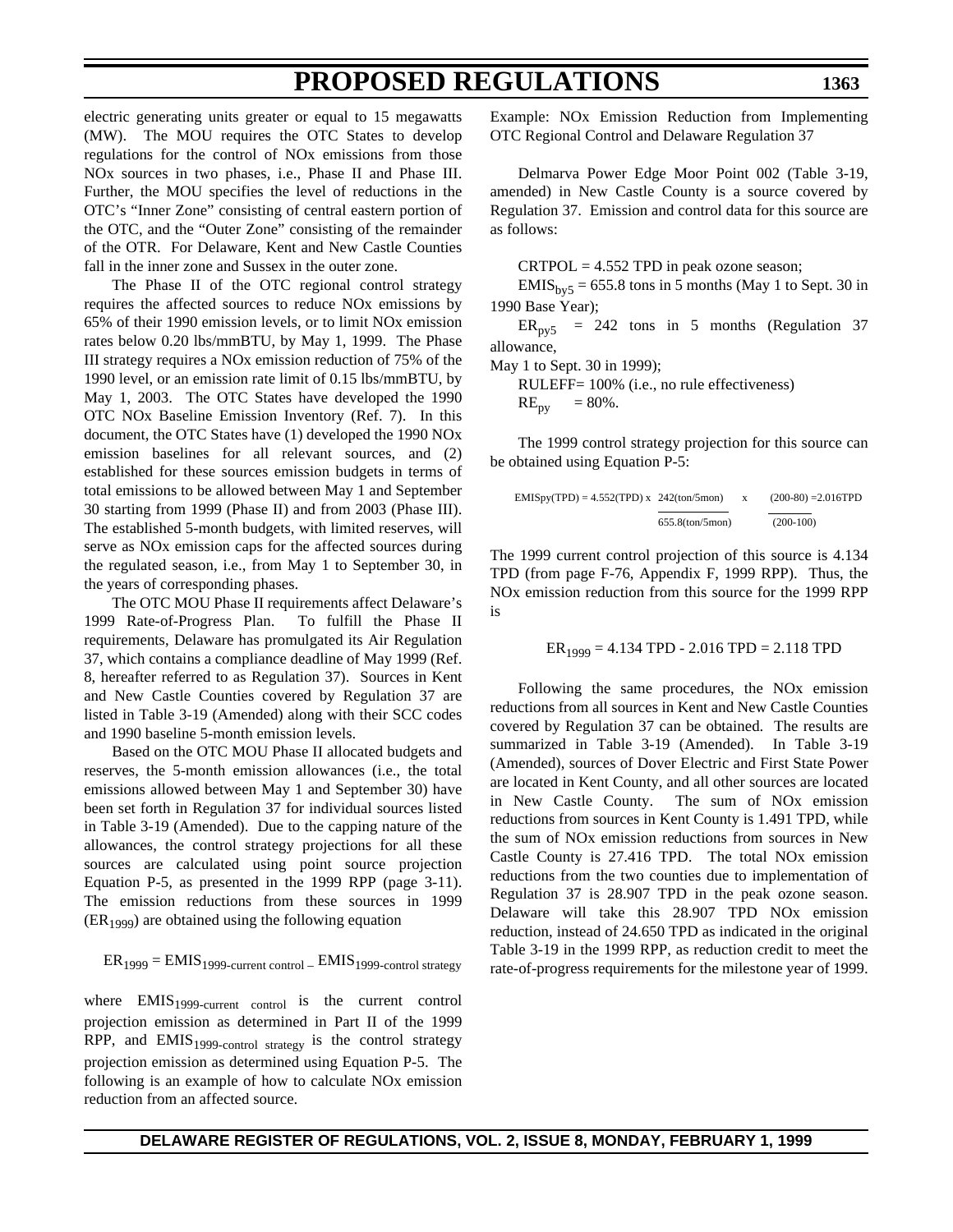electric generating units greater or equal to 15 megawatts (MW). The MOU requires the OTC States to develop regulations for the control of NOx emissions from those NOx sources in two phases, i.e., Phase II and Phase III. Further, the MOU specifies the level of reductions in the OTC's "Inner Zone" consisting of central eastern portion of the OTC, and the "Outer Zone" consisting of the remainder of the OTR. For Delaware, Kent and New Castle Counties fall in the inner zone and Sussex in the outer zone.

The Phase II of the OTC regional control strategy requires the affected sources to reduce NOx emissions by 65% of their 1990 emission levels, or to limit NOx emission rates below 0.20 lbs/mmBTU, by May 1, 1999. The Phase III strategy requires a NOx emission reduction of 75% of the 1990 level, or an emission rate limit of 0.15 lbs/mmBTU, by May 1, 2003. The OTC States have developed the 1990 OTC NOx Baseline Emission Inventory (Ref. 7). In this document, the OTC States have (1) developed the 1990 NOx emission baselines for all relevant sources, and (2) established for these sources emission budgets in terms of total emissions to be allowed between May 1 and September 30 starting from 1999 (Phase II) and from 2003 (Phase III). The established 5-month budgets, with limited reserves, will serve as NOx emission caps for the affected sources during the regulated season, i.e., from May 1 to September 30, in the years of corresponding phases.

The OTC MOU Phase II requirements affect Delaware's 1999 Rate-of-Progress Plan. To fulfill the Phase II requirements, Delaware has promulgated its Air Regulation 37, which contains a compliance deadline of May 1999 (Ref. 8, hereafter referred to as Regulation 37). Sources in Kent and New Castle Counties covered by Regulation 37 are listed in Table 3-19 (Amended) along with their SCC codes and 1990 baseline 5-month emission levels.

Based on the OTC MOU Phase II allocated budgets and reserves, the 5-month emission allowances (i.e., the total emissions allowed between May 1 and September 30) have been set forth in Regulation 37 for individual sources listed in Table 3-19 (Amended). Due to the capping nature of the allowances, the control strategy projections for all these sources are calculated using point source projection Equation P-5, as presented in the 1999 RPP (page 3-11). The emission reductions from these sources in 1999 ($ER_{1999}$) are obtained using the following equation

$$ER_{1999} = EMIS_{1999\text{-current control}} - EMIS_{1999\text{-control strategy}}$$

where $EMIS_{1999\text{-current control}}$ is the current control projection emission as determined in Part II of the 1999 RPP, and $EMIS_{1999\text{-control strategy}}$ is the control strategy projection emission as determined using Equation P-5. The following is an example of how to calculate NOx emission reduction from an affected source.

Example: NOx Emission Reduction from Implementing OTC Regional Control and Delaware Regulation 37

Delmarva Power Edge Moor Point 002 (Table 3-19, amended) in New Castle County is a source covered by Regulation 37. Emission and control data for this source are as follows:

CRTPOL = 4.552 TPD in peak ozone season;

$EMIS_{by5}$ = 655.8 tons in 5 months (May 1 to Sept. 30 in 1990 Base Year);

$ER_{py5}$ = 242 tons in 5 months (Regulation 37 allowance,
May 1 to Sept. 30 in 1999);

RULEFF= 100% (i.e., no rule effectiveness)

$RE_{py}$ = 80%.

The 1999 control strategy projection for this source can be obtained using Equation P-5:

$$EMISpy(TPD) = 4.552(TPD) \times \frac{242(ton/5mon)}{655.8(ton/5mon)} \times \frac{(200-80)}{(200-100)} = 2.016TPD$$

The 1999 current control projection of this source is 4.134 TPD (from page F-76, Appendix F, 1999 RPP). Thus, the NOx emission reduction from this source for the 1999 RPP is

$$ER_{1999} = 4.134 \text{ TPD} - 2.016 \text{ TPD} = 2.118 \text{ TPD}$$

Following the same procedures, the NOx emission reductions from all sources in Kent and New Castle Counties covered by Regulation 37 can be obtained. The results are summarized in Table 3-19 (Amended). In Table 3-19 (Amended), sources of Dover Electric and First State Power are located in Kent County, and all other sources are located in New Castle County. The sum of NOx emission reductions from sources in Kent County is 1.491 TPD, while the sum of NOx emission reductions from sources in New Castle County is 27.416 TPD. The total NOx emission reductions from the two counties due to implementation of Regulation 37 is 28.907 TPD in the peak ozone season. Delaware will take this 28.907 TPD NOx emission reduction, instead of 24.650 TPD as indicated in the original Table 3-19 in the 1999 RPP, as reduction credit to meet the rate-of-progress requirements for the milestone year of 1999.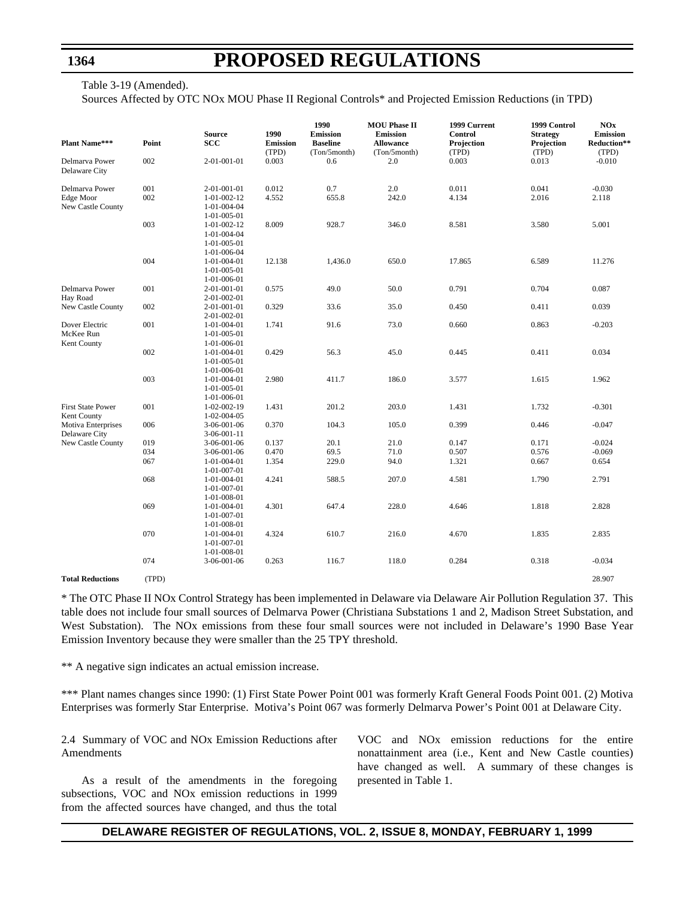Table 3-19 (Amended).

Sources Affected by OTC NOx MOU Phase II Regional Controls* and Projected Emission Reductions (in TPD)

| Plant Name*** | Point | Source SCC | 1990 Emission (TPD) | 1990 Emission Baseline (Ton/5month) | MOU Phase II Emission Allowance (Ton/5month) | 1999 Current Control Projection (TPD) | 1999 Control Strategy Projection (TPD) | NOx Emission Reduction** (TPD) |
|---|---|---|---|---|---|---|---|---|
| Delmarva Power Delaware City | 002 | 2-01-001-01 | 0.003 | 0.6 | 2.0 | 0.003 | 0.013 | -0.010 |
| Delmarva Power | 001 | 2-01-001-01 | 0.012 | 0.7 | 2.0 | 0.011 | 0.041 | -0.030 |
| Edge Moor New Castle County | 002 | 1-01-002-12 1-01-004-04 1-01-005-01 | 4.552 | 655.8 | 242.0 | 4.134 | 2.016 | 2.118 |
| | 003 | 1-01-002-12 1-01-004-04 1-01-005-01 1-01-006-04 | 8.009 | 928.7 | 346.0 | 8.581 | 3.580 | 5.001 |
| | 004 | 1-01-004-01 1-01-005-01 1-01-006-01 | 12.138 | 1,436.0 | 650.0 | 17.865 | 6.589 | 11.276 |
| Delmarva Power Hay Road | 001 | 2-01-001-01 2-01-002-01 | 0.575 | 49.0 | 50.0 | 0.791 | 0.704 | 0.087 |
| New Castle County | 002 | 2-01-001-01 2-01-002-01 | 0.329 | 33.6 | 35.0 | 0.450 | 0.411 | 0.039 |
| Dover Electric McKee Run Kent County | 001 | 1-01-004-01 1-01-005-01 1-01-006-01 | 1.741 | 91.6 | 73.0 | 0.660 | 0.863 | -0.203 |
| | 002 | 1-01-004-01 1-01-005-01 1-01-006-01 | 0.429 | 56.3 | 45.0 | 0.445 | 0.411 | 0.034 |
| | 003 | 1-01-004-01 1-01-005-01 1-01-006-01 | 2.980 | 411.7 | 186.0 | 3.577 | 1.615 | 1.962 |
| First State Power Kent County | 001 | 1-02-002-19 1-02-004-05 | 1.431 | 201.2 | 203.0 | 1.431 | 1.732 | -0.301 |
| Motiva Enterprises Delaware City | 006 | 3-06-001-06 3-06-001-11 | 0.370 | 104.3 | 105.0 | 0.399 | 0.446 | -0.047 |
| New Castle County | 019 | 3-06-001-06 | 0.137 | 20.1 | 21.0 | 0.147 | 0.171 | -0.024 |
| | 034 | 3-06-001-06 | 0.470 | 69.5 | 71.0 | 0.507 | 0.576 | -0.069 |
| | 067 | 1-01-004-01 1-01-007-01 | 1.354 | 229.0 | 94.0 | 1.321 | 0.667 | 0.654 |
| | 068 | 1-01-004-01 1-01-007-01 1-01-008-01 | 4.241 | 588.5 | 207.0 | 4.581 | 1.790 | 2.791 |
| | 069 | 1-01-004-01 1-01-007-01 1-01-008-01 | 4.301 | 647.4 | 228.0 | 4.646 | 1.818 | 2.828 |
| | 070 | 1-01-004-01 1-01-007-01 1-01-008-01 | 4.324 | 610.7 | 216.0 | 4.670 | 1.835 | 2.835 |
| | 074 | 3-06-001-06 | 0.263 | 116.7 | 118.0 | 0.284 | 0.318 | -0.034 |
| **Total Reductions** | (TPD) | | | | | | | 28.907 |

* The OTC Phase II NOx Control Strategy has been implemented in Delaware via Delaware Air Pollution Regulation 37. This table does not include four small sources of Delmarva Power (Christiana Substations 1 and 2, Madison Street Substation, and West Substation). The NOx emissions from these four small sources were not included in Delaware's 1990 Base Year Emission Inventory because they were smaller than the 25 TPY threshold.

** A negative sign indicates an actual emission increase.

*** Plant names changes since 1990: (1) First State Power Point 001 was formerly Kraft General Foods Point 001. (2) Motiva Enterprises was formerly Star Enterprise. Motiva's Point 067 was formerly Delmarva Power's Point 001 at Delaware City.

2.4 Summary of VOC and NOx Emission Reductions after Amendments

As a result of the amendments in the foregoing subsections, VOC and NOx emission reductions in 1999 from the affected sources have changed, and thus the total VOC and NOx emission reductions for the entire nonattainment area (i.e., Kent and New Castle counties) have changed as well. A summary of these changes is presented in Table 1.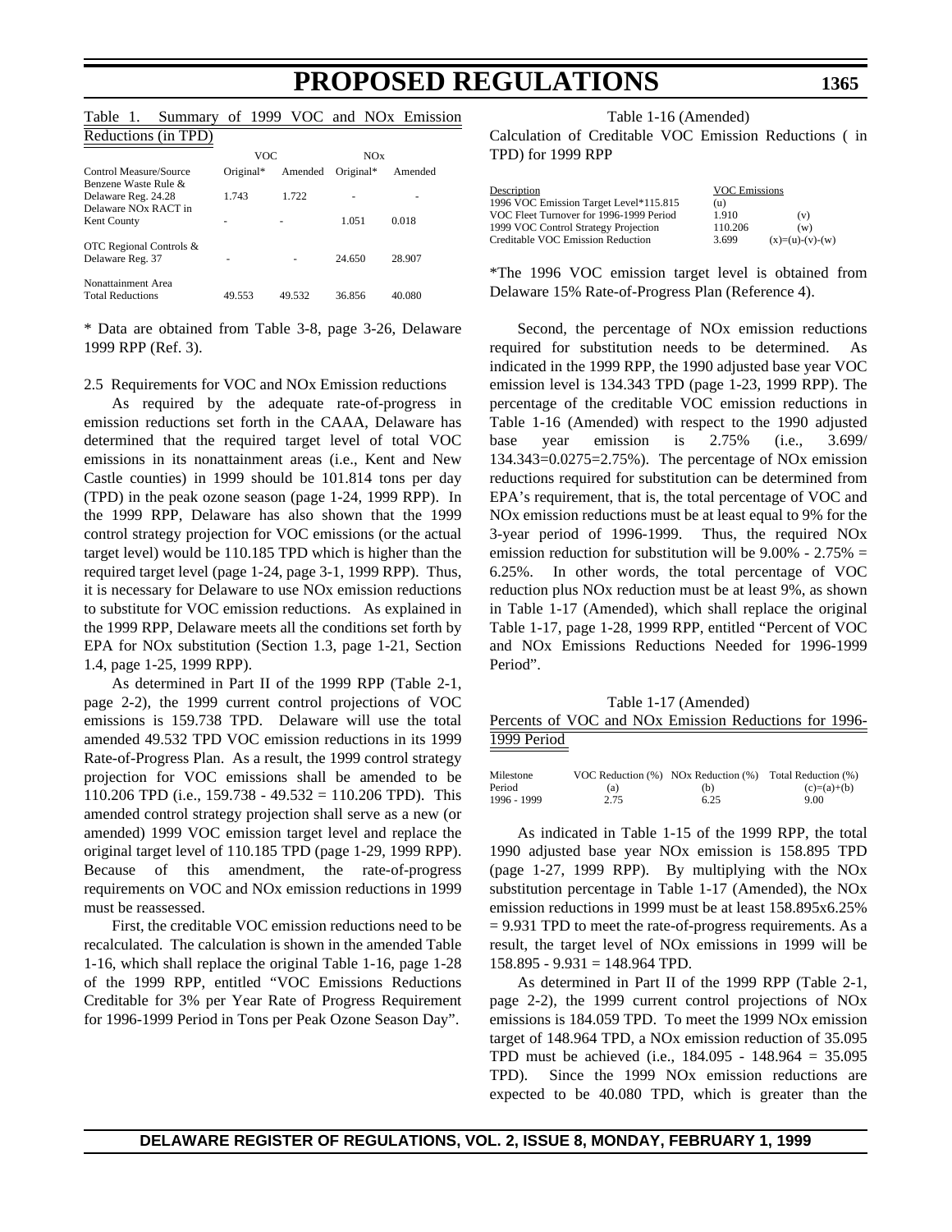Table 1. Summary of 1999 VOC and NOx Emission Reductions (in TPD)

| Control Measure/Source | VOC Original* | VOC Amended | NOx Original* | NOx Amended |
|---|---|---|---|---|
| Benzene Waste Rule & Delaware Reg. 24.28 | 1.743 | 1.722 | - | - |
| Delaware NOx RACT in Kent County | - | - | 1.051 | 0.018 |
| OTC Regional Controls & Delaware Reg. 37 | - | - | 24.650 | 28.907 |
| Nonattainment Area Total Reductions | 49.553 | 49.532 | 36.856 | 40.080 |

* Data are obtained from Table 3-8, page 3-26, Delaware 1999 RPP (Ref. 3).

2.5 Requirements for VOC and NOx Emission reductions

As required by the adequate rate-of-progress in emission reductions set forth in the CAAA, Delaware has determined that the required target level of total VOC emissions in its nonattainment areas (i.e., Kent and New Castle counties) in 1999 should be 101.814 tons per day (TPD) in the peak ozone season (page 1-24, 1999 RPP). In the 1999 RPP, Delaware has also shown that the 1999 control strategy projection for VOC emissions (or the actual target level) would be 110.185 TPD which is higher than the required target level (page 1-24, page 3-1, 1999 RPP). Thus, it is necessary for Delaware to use NOx emission reductions to substitute for VOC emission reductions. As explained in the 1999 RPP, Delaware meets all the conditions set forth by EPA for NOx substitution (Section 1.3, page 1-21, Section 1.4, page 1-25, 1999 RPP).

As determined in Part II of the 1999 RPP (Table 2-1, page 2-2), the 1999 current control projections of VOC emissions is 159.738 TPD. Delaware will use the total amended 49.532 TPD VOC emission reductions in its 1999 Rate-of-Progress Plan. As a result, the 1999 control strategy projection for VOC emissions shall be amended to be 110.206 TPD (i.e., 159.738 - 49.532 = 110.206 TPD). This amended control strategy projection shall serve as a new (or amended) 1999 VOC emission target level and replace the original target level of 110.185 TPD (page 1-29, 1999 RPP). Because of this amendment, the rate-of-progress requirements on VOC and NOx emission reductions in 1999 must be reassessed.

First, the creditable VOC emission reductions need to be recalculated. The calculation is shown in the amended Table 1-16, which shall replace the original Table 1-16, page 1-28 of the 1999 RPP, entitled "VOC Emissions Reductions Creditable for 3% per Year Rate of Progress Requirement for 1996-1999 Period in Tons per Peak Ozone Season Day".

Table 1-16 (Amended)

Calculation of Creditable VOC Emission Reductions ( in TPD) for 1999 RPP

| Description | VOC Emissions | |
|---|---|---|
| 1996 VOC Emission Target Level*115.815 | (u) | |
| VOC Fleet Turnover for 1996-1999 Period | 1.910 | (v) |
| 1999 VOC Control Strategy Projection | 110.206 | (w) |
| Creditable VOC Emission Reduction | 3.699 | (x)=(u)-(v)-(w) |

*The 1996 VOC emission target level is obtained from Delaware 15% Rate-of-Progress Plan (Reference 4).

Second, the percentage of NOx emission reductions required for substitution needs to be determined. As indicated in the 1999 RPP, the 1990 adjusted base year VOC emission level is 134.343 TPD (page 1-23, 1999 RPP). The percentage of the creditable VOC emission reductions in Table 1-16 (Amended) with respect to the 1990 adjusted base year emission is 2.75% (i.e., 3.699/ 134.343=0.0275=2.75%). The percentage of NOx emission reductions required for substitution can be determined from EPA's requirement, that is, the total percentage of VOC and NOx emission reductions must be at least equal to 9% for the 3-year period of 1996-1999. Thus, the required NOx emission reduction for substitution will be 9.00% - 2.75% = 6.25%. In other words, the total percentage of VOC reduction plus NOx reduction must be at least 9%, as shown in Table 1-17 (Amended), which shall replace the original Table 1-17, page 1-28, 1999 RPP, entitled "Percent of VOC and NOx Emissions Reductions Needed for 1996-1999 Period".

Table 1-17 (Amended)

Percents of VOC and NOx Emission Reductions for 1996-1999 Period

| Milestone Period | VOC Reduction (%) (a) | NOx Reduction (%) (b) | Total Reduction (%) (c)=(a)+(b) |
|---|---|---|---|
| 1996 - 1999 | 2.75 | 6.25 | 9.00 |

As indicated in Table 1-15 of the 1999 RPP, the total 1990 adjusted base year NOx emission is 158.895 TPD (page 1-27, 1999 RPP). By multiplying with the NOx substitution percentage in Table 1-17 (Amended), the NOx emission reductions in 1999 must be at least 158.895x6.25% = 9.931 TPD to meet the rate-of-progress requirements. As a result, the target level of NOx emissions in 1999 will be 158.895 - 9.931 = 148.964 TPD.

As determined in Part II of the 1999 RPP (Table 2-1, page 2-2), the 1999 current control projections of NOx emissions is 184.059 TPD. To meet the 1999 NOx emission target of 148.964 TPD, a NOx emission reduction of 35.095 TPD must be achieved (i.e., 184.095 - 148.964 = 35.095 TPD). Since the 1999 NOx emission reductions are expected to be 40.080 TPD, which is greater than the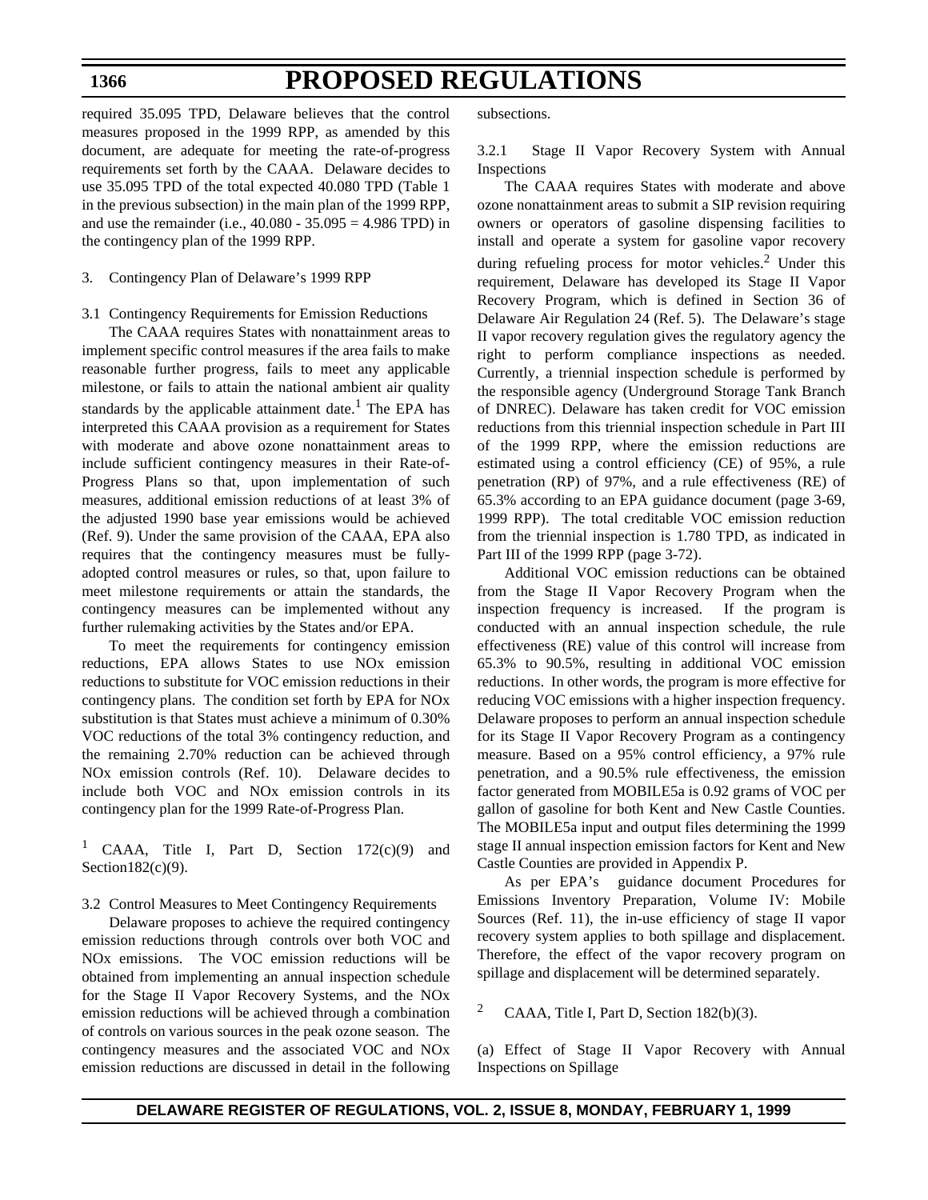required 35.095 TPD, Delaware believes that the control measures proposed in the 1999 RPP, as amended by this document, are adequate for meeting the rate-of-progress requirements set forth by the CAAA. Delaware decides to use 35.095 TPD of the total expected 40.080 TPD (Table 1 in the previous subsection) in the main plan of the 1999 RPP, and use the remainder (i.e., 40.080 - 35.095 = 4.986 TPD) in the contingency plan of the 1999 RPP.

3. Contingency Plan of Delaware's 1999 RPP

3.1 Contingency Requirements for Emission Reductions

The CAAA requires States with nonattainment areas to implement specific control measures if the area fails to make reasonable further progress, fails to meet any applicable milestone, or fails to attain the national ambient air quality standards by the applicable attainment date.[1] The EPA has interpreted this CAAA provision as a requirement for States with moderate and above ozone nonattainment areas to include sufficient contingency measures in their Rate-of-Progress Plans so that, upon implementation of such measures, additional emission reductions of at least 3% of the adjusted 1990 base year emissions would be achieved (Ref. 9). Under the same provision of the CAAA, EPA also requires that the contingency measures must be fully-adopted control measures or rules, so that, upon failure to meet milestone requirements or attain the standards, the contingency measures can be implemented without any further rulemaking activities by the States and/or EPA.

To meet the requirements for contingency emission reductions, EPA allows States to use NOx emission reductions to substitute for VOC emission reductions in their contingency plans. The condition set forth by EPA for NOx substitution is that States must achieve a minimum of 0.30% VOC reductions of the total 3% contingency reduction, and the remaining 2.70% reduction can be achieved through NOx emission controls (Ref. 10). Delaware decides to include both VOC and NOx emission controls in its contingency plan for the 1999 Rate-of-Progress Plan.

[1] CAAA, Title I, Part D, Section 172(c)(9) and Section182(c)(9).

3.2 Control Measures to Meet Contingency Requirements

Delaware proposes to achieve the required contingency emission reductions through controls over both VOC and NOx emissions. The VOC emission reductions will be obtained from implementing an annual inspection schedule for the Stage II Vapor Recovery Systems, and the NOx emission reductions will be achieved through a combination of controls on various sources in the peak ozone season. The contingency measures and the associated VOC and NOx emission reductions are discussed in detail in the following subsections.

3.2.1 Stage II Vapor Recovery System with Annual Inspections

The CAAA requires States with moderate and above ozone nonattainment areas to submit a SIP revision requiring owners or operators of gasoline dispensing facilities to install and operate a system for gasoline vapor recovery during refueling process for motor vehicles.[2] Under this requirement, Delaware has developed its Stage II Vapor Recovery Program, which is defined in Section 36 of Delaware Air Regulation 24 (Ref. 5). The Delaware's stage II vapor recovery regulation gives the regulatory agency the right to perform compliance inspections as needed. Currently, a triennial inspection schedule is performed by the responsible agency (Underground Storage Tank Branch of DNREC). Delaware has taken credit for VOC emission reductions from this triennial inspection schedule in Part III of the 1999 RPP, where the emission reductions are estimated using a control efficiency (CE) of 95%, a rule penetration (RP) of 97%, and a rule effectiveness (RE) of 65.3% according to an EPA guidance document (page 3-69, 1999 RPP). The total creditable VOC emission reduction from the triennial inspection is 1.780 TPD, as indicated in Part III of the 1999 RPP (page 3-72).

Additional VOC emission reductions can be obtained from the Stage II Vapor Recovery Program when the inspection frequency is increased. If the program is conducted with an annual inspection schedule, the rule effectiveness (RE) value of this control will increase from 65.3% to 90.5%, resulting in additional VOC emission reductions. In other words, the program is more effective for reducing VOC emissions with a higher inspection frequency. Delaware proposes to perform an annual inspection schedule for its Stage II Vapor Recovery Program as a contingency measure. Based on a 95% control efficiency, a 97% rule penetration, and a 90.5% rule effectiveness, the emission factor generated from MOBILE5a is 0.92 grams of VOC per gallon of gasoline for both Kent and New Castle Counties. The MOBILE5a input and output files determining the 1999 stage II annual inspection emission factors for Kent and New Castle Counties are provided in Appendix P.

As per EPA's guidance document Procedures for Emissions Inventory Preparation, Volume IV: Mobile Sources (Ref. 11), the in-use efficiency of stage II vapor recovery system applies to both spillage and displacement. Therefore, the effect of the vapor recovery program on spillage and displacement will be determined separately.

[2] CAAA, Title I, Part D, Section 182(b)(3).

(a) Effect of Stage II Vapor Recovery with Annual Inspections on Spillage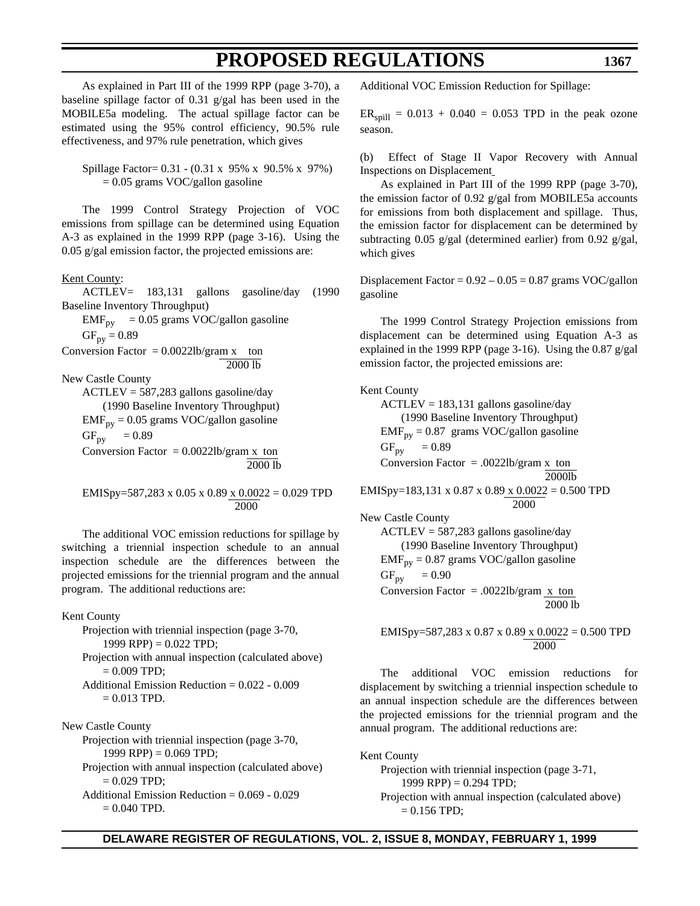As explained in Part III of the 1999 RPP (page 3-70), a baseline spillage factor of 0.31 g/gal has been used in the MOBILE5a modeling. The actual spillage factor can be estimated using the 95% control efficiency, 90.5% rule effectiveness, and 97% rule penetration, which gives

Spillage Factor= 0.31 - (0.31 x 95% x 90.5% x 97%)
= 0.05 grams VOC/gallon gasoline

The 1999 Control Strategy Projection of VOC emissions from spillage can be determined using Equation A-3 as explained in the 1999 RPP (page 3-16). Using the 0.05 g/gal emission factor, the projected emissions are:

Kent County:

ACTLEV= 183,131 gallons gasoline/day (1990 Baseline Inventory Throughput)

$EMF_{py}$ = 0.05 grams VOC/gallon gasoline

$GF_{py}$ = 0.89

Conversion Factor = 0.0022lb/gram x $\frac{\text{ton}}{\text{2000 lb}}$

New Castle County

ACTLEV = 587,283 gallons gasoline/day (1990 Baseline Inventory Throughput)

$EMF_{py}$ = 0.05 grams VOC/gallon gasoline

$GF_{py}$ = 0.89

Conversion Factor = 0.0022lb/gram x $\frac{\text{ton}}{\text{2000 lb}}$

EMISpy=587,283 x 0.05 x 0.89 $\frac{\text{x 0.0022}}{\text{2000}}$ = 0.029 TPD

The additional VOC emission reductions for spillage by switching a triennial inspection schedule to an annual inspection schedule are the differences between the projected emissions for the triennial program and the annual program. The additional reductions are:

Kent County

Projection with triennial inspection (page 3-70, 1999 RPP) = 0.022 TPD;

Projection with annual inspection (calculated above) = 0.009 TPD;

Additional Emission Reduction = 0.022 - 0.009 = 0.013 TPD.

New Castle County

Projection with triennial inspection (page 3-70, 1999 RPP) = 0.069 TPD;

Projection with annual inspection (calculated above) = 0.029 TPD;

Additional Emission Reduction = 0.069 - 0.029 = 0.040 TPD.

Additional VOC Emission Reduction for Spillage:

$ER_{spill}$ = 0.013 + 0.040 = 0.053 TPD in the peak ozone season.

(b) Effect of Stage II Vapor Recovery with Annual Inspections on Displacement

As explained in Part III of the 1999 RPP (page 3-70), the emission factor of 0.92 g/gal from MOBILE5a accounts for emissions from both displacement and spillage. Thus, the emission factor for displacement can be determined by subtracting 0.05 g/gal (determined earlier) from 0.92 g/gal, which gives

Displacement Factor = 0.92 – 0.05 = 0.87 grams VOC/gallon gasoline

The 1999 Control Strategy Projection emissions from displacement can be determined using Equation A-3 as explained in the 1999 RPP (page 3-16). Using the 0.87 g/gal emission factor, the projected emissions are:

Kent County

ACTLEV = 183,131 gallons gasoline/day (1990 Baseline Inventory Throughput)

$EMF_{py}$ = 0.87 grams VOC/gallon gasoline

$GF_{py}$ = 0.89

Conversion Factor = .0022lb/gram x $\frac{\text{ton}}{\text{2000lb}}$

EMISpy=183,131 x 0.87 x 0.89 $\frac{\text{x 0.0022}}{\text{2000}}$ = 0.500 TPD

New Castle County

ACTLEV = 587,283 gallons gasoline/day (1990 Baseline Inventory Throughput)

$EMF_{py}$ = 0.87 grams VOC/gallon gasoline

$GF_{py}$ = 0.90

Conversion Factor = .0022lb/gram x $\frac{\text{ton}}{\text{2000 lb}}$

EMISpy=587,283 x 0.87 x 0.89 $\frac{\text{x 0.0022}}{\text{2000}}$ = 0.500 TPD

The additional VOC emission reductions for displacement by switching a triennial inspection schedule to an annual inspection schedule are the differences between the projected emissions for the triennial program and the annual program. The additional reductions are:

Kent County

Projection with triennial inspection (page 3-71, 1999 RPP) = 0.294 TPD;

Projection with annual inspection (calculated above) = 0.156 TPD;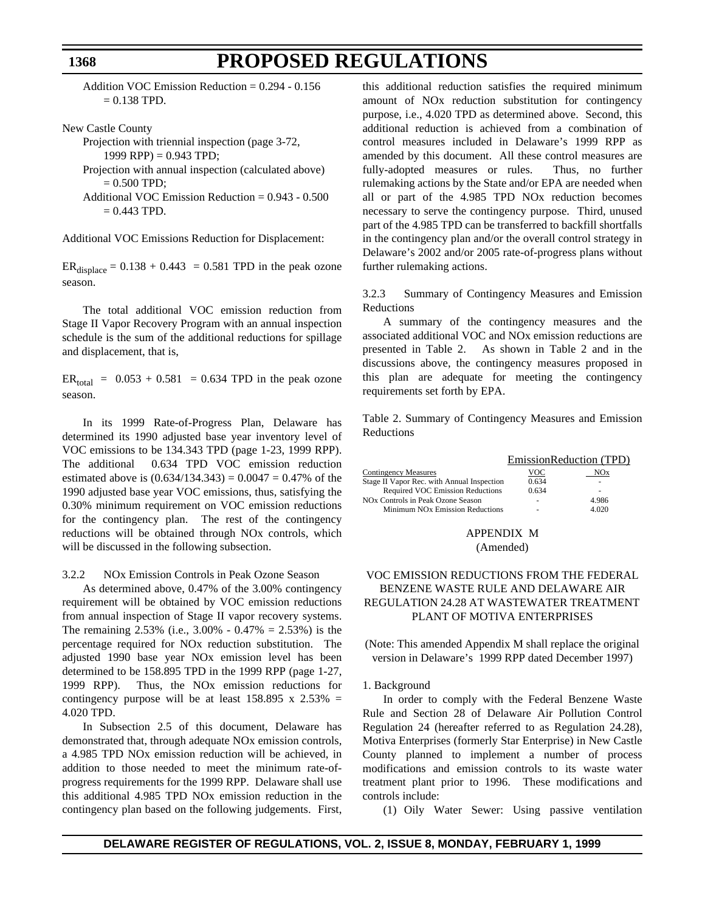Addition VOC Emission Reduction = 0.294 - 0.156 = 0.138 TPD.

New Castle County

Projection with triennial inspection (page 3-72, 1999 RPP) = 0.943 TPD;

Projection with annual inspection (calculated above) = 0.500 TPD;

Additional VOC Emission Reduction = 0.943 - 0.500 = 0.443 TPD.

Additional VOC Emissions Reduction for Displacement:

$ER_{displace}$ = 0.138 + 0.443 = 0.581 TPD in the peak ozone season.

The total additional VOC emission reduction from Stage II Vapor Recovery Program with an annual inspection schedule is the sum of the additional reductions for spillage and displacement, that is,

$ER_{total}$ = 0.053 + 0.581 = 0.634 TPD in the peak ozone season.

In its 1999 Rate-of-Progress Plan, Delaware has determined its 1990 adjusted base year inventory level of VOC emissions to be 134.343 TPD (page 1-23, 1999 RPP). The additional 0.634 TPD VOC emission reduction estimated above is (0.634/134.343) = 0.0047 = 0.47% of the 1990 adjusted base year VOC emissions, thus, satisfying the 0.30% minimum requirement on VOC emission reductions for the contingency plan. The rest of the contingency reductions will be obtained through NOx controls, which will be discussed in the following subsection.

3.2.2 NOx Emission Controls in Peak Ozone Season

As determined above, 0.47% of the 3.00% contingency requirement will be obtained by VOC emission reductions from annual inspection of Stage II vapor recovery systems. The remaining 2.53% (i.e., 3.00% - 0.47% = 2.53%) is the percentage required for NOx reduction substitution. The adjusted 1990 base year NOx emission level has been determined to be 158.895 TPD in the 1999 RPP (page 1-27, 1999 RPP). Thus, the NOx emission reductions for contingency purpose will be at least 158.895 x 2.53% = 4.020 TPD.

In Subsection 2.5 of this document, Delaware has demonstrated that, through adequate NOx emission controls, a 4.985 TPD NOx emission reduction will be achieved, in addition to those needed to meet the minimum rate-of-progress requirements for the 1999 RPP. Delaware shall use this additional 4.985 TPD NOx emission reduction in the contingency plan based on the following judgements. First, this additional reduction satisfies the required minimum amount of NOx reduction substitution for contingency purpose, i.e., 4.020 TPD as determined above. Second, this additional reduction is achieved from a combination of control measures included in Delaware's 1999 RPP as amended by this document. All these control measures are fully-adopted measures or rules. Thus, no further rulemaking actions by the State and/or EPA are needed when all or part of the 4.985 TPD NOx reduction becomes necessary to serve the contingency purpose. Third, unused part of the 4.985 TPD can be transferred to backfill shortfalls in the contingency plan and/or the overall control strategy in Delaware's 2002 and/or 2005 rate-of-progress plans without further rulemaking actions.

3.2.3 Summary of Contingency Measures and Emission Reductions

A summary of the contingency measures and the associated additional VOC and NOx emission reductions are presented in Table 2. As shown in Table 2 and in the discussions above, the contingency measures proposed in this plan are adequate for meeting the contingency requirements set forth by EPA.

Table 2. Summary of Contingency Measures and Emission Reductions

| | EmissionReduction (TPD) | |
|---|---|---|
| Contingency Measures | VOC | NOx |
| Stage II Vapor Rec. with Annual Inspection | 0.634 | - |
| Required VOC Emission Reductions | 0.634 | - |
| NOx Controls in Peak Ozone Season | - | 4.986 |
| Minimum NOx Emission Reductions | - | 4.020 |

APPENDIX M
(Amended)

VOC EMISSION REDUCTIONS FROM THE FEDERAL BENZENE WASTE RULE AND DELAWARE AIR REGULATION 24.28 AT WASTEWATER TREATMENT PLANT OF MOTIVA ENTERPRISES

(Note: This amended Appendix M shall replace the original version in Delaware's 1999 RPP dated December 1997)

1. Background

In order to comply with the Federal Benzene Waste Rule and Section 28 of Delaware Air Pollution Control Regulation 24 (hereafter referred to as Regulation 24.28), Motiva Enterprises (formerly Star Enterprise) in New Castle County planned to implement a number of process modifications and emission controls to its waste water treatment plant prior to 1996. These modifications and controls include:

(1) Oily Water Sewer: Using passive ventilation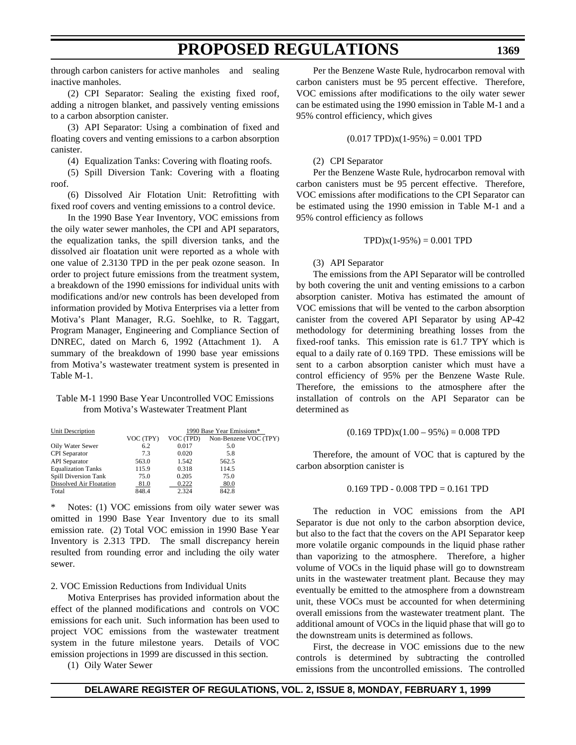through carbon canisters for active manholes and sealing inactive manholes.

(2) CPI Separator: Sealing the existing fixed roof, adding a nitrogen blanket, and passively venting emissions to a carbon absorption canister.

(3) API Separator: Using a combination of fixed and floating covers and venting emissions to a carbon absorption canister.

(4) Equalization Tanks: Covering with floating roofs.

(5) Spill Diversion Tank: Covering with a floating roof.

(6) Dissolved Air Flotation Unit: Retrofitting with fixed roof covers and venting emissions to a control device.

In the 1990 Base Year Inventory, VOC emissions from the oily water sewer manholes, the CPI and API separators, the equalization tanks, the spill diversion tanks, and the dissolved air floatation unit were reported as a whole with one value of 2.3130 TPD in the per peak ozone season. In order to project future emissions from the treatment system, a breakdown of the 1990 emissions for individual units with modifications and/or new controls has been developed from information provided by Motiva Enterprises via a letter from Motiva's Plant Manager, R.G. Soehlke, to R. Taggart, Program Manager, Engineering and Compliance Section of DNREC, dated on March 6, 1992 (Attachment 1). A summary of the breakdown of 1990 base year emissions from Motiva's wastewater treatment system is presented in Table M-1.

Table M-1 1990 Base Year Uncontrolled VOC Emissions from Motiva's Wastewater Treatment Plant

| Unit Description | 1990 Base Year Emissions* | | |
|---|---|---|---|
| | VOC (TPY) | VOC (TPD) | Non-Benzene VOC (TPY) |
| Oily Water Sewer | 6.2 | 0.017 | 5.0 |
| CPI Separator | 7.3 | 0.020 | 5.8 |
| API Separator | 563.0 | 1.542 | 562.5 |
| Equalization Tanks | 115.9 | 0.318 | 114.5 |
| Spill Diversion Tank | 75.0 | 0.205 | 75.0 |
| Dissolved Air Floatation | 81.0 | 0.222 | 80.0 |
| Total | 848.4 | 2.324 | 842.8 |

\* Notes: (1) VOC emissions from oily water sewer was omitted in 1990 Base Year Inventory due to its small emission rate. (2) Total VOC emission in 1990 Base Year Inventory is 2.313 TPD. The small discrepancy herein resulted from rounding error and including the oily water sewer.

2. VOC Emission Reductions from Individual Units

Motiva Enterprises has provided information about the effect of the planned modifications and controls on VOC emissions for each unit. Such information has been used to project VOC emissions from the wastewater treatment system in the future milestone years. Details of VOC emission projections in 1999 are discussed in this section.

(1) Oily Water Sewer

Per the Benzene Waste Rule, hydrocarbon removal with carbon canisters must be 95 percent effective. Therefore, VOC emissions after modifications to the oily water sewer can be estimated using the 1990 emission in Table M-1 and a 95% control efficiency, which gives

$$(0.017 \text{ TPD})x(1\text{-}95\%) = 0.001 \text{ TPD}$$

(2) CPI Separator

Per the Benzene Waste Rule, hydrocarbon removal with carbon canisters must be 95 percent effective. Therefore, VOC emissions after modifications to the CPI Separator can be estimated using the 1990 emission in Table M-1 and a 95% control efficiency as follows

$$\text{TPD})x(1\text{-}95\%) = 0.001 \text{ TPD}$$

(3) API Separator

The emissions from the API Separator will be controlled by both covering the unit and venting emissions to a carbon absorption canister. Motiva has estimated the amount of VOC emissions that will be vented to the carbon absorption canister from the covered API Separator by using AP-42 methodology for determining breathing losses from the fixed-roof tanks. This emission rate is 61.7 TPY which is equal to a daily rate of 0.169 TPD. These emissions will be sent to a carbon absorption canister which must have a control efficiency of 95% per the Benzene Waste Rule. Therefore, the emissions to the atmosphere after the installation of controls on the API Separator can be determined as

$$(0.169 \text{ TPD})x(1.00 - 95\%) = 0.008 \text{ TPD}$$

Therefore, the amount of VOC that is captured by the carbon absorption canister is

$$0.169 \text{ TPD} - 0.008 \text{ TPD} = 0.161 \text{ TPD}$$

The reduction in VOC emissions from the API Separator is due not only to the carbon absorption device, but also to the fact that the covers on the API Separator keep more volatile organic compounds in the liquid phase rather than vaporizing to the atmosphere. Therefore, a higher volume of VOCs in the liquid phase will go to downstream units in the wastewater treatment plant. Because they may eventually be emitted to the atmosphere from a downstream unit, these VOCs must be accounted for when determining overall emissions from the wastewater treatment plant. The additional amount of VOCs in the liquid phase that will go to the downstream units is determined as follows.

First, the decrease in VOC emissions due to the new controls is determined by subtracting the controlled emissions from the uncontrolled emissions. The controlled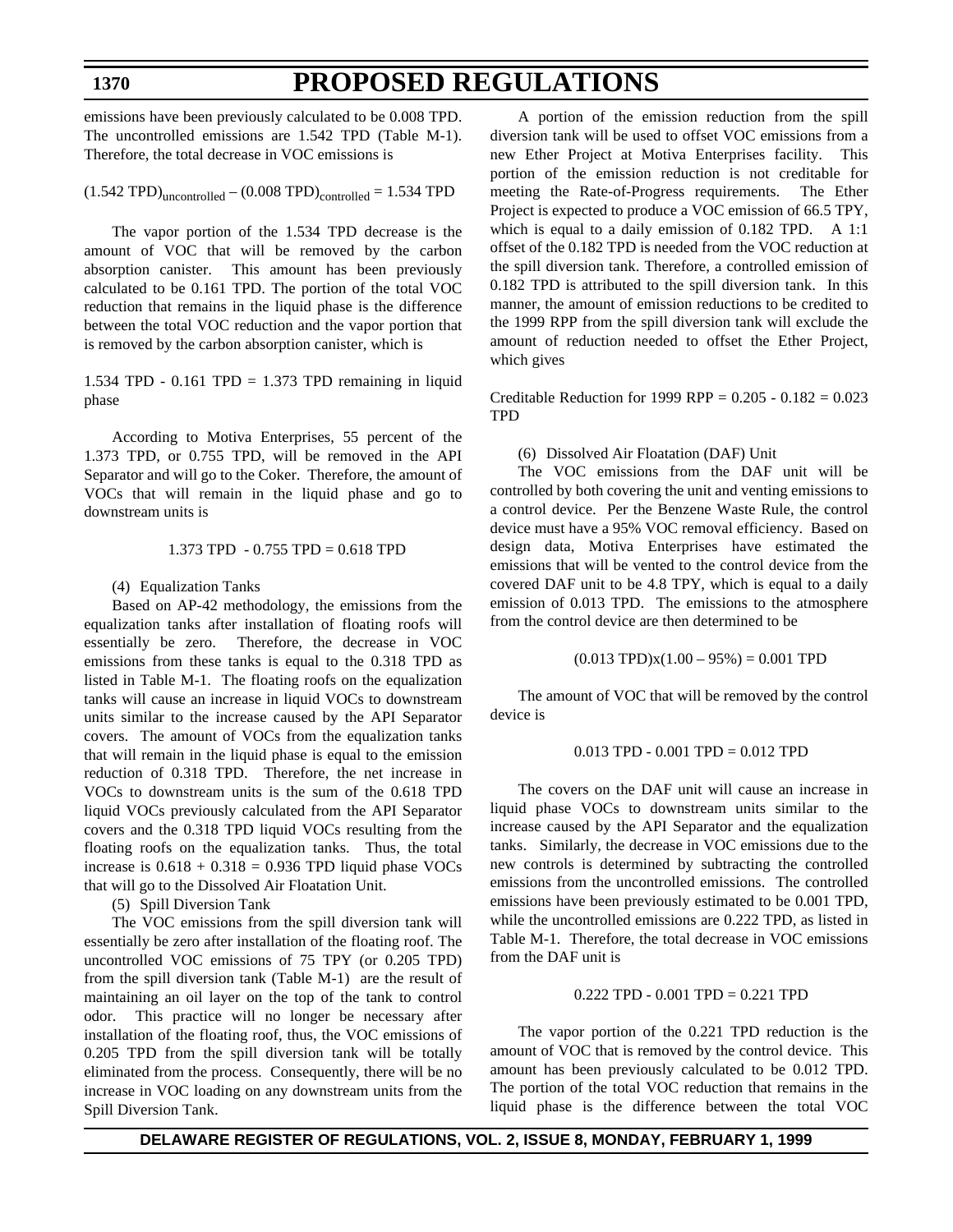emissions have been previously calculated to be 0.008 TPD. The uncontrolled emissions are 1.542 TPD (Table M-1). Therefore, the total decrease in VOC emissions is

$$(1.542\ \text{TPD})_{\text{uncontrolled}} - (0.008\ \text{TPD})_{\text{controlled}} = 1.534\ \text{TPD}$$

The vapor portion of the 1.534 TPD decrease is the amount of VOC that will be removed by the carbon absorption canister. This amount has been previously calculated to be 0.161 TPD. The portion of the total VOC reduction that remains in the liquid phase is the difference between the total VOC reduction and the vapor portion that is removed by the carbon absorption canister, which is

1.534 TPD - 0.161 TPD = 1.373 TPD remaining in liquid phase

According to Motiva Enterprises, 55 percent of the 1.373 TPD, or 0.755 TPD, will be removed in the API Separator and will go to the Coker. Therefore, the amount of VOCs that will remain in the liquid phase and go to downstream units is

1.373 TPD - 0.755 TPD = 0.618 TPD

(4) Equalization Tanks

Based on AP-42 methodology, the emissions from the equalization tanks after installation of floating roofs will essentially be zero. Therefore, the decrease in VOC emissions from these tanks is equal to the 0.318 TPD as listed in Table M-1. The floating roofs on the equalization tanks will cause an increase in liquid VOCs to downstream units similar to the increase caused by the API Separator covers. The amount of VOCs from the equalization tanks that will remain in the liquid phase is equal to the emission reduction of 0.318 TPD. Therefore, the net increase in VOCs to downstream units is the sum of the 0.618 TPD liquid VOCs previously calculated from the API Separator covers and the 0.318 TPD liquid VOCs resulting from the floating roofs on the equalization tanks. Thus, the total increase is 0.618 + 0.318 = 0.936 TPD liquid phase VOCs that will go to the Dissolved Air Floatation Unit.

(5) Spill Diversion Tank

The VOC emissions from the spill diversion tank will essentially be zero after installation of the floating roof. The uncontrolled VOC emissions of 75 TPY (or 0.205 TPD) from the spill diversion tank (Table M-1) are the result of maintaining an oil layer on the top of the tank to control odor. This practice will no longer be necessary after installation of the floating roof, thus, the VOC emissions of 0.205 TPD from the spill diversion tank will be totally eliminated from the process. Consequently, there will be no increase in VOC loading on any downstream units from the Spill Diversion Tank.

A portion of the emission reduction from the spill diversion tank will be used to offset VOC emissions from a new Ether Project at Motiva Enterprises facility. This portion of the emission reduction is not creditable for meeting the Rate-of-Progress requirements. The Ether Project is expected to produce a VOC emission of 66.5 TPY, which is equal to a daily emission of 0.182 TPD. A 1:1 offset of the 0.182 TPD is needed from the VOC reduction at the spill diversion tank. Therefore, a controlled emission of 0.182 TPD is attributed to the spill diversion tank. In this manner, the amount of emission reductions to be credited to the 1999 RPP from the spill diversion tank will exclude the amount of reduction needed to offset the Ether Project, which gives

Creditable Reduction for 1999 RPP = 0.205 - 0.182 = 0.023 TPD

(6) Dissolved Air Floatation (DAF) Unit

The VOC emissions from the DAF unit will be controlled by both covering the unit and venting emissions to a control device. Per the Benzene Waste Rule, the control device must have a 95% VOC removal efficiency. Based on design data, Motiva Enterprises have estimated the emissions that will be vented to the control device from the covered DAF unit to be 4.8 TPY, which is equal to a daily emission of 0.013 TPD. The emissions to the atmosphere from the control device are then determined to be

$$(0.013\ \text{TPD})\text{x}(1.00 - 95\%) = 0.001\ \text{TPD}$$

The amount of VOC that will be removed by the control device is

0.013 TPD - 0.001 TPD = 0.012 TPD

The covers on the DAF unit will cause an increase in liquid phase VOCs to downstream units similar to the increase caused by the API Separator and the equalization tanks. Similarly, the decrease in VOC emissions due to the new controls is determined by subtracting the controlled emissions from the uncontrolled emissions. The controlled emissions have been previously estimated to be 0.001 TPD, while the uncontrolled emissions are 0.222 TPD, as listed in Table M-1. Therefore, the total decrease in VOC emissions from the DAF unit is

0.222 TPD - 0.001 TPD = 0.221 TPD

The vapor portion of the 0.221 TPD reduction is the amount of VOC that is removed by the control device. This amount has been previously calculated to be 0.012 TPD. The portion of the total VOC reduction that remains in the liquid phase is the difference between the total VOC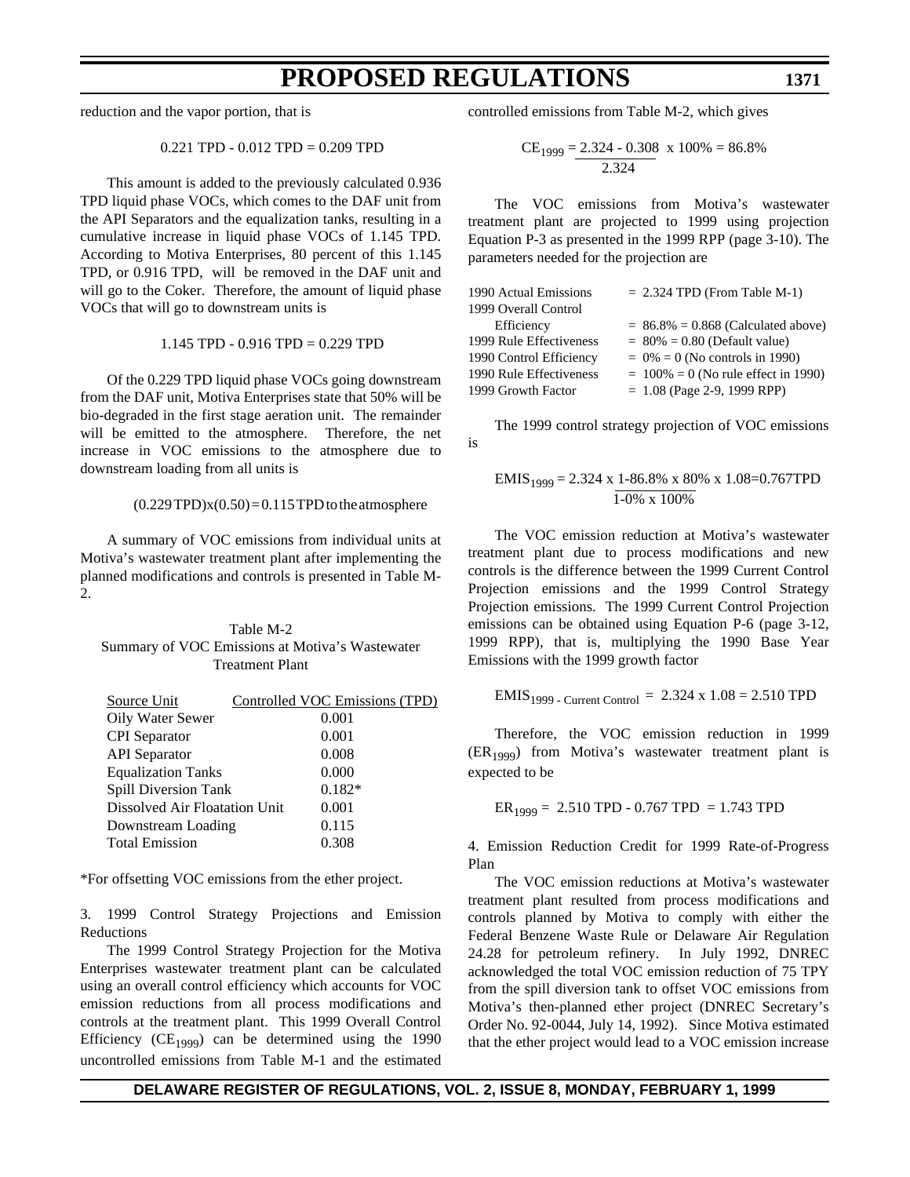reduction and the vapor portion, that is

$$0.221 \text{ TPD} - 0.012 \text{ TPD} = 0.209 \text{ TPD}$$

This amount is added to the previously calculated 0.936 TPD liquid phase VOCs, which comes to the DAF unit from the API Separators and the equalization tanks, resulting in a cumulative increase in liquid phase VOCs of 1.145 TPD. According to Motiva Enterprises, 80 percent of this 1.145 TPD, or 0.916 TPD, will be removed in the DAF unit and will go to the Coker. Therefore, the amount of liquid phase VOCs that will go to downstream units is

$$1.145 \text{ TPD} - 0.916 \text{ TPD} = 0.229 \text{ TPD}$$

Of the 0.229 TPD liquid phase VOCs going downstream from the DAF unit, Motiva Enterprises state that 50% will be bio-degraded in the first stage aeration unit. The remainder will be emitted to the atmosphere. Therefore, the net increase in VOC emissions to the atmosphere due to downstream loading from all units is

$$(0.229 \text{ TPD}) \times (0.50) = 0.115 \text{ TPD to the atmosphere}$$

A summary of VOC emissions from individual units at Motiva's wastewater treatment plant after implementing the planned modifications and controls is presented in Table M-2.

Table M-2
Summary of VOC Emissions at Motiva's Wastewater Treatment Plant

| Source Unit | Controlled VOC Emissions (TPD) |
|---|---|
| Oily Water Sewer | 0.001 |
| CPI Separator | 0.001 |
| API Separator | 0.008 |
| Equalization Tanks | 0.000 |
| Spill Diversion Tank | 0.182* |
| Dissolved Air Floatation Unit | 0.001 |
| Downstream Loading | 0.115 |
| Total Emission | 0.308 |

*For offsetting VOC emissions from the ether project.

3. 1999 Control Strategy Projections and Emission Reductions

The 1999 Control Strategy Projection for the Motiva Enterprises wastewater treatment plant can be calculated using an overall control efficiency which accounts for VOC emission reductions from all process modifications and controls at the treatment plant. This 1999 Overall Control Efficiency ($CE_{1999}$) can be determined using the 1990 uncontrolled emissions from Table M-1 and the estimated controlled emissions from Table M-2, which gives

$$CE_{1999} = \frac{2.324 - 0.308}{2.324} \times 100\% = 86.8\%$$

The VOC emissions from Motiva's wastewater treatment plant are projected to 1999 using projection Equation P-3 as presented in the 1999 RPP (page 3-10). The parameters needed for the projection are

| | |
|---|---|
| 1990 Actual Emissions | = 2.324 TPD (From Table M-1) |
| 1999 Overall Control Efficiency | = 86.8% = 0.868 (Calculated above) |
| 1999 Rule Effectiveness | = 80% = 0.80 (Default value) |
| 1990 Control Efficiency | = 0% = 0 (No controls in 1990) |
| 1990 Rule Effectiveness | = 100% = 0 (No rule effect in 1990) |
| 1999 Growth Factor | = 1.08 (Page 2-9, 1999 RPP) |

The 1999 control strategy projection of VOC emissions is

$$EMIS_{1999} = 2.324 \times \frac{1 - 86.8\% \times 80\%}{1 - 0\% \times 100\%} \times 1.08 = 0.767 \text{TPD}$$

The VOC emission reduction at Motiva's wastewater treatment plant due to process modifications and new controls is the difference between the 1999 Current Control Projection emissions and the 1999 Control Strategy Projection emissions. The 1999 Current Control Projection emissions can be obtained using Equation P-6 (page 3-12, 1999 RPP), that is, multiplying the 1990 Base Year Emissions with the 1999 growth factor

$$EMIS_{1999 \text{ - Current Control}} = 2.324 \times 1.08 = 2.510 \text{ TPD}$$

Therefore, the VOC emission reduction in 1999 ($ER_{1999}$) from Motiva's wastewater treatment plant is expected to be

$$ER_{1999} = 2.510 \text{ TPD} - 0.767 \text{ TPD} = 1.743 \text{ TPD}$$

4. Emission Reduction Credit for 1999 Rate-of-Progress Plan

The VOC emission reductions at Motiva's wastewater treatment plant resulted from process modifications and controls planned by Motiva to comply with either the Federal Benzene Waste Rule or Delaware Air Regulation 24.28 for petroleum refinery. In July 1992, DNREC acknowledged the total VOC emission reduction of 75 TPY from the spill diversion tank to offset VOC emissions from Motiva's then-planned ether project (DNREC Secretary's Order No. 92-0044, July 14, 1992). Since Motiva estimated that the ether project would lead to a VOC emission increase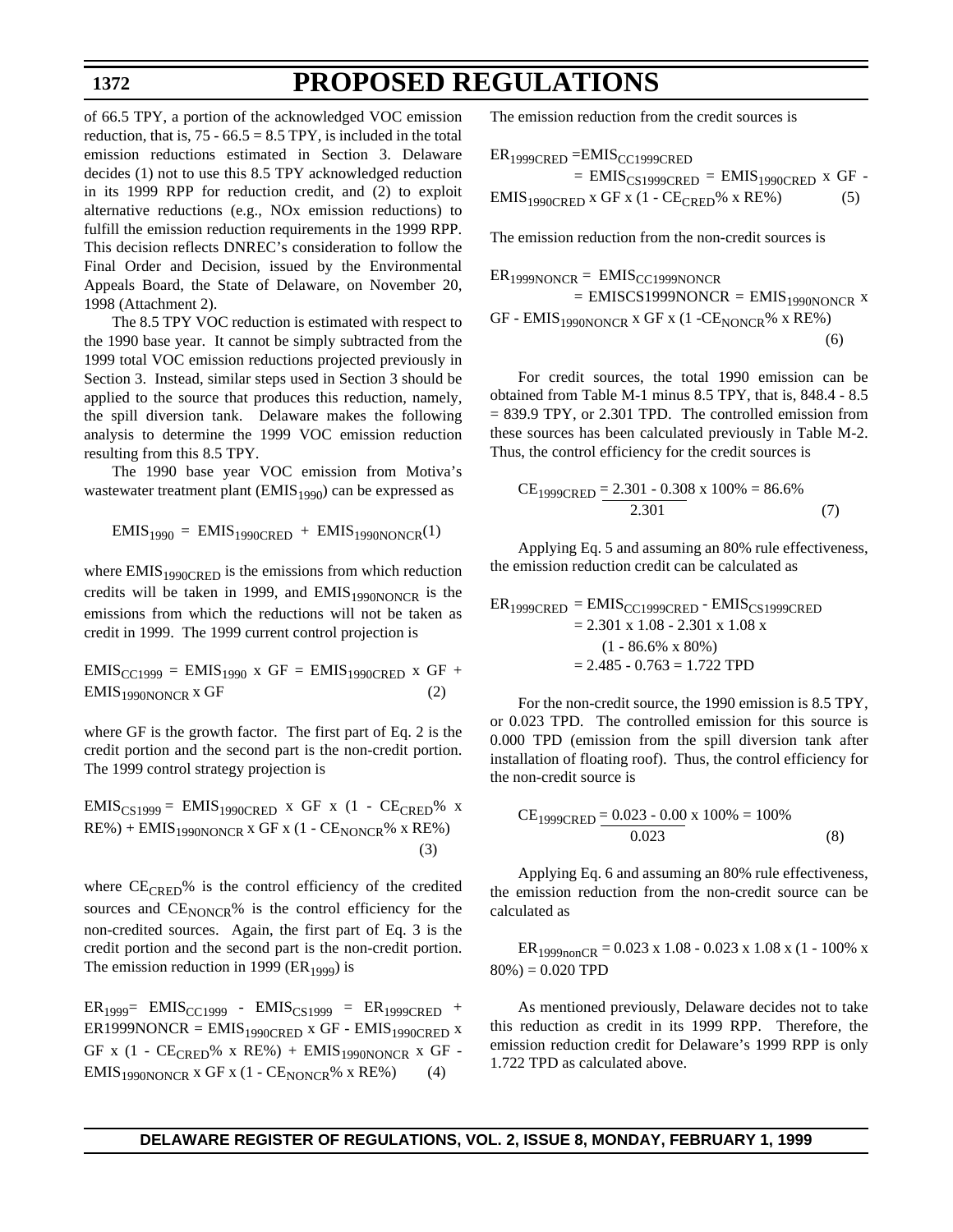of 66.5 TPY, a portion of the acknowledged VOC emission reduction, that is, 75 - 66.5 = 8.5 TPY, is included in the total emission reductions estimated in Section 3. Delaware decides (1) not to use this 8.5 TPY acknowledged reduction in its 1999 RPP for reduction credit, and (2) to exploit alternative reductions (e.g., NOx emission reductions) to fulfill the emission reduction requirements in the 1999 RPP. This decision reflects DNREC's consideration to follow the Final Order and Decision, issued by the Environmental Appeals Board, the State of Delaware, on November 20, 1998 (Attachment 2).

The 8.5 TPY VOC reduction is estimated with respect to the 1990 base year. It cannot be simply subtracted from the 1999 total VOC emission reductions projected previously in Section 3. Instead, similar steps used in Section 3 should be applied to the source that produces this reduction, namely, the spill diversion tank. Delaware makes the following analysis to determine the 1999 VOC emission reduction resulting from this 8.5 TPY.

The 1990 base year VOC emission from Motiva's wastewater treatment plant ($EMIS_{1990}$) can be expressed as

$$EMIS_{1990} = EMIS_{1990CRED} + EMIS_{1990NONCR} \quad (1)$$

where $EMIS_{1990CRED}$ is the emissions from which reduction credits will be taken in 1999, and $EMIS_{1990NONCR}$ is the emissions from which the reductions will not be taken as credit in 1999. The 1999 current control projection is

$$EMIS_{CC1999} = EMIS_{1990} \times GF = EMIS_{1990CRED} \times GF + EMIS_{1990NONCR} \times GF \quad (2)$$

where GF is the growth factor. The first part of Eq. 2 is the credit portion and the second part is the non-credit portion. The 1999 control strategy projection is

$$EMIS_{CS1999} = EMIS_{1990CRED} \times GF \times (1 - CE_{CRED}\% \times RE\%) + EMIS_{1990NONCR} \times GF \times (1 - CE_{NONCR}\% \times RE\%) \quad (3)$$

where $CE_{CRED}\%$ is the control efficiency of the credited sources and $CE_{NONCR}\%$ is the control efficiency for the non-credited sources. Again, the first part of Eq. 3 is the credit portion and the second part is the non-credit portion. The emission reduction in 1999 ($ER_{1999}$) is

$$ER_{1999} = EMIS_{CC1999} - EMIS_{CS1999} = ER_{1999CRED} + ER1999NONCR = EMIS_{1990CRED} \times GF - EMIS_{1990CRED} \times GF \times (1 - CE_{CRED}\% \times RE\%) + EMIS_{1990NONCR} \times GF - EMIS_{1990NONCR} \times GF \times (1 - CE_{NONCR}\% \times RE\%) \quad (4)$$

The emission reduction from the credit sources is

$$ER_{1999CRED} = EMIS_{CC1999CRED} = EMIS_{CS1999CRED} = EMIS_{1990CRED} \times GF - EMIS_{1990CRED} \times GF \times (1 - CE_{CRED}\% \times RE\%) \quad (5)$$

The emission reduction from the non-credit sources is

$$ER_{1999NONCR} = EMIS_{CC1999NONCR} = EMISCS1999NONCR = EMIS_{1990NONCR} \times GF - EMIS_{1990NONCR} \times GF \times (1 - CE_{NONCR}\% \times RE\%) \quad (6)$$

For credit sources, the total 1990 emission can be obtained from Table M-1 minus 8.5 TPY, that is, 848.4 - 8.5 = 839.9 TPY, or 2.301 TPD. The controlled emission from these sources has been calculated previously in Table M-2. Thus, the control efficiency for the credit sources is

$$CE_{1999CRED} = \frac{2.301 - 0.308}{2.301} \times 100\% = 86.6\% \quad (7)$$

Applying Eq. 5 and assuming an 80% rule effectiveness, the emission reduction credit can be calculated as

$$\begin{aligned} ER_{1999CRED} &= EMIS_{CC1999CRED} - EMIS_{CS1999CRED} \\ &= 2.301 \times 1.08 - 2.301 \times 1.08 \times (1 - 86.6\% \times 80\%) \\ &= 2.485 - 0.763 = 1.722 \text{ TPD} \end{aligned}$$

For the non-credit source, the 1990 emission is 8.5 TPY, or 0.023 TPD. The controlled emission for this source is 0.000 TPD (emission from the spill diversion tank after installation of floating roof). Thus, the control efficiency for the non-credit source is

$$CE_{1999CRED} = \frac{0.023 - 0.00}{0.023} \times 100\% = 100\% \quad (8)$$

Applying Eq. 6 and assuming an 80% rule effectiveness, the emission reduction from the non-credit source can be calculated as

$$ER_{1999nonCR} = 0.023 \times 1.08 - 0.023 \times 1.08 \times (1 - 100\% \times 80\%) = 0.020 \text{ TPD}$$

As mentioned previously, Delaware decides not to take this reduction as credit in its 1999 RPP. Therefore, the emission reduction credit for Delaware's 1999 RPP is only 1.722 TPD as calculated above.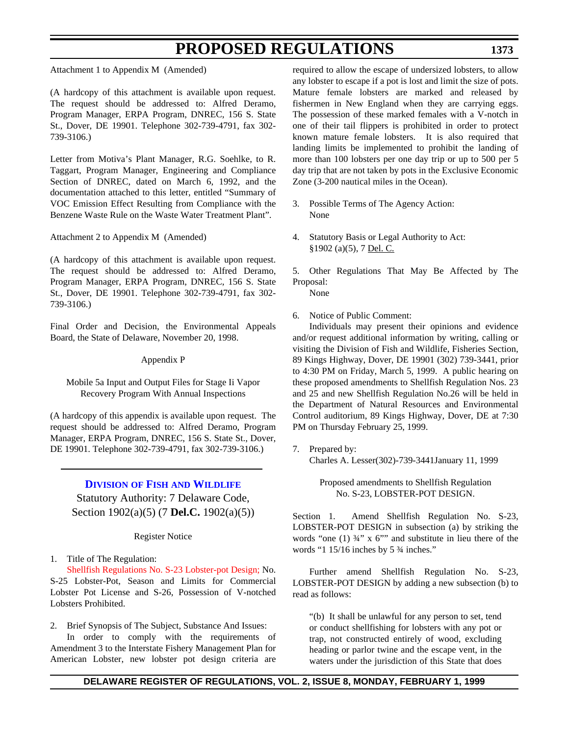Attachment 1 to Appendix M (Amended)

(A hardcopy of this attachment is available upon request. The request should be addressed to: Alfred Deramo, Program Manager, ERPA Program, DNREC, 156 S. State St., Dover, DE 19901. Telephone 302-739-4791, fax 302-739-3106.)

Letter from Motiva's Plant Manager, R.G. Soehlke, to R. Taggart, Program Manager, Engineering and Compliance Section of DNREC, dated on March 6, 1992, and the documentation attached to this letter, entitled "Summary of VOC Emission Effect Resulting from Compliance with the Benzene Waste Rule on the Waste Water Treatment Plant".

Attachment 2 to Appendix M (Amended)

(A hardcopy of this attachment is available upon request. The request should be addressed to: Alfred Deramo, Program Manager, ERPA Program, DNREC, 156 S. State St., Dover, DE 19901. Telephone 302-739-4791, fax 302-739-3106.)

Final Order and Decision, the Environmental Appeals Board, the State of Delaware, November 20, 1998.

Appendix P

Mobile 5a Input and Output Files for Stage Ii Vapor Recovery Program With Annual Inspections

(A hardcopy of this appendix is available upon request. The request should be addressed to: Alfred Deramo, Program Manager, ERPA Program, DNREC, 156 S. State St., Dover, DE 19901. Telephone 302-739-4791, fax 302-739-3106.)

---

## Division of Fish and Wildlife

Statutory Authority: 7 Delaware Code, Section 1902(a)(5) (7 **Del.C.** 1902(a)(5))

Register Notice

1. Title of The Regulation:
Shellfish Regulations No. S-23 Lobster-pot Design; No. S-25 Lobster-Pot, Season and Limits for Commercial Lobster Pot License and S-26, Possession of V-notched Lobsters Prohibited.

2. Brief Synopsis of The Subject, Substance And Issues:
In order to comply with the requirements of Amendment 3 to the Interstate Fishery Management Plan for American Lobster, new lobster pot design criteria are required to allow the escape of undersized lobsters, to allow any lobster to escape if a pot is lost and limit the size of pots. Mature female lobsters are marked and released by fishermen in New England when they are carrying eggs. The possession of these marked females with a V-notch in one of their tail flippers is prohibited in order to protect known mature female lobsters. It is also required that landing limits be implemented to prohibit the landing of more than 100 lobsters per one day trip or up to 500 per 5 day trip that are not taken by pots in the Exclusive Economic Zone (3-200 nautical miles in the Ocean).

3. Possible Terms of The Agency Action:
None

4. Statutory Basis or Legal Authority to Act:
§1902 (a)(5), 7 Del. C.

5. Other Regulations That May Be Affected by The Proposal:
None

6. Notice of Public Comment:
Individuals may present their opinions and evidence and/or request additional information by writing, calling or visiting the Division of Fish and Wildlife, Fisheries Section, 89 Kings Highway, Dover, DE 19901 (302) 739-3441, prior to 4:30 PM on Friday, March 5, 1999. A public hearing on these proposed amendments to Shellfish Regulation Nos. 23 and 25 and new Shellfish Regulation No.26 will be held in the Department of Natural Resources and Environmental Control auditorium, 89 Kings Highway, Dover, DE at 7:30 PM on Thursday February 25, 1999.

7. Prepared by:
Charles A. Lesser(302)-739-3441January 11, 1999

Proposed amendments to Shellfish Regulation No. S-23, LOBSTER-POT DESIGN.

Section 1. Amend Shellfish Regulation No. S-23, LOBSTER-POT DESIGN in subsection (a) by striking the words "one (1) ¾" x 6"" and substitute in lieu there of the words "1 15/16 inches by 5 ¾ inches."

Further amend Shellfish Regulation No. S-23, LOBSTER-POT DESIGN by adding a new subsection (b) to read as follows:

"(b) It shall be unlawful for any person to set, tend or conduct shellfishing for lobsters with any pot or trap, not constructed entirely of wood, excluding heading or parlor twine and the escape vent, in the waters under the jurisdiction of this State that does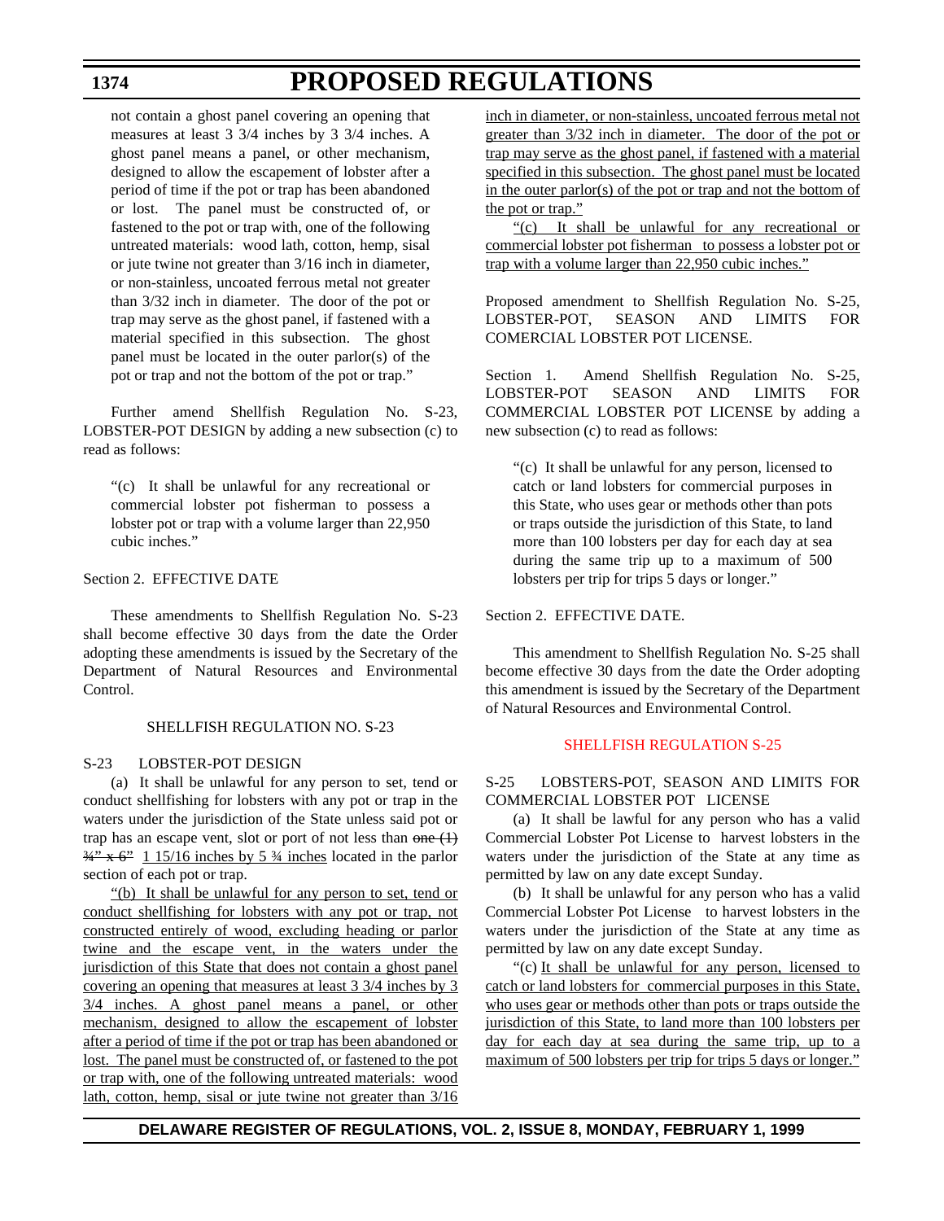not contain a ghost panel covering an opening that measures at least 3 3/4 inches by 3 3/4 inches. A ghost panel means a panel, or other mechanism, designed to allow the escapement of lobster after a period of time if the pot or trap has been abandoned or lost. The panel must be constructed of, or fastened to the pot or trap with, one of the following untreated materials: wood lath, cotton, hemp, sisal or jute twine not greater than 3/16 inch in diameter, or non-stainless, uncoated ferrous metal not greater than 3/32 inch in diameter. The door of the pot or trap may serve as the ghost panel, if fastened with a material specified in this subsection. The ghost panel must be located in the outer parlor(s) of the pot or trap and not the bottom of the pot or trap."

Further amend Shellfish Regulation No. S-23, LOBSTER-POT DESIGN by adding a new subsection (c) to read as follows:

"(c) It shall be unlawful for any recreational or commercial lobster pot fisherman to possess a lobster pot or trap with a volume larger than 22,950 cubic inches."

Section 2. EFFECTIVE DATE

These amendments to Shellfish Regulation No. S-23 shall become effective 30 days from the date the Order adopting these amendments is issued by the Secretary of the Department of Natural Resources and Environmental Control.

SHELLFISH REGULATION NO. S-23

S-23 LOBSTER-POT DESIGN

(a) It shall be unlawful for any person to set, tend or conduct shellfishing for lobsters with any pot or trap in the waters under the jurisdiction of the State unless said pot or trap has an escape vent, slot or port of not less than ~~one (1) ¾" x 6"~~ 1 15/16 inches by 5 ¾ inches located in the parlor section of each pot or trap.

"(b) It shall be unlawful for any person to set, tend or conduct shellfishing for lobsters with any pot or trap, not constructed entirely of wood, excluding heading or parlor twine and the escape vent, in the waters under the jurisdiction of this State that does not contain a ghost panel covering an opening that measures at least 3 3/4 inches by 3 3/4 inches. A ghost panel means a panel, or other mechanism, designed to allow the escapement of lobster after a period of time if the pot or trap has been abandoned or lost. The panel must be constructed of, or fastened to the pot or trap with, one of the following untreated materials: wood lath, cotton, hemp, sisal or jute twine not greater than 3/16 inch in diameter, or non-stainless, uncoated ferrous metal not greater than 3/32 inch in diameter. The door of the pot or trap may serve as the ghost panel, if fastened with a material specified in this subsection. The ghost panel must be located in the outer parlor(s) of the pot or trap and not the bottom of the pot or trap."

"(c) It shall be unlawful for any recreational or commercial lobster pot fisherman to possess a lobster pot or trap with a volume larger than 22,950 cubic inches."

Proposed amendment to Shellfish Regulation No. S-25, LOBSTER-POT, SEASON AND LIMITS FOR COMERCIAL LOBSTER POT LICENSE.

Section 1. Amend Shellfish Regulation No. S-25, LOBSTER-POT SEASON AND LIMITS FOR COMMERCIAL LOBSTER POT LICENSE by adding a new subsection (c) to read as follows:

"(c) It shall be unlawful for any person, licensed to catch or land lobsters for commercial purposes in this State, who uses gear or methods other than pots or traps outside the jurisdiction of this State, to land more than 100 lobsters per day for each day at sea during the same trip up to a maximum of 500 lobsters per trip for trips 5 days or longer."

Section 2. EFFECTIVE DATE.

This amendment to Shellfish Regulation No. S-25 shall become effective 30 days from the date the Order adopting this amendment is issued by the Secretary of the Department of Natural Resources and Environmental Control.

SHELLFISH REGULATION S-25

S-25 LOBSTERS-POT, SEASON AND LIMITS FOR COMMERCIAL LOBSTER POT LICENSE

(a) It shall be lawful for any person who has a valid Commercial Lobster Pot License to harvest lobsters in the waters under the jurisdiction of the State at any time as permitted by law on any date except Sunday.

(b) It shall be unlawful for any person who has a valid Commercial Lobster Pot License to harvest lobsters in the waters under the jurisdiction of the State at any time as permitted by law on any date except Sunday.

"(c) It shall be unlawful for any person, licensed to catch or land lobsters for commercial purposes in this State, who uses gear or methods other than pots or traps outside the jurisdiction of this State, to land more than 100 lobsters per day for each day at sea during the same trip, up to a maximum of 500 lobsters per trip for trips 5 days or longer."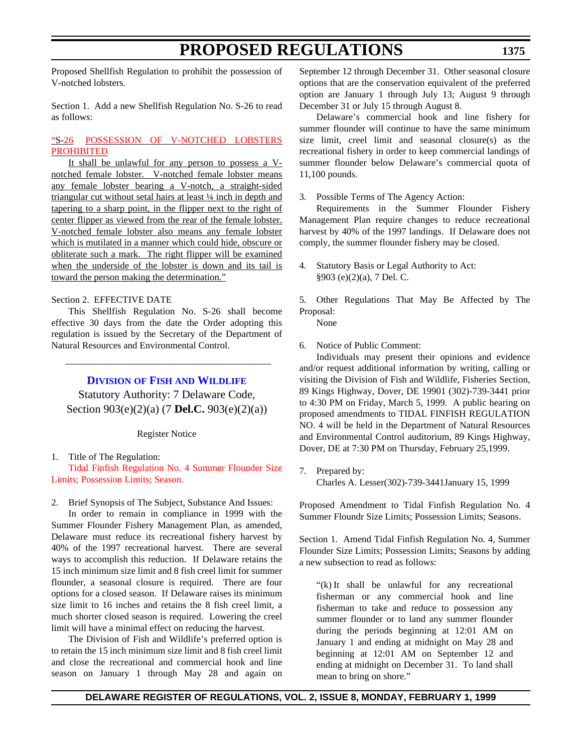Proposed Shellfish Regulation to prohibit the possession of V-notched lobsters.

Section 1. Add a new Shellfish Regulation No. S-26 to read as follows:

"S-26 POSSESSION OF V-NOTCHED LOBSTERS PROHIBITED

It shall be unlawful for any person to possess a V-notched female lobster. V-notched female lobster means any female lobster bearing a V-notch, a straight-sided triangular cut without setal hairs at least ¼ inch in depth and tapering to a sharp point, in the flipper next to the right of center flipper as viewed from the rear of the female lobster. V-notched female lobster also means any female lobster which is mutilated in a manner which could hide, obscure or obliterate such a mark. The right flipper will be examined when the underside of the lobster is down and its tail is toward the person making the determination."

Section 2. EFFECTIVE DATE

This Shellfish Regulation No. S-26 shall become effective 30 days from the date the Order adopting this regulation is issued by the Secretary of the Department of Natural Resources and Environmental Control.

---

## Division of Fish and Wildlife

Statutory Authority: 7 Delaware Code, Section 903(e)(2)(a) (7 **Del.C.** 903(e)(2)(a))

Register Notice

1. Title of The Regulation:

Tidal Finfish Regulation No. 4 Summer Flounder Size Limits; Possession Limits; Season.

2. Brief Synopsis of The Subject, Substance And Issues:

In order to remain in compliance in 1999 with the Summer Flounder Fishery Management Plan, as amended, Delaware must reduce its recreational fishery harvest by 40% of the 1997 recreational harvest. There are several ways to accomplish this reduction. If Delaware retains the 15 inch minimum size limit and 8 fish creel limit for summer flounder, a seasonal closure is required. There are four options for a closed season. If Delaware raises its minimum size limit to 16 inches and retains the 8 fish creel limit, a much shorter closed season is required. Lowering the creel limit will have a minimal effect on reducing the harvest.

The Division of Fish and Wildlife's preferred option is to retain the 15 inch minimum size limit and 8 fish creel limit and close the recreational and commercial hook and line season on January 1 through May 28 and again on September 12 through December 31. Other seasonal closure options that are the conservation equivalent of the preferred option are January 1 through July 13; August 9 through December 31 or July 15 through August 8.

Delaware's commercial hook and line fishery for summer flounder will continue to have the same minimum size limit, creel limit and seasonal closure(s) as the recreational fishery in order to keep commercial landings of summer flounder below Delaware's commercial quota of 11,100 pounds.

3. Possible Terms of The Agency Action:

Requirements in the Summer Flounder Fishery Management Plan require changes to reduce recreational harvest by 40% of the 1997 landings. If Delaware does not comply, the summer flounder fishery may be closed.

4. Statutory Basis or Legal Authority to Act:

§903 (e)(2)(a), 7 Del. C.

5. Other Regulations That May Be Affected by The Proposal:

None

6. Notice of Public Comment:

Individuals may present their opinions and evidence and/or request additional information by writing, calling or visiting the Division of Fish and Wildlife, Fisheries Section, 89 Kings Highway, Dover, DE 19901 (302)-739-3441 prior to 4:30 PM on Friday, March 5, 1999. A public hearing on proposed amendments to TIDAL FINFISH REGULATION NO. 4 will be held in the Department of Natural Resources and Environmental Control auditorium, 89 Kings Highway, Dover, DE at 7:30 PM on Thursday, February 25,1999.

7. Prepared by:

Charles A. Lesser(302)-739-3441January 15, 1999

Proposed Amendment to Tidal Finfish Regulation No. 4 Summer Floundr Size Limits; Possession Limits; Seasons.

Section 1. Amend Tidal Finfish Regulation No. 4, Summer Flounder Size Limits; Possession Limits; Seasons by adding a new subsection to read as follows:

> "(k) It shall be unlawful for any recreational fisherman or any commercial hook and line fisherman to take and reduce to possession any summer flounder or to land any summer flounder during the periods beginning at 12:01 AM on January 1 and ending at midnight on May 28 and beginning at 12:01 AM on September 12 and ending at midnight on December 31. To land shall mean to bring on shore."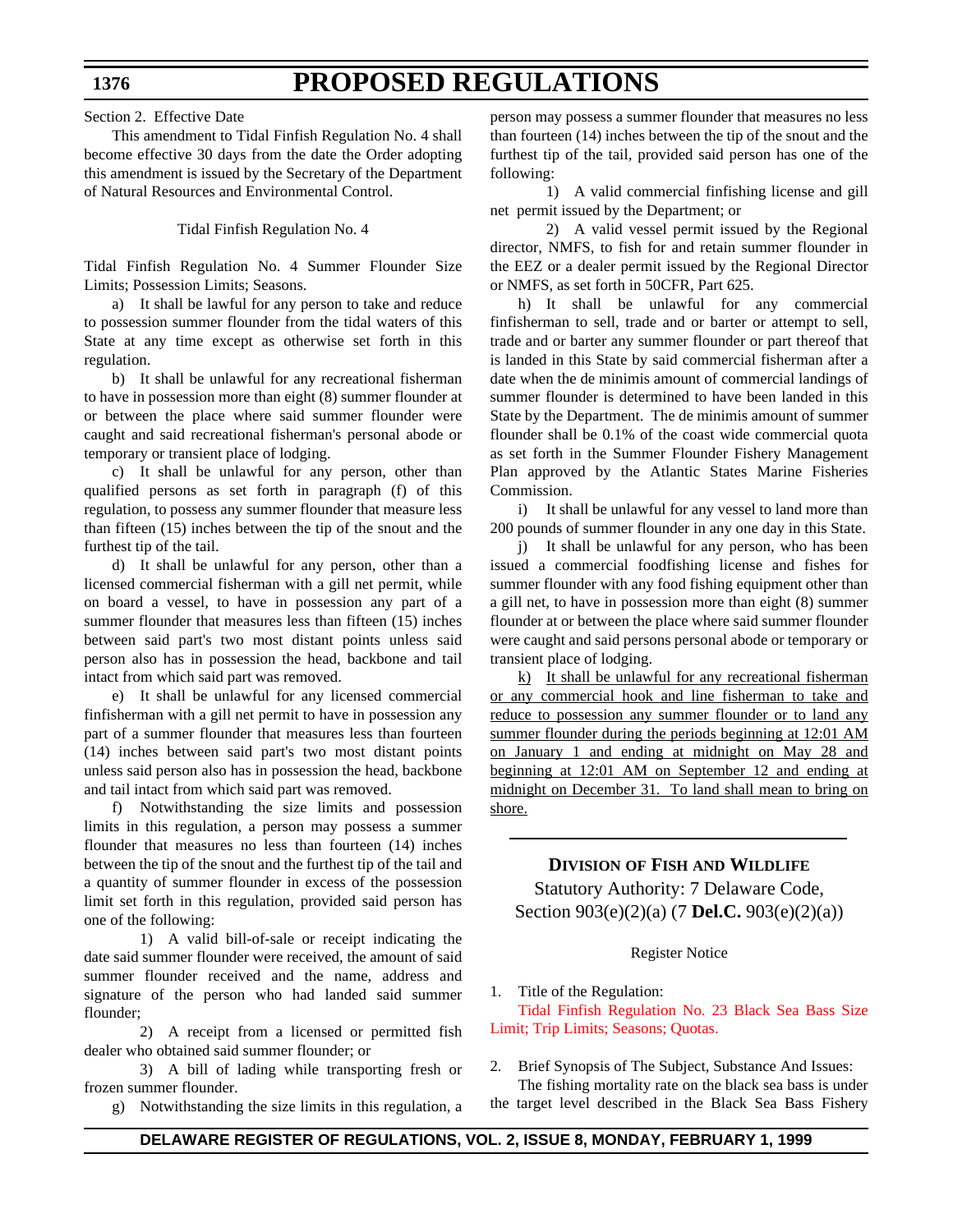Section 2. Effective Date

This amendment to Tidal Finfish Regulation No. 4 shall become effective 30 days from the date the Order adopting this amendment is issued by the Secretary of the Department of Natural Resources and Environmental Control.

Tidal Finfish Regulation No. 4

Tidal Finfish Regulation No. 4 Summer Flounder Size Limits; Possession Limits; Seasons.

a) It shall be lawful for any person to take and reduce to possession summer flounder from the tidal waters of this State at any time except as otherwise set forth in this regulation.

b) It shall be unlawful for any recreational fisherman to have in possession more than eight (8) summer flounder at or between the place where said summer flounder were caught and said recreational fisherman's personal abode or temporary or transient place of lodging.

c) It shall be unlawful for any person, other than qualified persons as set forth in paragraph (f) of this regulation, to possess any summer flounder that measure less than fifteen (15) inches between the tip of the snout and the furthest tip of the tail.

d) It shall be unlawful for any person, other than a licensed commercial fisherman with a gill net permit, while on board a vessel, to have in possession any part of a summer flounder that measures less than fifteen (15) inches between said part's two most distant points unless said person also has in possession the head, backbone and tail intact from which said part was removed.

e) It shall be unlawful for any licensed commercial finfisherman with a gill net permit to have in possession any part of a summer flounder that measures less than fourteen (14) inches between said part's two most distant points unless said person also has in possession the head, backbone and tail intact from which said part was removed.

f) Notwithstanding the size limits and possession limits in this regulation, a person may possess a summer flounder that measures no less than fourteen (14) inches between the tip of the snout and the furthest tip of the tail and a quantity of summer flounder in excess of the possession limit set forth in this regulation, provided said person has one of the following:

1) A valid bill-of-sale or receipt indicating the date said summer flounder were received, the amount of said summer flounder received and the name, address and signature of the person who had landed said summer flounder;

2) A receipt from a licensed or permitted fish dealer who obtained said summer flounder; or

3) A bill of lading while transporting fresh or frozen summer flounder.

g) Notwithstanding the size limits in this regulation, a person may possess a summer flounder that measures no less than fourteen (14) inches between the tip of the snout and the furthest tip of the tail, provided said person has one of the following:

1) A valid commercial finfishing license and gill net permit issued by the Department; or

2) A valid vessel permit issued by the Regional director, NMFS, to fish for and retain summer flounder in the EEZ or a dealer permit issued by the Regional Director or NMFS, as set forth in 50CFR, Part 625.

h) It shall be unlawful for any commercial finfisherman to sell, trade and or barter or attempt to sell, trade and or barter any summer flounder or part thereof that is landed in this State by said commercial fisherman after a date when the de minimis amount of commercial landings of summer flounder is determined to have been landed in this State by the Department. The de minimis amount of summer flounder shall be 0.1% of the coast wide commercial quota as set forth in the Summer Flounder Fishery Management Plan approved by the Atlantic States Marine Fisheries Commission.

i) It shall be unlawful for any vessel to land more than 200 pounds of summer flounder in any one day in this State.

j) It shall be unlawful for any person, who has been issued a commercial foodfishing license and fishes for summer flounder with any food fishing equipment other than a gill net, to have in possession more than eight (8) summer flounder at or between the place where said summer flounder were caught and said persons personal abode or temporary or transient place of lodging.

<u>k) It shall be unlawful for any recreational fisherman or any commercial hook and line fisherman to take and reduce to possession any summer flounder or to land any summer flounder during the periods beginning at 12:01 AM on January 1 and ending at midnight on May 28 and beginning at 12:01 AM on September 12 and ending at midnight on December 31. To land shall mean to bring on shore.</u>

---

## DIVISION OF FISH AND WILDLIFE

Statutory Authority: 7 Delaware Code, Section 903(e)(2)(a) (7 **Del.C.** 903(e)(2)(a))

Register Notice

1. Title of the Regulation:

Tidal Finfish Regulation No. 23 Black Sea Bass Size Limit; Trip Limits; Seasons; Quotas.

2. Brief Synopsis of The Subject, Substance And Issues:

The fishing mortality rate on the black sea bass is under the target level described in the Black Sea Bass Fishery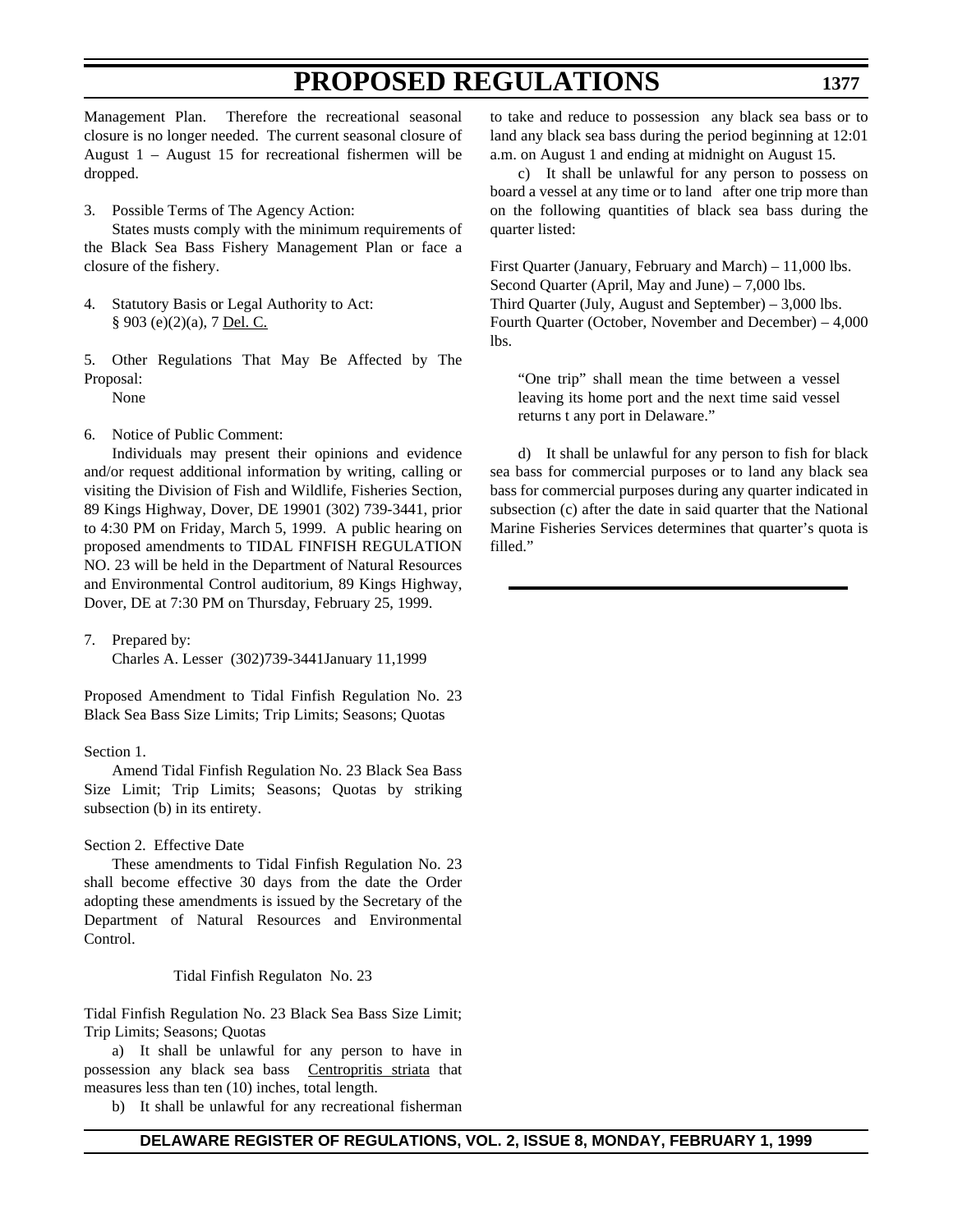Management Plan. Therefore the recreational seasonal closure is no longer needed. The current seasonal closure of August 1 – August 15 for recreational fishermen will be dropped.

3. Possible Terms of The Agency Action:

States musts comply with the minimum requirements of the Black Sea Bass Fishery Management Plan or face a closure of the fishery.

4. Statutory Basis or Legal Authority to Act:
§ 903 (e)(2)(a), 7 Del. C.

5. Other Regulations That May Be Affected by The Proposal:

None

6. Notice of Public Comment:

Individuals may present their opinions and evidence and/or request additional information by writing, calling or visiting the Division of Fish and Wildlife, Fisheries Section, 89 Kings Highway, Dover, DE 19901 (302) 739-3441, prior to 4:30 PM on Friday, March 5, 1999. A public hearing on proposed amendments to TIDAL FINFISH REGULATION NO. 23 will be held in the Department of Natural Resources and Environmental Control auditorium, 89 Kings Highway, Dover, DE at 7:30 PM on Thursday, February 25, 1999.

7. Prepared by:

Charles A. Lesser (302)739-3441January 11,1999

Proposed Amendment to Tidal Finfish Regulation No. 23 Black Sea Bass Size Limits; Trip Limits; Seasons; Quotas

Section 1.

Amend Tidal Finfish Regulation No. 23 Black Sea Bass Size Limit; Trip Limits; Seasons; Quotas by striking subsection (b) in its entirety.

Section 2. Effective Date

These amendments to Tidal Finfish Regulation No. 23 shall become effective 30 days from the date the Order adopting these amendments is issued by the Secretary of the Department of Natural Resources and Environmental Control.

Tidal Finfish Regulaton No. 23

Tidal Finfish Regulation No. 23 Black Sea Bass Size Limit; Trip Limits; Seasons; Quotas

a) It shall be unlawful for any person to have in possession any black sea bass Centropritis striata that measures less than ten (10) inches, total length.

b) It shall be unlawful for any recreational fisherman to take and reduce to possession any black sea bass or to land any black sea bass during the period beginning at 12:01 a.m. on August 1 and ending at midnight on August 15.

c) It shall be unlawful for any person to possess on board a vessel at any time or to land after one trip more than on the following quantities of black sea bass during the quarter listed:

First Quarter (January, February and March) – 11,000 lbs.
Second Quarter (April, May and June) – 7,000 lbs.
Third Quarter (July, August and September) – 3,000 lbs.
Fourth Quarter (October, November and December) – 4,000 lbs.

"One trip" shall mean the time between a vessel leaving its home port and the next time said vessel returns t any port in Delaware."

d) It shall be unlawful for any person to fish for black sea bass for commercial purposes or to land any black sea bass for commercial purposes during any quarter indicated in subsection (c) after the date in said quarter that the National Marine Fisheries Services determines that quarter's quota is filled."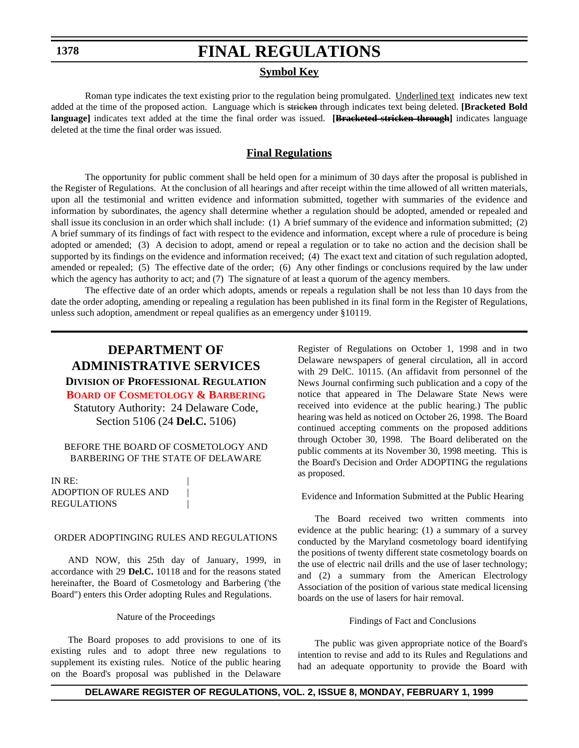# FINAL REGULATIONS

## Symbol Key

Roman type indicates the text existing prior to the regulation being promulgated. Underlined text indicates new text added at the time of the proposed action. Language which is ~~stricken~~ through indicates text being deleted. **[Bracketed Bold language]** indicates text added at the time the final order was issued. **[~~Bracketed stricken through~~]** indicates language deleted at the time the final order was issued.

## Final Regulations

The opportunity for public comment shall be held open for a minimum of 30 days after the proposal is published in the Register of Regulations. At the conclusion of all hearings and after receipt within the time allowed of all written materials, upon all the testimonial and written evidence and information submitted, together with summaries of the evidence and information by subordinates, the agency shall determine whether a regulation should be adopted, amended or repealed and shall issue its conclusion in an order which shall include: (1) A brief summary of the evidence and information submitted; (2) A brief summary of its findings of fact with respect to the evidence and information, except where a rule of procedure is being adopted or amended; (3) A decision to adopt, amend or repeal a regulation or to take no action and the decision shall be supported by its findings on the evidence and information received; (4) The exact text and citation of such regulation adopted, amended or repealed; (5) The effective date of the order; (6) Any other findings or conclusions required by the law under which the agency has authority to act; and (7) The signature of at least a quorum of the agency members.

The effective date of an order which adopts, amends or repeals a regulation shall be not less than 10 days from the date the order adopting, amending or repealing a regulation has been published in its final form in the Register of Regulations, unless such adoption, amendment or repeal qualifies as an emergency under §10119.

## DEPARTMENT OF ADMINISTRATIVE SERVICES

### DIVISION OF PROFESSIONAL REGULATION

### BOARD OF COSMETOLOGY & BARBERING

Statutory Authority: 24 Delaware Code, Section 5106 (24 **Del.C.** 5106)

BEFORE THE BOARD OF COSMETOLOGY AND BARBERING OF THE STATE OF DELAWARE

IN RE: |
ADOPTION OF RULES AND |
REGULATIONS |

ORDER ADOPTINGING RULES AND REGULATIONS

AND NOW, this 25th day of January, 1999, in accordance with 29 **Del.C.** 10118 and for the reasons stated hereinafter, the Board of Cosmetology and Barbering ('the Board") enters this Order adopting Rules and Regulations.

Nature of the Proceedings

The Board proposes to add provisions to one of its existing rules and to adopt three new regulations to supplement its existing rules. Notice of the public hearing on the Board's proposal was published in the Delaware Register of Regulations on October 1, 1998 and in two Delaware newspapers of general circulation, all in accord with 29 DelC. 10115. (An affidavit from personnel of the News Journal confirming such publication and a copy of the notice that appeared in The Delaware State News were received into evidence at the public hearing.) The public hearing was held as noticed on October 26, 1998. The Board continued accepting comments on the proposed additions through October 30, 1998. The Board deliberated on the public comments at its November 30, 1998 meeting. This is the Board's Decision and Order ADOPTING the regulations as proposed.

Evidence and Information Submitted at the Public Hearing

The Board received two written comments into evidence at the public hearing: (1) a summary of a survey conducted by the Maryland cosmetology board identifying the positions of twenty different state cosmetology boards on the use of electric nail drills and the use of laser technology; and (2) a summary from the American Electrology Association of the position of various state medical licensing boards on the use of lasers for hair removal.

Findings of Fact and Conclusions

The public was given appropriate notice of the Board's intention to revise and add to its Rules and Regulations and had an adequate opportunity to provide the Board with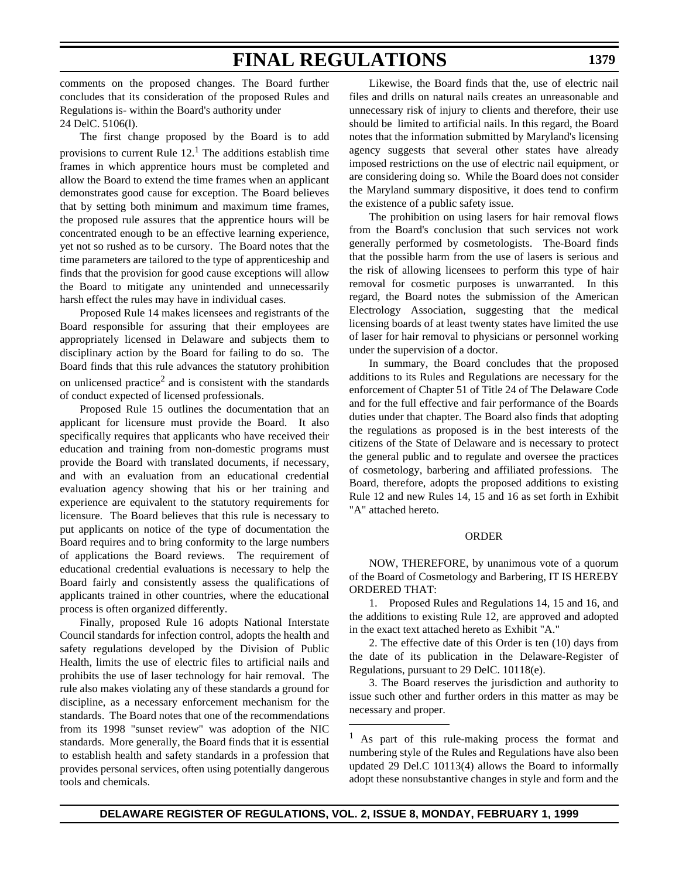comments on the proposed changes. The Board further concludes that its consideration of the proposed Rules and Regulations is- within the Board's authority under 24 DelC. 5106(l).

The first change proposed by the Board is to add provisions to current Rule 12.[1] The additions establish time frames in which apprentice hours must be completed and allow the Board to extend the time frames when an applicant demonstrates good cause for exception. The Board believes that by setting both minimum and maximum time frames, the proposed rule assures that the apprentice hours will be concentrated enough to be an effective learning experience, yet not so rushed as to be cursory. The Board notes that the time parameters are tailored to the type of apprenticeship and finds that the provision for good cause exceptions will allow the Board to mitigate any unintended and unnecessarily harsh effect the rules may have in individual cases.

Proposed Rule 14 makes licensees and registrants of the Board responsible for assuring that their employees are appropriately licensed in Delaware and subjects them to disciplinary action by the Board for failing to do so. The Board finds that this rule advances the statutory prohibition on unlicensed practice[2] and is consistent with the standards of conduct expected of licensed professionals.

Proposed Rule 15 outlines the documentation that an applicant for licensure must provide the Board. It also specifically requires that applicants who have received their education and training from non-domestic programs must provide the Board with translated documents, if necessary, and with an evaluation from an educational credential evaluation agency showing that his or her training and experience are equivalent to the statutory requirements for licensure. The Board believes that this rule is necessary to put applicants on notice of the type of documentation the Board requires and to bring conformity to the large numbers of applications the Board reviews. The requirement of educational credential evaluations is necessary to help the Board fairly and consistently assess the qualifications of applicants trained in other countries, where the educational process is often organized differently.

Finally, proposed Rule 16 adopts National Interstate Council standards for infection control, adopts the health and safety regulations developed by the Division of Public Health, limits the use of electric files to artificial nails and prohibits the use of laser technology for hair removal. The rule also makes violating any of these standards a ground for discipline, as a necessary enforcement mechanism for the standards. The Board notes that one of the recommendations from its 1998 "sunset review" was adoption of the NIC standards. More generally, the Board finds that it is essential to establish health and safety standards in a profession that provides personal services, often using potentially dangerous tools and chemicals.

Likewise, the Board finds that the, use of electric nail files and drills on natural nails creates an unreasonable and unnecessary risk of injury to clients and therefore, their use should be limited to artificial nails. In this regard, the Board notes that the information submitted by Maryland's licensing agency suggests that several other states have already imposed restrictions on the use of electric nail equipment, or are considering doing so. While the Board does not consider the Maryland summary dispositive, it does tend to confirm the existence of a public safety issue.

The prohibition on using lasers for hair removal flows from the Board's conclusion that such services not work generally performed by cosmetologists. The-Board finds that the possible harm from the use of lasers is serious and the risk of allowing licensees to perform this type of hair removal for cosmetic purposes is unwarranted. In this regard, the Board notes the submission of the American Electrology Association, suggesting that the medical licensing boards of at least twenty states have limited the use of laser for hair removal to physicians or personnel working under the supervision of a doctor.

In summary, the Board concludes that the proposed additions to its Rules and Regulations are necessary for the enforcement of Chapter 51 of Title 24 of The Delaware Code and for the full effective and fair performance of the Boards duties under that chapter. The Board also finds that adopting the regulations as proposed is in the best interests of the citizens of the State of Delaware and is necessary to protect the general public and to regulate and oversee the practices of cosmetology, barbering and affiliated professions. The Board, therefore, adopts the proposed additions to existing Rule 12 and new Rules 14, 15 and 16 as set forth in Exhibit "A" attached hereto.

## ORDER

NOW, THEREFORE, by unanimous vote of a quorum of the Board of Cosmetology and Barbering, IT IS HEREBY ORDERED THAT:

1. Proposed Rules and Regulations 14, 15 and 16, and the additions to existing Rule 12, are approved and adopted in the exact text attached hereto as Exhibit "A."

2. The effective date of this Order is ten (10) days from the date of its publication in the Delaware-Register of Regulations, pursuant to 29 DelC. 10118(e).

3. The Board reserves the jurisdiction and authority to issue such other and further orders in this matter as may be necessary and proper.

---

[1] As part of this rule-making process the format and numbering style of the Rules and Regulations have also been updated 29 Del.C 10113(4) allows the Board to informally adopt these nonsubstantive changes in style and form and the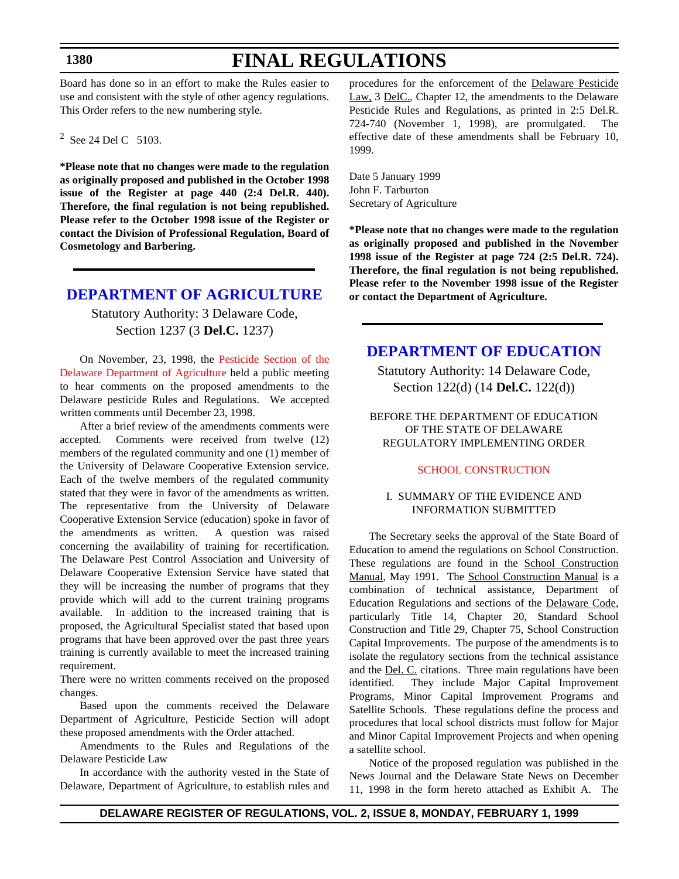Board has done so in an effort to make the Rules easier to use and consistent with the style of other agency regulations. This Order refers to the new numbering style.

[2] See 24 Del C 5103.

**\*Please note that no changes were made to the regulation as originally proposed and published in the October 1998 issue of the Register at page 440 (2:4 Del.R. 440). Therefore, the final regulation is not being republished. Please refer to the October 1998 issue of the Register or contact the Division of Professional Regulation, Board of Cosmetology and Barbering.**

## DEPARTMENT OF AGRICULTURE

Statutory Authority: 3 Delaware Code, Section 1237 (3 **Del.C.** 1237)

On November, 23, 1998, the Pesticide Section of the Delaware Department of Agriculture held a public meeting to hear comments on the proposed amendments to the Delaware pesticide Rules and Regulations. We accepted written comments until December 23, 1998.

After a brief review of the amendments comments were accepted. Comments were received from twelve (12) members of the regulated community and one (1) member of the University of Delaware Cooperative Extension service. Each of the twelve members of the regulated community stated that they were in favor of the amendments as written. The representative from the University of Delaware Cooperative Extension Service (education) spoke in favor of the amendments as written. A question was raised concerning the availability of training for recertification. The Delaware Pest Control Association and University of Delaware Cooperative Extension Service have stated that they will be increasing the number of programs that they provide which will add to the current training programs available. In addition to the increased training that is proposed, the Agricultural Specialist stated that based upon programs that have been approved over the past three years training is currently available to meet the increased training requirement.

There were no written comments received on the proposed changes.

Based upon the comments received the Delaware Department of Agriculture, Pesticide Section will adopt these proposed amendments with the Order attached.

Amendments to the Rules and Regulations of the Delaware Pesticide Law

In accordance with the authority vested in the State of Delaware, Department of Agriculture, to establish rules and procedures for the enforcement of the Delaware Pesticide Law, 3 DelC., Chapter 12, the amendments to the Delaware Pesticide Rules and Regulations, as printed in 2:5 Del.R. 724-740 (November 1, 1998), are promulgated. The effective date of these amendments shall be February 10, 1999.

Date 5 January 1999
John F. Tarburton
Secretary of Agriculture

**\*Please note that no changes were made to the regulation as originally proposed and published in the November 1998 issue of the Register at page 724 (2:5 Del.R. 724). Therefore, the final regulation is not being republished. Please refer to the November 1998 issue of the Register or contact the Department of Agriculture.**

## DEPARTMENT OF EDUCATION

Statutory Authority: 14 Delaware Code, Section 122(d) (14 **Del.C.** 122(d))

BEFORE THE DEPARTMENT OF EDUCATION
OF THE STATE OF DELAWARE
REGULATORY IMPLEMENTING ORDER

SCHOOL CONSTRUCTION

I. SUMMARY OF THE EVIDENCE AND INFORMATION SUBMITTED

The Secretary seeks the approval of the State Board of Education to amend the regulations on School Construction. These regulations are found in the School Construction Manual, May 1991. The School Construction Manual is a combination of technical assistance, Department of Education Regulations and sections of the Delaware Code, particularly Title 14, Chapter 20, Standard School Construction and Title 29, Chapter 75, School Construction Capital Improvements. The purpose of the amendments is to isolate the regulatory sections from the technical assistance and the Del. C. citations. Three main regulations have been identified. They include Major Capital Improvement Programs, Minor Capital Improvement Programs and Satellite Schools. These regulations define the process and procedures that local school districts must follow for Major and Minor Capital Improvement Projects and when opening a satellite school.

Notice of the proposed regulation was published in the News Journal and the Delaware State News on December 11, 1998 in the form hereto attached as Exhibit A. The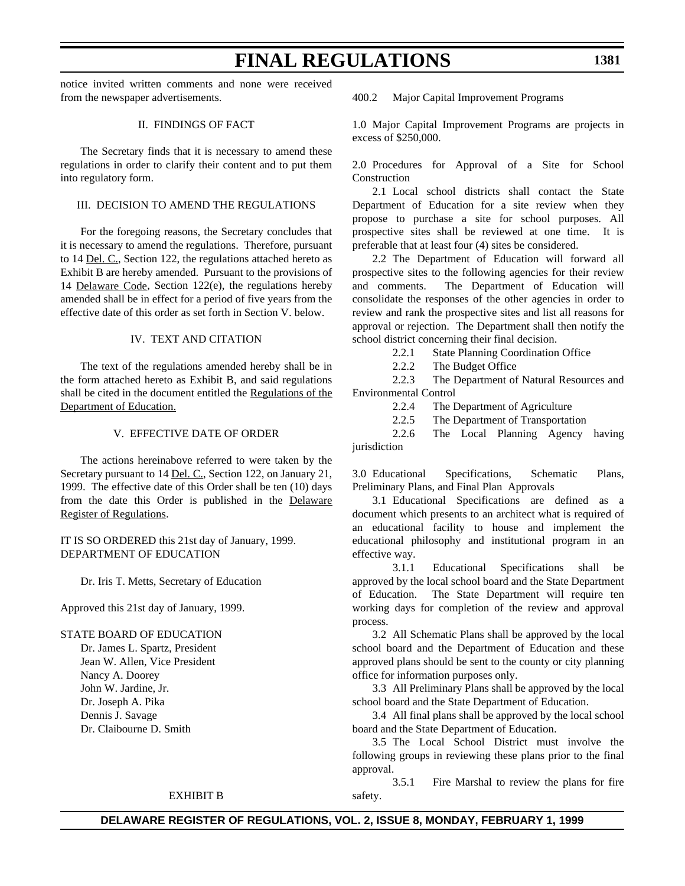notice invited written comments and none were received from the newspaper advertisements.

II. FINDINGS OF FACT

The Secretary finds that it is necessary to amend these regulations in order to clarify their content and to put them into regulatory form.

III. DECISION TO AMEND THE REGULATIONS

For the foregoing reasons, the Secretary concludes that it is necessary to amend the regulations. Therefore, pursuant to 14 Del. C., Section 122, the regulations attached hereto as Exhibit B are hereby amended. Pursuant to the provisions of 14 Delaware Code, Section 122(e), the regulations hereby amended shall be in effect for a period of five years from the effective date of this order as set forth in Section V. below.

IV. TEXT AND CITATION

The text of the regulations amended hereby shall be in the form attached hereto as Exhibit B, and said regulations shall be cited in the document entitled the Regulations of the Department of Education.

V. EFFECTIVE DATE OF ORDER

The actions hereinabove referred to were taken by the Secretary pursuant to 14 Del. C., Section 122, on January 21, 1999. The effective date of this Order shall be ten (10) days from the date this Order is published in the Delaware Register of Regulations.

IT IS SO ORDERED this 21st day of January, 1999.
DEPARTMENT OF EDUCATION

Dr. Iris T. Metts, Secretary of Education

Approved this 21st day of January, 1999.

STATE BOARD OF EDUCATION

Dr. James L. Spartz, President
Jean W. Allen, Vice President
Nancy A. Doorey
John W. Jardine, Jr.
Dr. Joseph A. Pika
Dennis J. Savage
Dr. Claibourne D. Smith

EXHIBIT B

400.2 Major Capital Improvement Programs

1.0 Major Capital Improvement Programs are projects in excess of $250,000.

2.0 Procedures for Approval of a Site for School Construction

2.1 Local school districts shall contact the State Department of Education for a site review when they propose to purchase a site for school purposes. All prospective sites shall be reviewed at one time. It is preferable that at least four (4) sites be considered.

2.2 The Department of Education will forward all prospective sites to the following agencies for their review and comments. The Department of Education will consolidate the responses of the other agencies in order to review and rank the prospective sites and list all reasons for approval or rejection. The Department shall then notify the school district concerning their final decision.

2.2.1 State Planning Coordination Office

2.2.2 The Budget Office

2.2.3 The Department of Natural Resources and Environmental Control

2.2.4 The Department of Agriculture

2.2.5 The Department of Transportation

2.2.6 The Local Planning Agency having jurisdiction

3.0 Educational Specifications, Schematic Plans, Preliminary Plans, and Final Plan Approvals

3.1 Educational Specifications are defined as a document which presents to an architect what is required of an educational facility to house and implement the educational philosophy and institutional program in an effective way.

3.1.1 Educational Specifications shall be approved by the local school board and the State Department of Education. The State Department will require ten working days for completion of the review and approval process.

3.2 All Schematic Plans shall be approved by the local school board and the Department of Education and these approved plans should be sent to the county or city planning office for information purposes only.

3.3 All Preliminary Plans shall be approved by the local school board and the State Department of Education.

3.4 All final plans shall be approved by the local school board and the State Department of Education.

3.5 The Local School District must involve the following groups in reviewing these plans prior to the final approval.

3.5.1 Fire Marshal to review the plans for fire safety.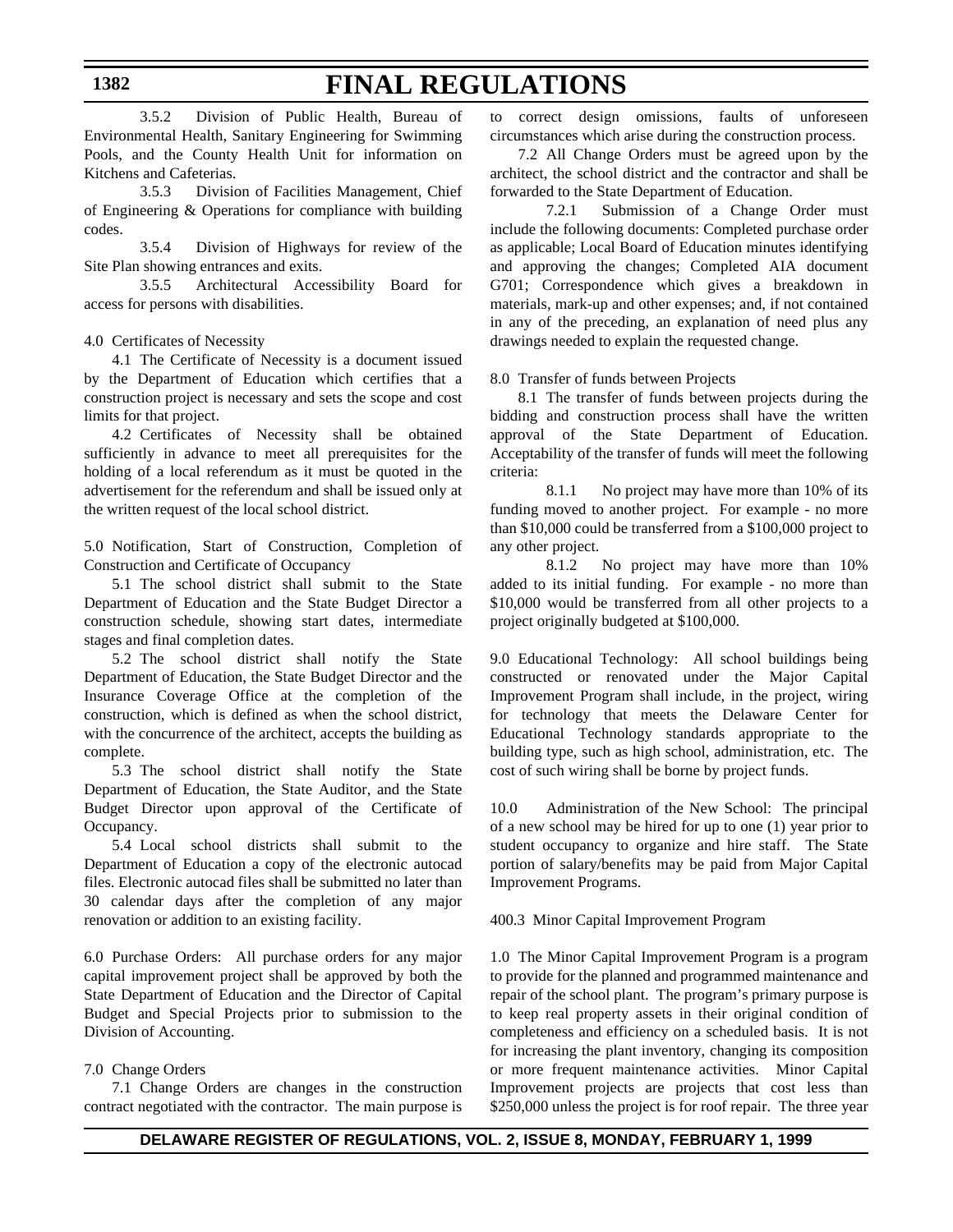3.5.2 Division of Public Health, Bureau of Environmental Health, Sanitary Engineering for Swimming Pools, and the County Health Unit for information on Kitchens and Cafeterias.

3.5.3 Division of Facilities Management, Chief of Engineering & Operations for compliance with building codes.

3.5.4 Division of Highways for review of the Site Plan showing entrances and exits.

3.5.5 Architectural Accessibility Board for access for persons with disabilities.

4.0 Certificates of Necessity

4.1 The Certificate of Necessity is a document issued by the Department of Education which certifies that a construction project is necessary and sets the scope and cost limits for that project.

4.2 Certificates of Necessity shall be obtained sufficiently in advance to meet all prerequisites for the holding of a local referendum as it must be quoted in the advertisement for the referendum and shall be issued only at the written request of the local school district.

5.0 Notification, Start of Construction, Completion of Construction and Certificate of Occupancy

5.1 The school district shall submit to the State Department of Education and the State Budget Director a construction schedule, showing start dates, intermediate stages and final completion dates.

5.2 The school district shall notify the State Department of Education, the State Budget Director and the Insurance Coverage Office at the completion of the construction, which is defined as when the school district, with the concurrence of the architect, accepts the building as complete.

5.3 The school district shall notify the State Department of Education, the State Auditor, and the State Budget Director upon approval of the Certificate of Occupancy.

5.4 Local school districts shall submit to the Department of Education a copy of the electronic autocad files. Electronic autocad files shall be submitted no later than 30 calendar days after the completion of any major renovation or addition to an existing facility.

6.0 Purchase Orders: All purchase orders for any major capital improvement project shall be approved by both the State Department of Education and the Director of Capital Budget and Special Projects prior to submission to the Division of Accounting.

7.0 Change Orders

7.1 Change Orders are changes in the construction contract negotiated with the contractor. The main purpose is to correct design omissions, faults of unforeseen circumstances which arise during the construction process.

7.2 All Change Orders must be agreed upon by the architect, the school district and the contractor and shall be forwarded to the State Department of Education.

7.2.1 Submission of a Change Order must include the following documents: Completed purchase order as applicable; Local Board of Education minutes identifying and approving the changes; Completed AIA document G701; Correspondence which gives a breakdown in materials, mark-up and other expenses; and, if not contained in any of the preceding, an explanation of need plus any drawings needed to explain the requested change.

8.0 Transfer of funds between Projects

8.1 The transfer of funds between projects during the bidding and construction process shall have the written approval of the State Department of Education. Acceptability of the transfer of funds will meet the following criteria:

8.1.1 No project may have more than 10% of its funding moved to another project. For example - no more than $10,000 could be transferred from a $100,000 project to any other project.

8.1.2 No project may have more than 10% added to its initial funding. For example - no more than $10,000 would be transferred from all other projects to a project originally budgeted at $100,000.

9.0 Educational Technology: All school buildings being constructed or renovated under the Major Capital Improvement Program shall include, in the project, wiring for technology that meets the Delaware Center for Educational Technology standards appropriate to the building type, such as high school, administration, etc. The cost of such wiring shall be borne by project funds.

10.0 Administration of the New School: The principal of a new school may be hired for up to one (1) year prior to student occupancy to organize and hire staff. The State portion of salary/benefits may be paid from Major Capital Improvement Programs.

400.3 Minor Capital Improvement Program

1.0 The Minor Capital Improvement Program is a program to provide for the planned and programmed maintenance and repair of the school plant. The program's primary purpose is to keep real property assets in their original condition of completeness and efficiency on a scheduled basis. It is not for increasing the plant inventory, changing its composition or more frequent maintenance activities. Minor Capital Improvement projects are projects that cost less than $250,000 unless the project is for roof repair. The three year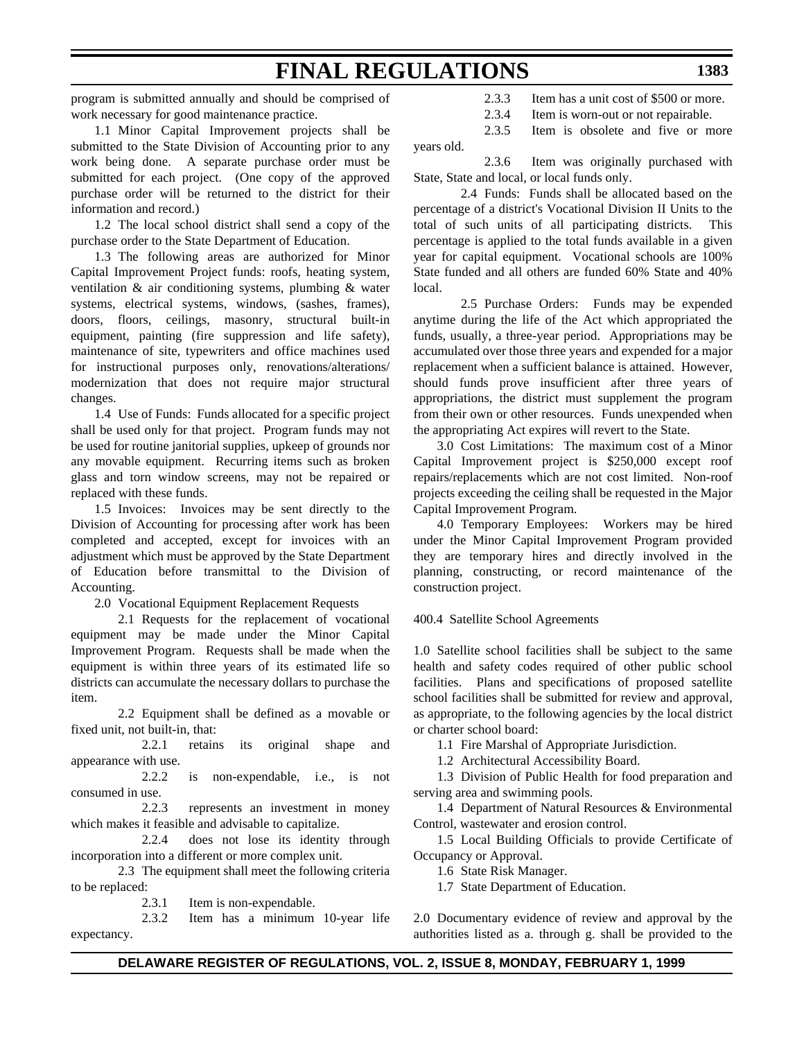program is submitted annually and should be comprised of work necessary for good maintenance practice.

1.1 Minor Capital Improvement projects shall be submitted to the State Division of Accounting prior to any work being done. A separate purchase order must be submitted for each project. (One copy of the approved purchase order will be returned to the district for their information and record.)

1.2 The local school district shall send a copy of the purchase order to the State Department of Education.

1.3 The following areas are authorized for Minor Capital Improvement Project funds: roofs, heating system, ventilation & air conditioning systems, plumbing & water systems, electrical systems, windows, (sashes, frames), doors, floors, ceilings, masonry, structural built-in equipment, painting (fire suppression and life safety), maintenance of site, typewriters and office machines used for instructional purposes only, renovations/alterations/ modernization that does not require major structural changes.

1.4 Use of Funds: Funds allocated for a specific project shall be used only for that project. Program funds may not be used for routine janitorial supplies, upkeep of grounds nor any movable equipment. Recurring items such as broken glass and torn window screens, may not be repaired or replaced with these funds.

1.5 Invoices: Invoices may be sent directly to the Division of Accounting for processing after work has been completed and accepted, except for invoices with an adjustment which must be approved by the State Department of Education before transmittal to the Division of Accounting.

2.0 Vocational Equipment Replacement Requests

2.1 Requests for the replacement of vocational equipment may be made under the Minor Capital Improvement Program. Requests shall be made when the equipment is within three years of its estimated life so districts can accumulate the necessary dollars to purchase the item.

2.2 Equipment shall be defined as a movable or fixed unit, not built-in, that:

2.2.1 retains its original shape and appearance with use.

2.2.2 is non-expendable, i.e., is not consumed in use.

2.2.3 represents an investment in money which makes it feasible and advisable to capitalize.

2.2.4 does not lose its identity through incorporation into a different or more complex unit.

2.3 The equipment shall meet the following criteria to be replaced:

2.3.1 Item is non-expendable.

2.3.2 Item has a minimum 10-year life expectancy.

2.3.3 Item has a unit cost of $500 or more.

2.3.4 Item is worn-out or not repairable.

2.3.5 Item is obsolete and five or more years old.

2.3.6 Item was originally purchased with State, State and local, or local funds only.

2.4 Funds: Funds shall be allocated based on the percentage of a district's Vocational Division II Units to the total of such units of all participating districts. This percentage is applied to the total funds available in a given year for capital equipment. Vocational schools are 100% State funded and all others are funded 60% State and 40% local.

2.5 Purchase Orders: Funds may be expended anytime during the life of the Act which appropriated the funds, usually, a three-year period. Appropriations may be accumulated over those three years and expended for a major replacement when a sufficient balance is attained. However, should funds prove insufficient after three years of appropriations, the district must supplement the program from their own or other resources. Funds unexpended when the appropriating Act expires will revert to the State.

3.0 Cost Limitations: The maximum cost of a Minor Capital Improvement project is $250,000 except roof repairs/replacements which are not cost limited. Non-roof projects exceeding the ceiling shall be requested in the Major Capital Improvement Program.

4.0 Temporary Employees: Workers may be hired under the Minor Capital Improvement Program provided they are temporary hires and directly involved in the planning, constructing, or record maintenance of the construction project.

400.4 Satellite School Agreements

1.0 Satellite school facilities shall be subject to the same health and safety codes required of other public school facilities. Plans and specifications of proposed satellite school facilities shall be submitted for review and approval, as appropriate, to the following agencies by the local district or charter school board:

1.1 Fire Marshal of Appropriate Jurisdiction.

1.2 Architectural Accessibility Board.

1.3 Division of Public Health for food preparation and serving area and swimming pools.

1.4 Department of Natural Resources & Environmental Control, wastewater and erosion control.

1.5 Local Building Officials to provide Certificate of Occupancy or Approval.

1.6 State Risk Manager.

1.7 State Department of Education.

2.0 Documentary evidence of review and approval by the authorities listed as a. through g. shall be provided to the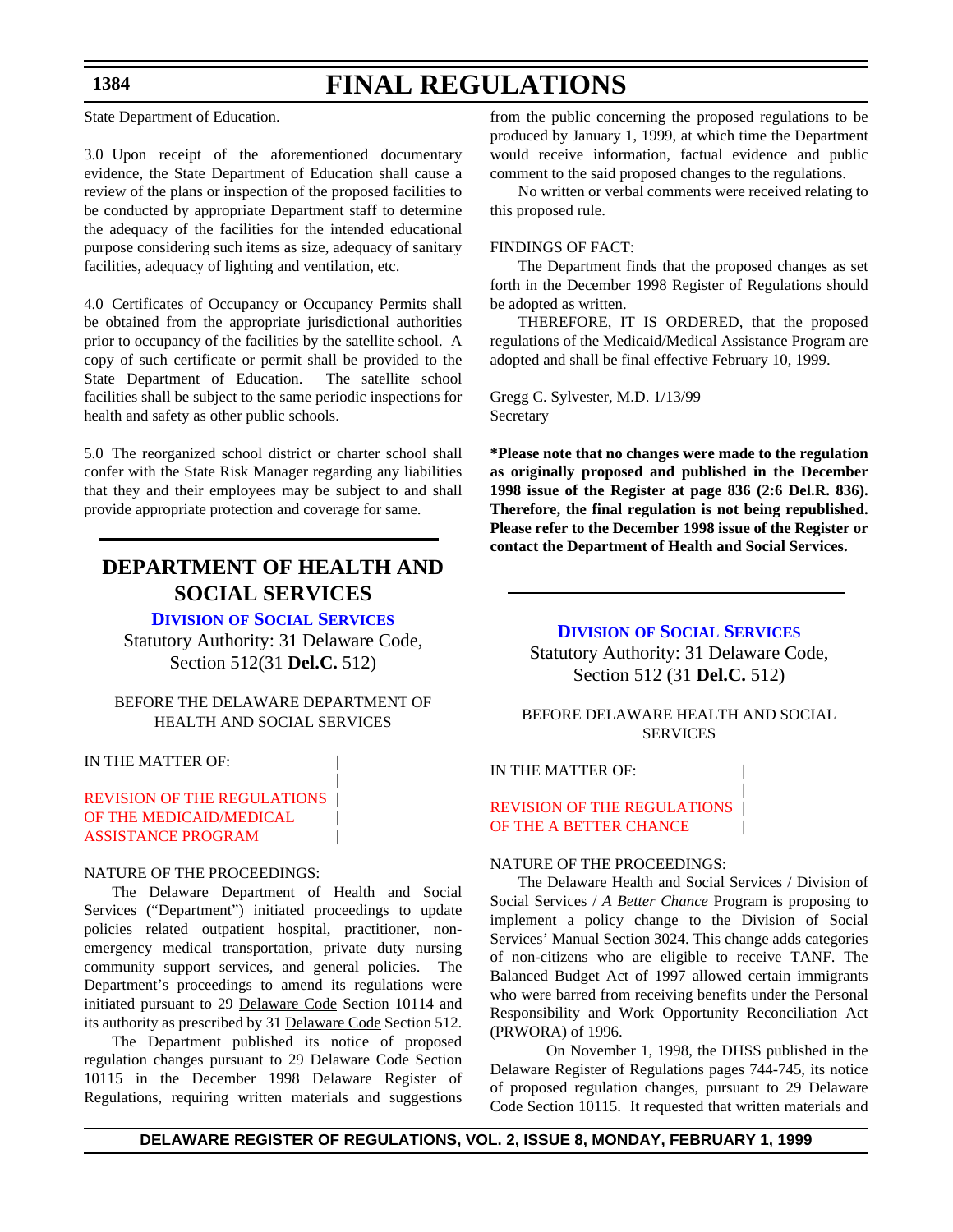State Department of Education.

3.0 Upon receipt of the aforementioned documentary evidence, the State Department of Education shall cause a review of the plans or inspection of the proposed facilities to be conducted by appropriate Department staff to determine the adequacy of the facilities for the intended educational purpose considering such items as size, adequacy of sanitary facilities, adequacy of lighting and ventilation, etc.

4.0 Certificates of Occupancy or Occupancy Permits shall be obtained from the appropriate jurisdictional authorities prior to occupancy of the facilities by the satellite school. A copy of such certificate or permit shall be provided to the State Department of Education. The satellite school facilities shall be subject to the same periodic inspections for health and safety as other public schools.

5.0 The reorganized school district or charter school shall confer with the State Risk Manager regarding any liabilities that they and their employees may be subject to and shall provide appropriate protection and coverage for same.

# DEPARTMENT OF HEALTH AND SOCIAL SERVICES

## Division of Social Services

Statutory Authority: 31 Delaware Code, Section 512(31 **Del.C.** 512)

BEFORE THE DELAWARE DEPARTMENT OF HEALTH AND SOCIAL SERVICES

IN THE MATTER OF:

REVISION OF THE REGULATIONS OF THE MEDICAID/MEDICAL ASSISTANCE PROGRAM

NATURE OF THE PROCEEDINGS:

The Delaware Department of Health and Social Services ("Department") initiated proceedings to update policies related outpatient hospital, practitioner, non-emergency medical transportation, private duty nursing community support services, and general policies. The Department's proceedings to amend its regulations were initiated pursuant to 29 Delaware Code Section 10114 and its authority as prescribed by 31 Delaware Code Section 512.

The Department published its notice of proposed regulation changes pursuant to 29 Delaware Code Section 10115 in the December 1998 Delaware Register of Regulations, requiring written materials and suggestions from the public concerning the proposed regulations to be produced by January 1, 1999, at which time the Department would receive information, factual evidence and public comment to the said proposed changes to the regulations.

No written or verbal comments were received relating to this proposed rule.

FINDINGS OF FACT:

The Department finds that the proposed changes as set forth in the December 1998 Register of Regulations should be adopted as written.

THEREFORE, IT IS ORDERED, that the proposed regulations of the Medicaid/Medical Assistance Program are adopted and shall be final effective February 10, 1999.

Gregg C. Sylvester, M.D. 1/13/99
Secretary

**\*Please note that no changes were made to the regulation as originally proposed and published in the December 1998 issue of the Register at page 836 (2:6 Del.R. 836). Therefore, the final regulation is not being republished. Please refer to the December 1998 issue of the Register or contact the Department of Health and Social Services.**

## Division of Social Services

Statutory Authority: 31 Delaware Code, Section 512 (31 **Del.C.** 512)

BEFORE DELAWARE HEALTH AND SOCIAL SERVICES

IN THE MATTER OF:

REVISION OF THE REGULATIONS OF THE A BETTER CHANCE

NATURE OF THE PROCEEDINGS:

The Delaware Health and Social Services / Division of Social Services / *A Better Chance* Program is proposing to implement a policy change to the Division of Social Services' Manual Section 3024. This change adds categories of non-citizens who are eligible to receive TANF. The Balanced Budget Act of 1997 allowed certain immigrants who were barred from receiving benefits under the Personal Responsibility and Work Opportunity Reconciliation Act (PRWORA) of 1996.

On November 1, 1998, the DHSS published in the Delaware Register of Regulations pages 744-745, its notice of proposed regulation changes, pursuant to 29 Delaware Code Section 10115. It requested that written materials and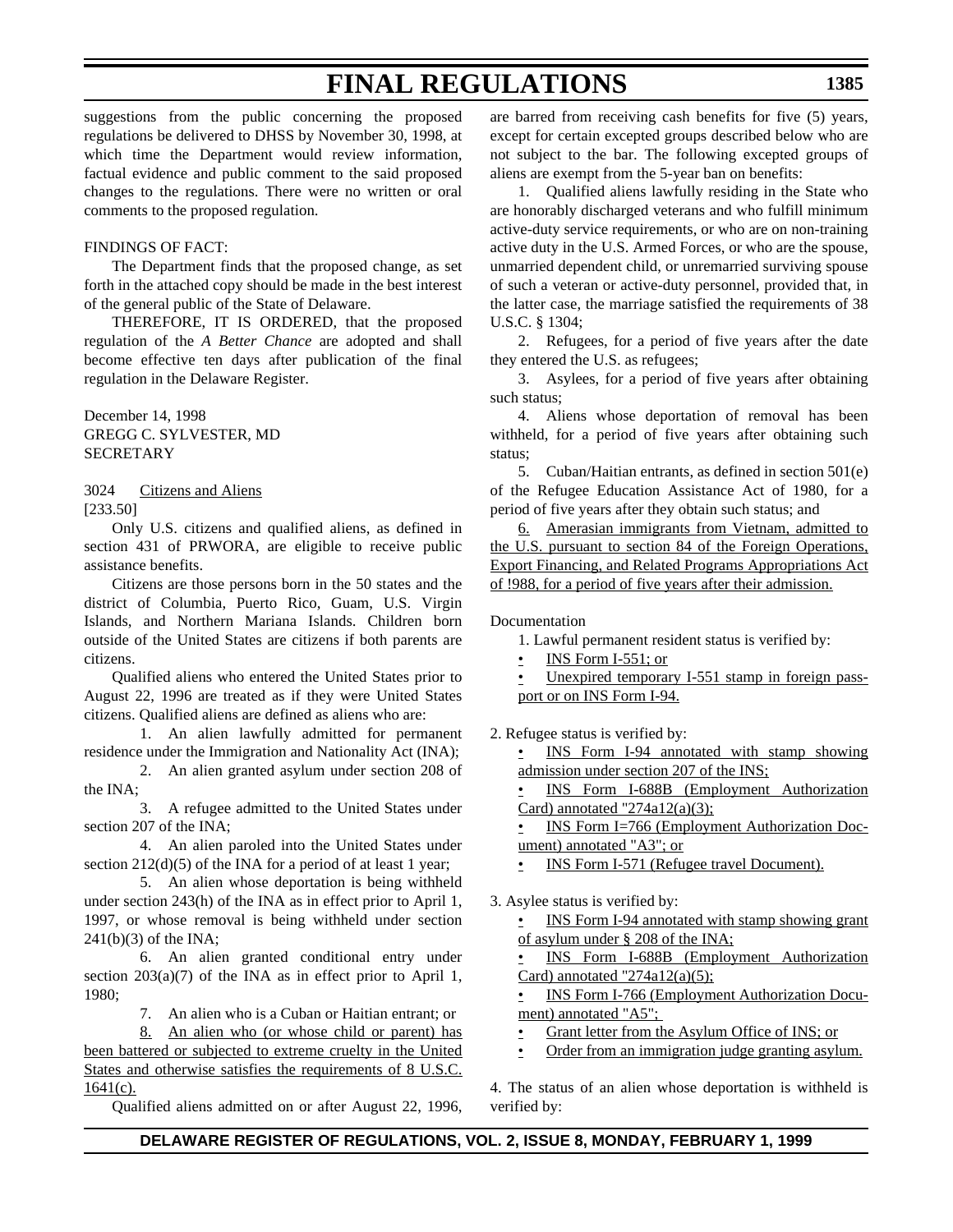suggestions from the public concerning the proposed regulations be delivered to DHSS by November 30, 1998, at which time the Department would review information, factual evidence and public comment to the said proposed changes to the regulations. There were no written or oral comments to the proposed regulation.

FINDINGS OF FACT:

The Department finds that the proposed change, as set forth in the attached copy should be made in the best interest of the general public of the State of Delaware.

THEREFORE, IT IS ORDERED, that the proposed regulation of the *A Better Chance* are adopted and shall become effective ten days after publication of the final regulation in the Delaware Register.

December 14, 1998
GREGG C. SYLVESTER, MD
SECRETARY

3024 Citizens and Aliens
[233.50]

Only U.S. citizens and qualified aliens, as defined in section 431 of PRWORA, are eligible to receive public assistance benefits.

Citizens are those persons born in the 50 states and the district of Columbia, Puerto Rico, Guam, U.S. Virgin Islands, and Northern Mariana Islands. Children born outside of the United States are citizens if both parents are citizens.

Qualified aliens who entered the United States prior to August 22, 1996 are treated as if they were United States citizens. Qualified aliens are defined as aliens who are:

1. An alien lawfully admitted for permanent residence under the Immigration and Nationality Act (INA);
2. An alien granted asylum under section 208 of the INA;
3. A refugee admitted to the United States under section 207 of the INA;
4. An alien paroled into the United States under section 212(d)(5) of the INA for a period of at least 1 year;
5. An alien whose deportation is being withheld under section 243(h) of the INA as in effect prior to April 1, 1997, or whose removal is being withheld under section 241(b)(3) of the INA;
6. An alien granted conditional entry under section 203(a)(7) of the INA as in effect prior to April 1, 1980;
7. An alien who is a Cuban or Haitian entrant; or
8. An alien who (or whose child or parent) has been battered or subjected to extreme cruelty in the United States and otherwise satisfies the requirements of 8 U.S.C. 1641(c).

Qualified aliens admitted on or after August 22, 1996, are barred from receiving cash benefits for five (5) years, except for certain excepted groups described below who are not subject to the bar. The following excepted groups of aliens are exempt from the 5-year ban on benefits:

1. Qualified aliens lawfully residing in the State who are honorably discharged veterans and who fulfill minimum active-duty service requirements, or who are on non-training active duty in the U.S. Armed Forces, or who are the spouse, unmarried dependent child, or unremarried surviving spouse of such a veteran or active-duty personnel, provided that, in the latter case, the marriage satisfied the requirements of 38 U.S.C. § 1304;
2. Refugees, for a period of five years after the date they entered the U.S. as refugees;
3. Asylees, for a period of five years after obtaining such status;
4. Aliens whose deportation of removal has been withheld, for a period of five years after obtaining such status;
5. Cuban/Haitian entrants, as defined in section 501(e) of the Refugee Education Assistance Act of 1980, for a period of five years after they obtain such status; and
6. Amerasian immigrants from Vietnam, admitted to the U.S. pursuant to section 84 of the Foreign Operations, Export Financing, and Related Programs Appropriations Act of !988, for a period of five years after their admission.

Documentation

1. Lawful permanent resident status is verified by:
   - INS Form I-551; or
   - Unexpired temporary I-551 stamp in foreign passport or on INS Form I-94.

2. Refugee status is verified by:
   - INS Form I-94 annotated with stamp showing admission under section 207 of the INS;
   - INS Form I-688B (Employment Authorization Card) annotated "274a12(a)(3);
   - INS Form I=766 (Employment Authorization Document) annotated "A3"; or
   - INS Form I-571 (Refugee travel Document).

3. Asylee status is verified by:
   - INS Form I-94 annotated with stamp showing grant of asylum under § 208 of the INA;
   - INS Form I-688B (Employment Authorization Card) annotated "274a12(a)(5);
   - INS Form I-766 (Employment Authorization Document) annotated "A5";
   - Grant letter from the Asylum Office of INS; or
   - Order from an immigration judge granting asylum.

4. The status of an alien whose deportation is withheld is verified by: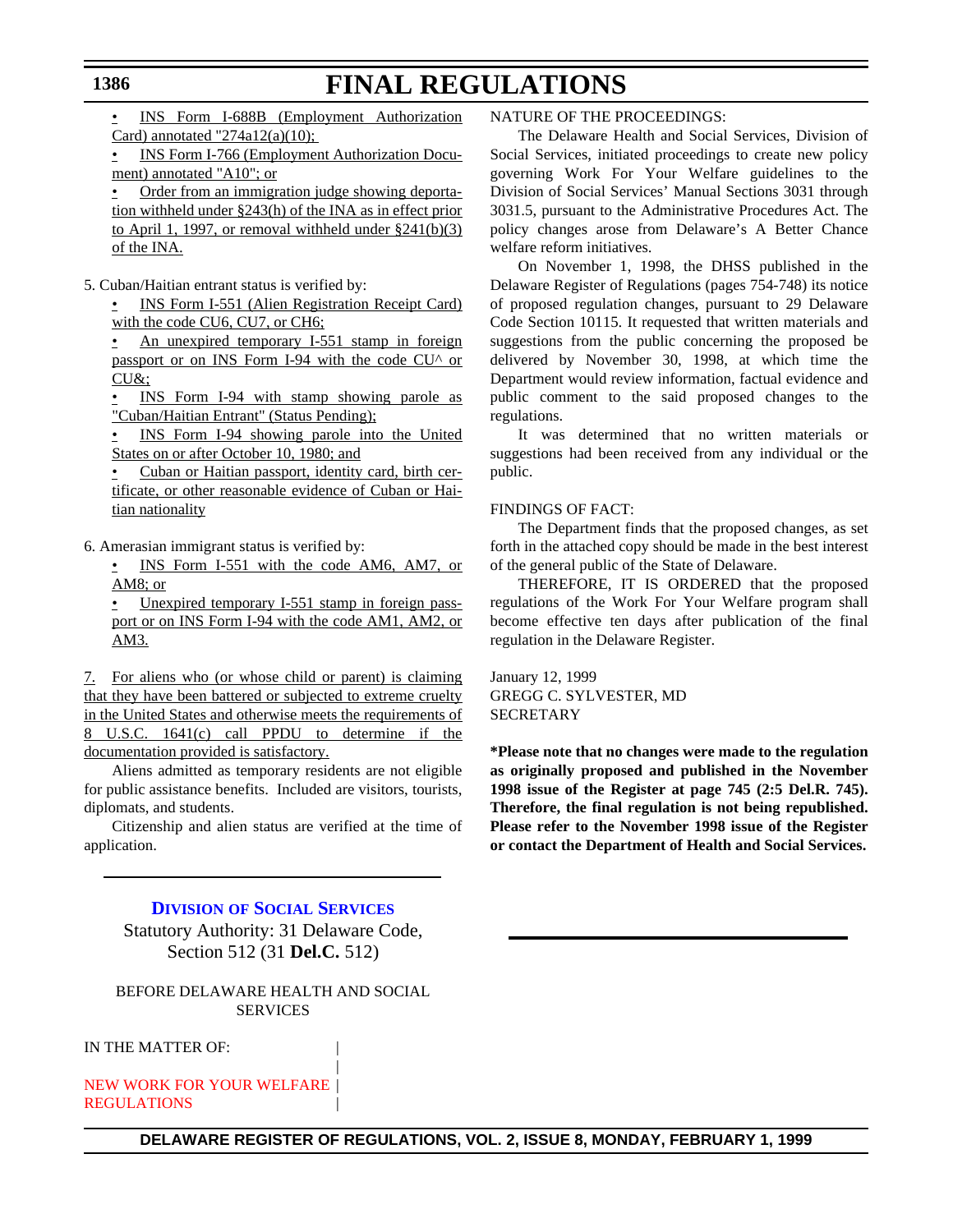- INS Form I-688B (Employment Authorization Card) annotated "274a12(a)(10);
- INS Form I-766 (Employment Authorization Document) annotated "A10"; or
- Order from an immigration judge showing deportation withheld under §243(h) of the INA as in effect prior to April 1, 1997, or removal withheld under §241(b)(3) of the INA.

5. Cuban/Haitian entrant status is verified by:
   - INS Form I-551 (Alien Registration Receipt Card) with the code CU6, CU7, or CH6;
   - An unexpired temporary I-551 stamp in foreign passport or on INS Form I-94 with the code CU^ or CU&;
   - INS Form I-94 with stamp showing parole as "Cuban/Haitian Entrant" (Status Pending);
   - INS Form I-94 showing parole into the United States on or after October 10, 1980; and
   - Cuban or Haitian passport, identity card, birth certificate, or other reasonable evidence of Cuban or Haitian nationality

6. Amerasian immigrant status is verified by:
   - INS Form I-551 with the code AM6, AM7, or AM8; or
   - Unexpired temporary I-551 stamp in foreign passport or on INS Form I-94 with the code AM1, AM2, or AM3.

7. For aliens who (or whose child or parent) is claiming that they have been battered or subjected to extreme cruelty in the United States and otherwise meets the requirements of 8 U.S.C. 1641(c) call PPDU to determine if the documentation provided is satisfactory.

Aliens admitted as temporary residents are not eligible for public assistance benefits. Included are visitors, tourists, diplomats, and students.

Citizenship and alien status are verified at the time of application.

---

## Division of Social Services

Statutory Authority: 31 Delaware Code, Section 512 (31 **Del.C.** 512)

BEFORE DELAWARE HEALTH AND SOCIAL SERVICES

IN THE MATTER OF:

NEW WORK FOR YOUR WELFARE REGULATIONS

NATURE OF THE PROCEEDINGS:

The Delaware Health and Social Services, Division of Social Services, initiated proceedings to create new policy governing Work For Your Welfare guidelines to the Division of Social Services' Manual Sections 3031 through 3031.5, pursuant to the Administrative Procedures Act. The policy changes arose from Delaware's A Better Chance welfare reform initiatives.

On November 1, 1998, the DHSS published in the Delaware Register of Regulations (pages 754-748) its notice of proposed regulation changes, pursuant to 29 Delaware Code Section 10115. It requested that written materials and suggestions from the public concerning the proposed be delivered by November 30, 1998, at which time the Department would review information, factual evidence and public comment to the said proposed changes to the regulations.

It was determined that no written materials or suggestions had been received from any individual or the public.

FINDINGS OF FACT:

The Department finds that the proposed changes, as set forth in the attached copy should be made in the best interest of the general public of the State of Delaware.

THEREFORE, IT IS ORDERED that the proposed regulations of the Work For Your Welfare program shall become effective ten days after publication of the final regulation in the Delaware Register.

January 12, 1999
GREGG C. SYLVESTER, MD
SECRETARY

**\*Please note that no changes were made to the regulation as originally proposed and published in the November 1998 issue of the Register at page 745 (2:5 Del.R. 745). Therefore, the final regulation is not being republished. Please refer to the November 1998 issue of the Register or contact the Department of Health and Social Services.**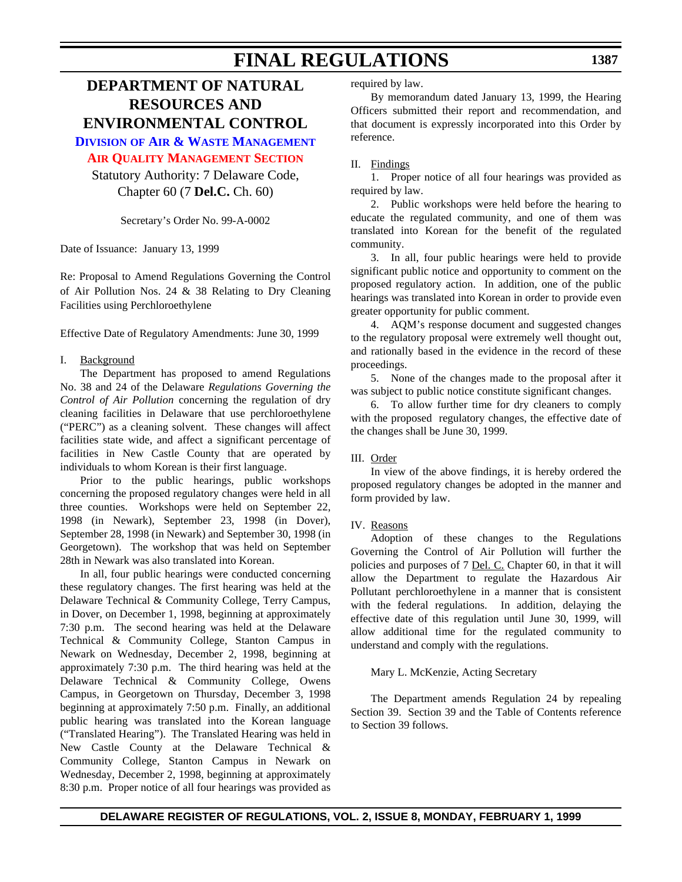# DEPARTMENT OF NATURAL RESOURCES AND ENVIRONMENTAL CONTROL

## DIVISION OF AIR & WASTE MANAGEMENT

### AIR QUALITY MANAGEMENT SECTION

Statutory Authority: 7 Delaware Code, Chapter 60 (7 **Del.C.** Ch. 60)

Secretary's Order No. 99-A-0002

Date of Issuance: January 13, 1999

Re: Proposal to Amend Regulations Governing the Control of Air Pollution Nos. 24 & 38 Relating to Dry Cleaning Facilities using Perchloroethylene

Effective Date of Regulatory Amendments: June 30, 1999

I. Background

The Department has proposed to amend Regulations No. 38 and 24 of the Delaware *Regulations Governing the Control of Air Pollution* concerning the regulation of dry cleaning facilities in Delaware that use perchloroethylene ("PERC") as a cleaning solvent. These changes will affect facilities state wide, and affect a significant percentage of facilities in New Castle County that are operated by individuals to whom Korean is their first language.

Prior to the public hearings, public workshops concerning the proposed regulatory changes were held in all three counties. Workshops were held on September 22, 1998 (in Newark), September 23, 1998 (in Dover), September 28, 1998 (in Newark) and September 30, 1998 (in Georgetown). The workshop that was held on September 28th in Newark was also translated into Korean.

In all, four public hearings were conducted concerning these regulatory changes. The first hearing was held at the Delaware Technical & Community College, Terry Campus, in Dover, on December 1, 1998, beginning at approximately 7:30 p.m. The second hearing was held at the Delaware Technical & Community College, Stanton Campus in Newark on Wednesday, December 2, 1998, beginning at approximately 7:30 p.m. The third hearing was held at the Delaware Technical & Community College, Owens Campus, in Georgetown on Thursday, December 3, 1998 beginning at approximately 7:50 p.m. Finally, an additional public hearing was translated into the Korean language ("Translated Hearing"). The Translated Hearing was held in New Castle County at the Delaware Technical & Community College, Stanton Campus in Newark on Wednesday, December 2, 1998, beginning at approximately 8:30 p.m. Proper notice of all four hearings was provided as required by law.

By memorandum dated January 13, 1999, the Hearing Officers submitted their report and recommendation, and that document is expressly incorporated into this Order by reference.

II. Findings

1. Proper notice of all four hearings was provided as required by law.

2. Public workshops were held before the hearing to educate the regulated community, and one of them was translated into Korean for the benefit of the regulated community.

3. In all, four public hearings were held to provide significant public notice and opportunity to comment on the proposed regulatory action. In addition, one of the public hearings was translated into Korean in order to provide even greater opportunity for public comment.

4. AQM's response document and suggested changes to the regulatory proposal were extremely well thought out, and rationally based in the evidence in the record of these proceedings.

5. None of the changes made to the proposal after it was subject to public notice constitute significant changes.

6. To allow further time for dry cleaners to comply with the proposed regulatory changes, the effective date of the changes shall be June 30, 1999.

III. Order

In view of the above findings, it is hereby ordered the proposed regulatory changes be adopted in the manner and form provided by law.

IV. Reasons

Adoption of these changes to the Regulations Governing the Control of Air Pollution will further the policies and purposes of 7 Del. C. Chapter 60, in that it will allow the Department to regulate the Hazardous Air Pollutant perchloroethylene in a manner that is consistent with the federal regulations. In addition, delaying the effective date of this regulation until June 30, 1999, will allow additional time for the regulated community to understand and comply with the regulations.

Mary L. McKenzie, Acting Secretary

The Department amends Regulation 24 by repealing Section 39. Section 39 and the Table of Contents reference to Section 39 follows.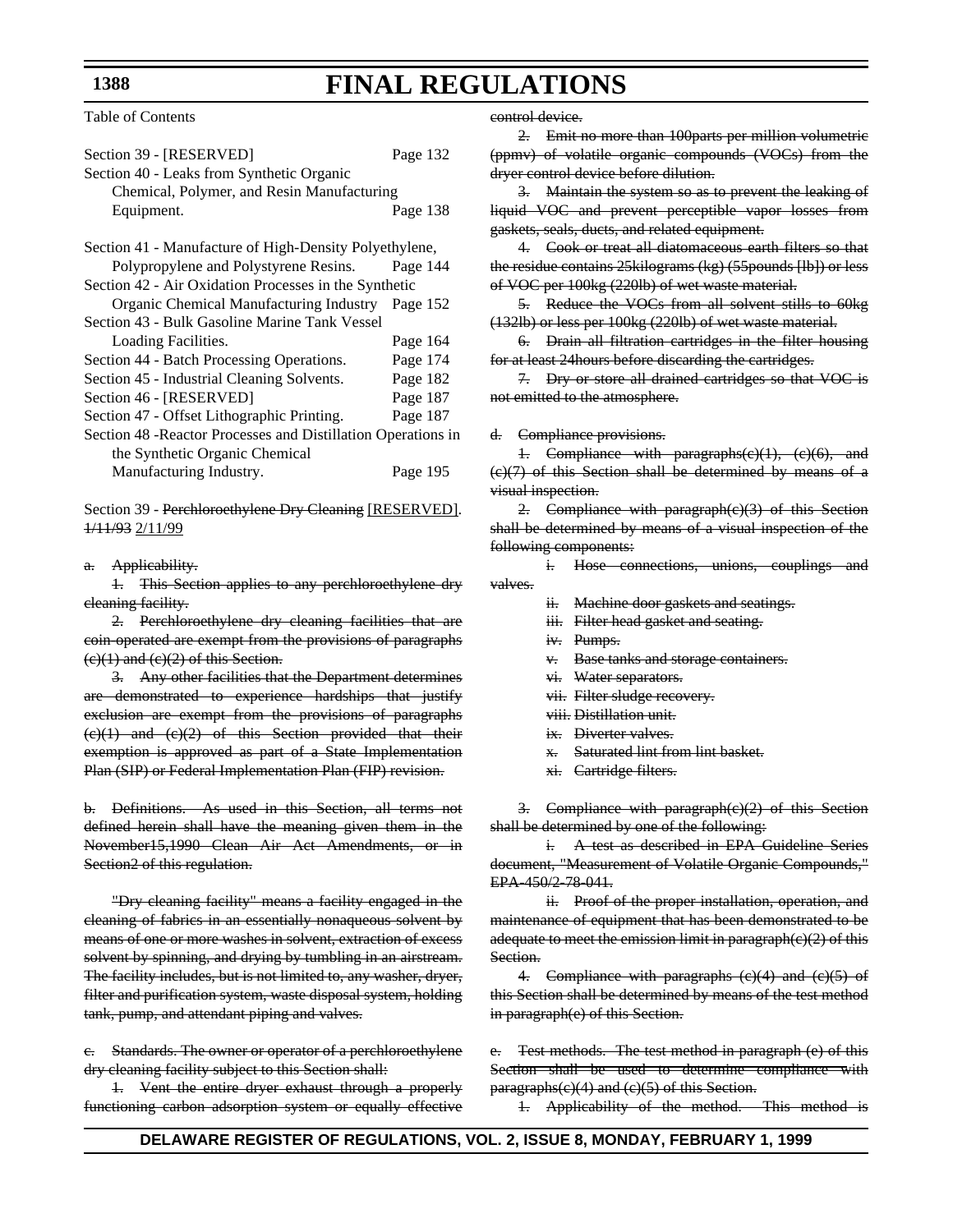# FINAL REGULATIONS

Table of Contents

| | |
|---|---|
| Section 39 - [RESERVED] | Page 132 |
| Section 40 - Leaks from Synthetic Organic Chemical, Polymer, and Resin Manufacturing Equipment. | Page 138 |
| Section 41 - Manufacture of High-Density Polyethylene, Polypropylene and Polystyrene Resins. | Page 144 |
| Section 42 - Air Oxidation Processes in the Synthetic Organic Chemical Manufacturing Industry | Page 152 |
| Section 43 - Bulk Gasoline Marine Tank Vessel Loading Facilities. | Page 164 |
| Section 44 - Batch Processing Operations. | Page 174 |
| Section 45 - Industrial Cleaning Solvents. | Page 182 |
| Section 46 - [RESERVED] | Page 187 |
| Section 47 - Offset Lithographic Printing. | Page 187 |
| Section 48 -Reactor Processes and Distillation Operations in the Synthetic Organic Chemical Manufacturing Industry. | Page 195 |

Section 39 - ~~Perchloroethylene Dry Cleaning~~ [RESERVED]. ~~1/11/93~~ 2/11/99

~~a. Applicability.~~

~~1. This Section applies to any perchloroethylene dry cleaning facility.~~

~~2. Perchloroethylene dry cleaning facilities that are coin-operated are exempt from the provisions of paragraphs (c)(1) and (c)(2) of this Section.~~

~~3. Any other facilities that the Department determines are demonstrated to experience hardships that justify exclusion are exempt from the provisions of paragraphs (c)(1) and (c)(2) of this Section provided that their exemption is approved as part of a State Implementation Plan (SIP) or Federal Implementation Plan (FIP) revision.~~

~~b. Definitions. As used in this Section, all terms not defined herein shall have the meaning given them in the November15,1990 Clean Air Act Amendments, or in Section2 of this regulation.~~

~~"Dry cleaning facility" means a facility engaged in the cleaning of fabrics in an essentially nonaqueous solvent by means of one or more washes in solvent, extraction of excess solvent by spinning, and drying by tumbling in an airstream. The facility includes, but is not limited to, any washer, dryer, filter and purification system, waste disposal system, holding tank, pump, and attendant piping and valves.~~

~~c. Standards. The owner or operator of a perchloroethylene dry cleaning facility subject to this Section shall:~~

~~1. Vent the entire dryer exhaust through a properly functioning carbon adsorption system or equally effective control device.~~

~~2. Emit no more than 100parts per million volumetric (ppmv) of volatile organic compounds (VOCs) from the dryer control device before dilution.~~

~~3. Maintain the system so as to prevent the leaking of liquid VOC and prevent perceptible vapor losses from gaskets, seals, ducts, and related equipment.~~

~~4. Cook or treat all diatomaceous earth filters so that the residue contains 25kilograms (kg) (55pounds [lb]) or less of VOC per 100kg (220lb) of wet waste material.~~

~~5. Reduce the VOCs from all solvent stills to 60kg (132lb) or less per 100kg (220lb) of wet waste material.~~

~~6. Drain all filtration cartridges in the filter housing for at least 24hours before discarding the cartridges.~~

~~7. Dry or store all drained cartridges so that VOC is not emitted to the atmosphere.~~

~~d. Compliance provisions.~~

~~1. Compliance with paragraphs(c)(1), (c)(6), and (c)(7) of this Section shall be determined by means of a visual inspection.~~

~~2. Compliance with paragraph(c)(3) of this Section shall be determined by means of a visual inspection of the following components:~~

~~i. Hose connections, unions, couplings and valves.~~

~~ii. Machine door gaskets and seatings.~~

~~iii. Filter head gasket and seating.~~

~~iv. Pumps.~~

~~v. Base tanks and storage containers.~~

~~vi. Water separators.~~

~~vii. Filter sludge recovery.~~

~~viii. Distillation unit.~~

~~ix. Diverter valves.~~

~~x. Saturated lint from lint basket.~~

~~xi. Cartridge filters.~~

~~3. Compliance with paragraph(c)(2) of this Section shall be determined by one of the following:~~

~~i. A test as described in EPA Guideline Series document, "Measurement of Volatile Organic Compounds," EPA-450/2-78-041.~~

~~ii. Proof of the proper installation, operation, and maintenance of equipment that has been demonstrated to be adequate to meet the emission limit in paragraph(c)(2) of this Section.~~

~~4. Compliance with paragraphs (c)(4) and (c)(5) of this Section shall be determined by means of the test method in paragraph(e) of this Section.~~

~~e. Test methods. The test method in paragraph (e) of this Section shall be used to determine compliance with paragraphs(c)(4) and (c)(5) of this Section.~~

~~1. Applicability of the method. This method is~~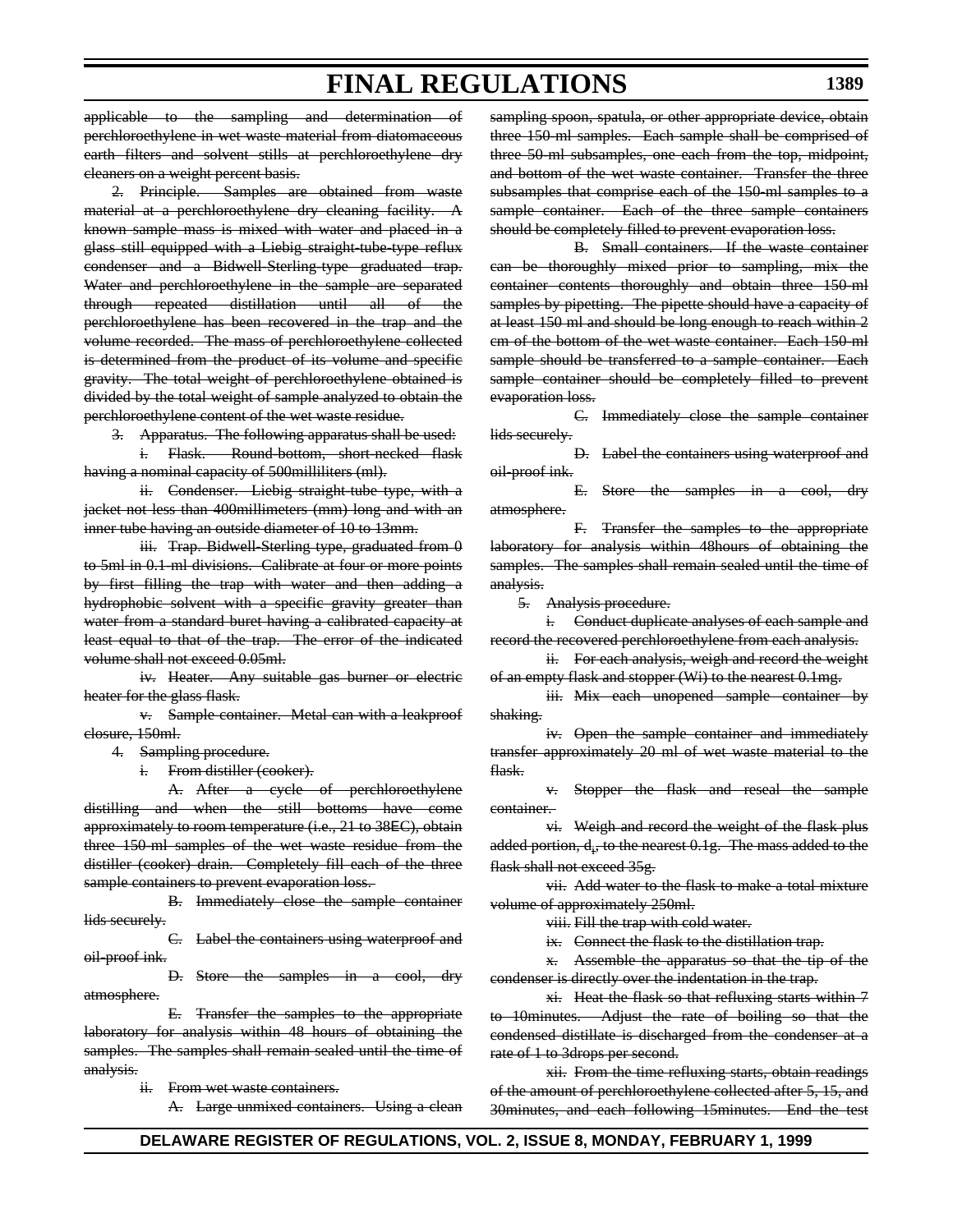~~applicable to the sampling and determination of perchloroethylene in wet waste material from diatomaceous earth filters and solvent stills at perchloroethylene dry cleaners on a weight percent basis.~~

~~2. Principle. Samples are obtained from waste material at a perchloroethylene dry cleaning facility. A known sample mass is mixed with water and placed in a glass still equipped with a Liebig straight-tube-type reflux condenser and a Bidwell-Sterling-type graduated trap. Water and perchloroethylene in the sample are separated through repeated distillation until all of the perchloroethylene has been recovered in the trap and the volume recorded. The mass of perchloroethylene collected is determined from the product of its volume and specific gravity. The total weight of perchloroethylene obtained is divided by the total weight of sample analyzed to obtain the perchloroethylene content of the wet waste residue.~~

~~3. Apparatus. The following apparatus shall be used:~~

~~i. Flask. Round-bottom, short-necked flask having a nominal capacity of 500milliliters (ml).~~

~~ii. Condenser. Liebig straight-tube type, with a jacket not less than 400millimeters (mm) long and with an inner tube having an outside diameter of 10 to 13mm.~~

~~iii. Trap. Bidwell-Sterling type, graduated from 0 to 5ml in 0.1-ml divisions. Calibrate at four or more points by first filling the trap with water and then adding a hydrophobic solvent with a specific gravity greater than water from a standard buret having a calibrated capacity at least equal to that of the trap. The error of the indicated volume shall not exceed 0.05ml.~~

~~iv. Heater. Any suitable gas burner or electric heater for the glass flask.~~

~~v. Sample container. Metal can with a leakproof closure, 150ml.~~

~~4. Sampling procedure.~~

~~i. From distiller (cooker).~~

~~A. After a cycle of perchloroethylene distilling and when the still bottoms have come approximately to room temperature (i.e., 21 to 38EC), obtain three 150-ml samples of the wet waste residue from the distiller (cooker) drain. Completely fill each of the three sample containers to prevent evaporation loss.~~

~~B. Immediately close the sample container lids securely.~~

~~C. Label the containers using waterproof and oil-proof ink.~~

~~D. Store the samples in a cool, dry atmosphere.~~

~~E. Transfer the samples to the appropriate laboratory for analysis within 48 hours of obtaining the samples. The samples shall remain sealed until the time of analysis.~~

~~ii. From wet waste containers.~~

~~A. Large unmixed containers. Using a clean sampling spoon, spatula, or other appropriate device, obtain three 150-ml samples. Each sample shall be comprised of three 50-ml subsamples, one each from the top, midpoint, and bottom of the wet waste container. Transfer the three subsamples that comprise each of the 150-ml samples to a sample container. Each of the three sample containers should be completely filled to prevent evaporation loss.~~

~~B. Small containers. If the waste container can be thoroughly mixed prior to sampling, mix the container contents thoroughly and obtain three 150-ml samples by pipetting. The pipette should have a capacity of at least 150 ml and should be long enough to reach within 2 cm of the bottom of the wet waste container. Each 150-ml sample should be transferred to a sample container. Each sample container should be completely filled to prevent evaporation loss.~~

~~C. Immediately close the sample container lids securely.~~

~~D. Label the containers using waterproof and oil-proof ink.~~

~~E. Store the samples in a cool, dry atmosphere.~~

~~F. Transfer the samples to the appropriate laboratory for analysis within 48hours of obtaining the samples. The samples shall remain sealed until the time of analysis.~~

~~5. Analysis procedure.~~

~~i. Conduct duplicate analyses of each sample and record the recovered perchloroethylene from each analysis.~~

~~ii. For each analysis, weigh and record the weight of an empty flask and stopper (Wi) to the nearest 0.1mg.~~

~~iii. Mix each unopened sample container by shaking.~~

~~iv. Open the sample container and immediately transfer approximately 20 ml of wet waste material to the flask.~~

~~v. Stopper the flask and reseal the sample container.~~

~~vi. Weigh and record the weight of the flask plus added portion, $d_i$, to the nearest 0.1g. The mass added to the flask shall not exceed 35g.~~

~~vii. Add water to the flask to make a total mixture volume of approximately 250ml.~~

~~viii. Fill the trap with cold water.~~

~~ix. Connect the flask to the distillation trap.~~

~~x. Assemble the apparatus so that the tip of the condenser is directly over the indentation in the trap.~~

~~xi. Heat the flask so that refluxing starts within 7 to 10minutes. Adjust the rate of boiling so that the condensed distillate is discharged from the condenser at a rate of 1 to 3drops per second.~~

~~xii. From the time refluxing starts, obtain readings of the amount of perchloroethylene collected after 5, 15, and 30minutes, and each following 15minutes. End the test~~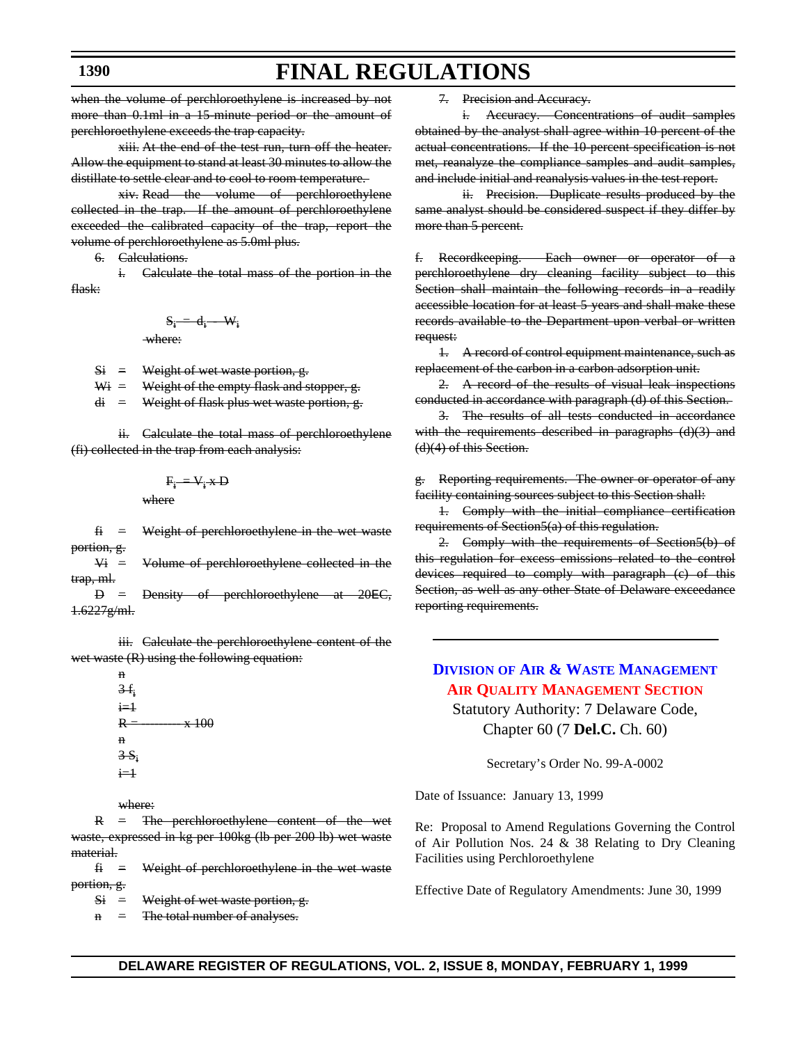when the volume of perchloroethylene is increased by not more than 0.1ml in a 15-minute period or the amount of perchloroethylene exceeds the trap capacity.

xiii. At the end of the test run, turn off the heater. Allow the equipment to stand at least 30 minutes to allow the distillate to settle clear and to cool to room temperature.

xiv. Read the volume of perchloroethylene collected in the trap. If the amount of perchloroethylene exceeded the calibrated capacity of the trap, report the volume of perchloroethylene as 5.0ml plus.

6. Calculations.

i. Calculate the total mass of the portion in the flask:

$$S_i = d_i - W_i$$

where:

Si = Weight of wet waste portion, g.

Wi = Weight of the empty flask and stopper, g.

di = Weight of flask plus wet waste portion, g.

ii. Calculate the total mass of perchloroethylene (fi) collected in the trap from each analysis:

$$F_i = V_i \times D$$

where

fi = Weight of perchloroethylene in the wet waste portion, g.

Vi = Volume of perchloroethylene collected in the trap, ml.

D = Density of perchloroethylene at 20EC, 1.6227g/ml.

iii. Calculate the perchloroethylene content of the wet waste (R) using the following equation:

$$R = \frac{\sum_{i=1}^{n} f_i}{\sum_{i=1}^{n} S_i} \times 100$$

where:

R = The perchloroethylene content of the wet waste, expressed in kg per 100kg (lb per 200 lb) wet waste material.

fi = Weight of perchloroethylene in the wet waste portion, g.

Si = Weight of wet waste portion, g.

n = The total number of analyses.

7. Precision and Accuracy.

i. Accuracy. Concentrations of audit samples obtained by the analyst shall agree within 10 percent of the actual concentrations. If the 10 percent specification is not met, reanalyze the compliance samples and audit samples, and include initial and reanalysis values in the test report.

ii. Precision. Duplicate results produced by the same analyst should be considered suspect if they differ by more than 5 percent.

f. Recordkeeping. Each owner or operator of a perchloroethylene dry cleaning facility subject to this Section shall maintain the following records in a readily accessible location for at least 5 years and shall make these records available to the Department upon verbal or written request:

1. A record of control equipment maintenance, such as replacement of the carbon in a carbon adsorption unit.

2. A record of the results of visual leak inspections conducted in accordance with paragraph (d) of this Section.

3. The results of all tests conducted in accordance with the requirements described in paragraphs (d)(3) and (d)(4) of this Section.

g. Reporting requirements. The owner or operator of any facility containing sources subject to this Section shall:

1. Comply with the initial compliance certification requirements of Section5(a) of this regulation.

2. Comply with the requirements of Section5(b) of this regulation for excess emissions related to the control devices required to comply with paragraph (c) of this Section, as well as any other State of Delaware exceedance reporting requirements.

---

## Division of Air & Waste Management
## Air Quality Management Section

Statutory Authority: 7 Delaware Code, Chapter 60 (7 **Del.C.** Ch. 60)

Secretary's Order No. 99-A-0002

Date of Issuance: January 13, 1999

Re: Proposal to Amend Regulations Governing the Control of Air Pollution Nos. 24 & 38 Relating to Dry Cleaning Facilities using Perchloroethylene

Effective Date of Regulatory Amendments: June 30, 1999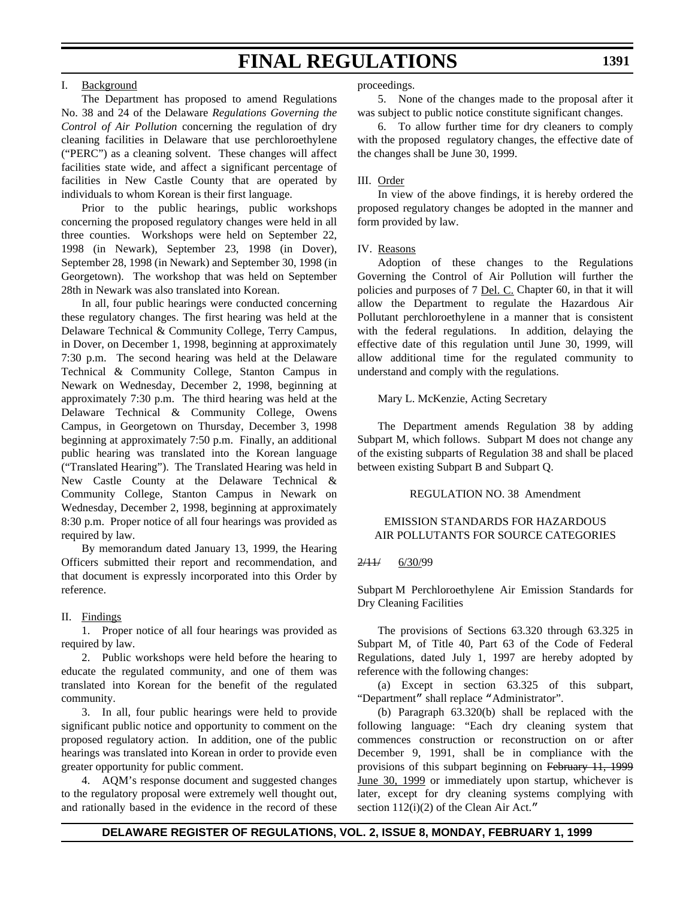I. Background

The Department has proposed to amend Regulations No. 38 and 24 of the Delaware *Regulations Governing the Control of Air Pollution* concerning the regulation of dry cleaning facilities in Delaware that use perchloroethylene ("PERC") as a cleaning solvent. These changes will affect facilities state wide, and affect a significant percentage of facilities in New Castle County that are operated by individuals to whom Korean is their first language.

Prior to the public hearings, public workshops concerning the proposed regulatory changes were held in all three counties. Workshops were held on September 22, 1998 (in Newark), September 23, 1998 (in Dover), September 28, 1998 (in Newark) and September 30, 1998 (in Georgetown). The workshop that was held on September 28th in Newark was also translated into Korean.

In all, four public hearings were conducted concerning these regulatory changes. The first hearing was held at the Delaware Technical & Community College, Terry Campus, in Dover, on December 1, 1998, beginning at approximately 7:30 p.m. The second hearing was held at the Delaware Technical & Community College, Stanton Campus in Newark on Wednesday, December 2, 1998, beginning at approximately 7:30 p.m. The third hearing was held at the Delaware Technical & Community College, Owens Campus, in Georgetown on Thursday, December 3, 1998 beginning at approximately 7:50 p.m. Finally, an additional public hearing was translated into the Korean language ("Translated Hearing"). The Translated Hearing was held in New Castle County at the Delaware Technical & Community College, Stanton Campus in Newark on Wednesday, December 2, 1998, beginning at approximately 8:30 p.m. Proper notice of all four hearings was provided as required by law.

By memorandum dated January 13, 1999, the Hearing Officers submitted their report and recommendation, and that document is expressly incorporated into this Order by reference.

II. Findings

1. Proper notice of all four hearings was provided as required by law.

2. Public workshops were held before the hearing to educate the regulated community, and one of them was translated into Korean for the benefit of the regulated community.

3. In all, four public hearings were held to provide significant public notice and opportunity to comment on the proposed regulatory action. In addition, one of the public hearings was translated into Korean in order to provide even greater opportunity for public comment.

4. AQM's response document and suggested changes to the regulatory proposal were extremely well thought out, and rationally based in the evidence in the record of these proceedings.

5. None of the changes made to the proposal after it was subject to public notice constitute significant changes.

6. To allow further time for dry cleaners to comply with the proposed regulatory changes, the effective date of the changes shall be June 30, 1999.

III. Order

In view of the above findings, it is hereby ordered the proposed regulatory changes be adopted in the manner and form provided by law.

IV. Reasons

Adoption of these changes to the Regulations Governing the Control of Air Pollution will further the policies and purposes of 7 Del. C. Chapter 60, in that it will allow the Department to regulate the Hazardous Air Pollutant perchloroethylene in a manner that is consistent with the federal regulations. In addition, delaying the effective date of this regulation until June 30, 1999, will allow additional time for the regulated community to understand and comply with the regulations.

Mary L. McKenzie, Acting Secretary

The Department amends Regulation 38 by adding Subpart M, which follows. Subpart M does not change any of the existing subparts of Regulation 38 and shall be placed between existing Subpart B and Subpart Q.

REGULATION NO. 38 Amendment

EMISSION STANDARDS FOR HAZARDOUS AIR POLLUTANTS FOR SOURCE CATEGORIES

~~2/11/~~ 6/30/99

Subpart M Perchloroethylene Air Emission Standards for Dry Cleaning Facilities

The provisions of Sections 63.320 through 63.325 in Subpart M, of Title 40, Part 63 of the Code of Federal Regulations, dated July 1, 1997 are hereby adopted by reference with the following changes:

(a) Except in section 63.325 of this subpart, "Department" shall replace "Administrator".

(b) Paragraph 63.320(b) shall be replaced with the following language: "Each dry cleaning system that commences construction or reconstruction on or after December 9, 1991, shall be in compliance with the provisions of this subpart beginning on ~~February 11, 1999~~ June 30, 1999 or immediately upon startup, whichever is later, except for dry cleaning systems complying with section 112(i)(2) of the Clean Air Act."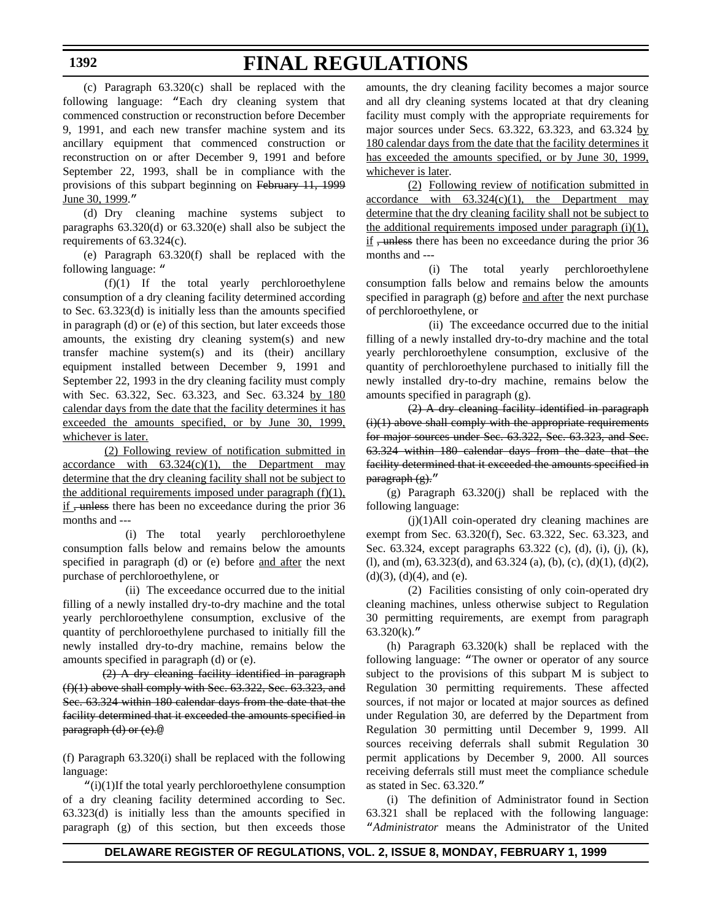(c) Paragraph 63.320(c) shall be replaced with the following language: "Each dry cleaning system that commenced construction or reconstruction before December 9, 1991, and each new transfer machine system and its ancillary equipment that commenced construction or reconstruction on or after December 9, 1991 and before September 22, 1993, shall be in compliance with the provisions of this subpart beginning on ~~February 11, 1999~~ <u>June 30, 1999</u>."

(d) Dry cleaning machine systems subject to paragraphs 63.320(d) or 63.320(e) shall also be subject the requirements of 63.324(c).

(e) Paragraph 63.320(f) shall be replaced with the following language: "

(f)(1) If the total yearly perchloroethylene consumption of a dry cleaning facility determined according to Sec. 63.323(d) is initially less than the amounts specified in paragraph (d) or (e) of this section, but later exceeds those amounts, the existing dry cleaning system(s) and new transfer machine system(s) and its (their) ancillary equipment installed between December 9, 1991 and September 22, 1993 in the dry cleaning facility must comply with Sec. 63.322, Sec. 63.323, and Sec. 63.324 <u>by 180 calendar days from the date that the facility determines it has exceeded the amounts specified, or by June 30, 1999, whichever is later.</u>

<u>(2) Following review of notification submitted in accordance with 63.324(c)(1), the Department may determine that the dry cleaning facility shall not be subject to the additional requirements imposed under paragraph (f)(1), if</u> ~~, unless~~ there has been no exceedance during the prior 36 months and ---

(i) The total yearly perchloroethylene consumption falls below and remains below the amounts specified in paragraph (d) or (e) before <u>and after</u> the next purchase of perchloroethylene, or

(ii) The exceedance occurred due to the initial filling of a newly installed dry-to-dry machine and the total yearly perchloroethylene consumption, exclusive of the quantity of perchloroethylene purchased to initially fill the newly installed dry-to-dry machine, remains below the amounts specified in paragraph (d) or (e).

~~(2) A dry cleaning facility identified in paragraph (f)(1) above shall comply with Sec. 63.322, Sec. 63.323, and Sec. 63.324 within 180 calendar days from the date that the facility determined that it exceeded the amounts specified in paragraph (d) or (e).@~~

(f) Paragraph 63.320(i) shall be replaced with the following language:

"(i)(1)If the total yearly perchloroethylene consumption of a dry cleaning facility determined according to Sec. 63.323(d) is initially less than the amounts specified in paragraph (g) of this section, but then exceeds those amounts, the dry cleaning facility becomes a major source and all dry cleaning systems located at that dry cleaning facility must comply with the appropriate requirements for major sources under Secs. 63.322, 63.323, and 63.324 <u>by 180 calendar days from the date that the facility determines it has exceeded the amounts specified, or by June 30, 1999, whichever is later</u>.

<u>(2)</u> <u>Following review of notification submitted in accordance with 63.324(c)(1), the Department may determine that the dry cleaning facility shall not be subject to the additional requirements imposed under paragraph (i)(1), if</u> ~~, unless~~ there has been no exceedance during the prior 36 months and ---

(i) The total yearly perchloroethylene consumption falls below and remains below the amounts specified in paragraph (g) before <u>and after</u> the next purchase of perchloroethylene, or

(ii) The exceedance occurred due to the initial filling of a newly installed dry-to-dry machine and the total yearly perchloroethylene consumption, exclusive of the quantity of perchloroethylene purchased to initially fill the newly installed dry-to-dry machine, remains below the amounts specified in paragraph (g).

~~(2) A dry cleaning facility identified in paragraph (i)(1) above shall comply with the appropriate requirements for major sources under Sec. 63.322, Sec. 63.323, and Sec. 63.324 within 180 calendar days from the date that the facility determined that it exceeded the amounts specified in paragraph (g).~~"

(g) Paragraph 63.320(j) shall be replaced with the following language:

(j)(1)All coin-operated dry cleaning machines are exempt from Sec. 63.320(f), Sec. 63.322, Sec. 63.323, and Sec. 63.324, except paragraphs 63.322 (c), (d), (i), (j), (k), (l), and (m), 63.323(d), and 63.324 (a), (b), (c), (d)(1), (d)(2), (d)(3), (d)(4), and (e).

(2) Facilities consisting of only coin-operated dry cleaning machines, unless otherwise subject to Regulation 30 permitting requirements, are exempt from paragraph 63.320(k)."

(h) Paragraph 63.320(k) shall be replaced with the following language: "The owner or operator of any source subject to the provisions of this subpart M is subject to Regulation 30 permitting requirements. These affected sources, if not major or located at major sources as defined under Regulation 30, are deferred by the Department from Regulation 30 permitting until December 9, 1999. All sources receiving deferrals shall submit Regulation 30 permit applications by December 9, 2000. All sources receiving deferrals still must meet the compliance schedule as stated in Sec. 63.320."

(i) The definition of Administrator found in Section 63.321 shall be replaced with the following language: "*Administrator* means the Administrator of the United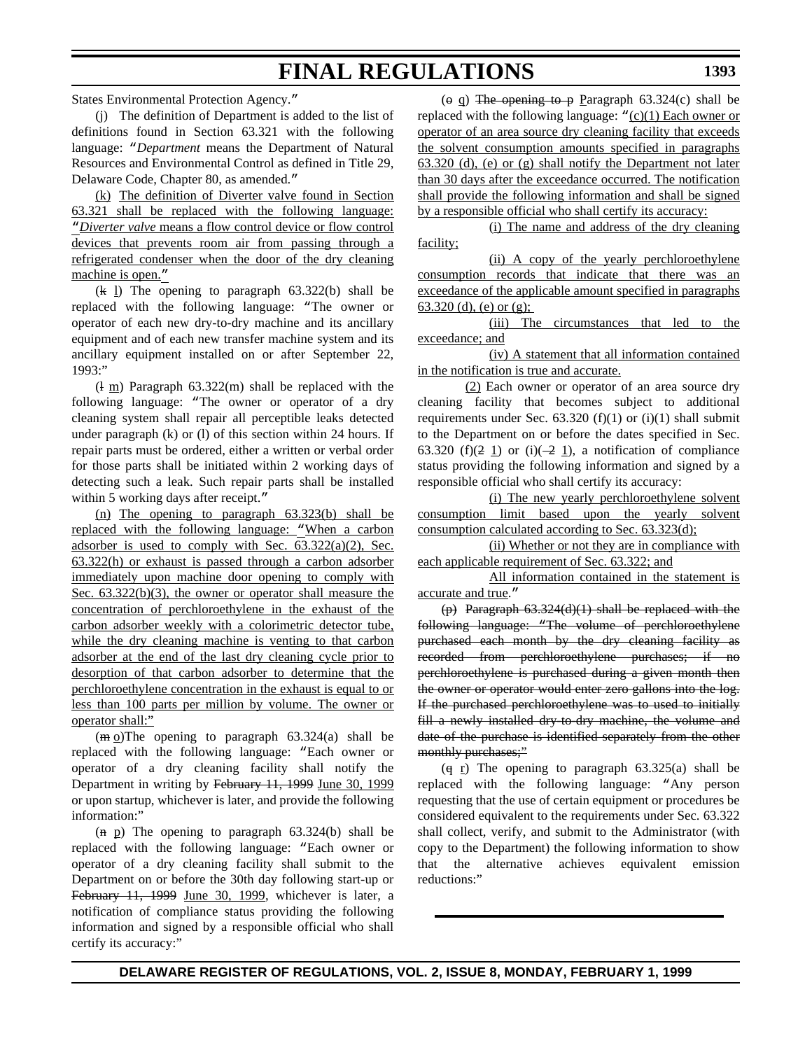States Environmental Protection Agency."

(j) The definition of Department is added to the list of definitions found in Section 63.321 with the following language: "*Department* means the Department of Natural Resources and Environmental Control as defined in Title 29, Delaware Code, Chapter 80, as amended."

<u>(k) The definition of Diverter valve found in Section 63.321 shall be replaced with the following language: "*Diverter valve* means a flow control device or flow control devices that prevents room air from passing through a refrigerated condenser when the door of the dry cleaning machine is open."</u>

(~~k~~ <u>l</u>) The opening to paragraph 63.322(b) shall be replaced with the following language: "The owner or operator of each new dry-to-dry machine and its ancillary equipment and of each new transfer machine system and its ancillary equipment installed on or after September 22, 1993:"

(~~l~~ <u>m</u>) Paragraph 63.322(m) shall be replaced with the following language: "The owner or operator of a dry cleaning system shall repair all perceptible leaks detected under paragraph (k) or (l) of this section within 24 hours. If repair parts must be ordered, either a written or verbal order for those parts shall be initiated within 2 working days of detecting such a leak. Such repair parts shall be installed within 5 working days after receipt."

<u>(n) The opening to paragraph 63.323(b) shall be replaced with the following language: "When a carbon adsorber is used to comply with Sec. 63.322(a)(2), Sec. 63.322(h) or exhaust is passed through a carbon adsorber immediately upon machine door opening to comply with Sec. 63.322(b)(3), the owner or operator shall measure the concentration of perchloroethylene in the exhaust of the carbon adsorber weekly with a colorimetric detector tube, while the dry cleaning machine is venting to that carbon adsorber at the end of the last dry cleaning cycle prior to desorption of that carbon adsorber to determine that the perchloroethylene concentration in the exhaust is equal to or less than 100 parts per million by volume. The owner or operator shall:"</u>

(~~m~~ <u>o</u>)The opening to paragraph 63.324(a) shall be replaced with the following language: "Each owner or operator of a dry cleaning facility shall notify the Department in writing by ~~February 11, 1999~~ <u>June 30, 1999</u> or upon startup, whichever is later, and provide the following information:"

(~~n~~ <u>p</u>) The opening to paragraph 63.324(b) shall be replaced with the following language: "Each owner or operator of a dry cleaning facility shall submit to the Department on or before the 30th day following start-up or ~~February 11, 1999~~ <u>June 30, 1999</u>, whichever is later, a notification of compliance status providing the following information and signed by a responsible official who shall certify its accuracy:"

(~~o~~ <u>q</u>) ~~The opening to p~~ <u>P</u>aragraph 63.324(c) shall be replaced with the following language: "<u>(c)(1) Each owner or operator of an area source dry cleaning facility that exceeds the solvent consumption amounts specified in paragraphs 63.320 (d), (e) or (g) shall notify the Department not later than 30 days after the exceedance occurred. The notification shall provide the following information and shall be signed by a responsible official who shall certify its accuracy:</u>

<u>(i) The name and address of the dry cleaning facility;</u>

<u>(ii) A copy of the yearly perchloroethylene consumption records that indicate that there was an exceedance of the applicable amount specified in paragraphs 63.320 (d), (e) or (g);</u>

<u>(iii) The circumstances that led to the exceedance; and</u>

<u>(iv) A statement that all information contained in the notification is true and accurate.</u>

<u>(2)</u> Each owner or operator of an area source dry cleaning facility that becomes subject to additional requirements under Sec. 63.320 (f)(1) or (i)(1) shall submit to the Department on or before the dates specified in Sec. 63.320 (f)(~~2~~ <u>1</u>) or (i)(~~-2~~ <u>1</u>), a notification of compliance status providing the following information and signed by a responsible official who shall certify its accuracy:

<u>(i) The new yearly perchloroethylene solvent consumption limit based upon the yearly solvent consumption calculated according to Sec. 63.323(d);</u>

<u>(ii) Whether or not they are in compliance with each applicable requirement of Sec. 63.322; and</u>

<u>All information contained in the statement is accurate and true</u>."

~~(p) Paragraph 63.324(d)(1) shall be replaced with the following language: "The volume of perchloroethylene purchased each month by the dry cleaning facility as recorded from perchloroethylene purchases; if no perchloroethylene is purchased during a given month then the owner or operator would enter zero gallons into the log. If the purchased perchloroethylene was to used to initially fill a newly installed dry-to-dry machine, the volume and date of the purchase is identified separately from the other monthly purchases;"~~

(~~q~~ <u>r</u>) The opening to paragraph 63.325(a) shall be replaced with the following language: "Any person requesting that the use of certain equipment or procedures be considered equivalent to the requirements under Sec. 63.322 shall collect, verify, and submit to the Administrator (with copy to the Department) the following information to show that the alternative achieves equivalent emission reductions:"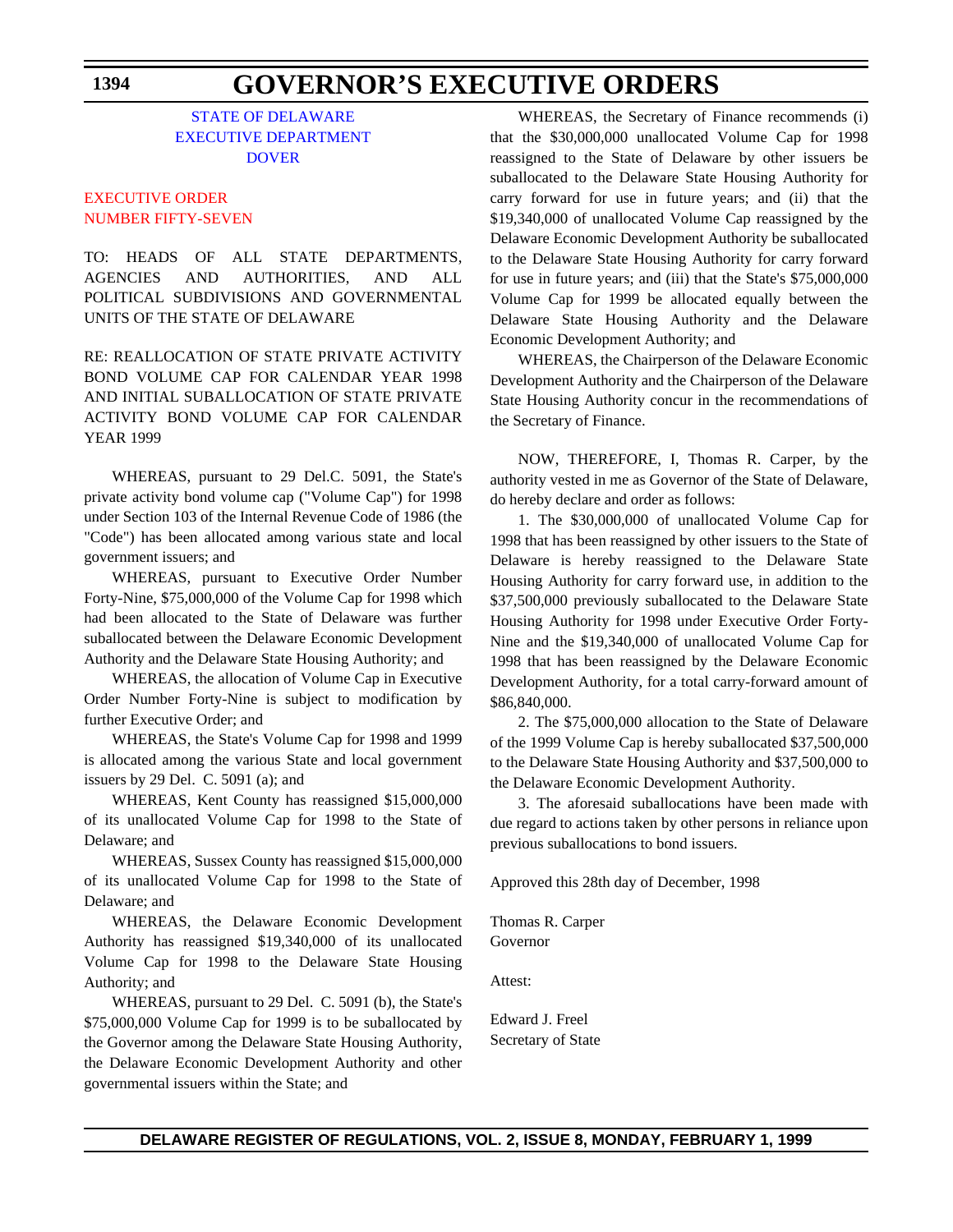# GOVERNOR'S EXECUTIVE ORDERS

STATE OF DELAWARE
EXECUTIVE DEPARTMENT
DOVER

EXECUTIVE ORDER
NUMBER FIFTY-SEVEN

TO: HEADS OF ALL STATE DEPARTMENTS, AGENCIES AND AUTHORITIES, AND ALL POLITICAL SUBDIVISIONS AND GOVERNMENTAL UNITS OF THE STATE OF DELAWARE

RE: REALLOCATION OF STATE PRIVATE ACTIVITY BOND VOLUME CAP FOR CALENDAR YEAR 1998 AND INITIAL SUBALLOCATION OF STATE PRIVATE ACTIVITY BOND VOLUME CAP FOR CALENDAR YEAR 1999

WHEREAS, pursuant to 29 Del.C. 5091, the State's private activity bond volume cap ("Volume Cap") for 1998 under Section 103 of the Internal Revenue Code of 1986 (the "Code") has been allocated among various state and local government issuers; and

WHEREAS, pursuant to Executive Order Number Forty-Nine, $75,000,000 of the Volume Cap for 1998 which had been allocated to the State of Delaware was further suballocated between the Delaware Economic Development Authority and the Delaware State Housing Authority; and

WHEREAS, the allocation of Volume Cap in Executive Order Number Forty-Nine is subject to modification by further Executive Order; and

WHEREAS, the State's Volume Cap for 1998 and 1999 is allocated among the various State and local government issuers by 29 Del. C. 5091 (a); and

WHEREAS, Kent County has reassigned $15,000,000 of its unallocated Volume Cap for 1998 to the State of Delaware; and

WHEREAS, Sussex County has reassigned $15,000,000 of its unallocated Volume Cap for 1998 to the State of Delaware; and

WHEREAS, the Delaware Economic Development Authority has reassigned $19,340,000 of its unallocated Volume Cap for 1998 to the Delaware State Housing Authority; and

WHEREAS, pursuant to 29 Del. C. 5091 (b), the State's $75,000,000 Volume Cap for 1999 is to be suballocated by the Governor among the Delaware State Housing Authority, the Delaware Economic Development Authority and other governmental issuers within the State; and

WHEREAS, the Secretary of Finance recommends (i) that the $30,000,000 unallocated Volume Cap for 1998 reassigned to the State of Delaware by other issuers be suballocated to the Delaware State Housing Authority for carry forward for use in future years; and (ii) that the $19,340,000 of unallocated Volume Cap reassigned by the Delaware Economic Development Authority be suballocated to the Delaware State Housing Authority for carry forward for use in future years; and (iii) that the State's $75,000,000 Volume Cap for 1999 be allocated equally between the Delaware State Housing Authority and the Delaware Economic Development Authority; and

WHEREAS, the Chairperson of the Delaware Economic Development Authority and the Chairperson of the Delaware State Housing Authority concur in the recommendations of the Secretary of Finance.

NOW, THEREFORE, I, Thomas R. Carper, by the authority vested in me as Governor of the State of Delaware, do hereby declare and order as follows:

1. The $30,000,000 of unallocated Volume Cap for 1998 that has been reassigned by other issuers to the State of Delaware is hereby reassigned to the Delaware State Housing Authority for carry forward use, in addition to the $37,500,000 previously suballocated to the Delaware State Housing Authority for 1998 under Executive Order Forty-Nine and the $19,340,000 of unallocated Volume Cap for 1998 that has been reassigned by the Delaware Economic Development Authority, for a total carry-forward amount of $86,840,000.

2. The $75,000,000 allocation to the State of Delaware of the 1999 Volume Cap is hereby suballocated $37,500,000 to the Delaware State Housing Authority and $37,500,000 to the Delaware Economic Development Authority.

3. The aforesaid suballocations have been made with due regard to actions taken by other persons in reliance upon previous suballocations to bond issuers.

Approved this 28th day of December, 1998

Thomas R. Carper
Governor

Attest:

Edward J. Freel
Secretary of State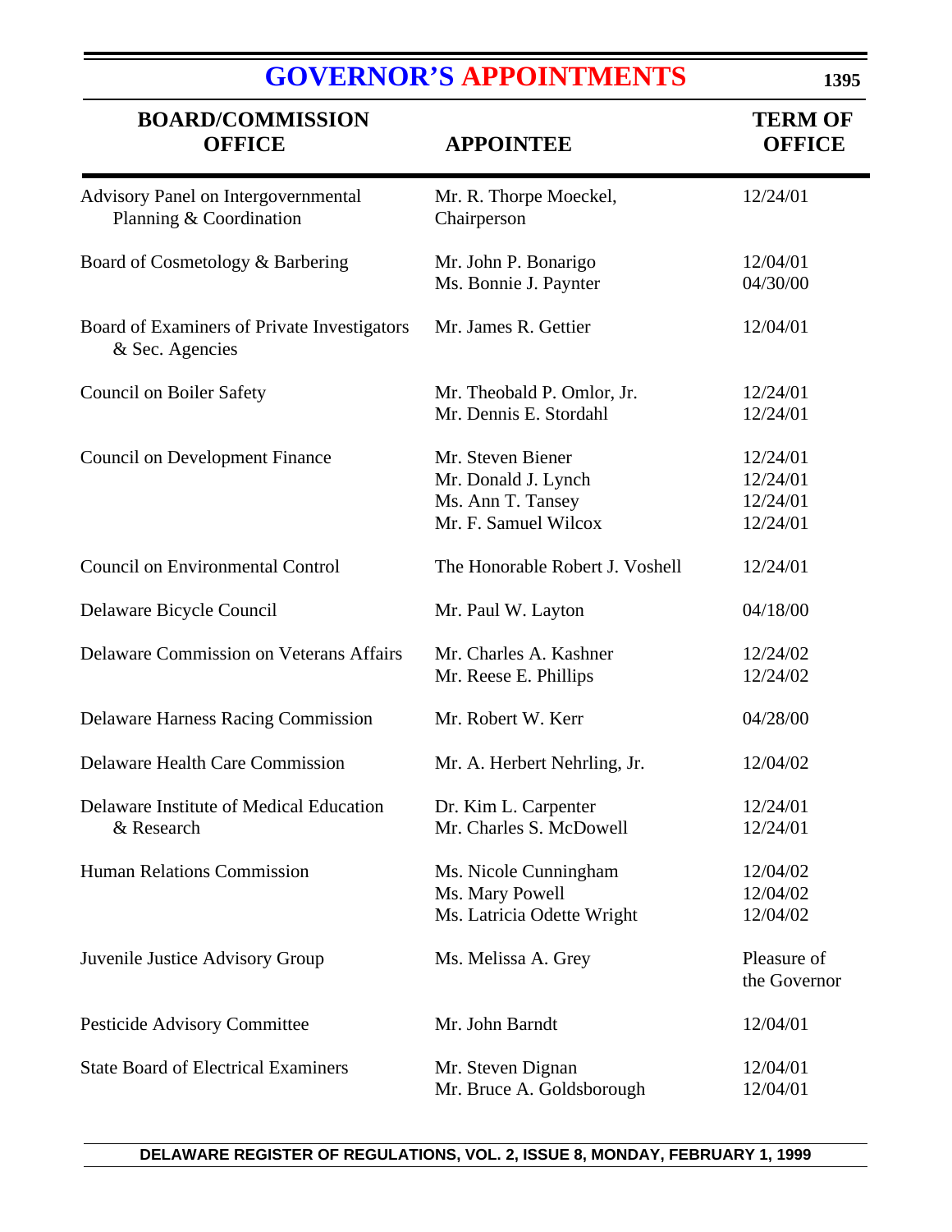# GOVERNOR'S APPOINTMENTS

| BOARD/COMMISSION OFFICE | APPOINTEE | TERM OF OFFICE |
|---|---|---|
| Advisory Panel on Intergovernmental Planning & Coordination | Mr. R. Thorpe Moeckel, Chairperson | 12/24/01 |
| Board of Cosmetology & Barbering | Mr. John P. Bonarigo | 12/04/01 |
| | Ms. Bonnie J. Paynter | 04/30/00 |
| Board of Examiners of Private Investigators & Sec. Agencies | Mr. James R. Gettier | 12/04/01 |
| Council on Boiler Safety | Mr. Theobald P. Omlor, Jr. | 12/24/01 |
| | Mr. Dennis E. Stordahl | 12/24/01 |
| Council on Development Finance | Mr. Steven Biener | 12/24/01 |
| | Mr. Donald J. Lynch | 12/24/01 |
| | Ms. Ann T. Tansey | 12/24/01 |
| | Mr. F. Samuel Wilcox | 12/24/01 |
| Council on Environmental Control | The Honorable Robert J. Voshell | 12/24/01 |
| Delaware Bicycle Council | Mr. Paul W. Layton | 04/18/00 |
| Delaware Commission on Veterans Affairs | Mr. Charles A. Kashner | 12/24/02 |
| | Mr. Reese E. Phillips | 12/24/02 |
| Delaware Harness Racing Commission | Mr. Robert W. Kerr | 04/28/00 |
| Delaware Health Care Commission | Mr. A. Herbert Nehrling, Jr. | 12/04/02 |
| Delaware Institute of Medical Education & Research | Dr. Kim L. Carpenter | 12/24/01 |
| | Mr. Charles S. McDowell | 12/24/01 |
| Human Relations Commission | Ms. Nicole Cunningham | 12/04/02 |
| | Ms. Mary Powell | 12/04/02 |
| | Ms. Latricia Odette Wright | 12/04/02 |
| Juvenile Justice Advisory Group | Ms. Melissa A. Grey | Pleasure of the Governor |
| Pesticide Advisory Committee | Mr. John Barndt | 12/04/01 |
| State Board of Electrical Examiners | Mr. Steven Dignan | 12/04/01 |
| | Mr. Bruce A. Goldsborough | 12/04/01 |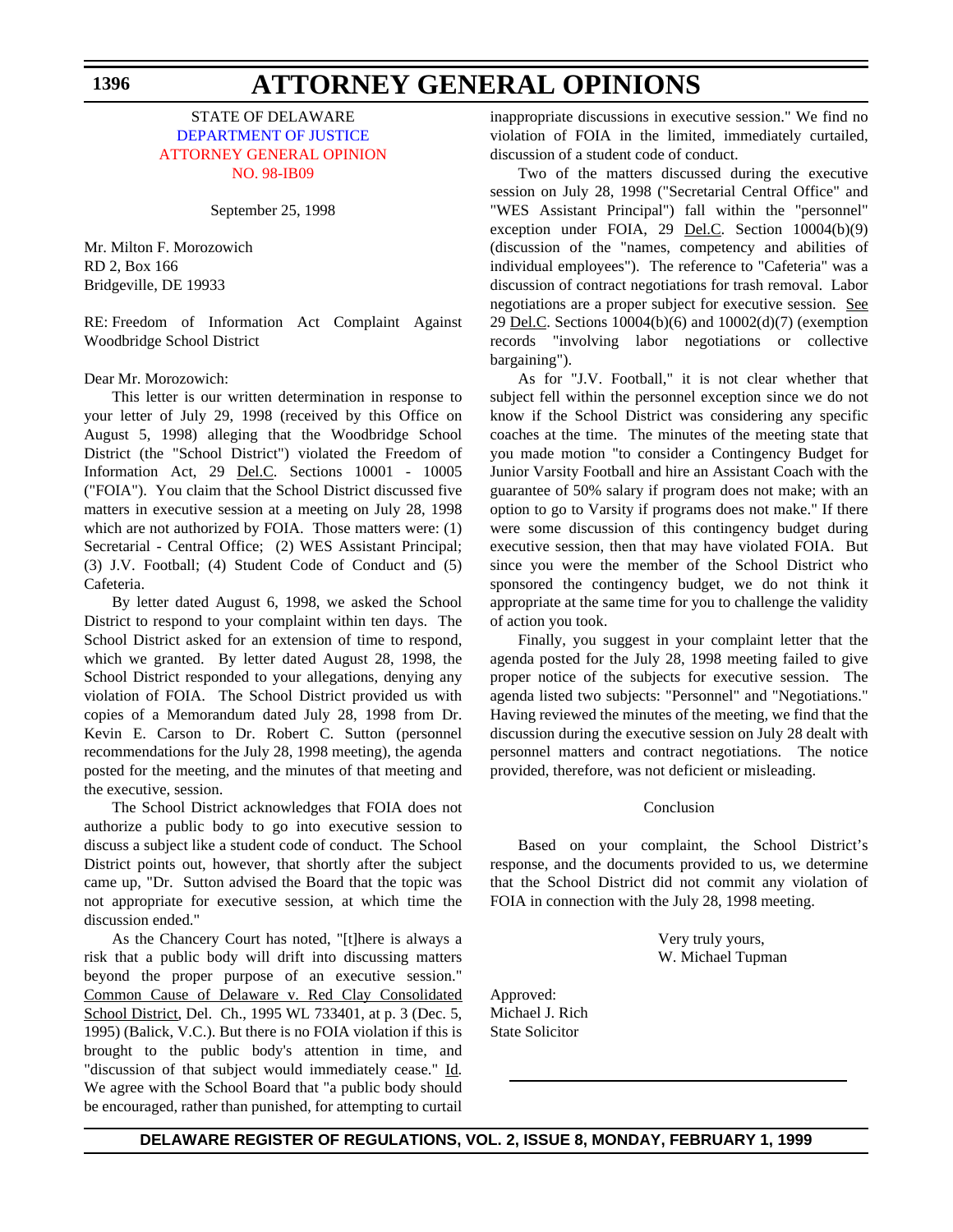STATE OF DELAWARE
DEPARTMENT OF JUSTICE
ATTORNEY GENERAL OPINION
NO. 98-IB09

September 25, 1998

Mr. Milton F. Morozowich
RD 2, Box 166
Bridgeville, DE 19933

RE: Freedom of Information Act Complaint Against Woodbridge School District

Dear Mr. Morozowich:

This letter is our written determination in response to your letter of July 29, 1998 (received by this Office on August 5, 1998) alleging that the Woodbridge School District (the "School District") violated the Freedom of Information Act, 29 Del.C. Sections 10001 - 10005 ("FOIA"). You claim that the School District discussed five matters in executive session at a meeting on July 28, 1998 which are not authorized by FOIA. Those matters were: (1) Secretarial - Central Office; (2) WES Assistant Principal; (3) J.V. Football; (4) Student Code of Conduct and (5) Cafeteria.

By letter dated August 6, 1998, we asked the School District to respond to your complaint within ten days. The School District asked for an extension of time to respond, which we granted. By letter dated August 28, 1998, the School District responded to your allegations, denying any violation of FOIA. The School District provided us with copies of a Memorandum dated July 28, 1998 from Dr. Kevin E. Carson to Dr. Robert C. Sutton (personnel recommendations for the July 28, 1998 meeting), the agenda posted for the meeting, and the minutes of that meeting and the executive, session.

The School District acknowledges that FOIA does not authorize a public body to go into executive session to discuss a subject like a student code of conduct. The School District points out, however, that shortly after the subject came up, "Dr. Sutton advised the Board that the topic was not appropriate for executive session, at which time the discussion ended."

As the Chancery Court has noted, "[t]here is always a risk that a public body will drift into discussing matters beyond the proper purpose of an executive session." Common Cause of Delaware v. Red Clay Consolidated School District, Del. Ch., 1995 WL 733401, at p. 3 (Dec. 5, 1995) (Balick, V.C.). But there is no FOIA violation if this is brought to the public body's attention in time, and "discussion of that subject would immediately cease." Id. We agree with the School Board that "a public body should be encouraged, rather than punished, for attempting to curtail inappropriate discussions in executive session." We find no violation of FOIA in the limited, immediately curtailed, discussion of a student code of conduct.

Two of the matters discussed during the executive session on July 28, 1998 ("Secretarial Central Office" and "WES Assistant Principal") fall within the "personnel" exception under FOIA, 29 Del.C. Section 10004(b)(9) (discussion of the "names, competency and abilities of individual employees"). The reference to "Cafeteria" was a discussion of contract negotiations for trash removal. Labor negotiations are a proper subject for executive session. See 29 Del.C. Sections 10004(b)(6) and 10002(d)(7) (exemption records "involving labor negotiations or collective bargaining").

As for "J.V. Football," it is not clear whether that subject fell within the personnel exception since we do not know if the School District was considering any specific coaches at the time. The minutes of the meeting state that you made motion "to consider a Contingency Budget for Junior Varsity Football and hire an Assistant Coach with the guarantee of 50% salary if program does not make; with an option to go to Varsity if programs does not make." If there were some discussion of this contingency budget during executive session, then that may have violated FOIA. But since you were the member of the School District who sponsored the contingency budget, we do not think it appropriate at the same time for you to challenge the validity of action you took.

Finally, you suggest in your complaint letter that the agenda posted for the July 28, 1998 meeting failed to give proper notice of the subjects for executive session. The agenda listed two subjects: "Personnel" and "Negotiations." Having reviewed the minutes of the meeting, we find that the discussion during the executive session on July 28 dealt with personnel matters and contract negotiations. The notice provided, therefore, was not deficient or misleading.

Conclusion

Based on your complaint, the School District's response, and the documents provided to us, we determine that the School District did not commit any violation of FOIA in connection with the July 28, 1998 meeting.

Very truly yours,
W. Michael Tupman

Approved:
Michael J. Rich
State Solicitor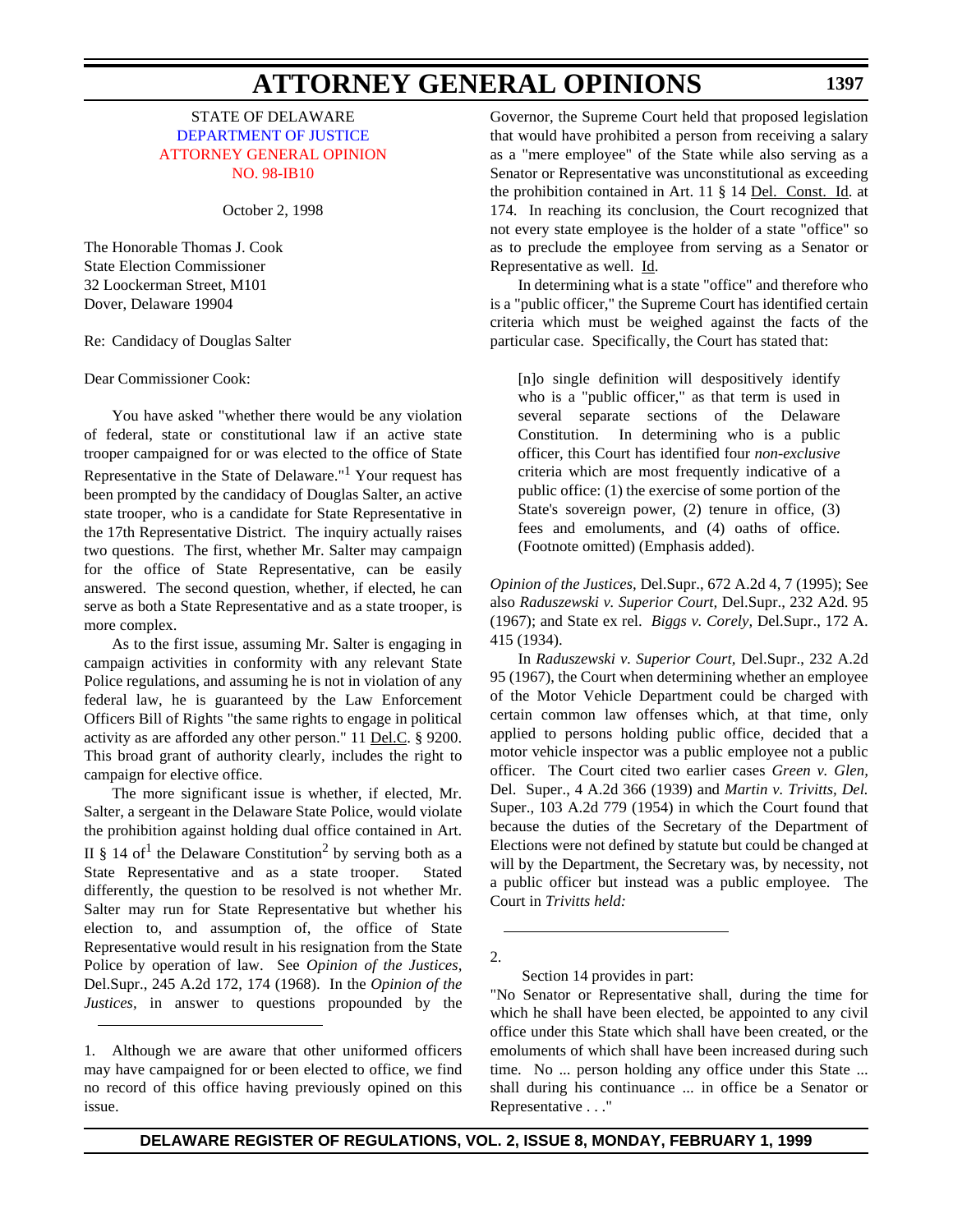STATE OF DELAWARE
DEPARTMENT OF JUSTICE
ATTORNEY GENERAL OPINION
NO. 98-IB10

October 2, 1998

The Honorable Thomas J. Cook
State Election Commissioner
32 Loockerman Street, M101
Dover, Delaware 19904

Re: Candidacy of Douglas Salter

Dear Commissioner Cook:

You have asked "whether there would be any violation of federal, state or constitutional law if an active state trooper campaigned for or was elected to the office of State Representative in the State of Delaware."[1] Your request has been prompted by the candidacy of Douglas Salter, an active state trooper, who is a candidate for State Representative in the 17th Representative District. The inquiry actually raises two questions. The first, whether Mr. Salter may campaign for the office of State Representative, can be easily answered. The second question, whether, if elected, he can serve as both a State Representative and as a state trooper, is more complex.

As to the first issue, assuming Mr. Salter is engaging in campaign activities in conformity with any relevant State Police regulations, and assuming he is not in violation of any federal law, he is guaranteed by the Law Enforcement Officers Bill of Rights "the same rights to engage in political activity as are afforded any other person." 11 Del.C. § 9200. This broad grant of authority clearly, includes the right to campaign for elective office.

The more significant issue is whether, if elected, Mr. Salter, a sergeant in the Delaware State Police, would violate the prohibition against holding dual office contained in Art. II § 14 of[1] the Delaware Constitution[2] by serving both as a State Representative and as a state trooper. Stated differently, the question to be resolved is not whether Mr. Salter may run for State Representative but whether his election to, and assumption of, the office of State Representative would result in his resignation from the State Police by operation of law. See *Opinion of the Justices,* Del.Supr., 245 A.2d 172, 174 (1968). In the *Opinion of the Justices*, in answer to questions propounded by the Governor, the Supreme Court held that proposed legislation that would have prohibited a person from receiving a salary as a "mere employee" of the State while also serving as a Senator or Representative was unconstitutional as exceeding the prohibition contained in Art. 11 § 14 Del. Const. Id. at 174. In reaching its conclusion, the Court recognized that not every state employee is the holder of a state "office" so as to preclude the employee from serving as a Senator or Representative as well. Id.

In determining what is a state "office" and therefore who is a "public officer," the Supreme Court has identified certain criteria which must be weighed against the facts of the particular case. Specifically, the Court has stated that:

> [n]o single definition will despositively identify who is a "public officer," as that term is used in several separate sections of the Delaware Constitution. In determining who is a public officer, this Court has identified four *non-exclusive* criteria which are most frequently indicative of a public office: (1) the exercise of some portion of the State's sovereign power, (2) tenure in office, (3) fees and emoluments, and (4) oaths of office. (Footnote omitted) (Emphasis added).

*Opinion of the Justices,* Del.Supr., 672 A.2d 4, 7 (1995); See also *Raduszewski v. Superior Court,* Del.Supr., 232 A2d. 95 (1967); and State ex rel. *Biggs v. Corely,* Del.Supr., 172 A. 415 (1934).

In *Raduszewski v. Superior Court,* Del.Supr., 232 A.2d 95 (1967), the Court when determining whether an employee of the Motor Vehicle Department could be charged with certain common law offenses which, at that time, only applied to persons holding public office, decided that a motor vehicle inspector was a public employee not a public officer. The Court cited two earlier cases *Green v. Glen,* Del. Super., 4 A.2d 366 (1939) and *Martin v. Trivitts, Del.* Super., 103 A.2d 779 (1954) in which the Court found that because the duties of the Secretary of the Department of Elections were not defined by statute but could be changed at will by the Department, the Secretary was, by necessity, not a public officer but instead was a public employee. The Court in *Trivitts held:*

---

1. Although we are aware that other uniformed officers may have campaigned for or been elected to office, we find no record of this office having previously opined on this issue.

2. Section 14 provides in part:

"No Senator or Representative shall, during the time for which he shall have been elected, be appointed to any civil office under this State which shall have been created, or the emoluments of which shall have been increased during such time. No ... person holding any office under this State ... shall during his continuance ... in office be a Senator or Representative . . ."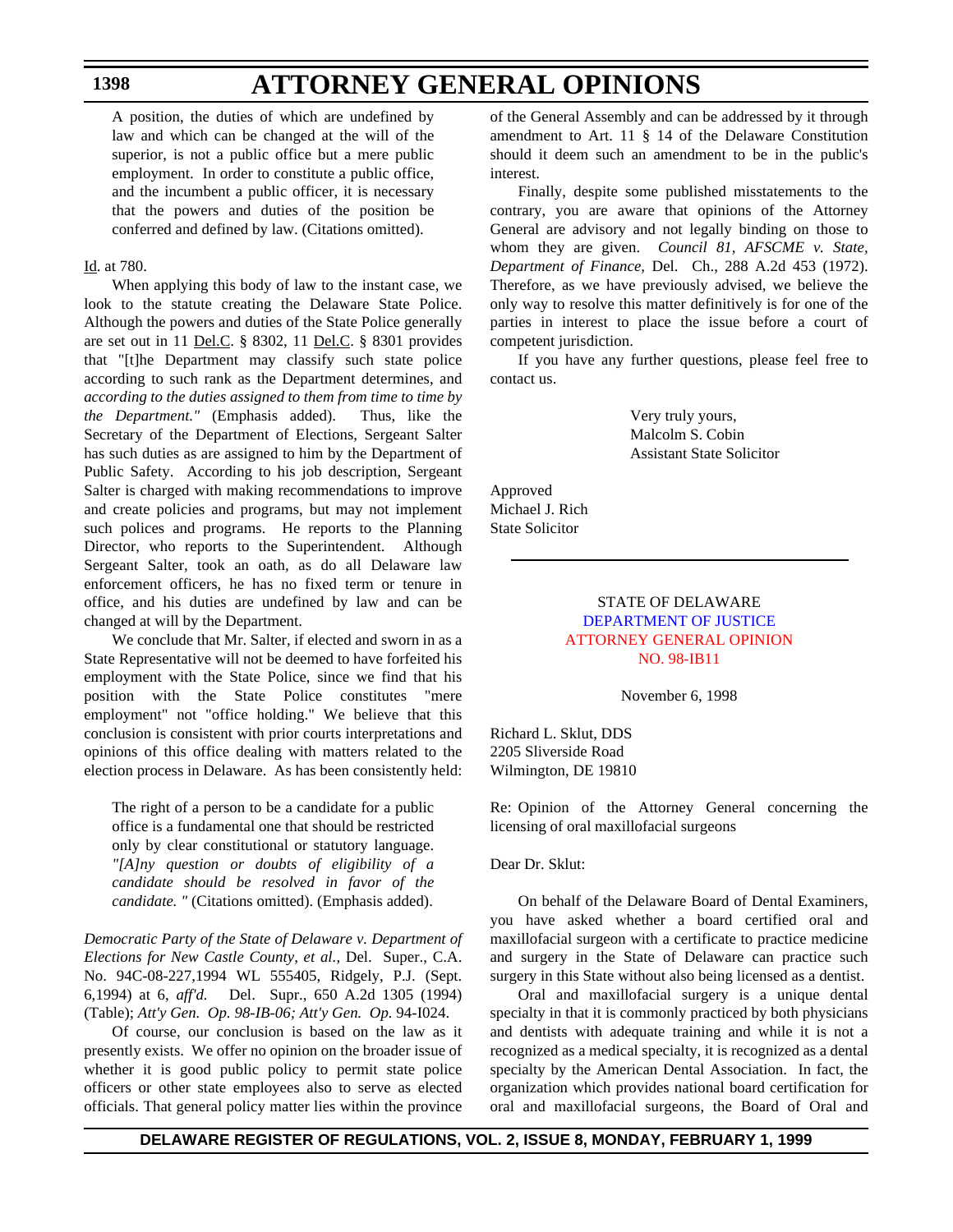> A position, the duties of which are undefined by law and which can be changed at the will of the superior, is not a public office but a mere public employment. In order to constitute a public office, and the incumbent a public officer, it is necessary that the powers and duties of the position be conferred and defined by law. (Citations omitted).

Id. at 780.

When applying this body of law to the instant case, we look to the statute creating the Delaware State Police. Although the powers and duties of the State Police generally are set out in 11 Del.C. § 8302, 11 Del.C. § 8301 provides that "[t]he Department may classify such state police according to such rank as the Department determines, and *according to the duties assigned to them from time to time by the Department."* (Emphasis added). Thus, like the Secretary of the Department of Elections, Sergeant Salter has such duties as are assigned to him by the Department of Public Safety. According to his job description, Sergeant Salter is charged with making recommendations to improve and create policies and programs, but may not implement such polices and programs. He reports to the Planning Director, who reports to the Superintendent. Although Sergeant Salter, took an oath, as do all Delaware law enforcement officers, he has no fixed term or tenure in office, and his duties are undefined by law and can be changed at will by the Department.

We conclude that Mr. Salter, if elected and sworn in as a State Representative will not be deemed to have forfeited his employment with the State Police, since we find that his position with the State Police constitutes "mere employment" not "office holding." We believe that this conclusion is consistent with prior courts interpretations and opinions of this office dealing with matters related to the election process in Delaware. As has been consistently held:

> The right of a person to be a candidate for a public office is a fundamental one that should be restricted only by clear constitutional or statutory language. *"[A]ny question or doubts of eligibility of a candidate should be resolved in favor of the candidate. "* (Citations omitted). (Emphasis added).

*Democratic Party of the State of Delaware v. Department of Elections for New Castle County, et al.,* Del. Super., C.A. No. 94C-08-227,1994 WL 555405, Ridgely, P.J. (Sept. 6,1994) at 6, *aff'd.* Del. Supr., 650 A.2d 1305 (1994) (Table); *Att'y Gen. Op. 98-IB-06; Att'y Gen. Op.* 94-I024.

Of course, our conclusion is based on the law as it presently exists. We offer no opinion on the broader issue of whether it is good public policy to permit state police officers or other state employees also to serve as elected officials. That general policy matter lies within the province of the General Assembly and can be addressed by it through amendment to Art. 11 § 14 of the Delaware Constitution should it deem such an amendment to be in the public's interest.

Finally, despite some published misstatements to the contrary, you are aware that opinions of the Attorney General are advisory and not legally binding on those to whom they are given. *Council 81, AFSCME v. State, Department of Finance,* Del. Ch., 288 A.2d 453 (1972). Therefore, as we have previously advised, we believe the only way to resolve this matter definitively is for one of the parties in interest to place the issue before a court of competent jurisdiction.

If you have any further questions, please feel free to contact us.

Very truly yours,
Malcolm S. Cobin
Assistant State Solicitor

Approved
Michael J. Rich
State Solicitor

---

STATE OF DELAWARE
DEPARTMENT OF JUSTICE
ATTORNEY GENERAL OPINION
NO. 98-IB11

November 6, 1998

Richard L. Sklut, DDS
2205 Sliverside Road
Wilmington, DE 19810

Re: Opinion of the Attorney General concerning the licensing of oral maxillofacial surgeons

Dear Dr. Sklut:

On behalf of the Delaware Board of Dental Examiners, you have asked whether a board certified oral and maxillofacial surgeon with a certificate to practice medicine and surgery in the State of Delaware can practice such surgery in this State without also being licensed as a dentist.

Oral and maxillofacial surgery is a unique dental specialty in that it is commonly practiced by both physicians and dentists with adequate training and while it is not a recognized as a medical specialty, it is recognized as a dental specialty by the American Dental Association. In fact, the organization which provides national board certification for oral and maxillofacial surgeons, the Board of Oral and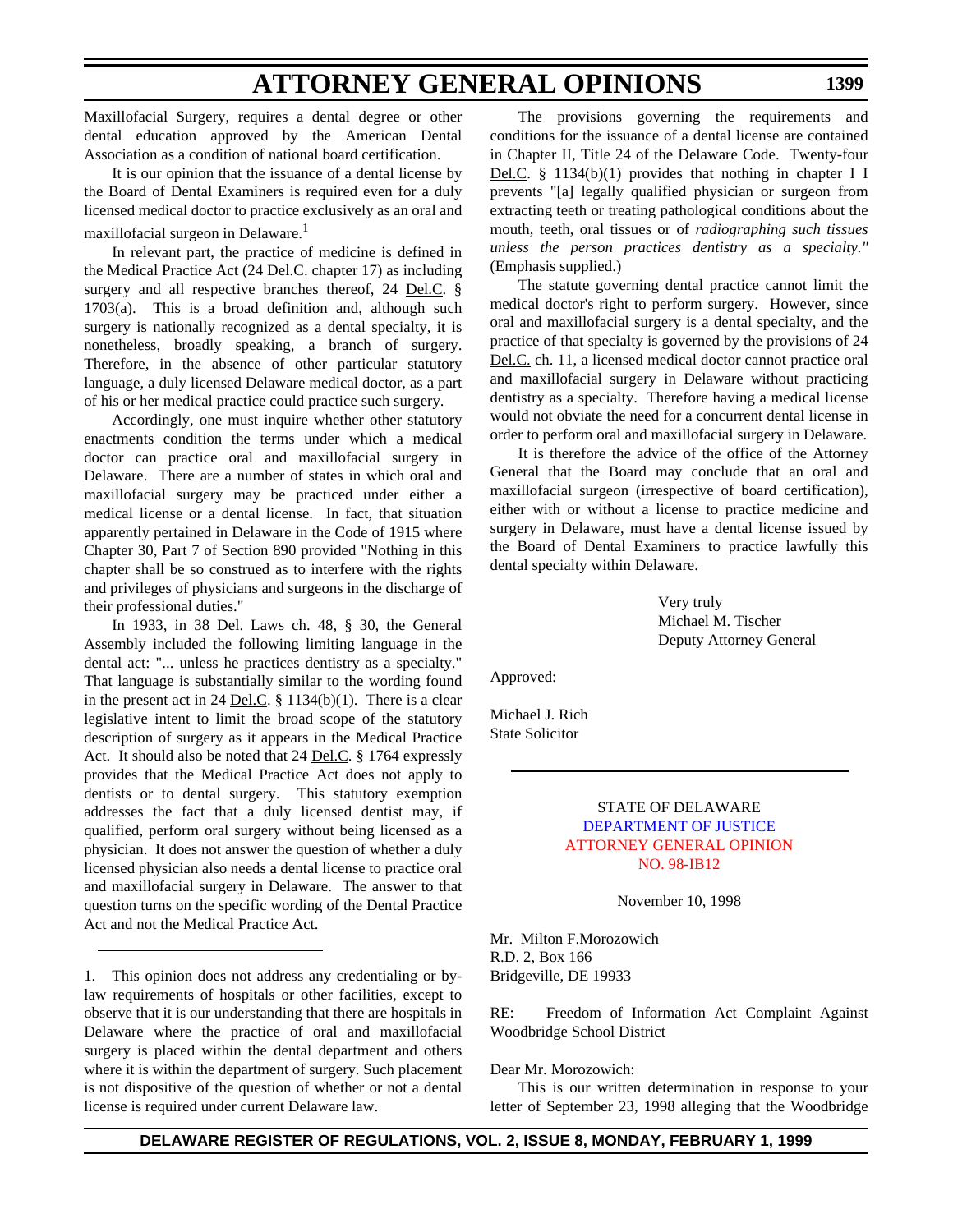Maxillofacial Surgery, requires a dental degree or other dental education approved by the American Dental Association as a condition of national board certification.

It is our opinion that the issuance of a dental license by the Board of Dental Examiners is required even for a duly licensed medical doctor to practice exclusively as an oral and maxillofacial surgeon in Delaware.[1]

In relevant part, the practice of medicine is defined in the Medical Practice Act (24 Del.C. chapter 17) as including surgery and all respective branches thereof, 24 Del.C. § 1703(a). This is a broad definition and, although such surgery is nationally recognized as a dental specialty, it is nonetheless, broadly speaking, a branch of surgery. Therefore, in the absence of other particular statutory language, a duly licensed Delaware medical doctor, as a part of his or her medical practice could practice such surgery.

Accordingly, one must inquire whether other statutory enactments condition the terms under which a medical doctor can practice oral and maxillofacial surgery in Delaware. There are a number of states in which oral and maxillofacial surgery may be practiced under either a medical license or a dental license. In fact, that situation apparently pertained in Delaware in the Code of 1915 where Chapter 30, Part 7 of Section 890 provided "Nothing in this chapter shall be so construed as to interfere with the rights and privileges of physicians and surgeons in the discharge of their professional duties."

In 1933, in 38 Del. Laws ch. 48, § 30, the General Assembly included the following limiting language in the dental act: "... unless he practices dentistry as a specialty." That language is substantially similar to the wording found in the present act in 24 Del.C. § 1134(b)(1). There is a clear legislative intent to limit the broad scope of the statutory description of surgery as it appears in the Medical Practice Act. It should also be noted that 24 Del.C. § 1764 expressly provides that the Medical Practice Act does not apply to dentists or to dental surgery. This statutory exemption addresses the fact that a duly licensed dentist may, if qualified, perform oral surgery without being licensed as a physician. It does not answer the question of whether a duly licensed physician also needs a dental license to practice oral and maxillofacial surgery in Delaware. The answer to that question turns on the specific wording of the Dental Practice Act and not the Medical Practice Act.

The provisions governing the requirements and conditions for the issuance of a dental license are contained in Chapter II, Title 24 of the Delaware Code. Twenty-four Del.C. § 1134(b)(1) provides that nothing in chapter I I prevents "[a] legally qualified physician or surgeon from extracting teeth or treating pathological conditions about the mouth, teeth, oral tissues or of *radiographing such tissues unless the person practices dentistry as a specialty."* (Emphasis supplied.)

The statute governing dental practice cannot limit the medical doctor's right to perform surgery. However, since oral and maxillofacial surgery is a dental specialty, and the practice of that specialty is governed by the provisions of 24 Del.C. ch. 11, a licensed medical doctor cannot practice oral and maxillofacial surgery in Delaware without practicing dentistry as a specialty. Therefore having a medical license would not obviate the need for a concurrent dental license in order to perform oral and maxillofacial surgery in Delaware.

It is therefore the advice of the office of the Attorney General that the Board may conclude that an oral and maxillofacial surgeon (irrespective of board certification), either with or without a license to practice medicine and surgery in Delaware, must have a dental license issued by the Board of Dental Examiners to practice lawfully this dental specialty within Delaware.

Very truly
Michael M. Tischer
Deputy Attorney General

Approved:

Michael J. Rich
State Solicitor

---

1. This opinion does not address any credentialing or by-law requirements of hospitals or other facilities, except to observe that it is our understanding that there are hospitals in Delaware where the practice of oral and maxillofacial surgery is placed within the dental department and others where it is within the department of surgery. Such placement is not dispositive of the question of whether or not a dental license is required under current Delaware law.

---

STATE OF DELAWARE
DEPARTMENT OF JUSTICE
ATTORNEY GENERAL OPINION
NO. 98-IB12

November 10, 1998

Mr. Milton F.Morozowich
R.D. 2, Box 166
Bridgeville, DE 19933

RE: Freedom of Information Act Complaint Against Woodbridge School District

Dear Mr. Morozowich:

This is our written determination in response to your letter of September 23, 1998 alleging that the Woodbridge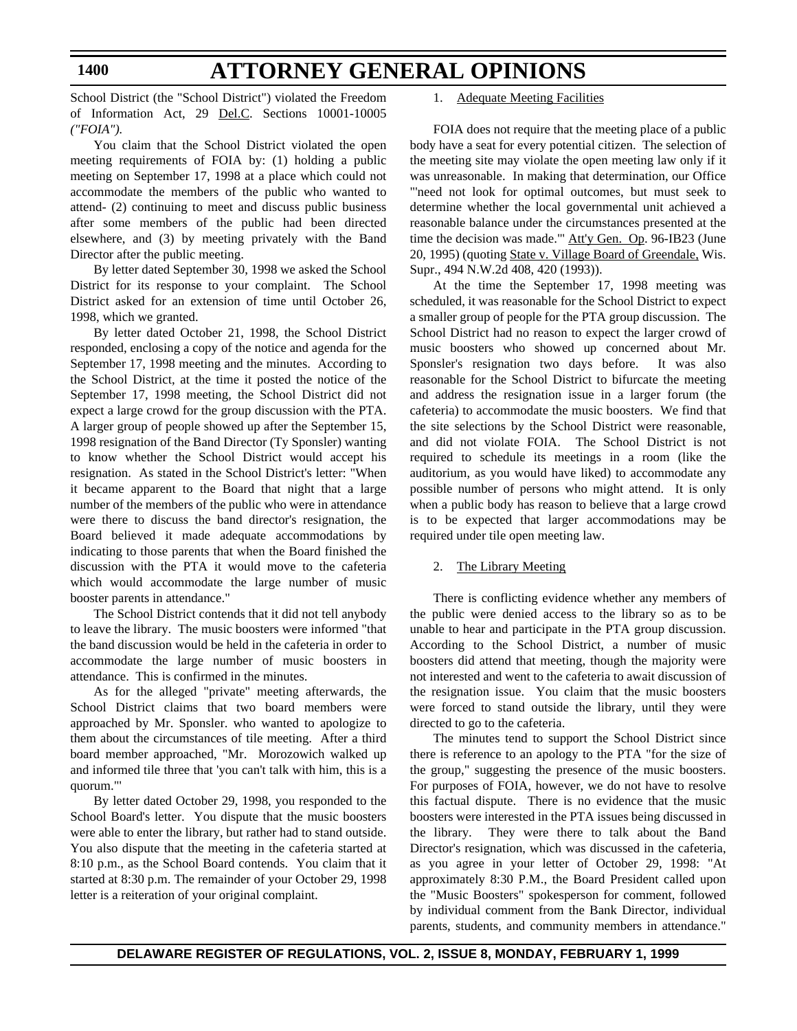School District (the "School District") violated the Freedom of Information Act, 29 Del.C. Sections 10001-10005 *("FOIA").*

You claim that the School District violated the open meeting requirements of FOIA by: (1) holding a public meeting on September 17, 1998 at a place which could not accommodate the members of the public who wanted to attend- (2) continuing to meet and discuss public business after some members of the public had been directed elsewhere, and (3) by meeting privately with the Band Director after the public meeting.

By letter dated September 30, 1998 we asked the School District for its response to your complaint. The School District asked for an extension of time until October 26, 1998, which we granted.

By letter dated October 21, 1998, the School District responded, enclosing a copy of the notice and agenda for the September 17, 1998 meeting and the minutes. According to the School District, at the time it posted the notice of the September 17, 1998 meeting, the School District did not expect a large crowd for the group discussion with the PTA. A larger group of people showed up after the September 15, 1998 resignation of the Band Director (Ty Sponsler) wanting to know whether the School District would accept his resignation. As stated in the School District's letter: "When it became apparent to the Board that night that a large number of the members of the public who were in attendance were there to discuss the band director's resignation, the Board believed it made adequate accommodations by indicating to those parents that when the Board finished the discussion with the PTA it would move to the cafeteria which would accommodate the large number of music booster parents in attendance."

The School District contends that it did not tell anybody to leave the library. The music boosters were informed "that the band discussion would be held in the cafeteria in order to accommodate the large number of music boosters in attendance. This is confirmed in the minutes.

As for the alleged "private" meeting afterwards, the School District claims that two board members were approached by Mr. Sponsler. who wanted to apologize to them about the circumstances of tile meeting. After a third board member approached, "Mr. Morozowich walked up and informed tile three that 'you can't talk with him, this is a quorum.'"

By letter dated October 29, 1998, you responded to the School Board's letter. You dispute that the music boosters were able to enter the library, but rather had to stand outside. You also dispute that the meeting in the cafeteria started at 8:10 p.m., as the School Board contends. You claim that it started at 8:30 p.m. The remainder of your October 29, 1998 letter is a reiteration of your original complaint.

1. Adequate Meeting Facilities

FOIA does not require that the meeting place of a public body have a seat for every potential citizen. The selection of the meeting site may violate the open meeting law only if it was unreasonable. In making that determination, our Office "'need not look for optimal outcomes, but must seek to determine whether the local governmental unit achieved a reasonable balance under the circumstances presented at the time the decision was made.'" Att'y Gen. Op. 96-IB23 (June 20, 1995) (quoting State v. Village Board of Greendale, Wis. Supr., 494 N.W.2d 408, 420 (1993)).

At the time the September 17, 1998 meeting was scheduled, it was reasonable for the School District to expect a smaller group of people for the PTA group discussion. The School District had no reason to expect the larger crowd of music boosters who showed up concerned about Mr. Sponsler's resignation two days before. It was also reasonable for the School District to bifurcate the meeting and address the resignation issue in a larger forum (the cafeteria) to accommodate the music boosters. We find that the site selections by the School District were reasonable, and did not violate FOIA. The School District is not required to schedule its meetings in a room (like the auditorium, as you would have liked) to accommodate any possible number of persons who might attend. It is only when a public body has reason to believe that a large crowd is to be expected that larger accommodations may be required under tile open meeting law.

2. The Library Meeting

There is conflicting evidence whether any members of the public were denied access to the library so as to be unable to hear and participate in the PTA group discussion. According to the School District, a number of music boosters did attend that meeting, though the majority were not interested and went to the cafeteria to await discussion of the resignation issue. You claim that the music boosters were forced to stand outside the library, until they were directed to go to the cafeteria.

The minutes tend to support the School District since there is reference to an apology to the PTA "for the size of the group," suggesting the presence of the music boosters. For purposes of FOIA, however, we do not have to resolve this factual dispute. There is no evidence that the music boosters were interested in the PTA issues being discussed in the library. They were there to talk about the Band Director's resignation, which was discussed in the cafeteria, as you agree in your letter of October 29, 1998: "At approximately 8:30 P.M., the Board President called upon the "Music Boosters" spokesperson for comment, followed by individual comment from the Bank Director, individual parents, students, and community members in attendance."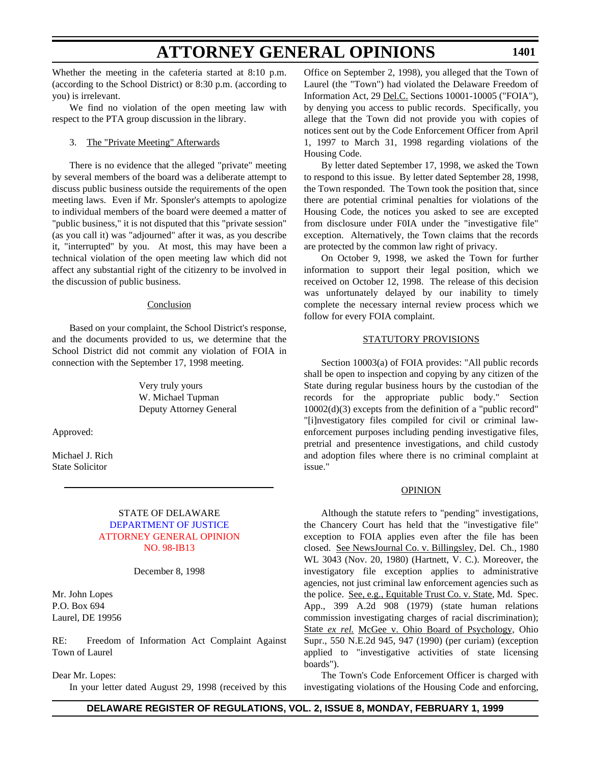Whether the meeting in the cafeteria started at 8:10 p.m. (according to the School District) or 8:30 p.m. (according to you) is irrelevant.

We find no violation of the open meeting law with respect to the PTA group discussion in the library.

3. The "Private Meeting" Afterwards

There is no evidence that the alleged "private" meeting by several members of the board was a deliberate attempt to discuss public business outside the requirements of the open meeting laws. Even if Mr. Sponsler's attempts to apologize to individual members of the board were deemed a matter of "public business," it is not disputed that this "private session" (as you call it) was "adjourned" after it was, as you describe it, "interrupted" by you. At most, this may have been a technical violation of the open meeting law which did not affect any substantial right of the citizenry to be involved in the discussion of public business.

Conclusion

Based on your complaint, the School District's response, and the documents provided to us, we determine that the School District did not commit any violation of FOIA in connection with the September 17, 1998 meeting.

Very truly yours
W. Michael Tupman
Deputy Attorney General

Approved:

Michael J. Rich
State Solicitor

---

STATE OF DELAWARE
DEPARTMENT OF JUSTICE
ATTORNEY GENERAL OPINION
NO. 98-IB13

December 8, 1998

Mr. John Lopes
P.O. Box 694
Laurel, DE 19956

RE: Freedom of Information Act Complaint Against Town of Laurel

Dear Mr. Lopes:

In your letter dated August 29, 1998 (received by this Office on September 2, 1998), you alleged that the Town of Laurel (the "Town") had violated the Delaware Freedom of Information Act, 29 Del.C. Sections 10001-10005 ("FOIA"), by denying you access to public records. Specifically, you allege that the Town did not provide you with copies of notices sent out by the Code Enforcement Officer from April 1, 1997 to March 31, 1998 regarding violations of the Housing Code.

By letter dated September 17, 1998, we asked the Town to respond to this issue. By letter dated September 28, 1998, the Town responded. The Town took the position that, since there are potential criminal penalties for violations of the Housing Code, the notices you asked to see are excepted from disclosure under F0IA under the "investigative file" exception. Alternatively, the Town claims that the records are protected by the common law right of privacy.

On October 9, 1998, we asked the Town for further information to support their legal position, which we received on October 12, 1998. The release of this decision was unfortunately delayed by our inability to timely complete the necessary internal review process which we follow for every FOIA complaint.

STATUTORY PROVISIONS

Section 10003(a) of FOIA provides: "All public records shall be open to inspection and copying by any citizen of the State during regular business hours by the custodian of the records for the appropriate public body." Section 10002(d)(3) excepts from the definition of a "public record" "[i]nvestigatory files compiled for civil or criminal law-enforcement purposes including pending investigative files, pretrial and presentence investigations, and child custody and adoption files where there is no criminal complaint at issue."

OPINION

Although the statute refers to "pending" investigations, the Chancery Court has held that the "investigative file" exception to FOIA applies even after the file has been closed. See NewsJournal Co. v. Billingsley, Del. Ch., 1980 WL 3043 (Nov. 20, 1980) (Hartnett, V. C.). Moreover, the investigatory file exception applies to administrative agencies, not just criminal law enforcement agencies such as the police. See, e.g., Equitable Trust Co. v. State, Md. Spec. App., 399 A.2d 908 (1979) (state human relations commission investigating charges of racial discrimination); State *ex rel.* McGee v. Ohio Board of Psychology, Ohio Supr., 550 N.E.2d 945, 947 (1990) (per curiam) (exception applied to "investigative activities of state licensing boards").

The Town's Code Enforcement Officer is charged with investigating violations of the Housing Code and enforcing,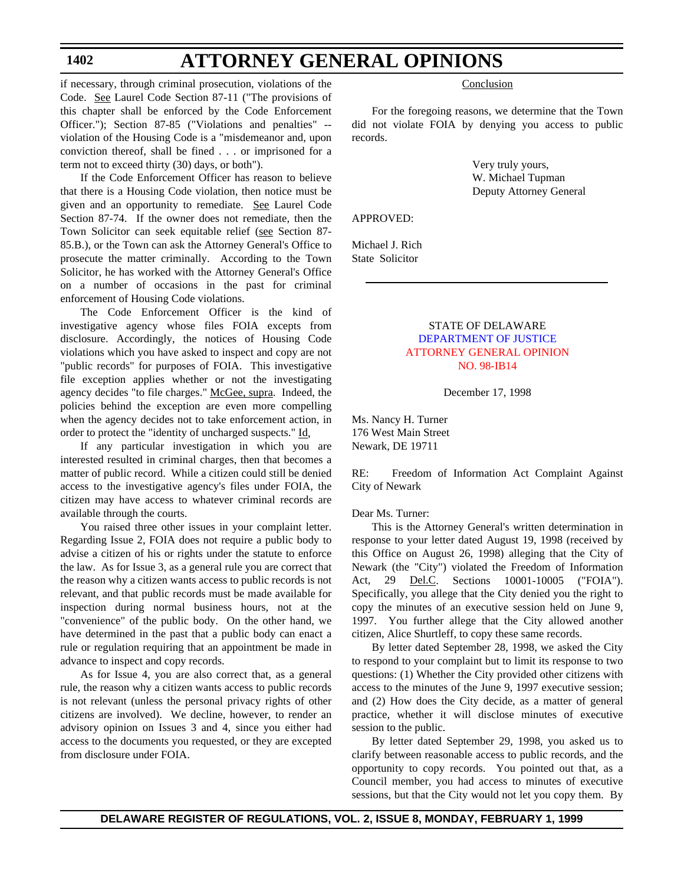if necessary, through criminal prosecution, violations of the Code. See Laurel Code Section 87-11 ("The provisions of this chapter shall be enforced by the Code Enforcement Officer."); Section 87-85 ("Violations and penalties" -- violation of the Housing Code is a "misdemeanor and, upon conviction thereof, shall be fined . . . or imprisoned for a term not to exceed thirty (30) days, or both").

If the Code Enforcement Officer has reason to believe that there is a Housing Code violation, then notice must be given and an opportunity to remediate. See Laurel Code Section 87-74. If the owner does not remediate, then the Town Solicitor can seek equitable relief (see Section 87-85.B.), or the Town can ask the Attorney General's Office to prosecute the matter criminally. According to the Town Solicitor, he has worked with the Attorney General's Office on a number of occasions in the past for criminal enforcement of Housing Code violations.

The Code Enforcement Officer is the kind of investigative agency whose files FOIA excepts from disclosure. Accordingly, the notices of Housing Code violations which you have asked to inspect and copy are not "public records" for purposes of FOIA. This investigative file exception applies whether or not the investigating agency decides "to file charges." McGee, supra. Indeed, the policies behind the exception are even more compelling when the agency decides not to take enforcement action, in order to protect the "identity of uncharged suspects." Id.

If any particular investigation in which you are interested resulted in criminal charges, then that becomes a matter of public record. While a citizen could still be denied access to the investigative agency's files under FOIA, the citizen may have access to whatever criminal records are available through the courts.

You raised three other issues in your complaint letter. Regarding Issue 2, FOIA does not require a public body to advise a citizen of his or rights under the statute to enforce the law. As for Issue 3, as a general rule you are correct that the reason why a citizen wants access to public records is not relevant, and that public records must be made available for inspection during normal business hours, not at the "convenience" of the public body. On the other hand, we have determined in the past that a public body can enact a rule or regulation requiring that an appointment be made in advance to inspect and copy records.

As for Issue 4, you are also correct that, as a general rule, the reason why a citizen wants access to public records is not relevant (unless the personal privacy rights of other citizens are involved). We decline, however, to render an advisory opinion on Issues 3 and 4, since you either had access to the documents you requested, or they are excepted from disclosure under FOIA.

Conclusion

For the foregoing reasons, we determine that the Town did not violate FOIA by denying you access to public records.

Very truly yours,
W. Michael Tupman
Deputy Attorney General

APPROVED:

Michael J. Rich
State Solicitor

---

STATE OF DELAWARE
DEPARTMENT OF JUSTICE
ATTORNEY GENERAL OPINION
NO. 98-IB14

December 17, 1998

Ms. Nancy H. Turner
176 West Main Street
Newark, DE 19711

RE: Freedom of Information Act Complaint Against City of Newark

Dear Ms. Turner:

This is the Attorney General's written determination in response to your letter dated August 19, 1998 (received by this Office on August 26, 1998) alleging that the City of Newark (the "City") violated the Freedom of Information Act, 29 Del.C. Sections 10001-10005 ("FOIA"). Specifically, you allege that the City denied you the right to copy the minutes of an executive session held on June 9, 1997. You further allege that the City allowed another citizen, Alice Shurtleff, to copy these same records.

By letter dated September 28, 1998, we asked the City to respond to your complaint but to limit its response to two questions: (1) Whether the City provided other citizens with access to the minutes of the June 9, 1997 executive session; and (2) How does the City decide, as a matter of general practice, whether it will disclose minutes of executive session to the public.

By letter dated September 29, 1998, you asked us to clarify between reasonable access to public records, and the opportunity to copy records. You pointed out that, as a Council member, you had access to minutes of executive sessions, but that the City would not let you copy them. By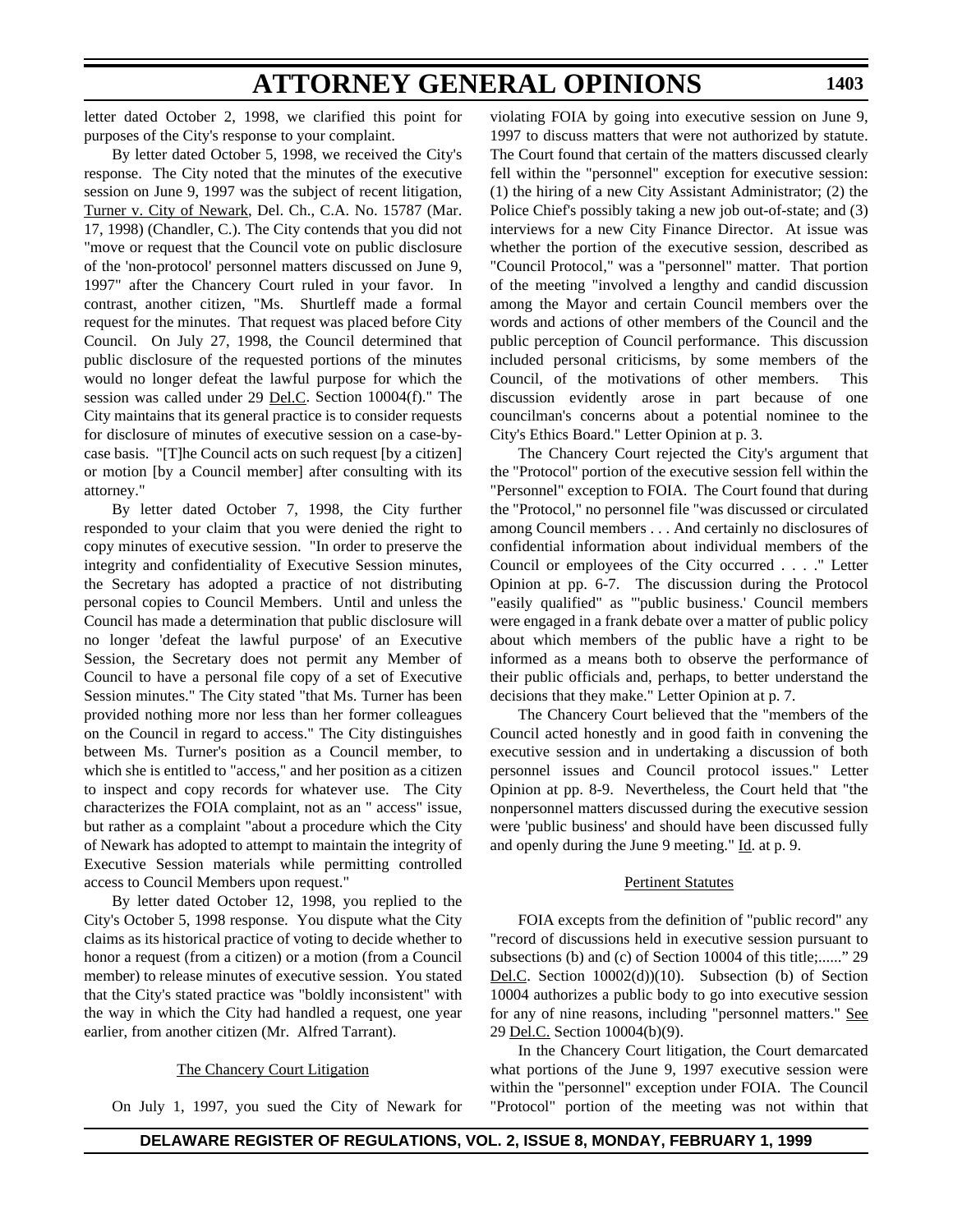letter dated October 2, 1998, we clarified this point for purposes of the City's response to your complaint.

By letter dated October 5, 1998, we received the City's response. The City noted that the minutes of the executive session on June 9, 1997 was the subject of recent litigation, Turner v. City of Newark, Del. Ch., C.A. No. 15787 (Mar. 17, 1998) (Chandler, C.). The City contends that you did not "move or request that the Council vote on public disclosure of the 'non-protocol' personnel matters discussed on June 9, 1997" after the Chancery Court ruled in your favor. In contrast, another citizen, "Ms. Shurtleff made a formal request for the minutes. That request was placed before City Council. On July 27, 1998, the Council determined that public disclosure of the requested portions of the minutes would no longer defeat the lawful purpose for which the session was called under 29 Del.C. Section 10004(f)." The City maintains that its general practice is to consider requests for disclosure of minutes of executive session on a case-by-case basis. "[T]he Council acts on such request [by a citizen] or motion [by a Council member] after consulting with its attorney."

By letter dated October 7, 1998, the City further responded to your claim that you were denied the right to copy minutes of executive session. "In order to preserve the integrity and confidentiality of Executive Session minutes, the Secretary has adopted a practice of not distributing personal copies to Council Members. Until and unless the Council has made a determination that public disclosure will no longer 'defeat the lawful purpose' of an Executive Session, the Secretary does not permit any Member of Council to have a personal file copy of a set of Executive Session minutes." The City stated "that Ms. Turner has been provided nothing more nor less than her former colleagues on the Council in regard to access." The City distinguishes between Ms. Turner's position as a Council member, to which she is entitled to "access," and her position as a citizen to inspect and copy records for whatever use. The City characterizes the FOIA complaint, not as an " access" issue, but rather as a complaint "about a procedure which the City of Newark has adopted to attempt to maintain the integrity of Executive Session materials while permitting controlled access to Council Members upon request."

By letter dated October 12, 1998, you replied to the City's October 5, 1998 response. You dispute what the City claims as its historical practice of voting to decide whether to honor a request (from a citizen) or a motion (from a Council member) to release minutes of executive session. You stated that the City's stated practice was "boldly inconsistent" with the way in which the City had handled a request, one year earlier, from another citizen (Mr. Alfred Tarrant).

## The Chancery Court Litigation

On July 1, 1997, you sued the City of Newark for violating FOIA by going into executive session on June 9, 1997 to discuss matters that were not authorized by statute. The Court found that certain of the matters discussed clearly fell within the "personnel" exception for executive session: (1) the hiring of a new City Assistant Administrator; (2) the Police Chief's possibly taking a new job out-of-state; and (3) interviews for a new City Finance Director. At issue was whether the portion of the executive session, described as "Council Protocol," was a "personnel" matter. That portion of the meeting "involved a lengthy and candid discussion among the Mayor and certain Council members over the words and actions of other members of the Council and the public perception of Council performance. This discussion included personal criticisms, by some members of the Council, of the motivations of other members. This discussion evidently arose in part because of one councilman's concerns about a potential nominee to the City's Ethics Board." Letter Opinion at p. 3.

The Chancery Court rejected the City's argument that the "Protocol" portion of the executive session fell within the "Personnel" exception to FOIA. The Court found that during the "Protocol," no personnel file "was discussed or circulated among Council members . . . And certainly no disclosures of confidential information about individual members of the Council or employees of the City occurred . . . ." Letter Opinion at pp. 6-7. The discussion during the Protocol "easily qualified" as "'public business.' Council members were engaged in a frank debate over a matter of public policy about which members of the public have a right to be informed as a means both to observe the performance of their public officials and, perhaps, to better understand the decisions that they make." Letter Opinion at p. 7.

The Chancery Court believed that the "members of the Council acted honestly and in good faith in convening the executive session and in undertaking a discussion of both personnel issues and Council protocol issues." Letter Opinion at pp. 8-9. Nevertheless, the Court held that "the nonpersonnel matters discussed during the executive session were 'public business' and should have been discussed fully and openly during the June 9 meeting." Id. at p. 9.

## Pertinent Statutes

FOIA excepts from the definition of "public record" any "record of discussions held in executive session pursuant to subsections (b) and (c) of Section 10004 of this title;......" 29 Del.C. Section 10002(d))(10). Subsection (b) of Section 10004 authorizes a public body to go into executive session for any of nine reasons, including "personnel matters." See 29 Del.C. Section 10004(b)(9).

In the Chancery Court litigation, the Court demarcated what portions of the June 9, 1997 executive session were within the "personnel" exception under FOIA. The Council "Protocol" portion of the meeting was not within that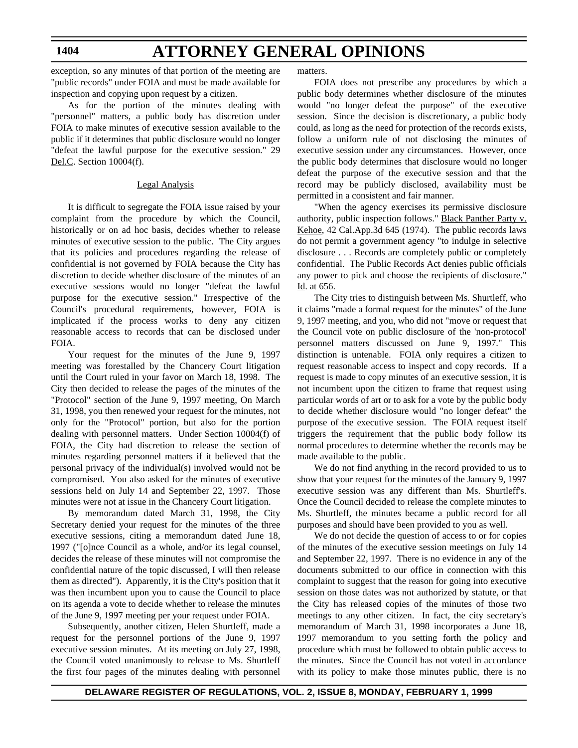exception, so any minutes of that portion of the meeting are "public records" under FOIA and must be made available for inspection and copying upon request by a citizen.

As for the portion of the minutes dealing with "personnel" matters, a public body has discretion under FOIA to make minutes of executive session available to the public if it determines that public disclosure would no longer "defeat the lawful purpose for the executive session." 29 Del.C. Section 10004(f).

Legal Analysis

It is difficult to segregate the FOIA issue raised by your complaint from the procedure by which the Council, historically or on ad hoc basis, decides whether to release minutes of executive session to the public. The City argues that its policies and procedures regarding the release of confidential is not governed by FOIA because the City has discretion to decide whether disclosure of the minutes of an executive sessions would no longer "defeat the lawful purpose for the executive session." Irrespective of the Council's procedural requirements, however, FOIA is implicated if the process works to deny any citizen reasonable access to records that can be disclosed under FOIA.

Your request for the minutes of the June 9, 1997 meeting was forestalled by the Chancery Court litigation until the Court ruled in your favor on March 18, 1998. The City then decided to release the pages of the minutes of the "Protocol" section of the June 9, 1997 meeting, On March 31, 1998, you then renewed your request for the minutes, not only for the "Protocol" portion, but also for the portion dealing with personnel matters. Under Section 10004(f) of FOIA, the City had discretion to release the section of minutes regarding personnel matters if it believed that the personal privacy of the individual(s) involved would not be compromised. You also asked for the minutes of executive sessions held on July 14 and September 22, 1997. Those minutes were not at issue in the Chancery Court litigation.

By memorandum dated March 31, 1998, the City Secretary denied your request for the minutes of the three executive sessions, citing a memorandum dated June 18, 1997 ("[o]nce Council as a whole, and/or its legal counsel, decides the release of these minutes will not compromise the confidential nature of the topic discussed, I will then release them as directed"). Apparently, it is the City's position that it was then incumbent upon you to cause the Council to place on its agenda a vote to decide whether to release the minutes of the June 9, 1997 meeting per your request under FOIA.

Subsequently, another citizen, Helen Shurtleff, made a request for the personnel portions of the June 9, 1997 executive session minutes. At its meeting on July 27, 1998, the Council voted unanimously to release to Ms. Shurtleff the first four pages of the minutes dealing with personnel matters.

FOIA does not prescribe any procedures by which a public body determines whether disclosure of the minutes would "no longer defeat the purpose" of the executive session. Since the decision is discretionary, a public body could, as long as the need for protection of the records exists, follow a uniform rule of not disclosing the minutes of executive session under any circumstances. However, once the public body determines that disclosure would no longer defeat the purpose of the executive session and that the record may be publicly disclosed, availability must be permitted in a consistent and fair manner.

"When the agency exercises its permissive disclosure authority, public inspection follows." Black Panther Party v. Kehoe, 42 Cal.App.3d 645 (1974). The public records laws do not permit a government agency "to indulge in selective disclosure . . . Records are completely public or completely confidential. The Public Records Act denies public officials any power to pick and choose the recipients of disclosure." Id. at 656.

The City tries to distinguish between Ms. Shurtleff, who it claims "made a formal request for the minutes" of the June 9, 1997 meeting, and you, who did not "move or request that the Council vote on public disclosure of the 'non-protocol' personnel matters discussed on June 9, 1997." This distinction is untenable. FOIA only requires a citizen to request reasonable access to inspect and copy records. If a request is made to copy minutes of an executive session, it is not incumbent upon the citizen to frame that request using particular words of art or to ask for a vote by the public body to decide whether disclosure would "no longer defeat" the purpose of the executive session. The FOIA request itself triggers the requirement that the public body follow its normal procedures to determine whether the records may be made available to the public.

We do not find anything in the record provided to us to show that your request for the minutes of the January 9, 1997 executive session was any different than Ms. Shurtleff's. Once the Council decided to release the complete minutes to Ms. Shurtleff, the minutes became a public record for all purposes and should have been provided to you as well.

We do not decide the question of access to or for copies of the minutes of the executive session meetings on July 14 and September 22, 1997. There is no evidence in any of the documents submitted to our office in connection with this complaint to suggest that the reason for going into executive session on those dates was not authorized by statute, or that the City has released copies of the minutes of those two meetings to any other citizen. In fact, the city secretary's memorandum of March 31, 1998 incorporates a June 18, 1997 memorandum to you setting forth the policy and procedure which must be followed to obtain public access to the minutes. Since the Council has not voted in accordance with its policy to make those minutes public, there is no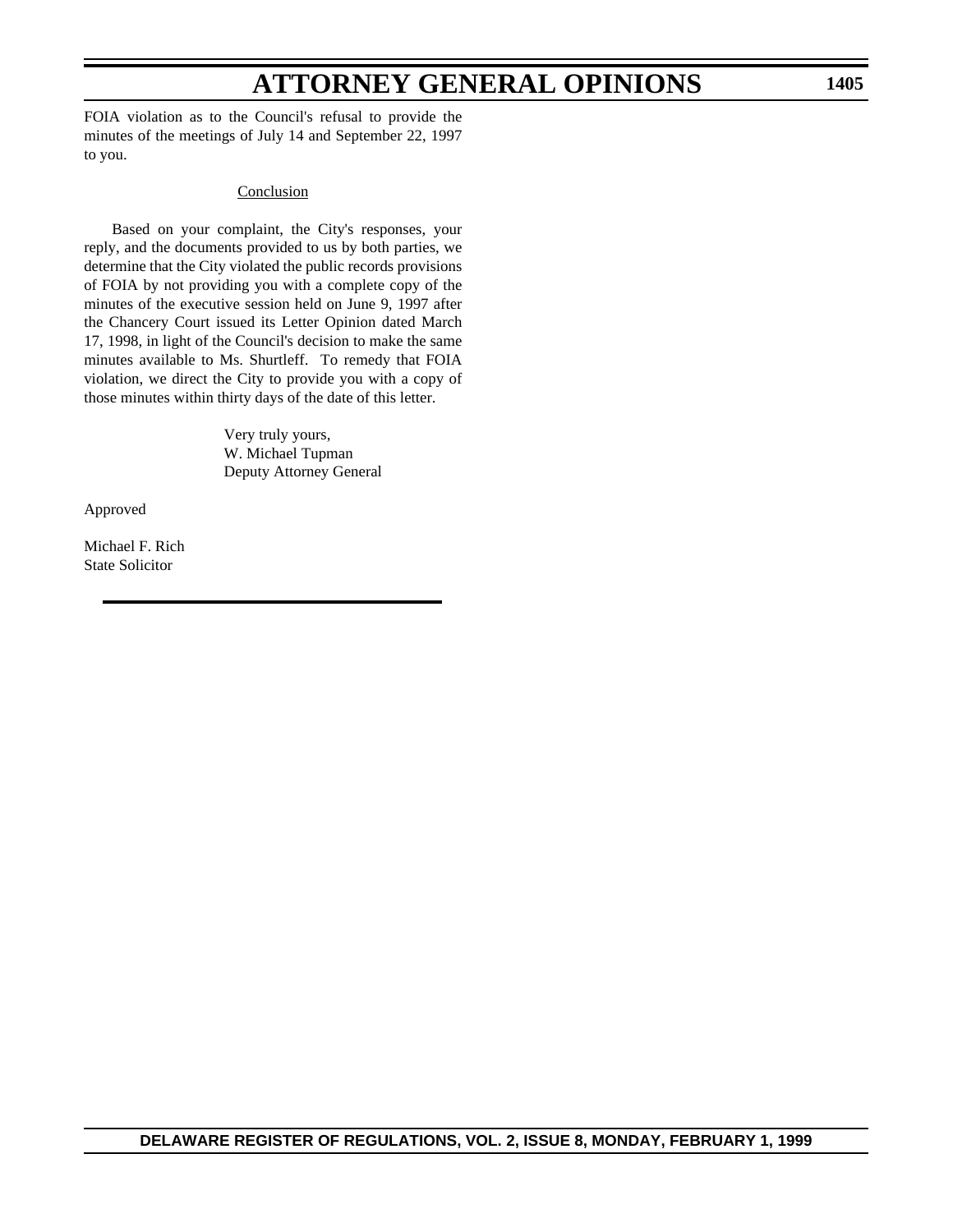FOIA violation as to the Council's refusal to provide the minutes of the meetings of July 14 and September 22, 1997 to you.

Conclusion

Based on your complaint, the City's responses, your reply, and the documents provided to us by both parties, we determine that the City violated the public records provisions of FOIA by not providing you with a complete copy of the minutes of the executive session held on June 9, 1997 after the Chancery Court issued its Letter Opinion dated March 17, 1998, in light of the Council's decision to make the same minutes available to Ms. Shurtleff. To remedy that FOIA violation, we direct the City to provide you with a copy of those minutes within thirty days of the date of this letter.

Very truly yours,
W. Michael Tupman
Deputy Attorney General

Approved

Michael F. Rich
State Solicitor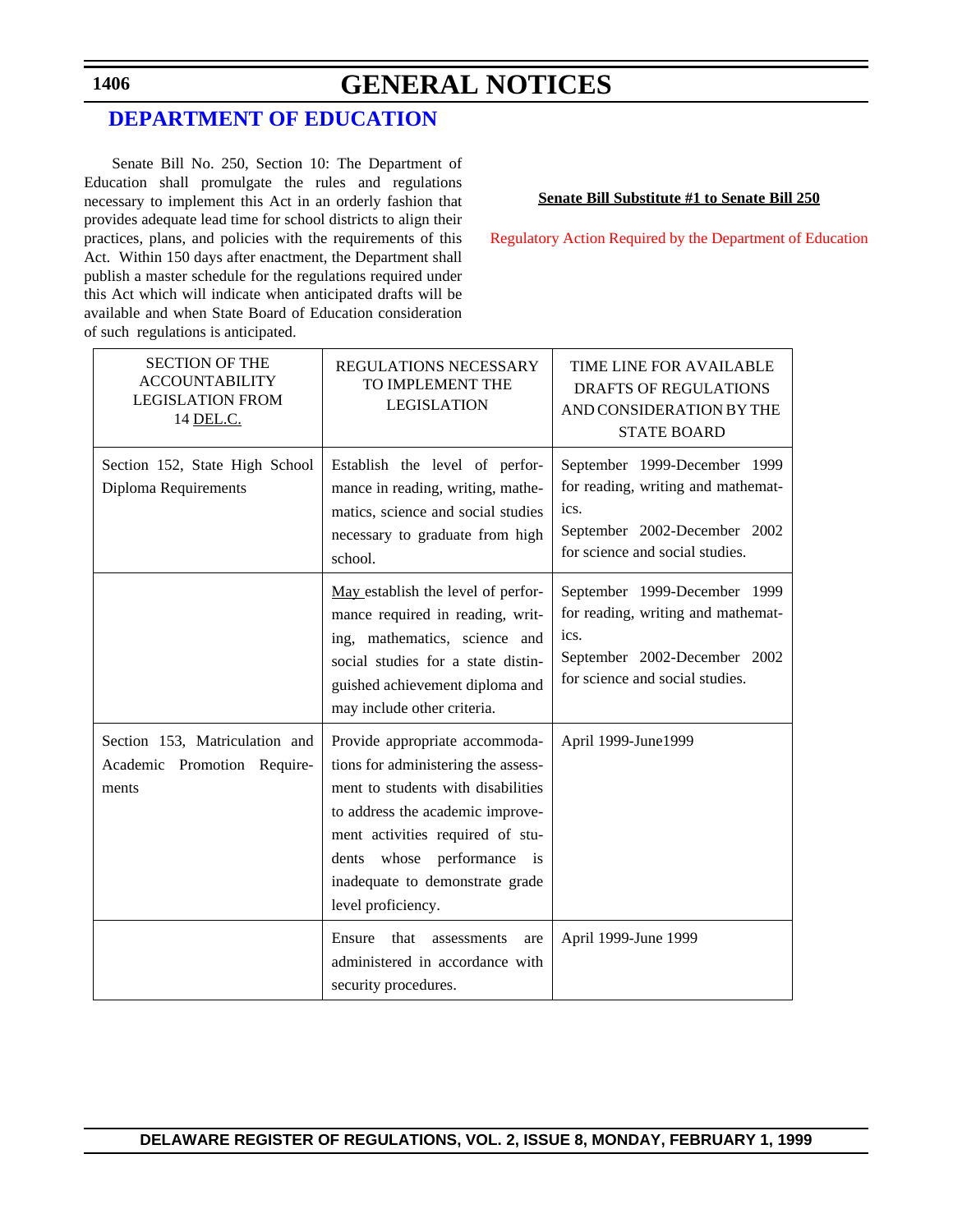# GENERAL NOTICES

## DEPARTMENT OF EDUCATION

Senate Bill No. 250, Section 10: The Department of Education shall promulgate the rules and regulations necessary to implement this Act in an orderly fashion that provides adequate lead time for school districts to align their practices, plans, and policies with the requirements of this Act. Within 150 days after enactment, the Department shall publish a master schedule for the regulations required under this Act which will indicate when anticipated drafts will be available and when State Board of Education consideration of such regulations is anticipated.

**Senate Bill Substitute #1 to Senate Bill 250**

Regulatory Action Required by the Department of Education

| SECTION OF THE ACCOUNTABILITY LEGISLATION FROM 14 DEL.C. | REGULATIONS NECESSARY TO IMPLEMENT THE LEGISLATION | TIME LINE FOR AVAILABLE DRAFTS OF REGULATIONS AND CONSIDERATION BY THE STATE BOARD |
|---|---|---|
| Section 152, State High School Diploma Requirements | Establish the level of performance in reading, writing, mathematics, science and social studies necessary to graduate from high school. | September 1999-December 1999 for reading, writing and mathematics.<br>September 2002-December 2002 for science and social studies. |
| | May establish the level of performance required in reading, writing, mathematics, science and social studies for a state distinguished achievement diploma and may include other criteria. | September 1999-December 1999 for reading, writing and mathematics.<br>September 2002-December 2002 for science and social studies. |
| Section 153, Matriculation and Academic Promotion Requirements | Provide appropriate accommodations for administering the assessment to students with disabilities to address the academic improvement activities required of students whose performance is inadequate to demonstrate grade level proficiency. | April 1999-June1999 |
| | Ensure that assessments are administered in accordance with security procedures. | April 1999-June 1999 |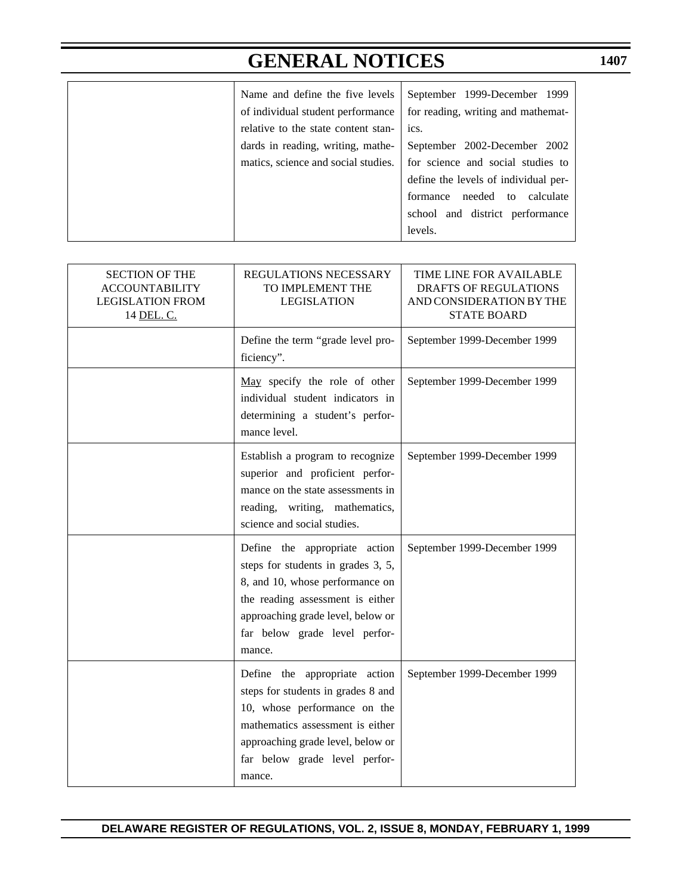| | | |
|---|---|---|
| | Name and define the five levels of individual student performance relative to the state content standards in reading, writing, mathematics, science and social studies. | September 1999-December 1999 for reading, writing and mathematics. September 2002-December 2002 for science and social studies to define the levels of individual performance needed to calculate school and district performance levels. |

| SECTION OF THE ACCOUNTABILITY LEGISLATION FROM 14 DEL. C. | REGULATIONS NECESSARY TO IMPLEMENT THE LEGISLATION | TIME LINE FOR AVAILABLE DRAFTS OF REGULATIONS AND CONSIDERATION BY THE STATE BOARD |
|---|---|---|
| | Define the term "grade level proficiency". | September 1999-December 1999 |
| | May specify the role of other individual student indicators in determining a student's performance level. | September 1999-December 1999 |
| | Establish a program to recognize superior and proficient performance on the state assessments in reading, writing, mathematics, science and social studies. | September 1999-December 1999 |
| | Define the appropriate action steps for students in grades 3, 5, 8, and 10, whose performance on the reading assessment is either approaching grade level, below or far below grade level performance. | September 1999-December 1999 |
| | Define the appropriate action steps for students in grades 8 and 10, whose performance on the mathematics assessment is either approaching grade level, below or far below grade level performance. | September 1999-December 1999 |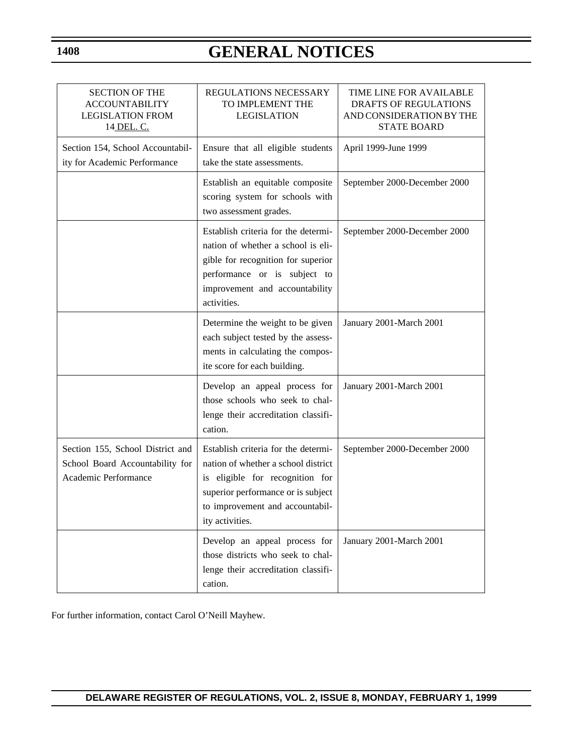| SECTION OF THE ACCOUNTABILITY LEGISLATION FROM 14 DEL. C. | REGULATIONS NECESSARY TO IMPLEMENT THE LEGISLATION | TIME LINE FOR AVAILABLE DRAFTS OF REGULATIONS AND CONSIDERATION BY THE STATE BOARD |
|---|---|---|
| Section 154, School Accountability for Academic Performance | Ensure that all eligible students take the state assessments. | April 1999-June 1999 |
| | Establish an equitable composite scoring system for schools with two assessment grades. | September 2000-December 2000 |
| | Establish criteria for the determination of whether a school is eligible for recognition for superior performance or is subject to improvement and accountability activities. | September 2000-December 2000 |
| | Determine the weight to be given each subject tested by the assessments in calculating the composite score for each building. | January 2001-March 2001 |
| | Develop an appeal process for those schools who seek to challenge their accreditation classification. | January 2001-March 2001 |
| Section 155, School District and School Board Accountability for Academic Performance | Establish criteria for the determination of whether a school district is eligible for recognition for superior performance or is subject to improvement and accountability activities. | September 2000-December 2000 |
| | Develop an appeal process for those districts who seek to challenge their accreditation classification. | January 2001-March 2001 |

For further information, contact Carol O'Neill Mayhew.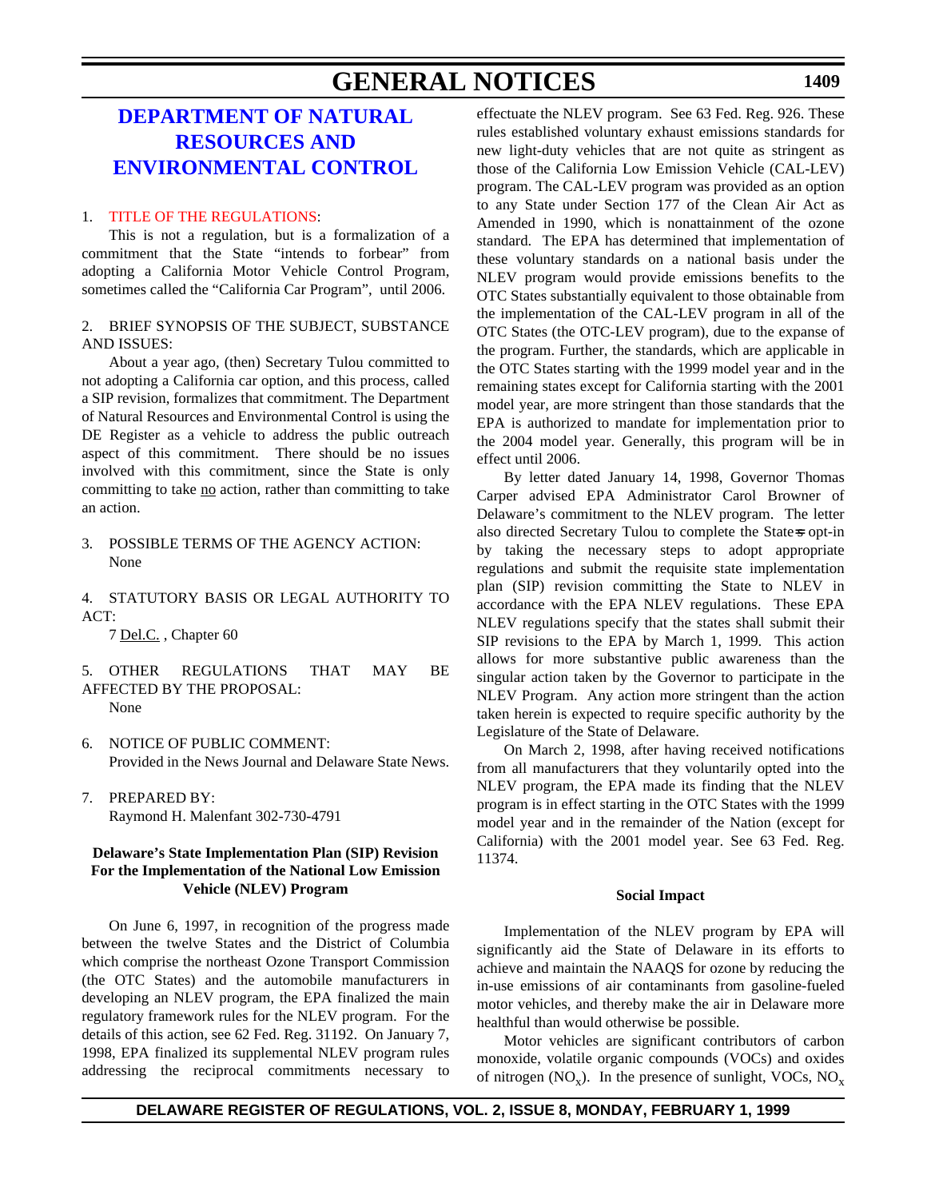# GENERAL NOTICES

## DEPARTMENT OF NATURAL RESOURCES AND ENVIRONMENTAL CONTROL

1. TITLE OF THE REGULATIONS:

This is not a regulation, but is a formalization of a commitment that the State "intends to forbear" from adopting a California Motor Vehicle Control Program, sometimes called the "California Car Program", until 2006.

2. BRIEF SYNOPSIS OF THE SUBJECT, SUBSTANCE AND ISSUES:

About a year ago, (then) Secretary Tulou committed to not adopting a California car option, and this process, called a SIP revision, formalizes that commitment. The Department of Natural Resources and Environmental Control is using the DE Register as a vehicle to address the public outreach aspect of this commitment. There should be no issues involved with this commitment, since the State is only committing to take no action, rather than committing to take an action.

3. POSSIBLE TERMS OF THE AGENCY ACTION:

None

4. STATUTORY BASIS OR LEGAL AUTHORITY TO ACT:

7 Del.C. , Chapter 60

5. OTHER REGULATIONS THAT MAY BE AFFECTED BY THE PROPOSAL:

None

6. NOTICE OF PUBLIC COMMENT:

Provided in the News Journal and Delaware State News.

7. PREPARED BY:

Raymond H. Malenfant 302-730-4791

**Delaware's State Implementation Plan (SIP) Revision For the Implementation of the National Low Emission Vehicle (NLEV) Program**

On June 6, 1997, in recognition of the progress made between the twelve States and the District of Columbia which comprise the northeast Ozone Transport Commission (the OTC States) and the automobile manufacturers in developing an NLEV program, the EPA finalized the main regulatory framework rules for the NLEV program. For the details of this action, see 62 Fed. Reg. 31192. On January 7, 1998, EPA finalized its supplemental NLEV program rules addressing the reciprocal commitments necessary to effectuate the NLEV program. See 63 Fed. Reg. 926. These rules established voluntary exhaust emissions standards for new light-duty vehicles that are not quite as stringent as those of the California Low Emission Vehicle (CAL-LEV) program. The CAL-LEV program was provided as an option to any State under Section 177 of the Clean Air Act as Amended in 1990, which is nonattainment of the ozone standard. The EPA has determined that implementation of these voluntary standards on a national basis under the NLEV program would provide emissions benefits to the OTC States substantially equivalent to those obtainable from the implementation of the CAL-LEV program in all of the OTC States (the OTC-LEV program), due to the expanse of the program. Further, the standards, which are applicable in the OTC States starting with the 1999 model year and in the remaining states except for California starting with the 2001 model year, are more stringent than those standards that the EPA is authorized to mandate for implementation prior to the 2004 model year. Generally, this program will be in effect until 2006.

By letter dated January 14, 1998, Governor Thomas Carper advised EPA Administrator Carol Browner of Delaware's commitment to the NLEV program. The letter also directed Secretary Tulou to complete the State=s opt-in by taking the necessary steps to adopt appropriate regulations and submit the requisite state implementation plan (SIP) revision committing the State to NLEV in accordance with the EPA NLEV regulations. These EPA NLEV regulations specify that the states shall submit their SIP revisions to the EPA by March 1, 1999. This action allows for more substantive public awareness than the singular action taken by the Governor to participate in the NLEV Program. Any action more stringent than the action taken herein is expected to require specific authority by the Legislature of the State of Delaware.

On March 2, 1998, after having received notifications from all manufacturers that they voluntarily opted into the NLEV program, the EPA made its finding that the NLEV program is in effect starting in the OTC States with the 1999 model year and in the remainder of the Nation (except for California) with the 2001 model year. See 63 Fed. Reg. 11374.

**Social Impact**

Implementation of the NLEV program by EPA will significantly aid the State of Delaware in its efforts to achieve and maintain the NAAQS for ozone by reducing the in-use emissions of air contaminants from gasoline-fueled motor vehicles, and thereby make the air in Delaware more healthful than would otherwise be possible.

Motor vehicles are significant contributors of carbon monoxide, volatile organic compounds (VOCs) and oxides of nitrogen ($NO_x$). In the presence of sunlight, VOCs, $NO_x$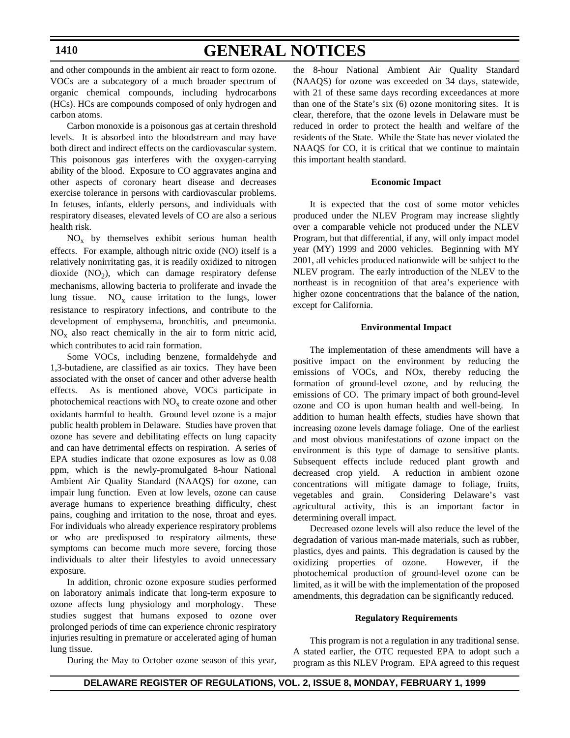and other compounds in the ambient air react to form ozone. VOCs are a subcategory of a much broader spectrum of organic chemical compounds, including hydrocarbons (HCs). HCs are compounds composed of only hydrogen and carbon atoms.

Carbon monoxide is a poisonous gas at certain threshold levels. It is absorbed into the bloodstream and may have both direct and indirect effects on the cardiovascular system. This poisonous gas interferes with the oxygen-carrying ability of the blood. Exposure to CO aggravates angina and other aspects of coronary heart disease and decreases exercise tolerance in persons with cardiovascular problems. In fetuses, infants, elderly persons, and individuals with respiratory diseases, elevated levels of CO are also a serious health risk.

$NO_x$ by themselves exhibit serious human health effects. For example, although nitric oxide (NO) itself is a relatively nonirritating gas, it is readily oxidized to nitrogen dioxide ($NO_2$), which can damage respiratory defense mechanisms, allowing bacteria to proliferate and invade the lung tissue. $NO_x$ cause irritation to the lungs, lower resistance to respiratory infections, and contribute to the development of emphysema, bronchitis, and pneumonia. $NO_x$ also react chemically in the air to form nitric acid, which contributes to acid rain formation.

Some VOCs, including benzene, formaldehyde and 1,3-butadiene, are classified as air toxics. They have been associated with the onset of cancer and other adverse health effects. As is mentioned above, VOCs participate in photochemical reactions with $NO_x$ to create ozone and other oxidants harmful to health. Ground level ozone is a major public health problem in Delaware. Studies have proven that ozone has severe and debilitating effects on lung capacity and can have detrimental effects on respiration. A series of EPA studies indicate that ozone exposures as low as 0.08 ppm, which is the newly-promulgated 8-hour National Ambient Air Quality Standard (NAAQS) for ozone, can impair lung function. Even at low levels, ozone can cause average humans to experience breathing difficulty, chest pains, coughing and irritation to the nose, throat and eyes. For individuals who already experience respiratory problems or who are predisposed to respiratory ailments, these symptoms can become much more severe, forcing those individuals to alter their lifestyles to avoid unnecessary exposure.

In addition, chronic ozone exposure studies performed on laboratory animals indicate that long-term exposure to ozone affects lung physiology and morphology. These studies suggest that humans exposed to ozone over prolonged periods of time can experience chronic respiratory injuries resulting in premature or accelerated aging of human lung tissue.

During the May to October ozone season of this year, the 8-hour National Ambient Air Quality Standard (NAAQS) for ozone was exceeded on 34 days, statewide, with 21 of these same days recording exceedances at more than one of the State's six (6) ozone monitoring sites. It is clear, therefore, that the ozone levels in Delaware must be reduced in order to protect the health and welfare of the residents of the State. While the State has never violated the NAAQS for CO, it is critical that we continue to maintain this important health standard.

**Economic Impact**

It is expected that the cost of some motor vehicles produced under the NLEV Program may increase slightly over a comparable vehicle not produced under the NLEV Program, but that differential, if any, will only impact model year (MY) 1999 and 2000 vehicles. Beginning with MY 2001, all vehicles produced nationwide will be subject to the NLEV program. The early introduction of the NLEV to the northeast is in recognition of that area's experience with higher ozone concentrations that the balance of the nation, except for California.

**Environmental Impact**

The implementation of these amendments will have a positive impact on the environment by reducing the emissions of VOCs, and NOx, thereby reducing the formation of ground-level ozone, and by reducing the emissions of CO. The primary impact of both ground-level ozone and CO is upon human health and well-being. In addition to human health effects, studies have shown that increasing ozone levels damage foliage. One of the earliest and most obvious manifestations of ozone impact on the environment is this type of damage to sensitive plants. Subsequent effects include reduced plant growth and decreased crop yield. A reduction in ambient ozone concentrations will mitigate damage to foliage, fruits, vegetables and grain. Considering Delaware's vast agricultural activity, this is an important factor in determining overall impact.

Decreased ozone levels will also reduce the level of the degradation of various man-made materials, such as rubber, plastics, dyes and paints. This degradation is caused by the oxidizing properties of ozone. However, if the photochemical production of ground-level ozone can be limited, as it will be with the implementation of the proposed amendments, this degradation can be significantly reduced.

**Regulatory Requirements**

This program is not a regulation in any traditional sense. A stated earlier, the OTC requested EPA to adopt such a program as this NLEV Program. EPA agreed to this request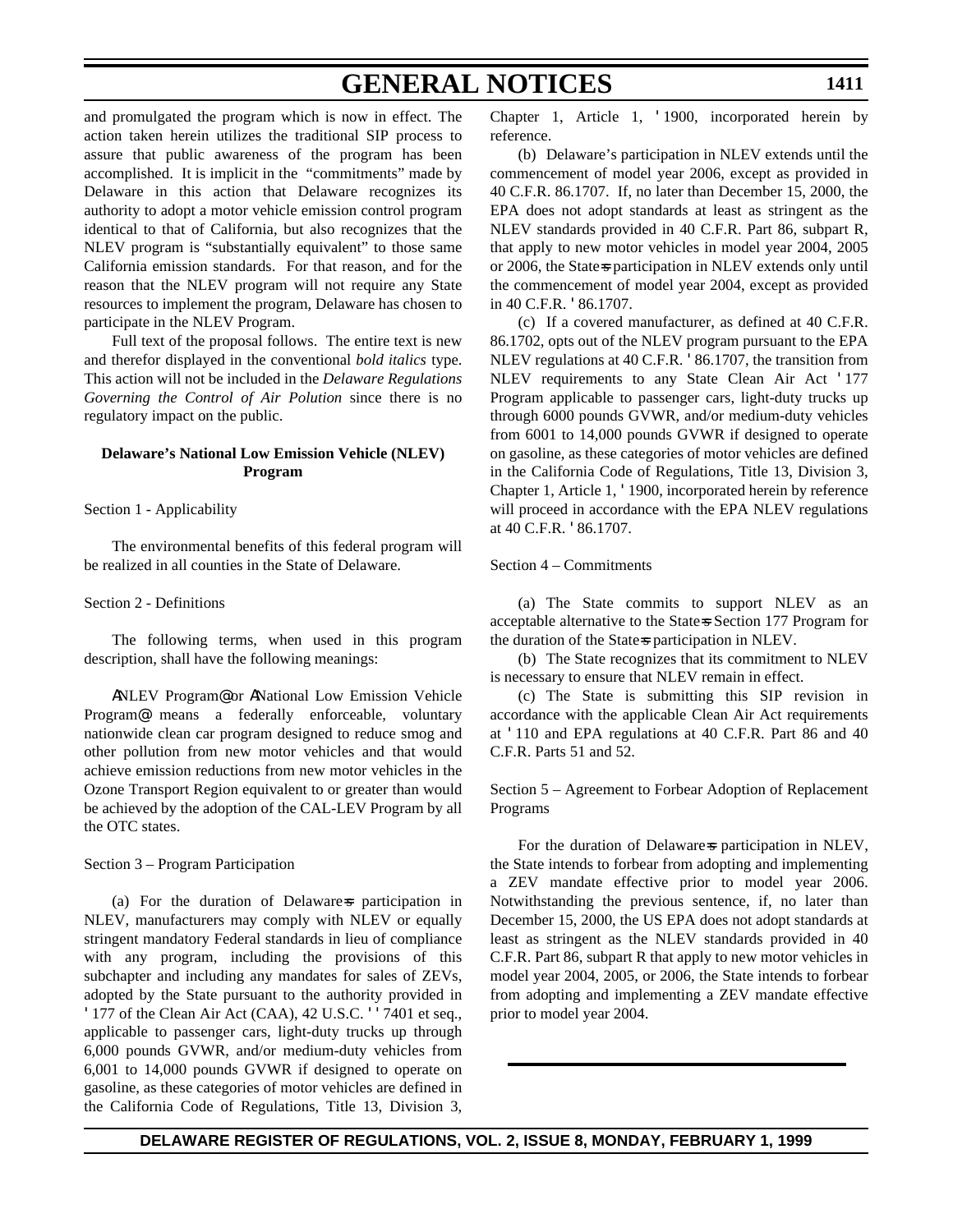and promulgated the program which is now in effect. The action taken herein utilizes the traditional SIP process to assure that public awareness of the program has been accomplished. It is implicit in the "commitments" made by Delaware in this action that Delaware recognizes its authority to adopt a motor vehicle emission control program identical to that of California, but also recognizes that the NLEV program is "substantially equivalent" to those same California emission standards. For that reason, and for the reason that the NLEV program will not require any State resources to implement the program, Delaware has chosen to participate in the NLEV Program.

Full text of the proposal follows. The entire text is new and therefor displayed in the conventional *bold italics* type. This action will not be included in the *Delaware Regulations Governing the Control of Air Polution* since there is no regulatory impact on the public.

**Delaware's National Low Emission Vehicle (NLEV) Program**

Section 1 - Applicability

The environmental benefits of this federal program will be realized in all counties in the State of Delaware.

Section 2 - Definitions

The following terms, when used in this program description, shall have the following meanings:

ANLEV Program@ or ANational Low Emission Vehicle Program@ means a federally enforceable, voluntary nationwide clean car program designed to reduce smog and other pollution from new motor vehicles and that would achieve emission reductions from new motor vehicles in the Ozone Transport Region equivalent to or greater than would be achieved by the adoption of the CAL-LEV Program by all the OTC states.

Section 3 – Program Participation

(a) For the duration of Delaware=s participation in NLEV, manufacturers may comply with NLEV or equally stringent mandatory Federal standards in lieu of compliance with any program, including the provisions of this subchapter and including any mandates for sales of ZEVs, adopted by the State pursuant to the authority provided in ' 177 of the Clean Air Act (CAA), 42 U.S.C. ' ' 7401 et seq., applicable to passenger cars, light-duty trucks up through 6,000 pounds GVWR, and/or medium-duty vehicles from 6,001 to 14,000 pounds GVWR if designed to operate on gasoline, as these categories of motor vehicles are defined in the California Code of Regulations, Title 13, Division 3, Chapter 1, Article 1, ' 1900, incorporated herein by reference.

(b) Delaware's participation in NLEV extends until the commencement of model year 2006, except as provided in 40 C.F.R. 86.1707. If, no later than December 15, 2000, the EPA does not adopt standards at least as stringent as the NLEV standards provided in 40 C.F.R. Part 86, subpart R, that apply to new motor vehicles in model year 2004, 2005 or 2006, the State=s participation in NLEV extends only until the commencement of model year 2004, except as provided in 40 C.F.R. ' 86.1707.

(c) If a covered manufacturer, as defined at 40 C.F.R. 86.1702, opts out of the NLEV program pursuant to the EPA NLEV regulations at 40 C.F.R. ' 86.1707, the transition from NLEV requirements to any State Clean Air Act ' 177 Program applicable to passenger cars, light-duty trucks up through 6000 pounds GVWR, and/or medium-duty vehicles from 6001 to 14,000 pounds GVWR if designed to operate on gasoline, as these categories of motor vehicles are defined in the California Code of Regulations, Title 13, Division 3, Chapter 1, Article 1, ' 1900, incorporated herein by reference will proceed in accordance with the EPA NLEV regulations at 40 C.F.R. ' 86.1707.

Section 4 – Commitments

(a) The State commits to support NLEV as an acceptable alternative to the State=s Section 177 Program for the duration of the State=s participation in NLEV.

(b) The State recognizes that its commitment to NLEV is necessary to ensure that NLEV remain in effect.

(c) The State is submitting this SIP revision in accordance with the applicable Clean Air Act requirements at ' 110 and EPA regulations at 40 C.F.R. Part 86 and 40 C.F.R. Parts 51 and 52.

Section 5 – Agreement to Forbear Adoption of Replacement Programs

For the duration of Delaware=s participation in NLEV, the State intends to forbear from adopting and implementing a ZEV mandate effective prior to model year 2006. Notwithstanding the previous sentence, if, no later than December 15, 2000, the US EPA does not adopt standards at least as stringent as the NLEV standards provided in 40 C.F.R. Part 86, subpart R that apply to new motor vehicles in model year 2004, 2005, or 2006, the State intends to forbear from adopting and implementing a ZEV mandate effective prior to model year 2004.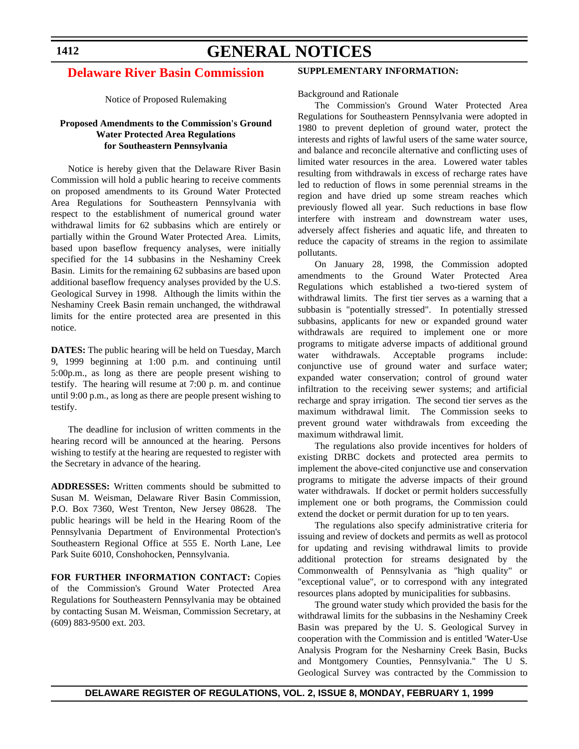# GENERAL NOTICES

## Delaware River Basin Commission

Notice of Proposed Rulemaking

**Proposed Amendments to the Commission's Ground Water Protected Area Regulations for Southeastern Pennsylvania**

Notice is hereby given that the Delaware River Basin Commission will hold a public hearing to receive comments on proposed amendments to its Ground Water Protected Area Regulations for Southeastern Pennsylvania with respect to the establishment of numerical ground water withdrawal limits for 62 subbasins which are entirely or partially within the Ground Water Protected Area. Limits, based upon baseflow frequency analyses, were initially specified for the 14 subbasins in the Neshaminy Creek Basin. Limits for the remaining 62 subbasins are based upon additional baseflow frequency analyses provided by the U.S. Geological Survey in 1998. Although the limits within the Neshaminy Creek Basin remain unchanged, the withdrawal limits for the entire protected area are presented in this notice.

**DATES:** The public hearing will be held on Tuesday, March 9, 1999 beginning at 1:00 p.m. and continuing until 5:00p.m., as long as there are people present wishing to testify. The hearing will resume at 7:00 p. m. and continue until 9:00 p.m., as long as there are people present wishing to testify.

The deadline for inclusion of written comments in the hearing record will be announced at the hearing. Persons wishing to testify at the hearing are requested to register with the Secretary in advance of the hearing.

**ADDRESSES:** Written comments should be submitted to Susan M. Weisman, Delaware River Basin Commission, P.O. Box 7360, West Trenton, New Jersey 08628. The public hearings will be held in the Hearing Room of the Pennsylvania Department of Environmental Protection's Southeastern Regional Office at 555 E. North Lane, Lee Park Suite 6010, Conshohocken, Pennsylvania.

**FOR FURTHER INFORMATION CONTACT:** Copies of the Commission's Ground Water Protected Area Regulations for Southeastern Pennsylvania may be obtained by contacting Susan M. Weisman, Commission Secretary, at (609) 883-9500 ext. 203.

**SUPPLEMENTARY INFORMATION:**

Background and Rationale

The Commission's Ground Water Protected Area Regulations for Southeastern Pennsylvania were adopted in 1980 to prevent depletion of ground water, protect the interests and rights of lawful users of the same water source, and balance and reconcile alternative and conflicting uses of limited water resources in the area. Lowered water tables resulting from withdrawals in excess of recharge rates have led to reduction of flows in some perennial streams in the region and have dried up some stream reaches which previously flowed all year. Such reductions in base flow interfere with instream and downstream water uses, adversely affect fisheries and aquatic life, and threaten to reduce the capacity of streams in the region to assimilate pollutants.

On January 28, 1998, the Commission adopted amendments to the Ground Water Protected Area Regulations which established a two-tiered system of withdrawal limits. The first tier serves as a warning that a subbasin is "potentially stressed". In potentially stressed subbasins, applicants for new or expanded ground water withdrawals are required to implement one or more programs to mitigate adverse impacts of additional ground water withdrawals. Acceptable programs include: conjunctive use of ground water and surface water; expanded water conservation; control of ground water infiltration to the receiving sewer systems; and artificial recharge and spray irrigation. The second tier serves as the maximum withdrawal limit. The Commission seeks to prevent ground water withdrawals from exceeding the maximum withdrawal limit.

The regulations also provide incentives for holders of existing DRBC dockets and protected area permits to implement the above-cited conjunctive use and conservation programs to mitigate the adverse impacts of their ground water withdrawals. If docket or permit holders successfully implement one or both programs, the Commission could extend the docket or permit duration for up to ten years.

The regulations also specify administrative criteria for issuing and review of dockets and permits as well as protocol for updating and revising withdrawal limits to provide additional protection for streams designated by the Commonwealth of Pennsylvania as "high quality" or "exceptional value", or to correspond with any integrated resources plans adopted by municipalities for subbasins.

The ground water study which provided the basis for the withdrawal limits for the subbasins in the Neshaminy Creek Basin was prepared by the U. S. Geological Survey in cooperation with the Commission and is entitled 'Water-Use Analysis Program for the Nesharniny Creek Basin, Bucks and Montgomery Counties, Pennsylvania." The U S. Geological Survey was contracted by the Commission to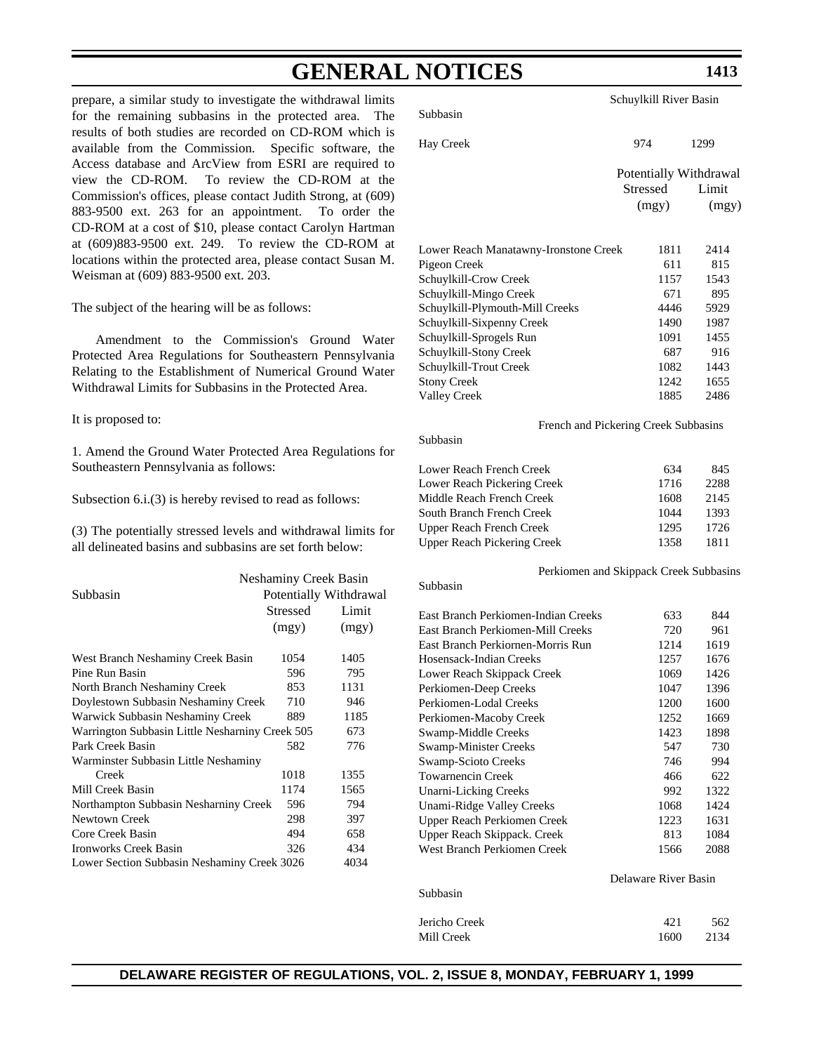prepare, a similar study to investigate the withdrawal limits for the remaining subbasins in the protected area. The results of both studies are recorded on CD-ROM which is available from the Commission. Specific software, the Access database and ArcView from ESRI are required to view the CD-ROM. To review the CD-ROM at the Commission's offices, please contact Judith Strong, at (609) 883-9500 ext. 263 for an appointment. To order the CD-ROM at a cost of $10, please contact Carolyn Hartman at (609)883-9500 ext. 249. To review the CD-ROM at locations within the protected area, please contact Susan M. Weisman at (609) 883-9500 ext. 203.

The subject of the hearing will be as follows:

Amendment to the Commission's Ground Water Protected Area Regulations for Southeastern Pennsylvania Relating to the Establishment of Numerical Ground Water Withdrawal Limits for Subbasins in the Protected Area.

It is proposed to:

1. Amend the Ground Water Protected Area Regulations for Southeastern Pennsylvania as follows:

Subsection 6.i.(3) is hereby revised to read as follows:

(3) The potentially stressed levels and withdrawal limits for all delineated basins and subbasins are set forth below:

| Subbasin | Neshaminy Creek Basin | |
|---|---|---|
| | Potentially Stressed (mgy) | Withdrawal Limit (mgy) |
| West Branch Neshaminy Creek Basin | 1054 | 1405 |
| Pine Run Basin | 596 | 795 |
| North Branch Neshaminy Creek | 853 | 1131 |
| Doylestown Subbasin Neshaminy Creek | 710 | 946 |
| Warwick Subbasin Neshaminy Creek | 889 | 1185 |
| Warrington Subbasin Little Nesharniny Creek | 505 | 673 |
| Park Creek Basin | 582 | 776 |
| Warminster Subbasin Little Neshaminy Creek | 1018 | 1355 |
| Mill Creek Basin | 1174 | 1565 |
| Northampton Subbasin Nesharniny Creek | 596 | 794 |
| Newtown Creek | 298 | 397 |
| Core Creek Basin | 494 | 658 |
| Ironworks Creek Basin | 326 | 434 |
| Lower Section Subbasin Neshaminy Creek | 3026 | 4034 |

| Subbasin | Schuylkill River Basin | |
|---|---|---|
| Hay Creek | 974 | 1299 |
| | Potentially Stressed (mgy) | Withdrawal Limit (mgy) |
| Lower Reach Manatawny-Ironstone Creek | 1811 | 2414 |
| Pigeon Creek | 611 | 815 |
| Schuylkill-Crow Creek | 1157 | 1543 |
| Schuylkill-Mingo Creek | 671 | 895 |
| Schuylkill-Plymouth-Mill Creeks | 4446 | 5929 |
| Schuylkill-Sixpenny Creek | 1490 | 1987 |
| Schuylkill-Sprogels Run | 1091 | 1455 |
| Schuylkill-Stony Creek | 687 | 916 |
| Schuylkill-Trout Creek | 1082 | 1443 |
| Stony Creek | 1242 | 1655 |
| Valley Creek | 1885 | 2486 |

| Subbasin | French and Pickering Creek Subbasins | |
|---|---|---|
| Lower Reach French Creek | 634 | 845 |
| Lower Reach Pickering Creek | 1716 | 2288 |
| Middle Reach French Creek | 1608 | 2145 |
| South Branch French Creek | 1044 | 1393 |
| Upper Reach French Creek | 1295 | 1726 |
| Upper Reach Pickering Creek | 1358 | 1811 |

| Subbasin | Perkiomen and Skippack Creek Subbasins | |
|---|---|---|
| East Branch Perkiomen-Indian Creeks | 633 | 844 |
| East Branch Perkiomen-Mill Creeks | 720 | 961 |
| East Branch Perkiornen-Morris Run | 1214 | 1619 |
| Hosensack-Indian Creeks | 1257 | 1676 |
| Lower Reach Skippack Creek | 1069 | 1426 |
| Perkiomen-Deep Creeks | 1047 | 1396 |
| Perkiomen-Lodal Creeks | 1200 | 1600 |
| Perkiomen-Macoby Creek | 1252 | 1669 |
| Swamp-Middle Creeks | 1423 | 1898 |
| Swamp-Minister Creeks | 547 | 730 |
| Swamp-Scioto Creeks | 746 | 994 |
| Towarnencin Creek | 466 | 622 |
| Unarni-Licking Creeks | 992 | 1322 |
| Unami-Ridge Valley Creeks | 1068 | 1424 |
| Upper Reach Perkiomen Creek | 1223 | 1631 |
| Upper Reach Skippack. Creek | 813 | 1084 |
| West Branch Perkiomen Creek | 1566 | 2088 |

| Subbasin | Delaware River Basin | |
|---|---|---|
| Jericho Creek | 421 | 562 |
| Mill Creek | 1600 | 2134 |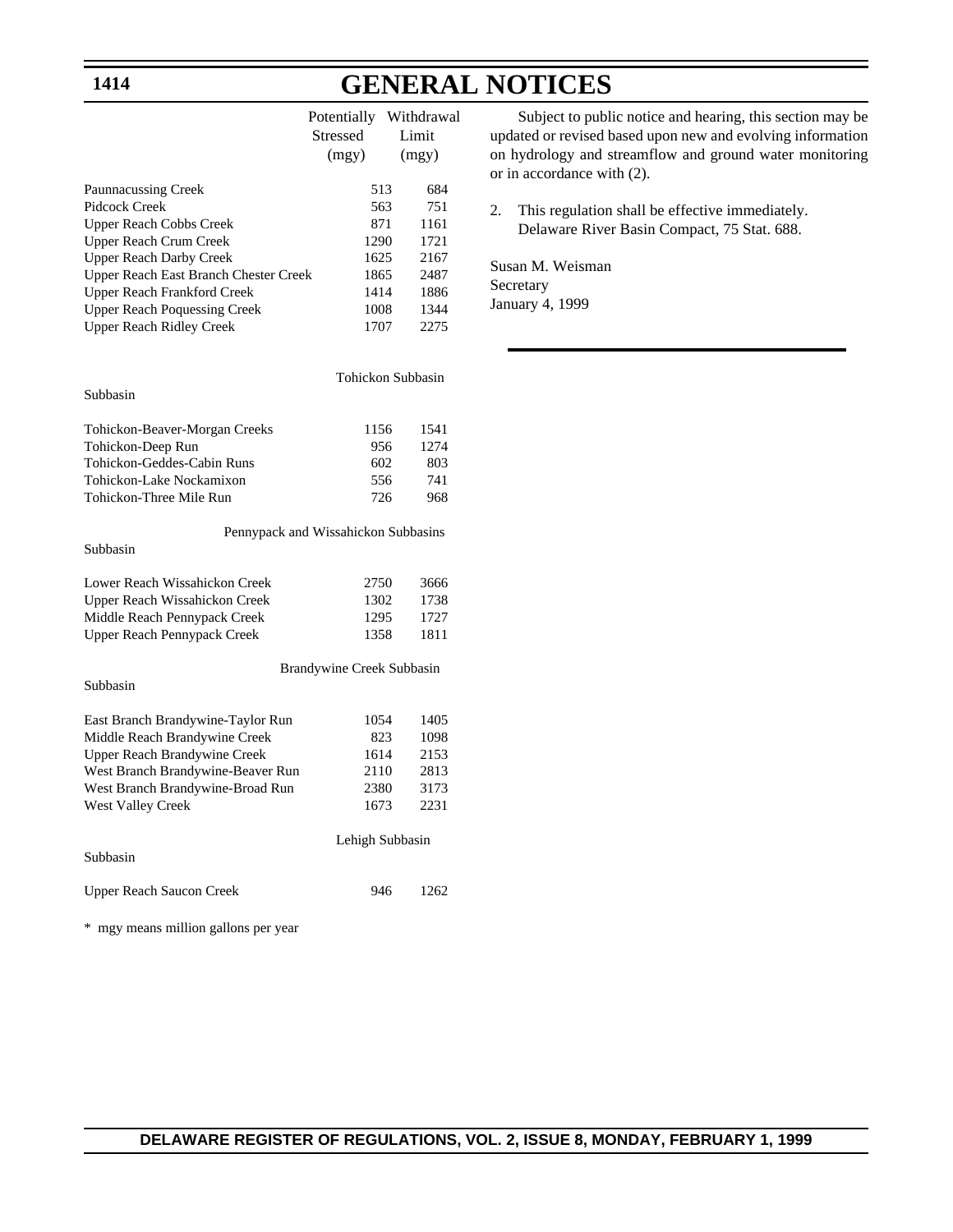| | Potentially Stressed (mgy) | Withdrawal Limit (mgy) |
|---|---|---|
| Paunnacussing Creek | 513 | 684 |
| Pidcock Creek | 563 | 751 |
| Upper Reach Cobbs Creek | 871 | 1161 |
| Upper Reach Crum Creek | 1290 | 1721 |
| Upper Reach Darby Creek | 1625 | 2167 |
| Upper Reach East Branch Chester Creek | 1865 | 2487 |
| Upper Reach Frankford Creek | 1414 | 1886 |
| Upper Reach Poquessing Creek | 1008 | 1344 |
| Upper Reach Ridley Creek | 1707 | 2275 |
| **Tohickon Subbasin** | | |
| Subbasin | | |
| Tohickon-Beaver-Morgan Creeks | 1156 | 1541 |
| Tohickon-Deep Run | 956 | 1274 |
| Tohickon-Geddes-Cabin Runs | 602 | 803 |
| Tohickon-Lake Nockamixon | 556 | 741 |
| Tohickon-Three Mile Run | 726 | 968 |
| **Pennypack and Wissahickon Subbasins** | | |
| Subbasin | | |
| Lower Reach Wissahickon Creek | 2750 | 3666 |
| Upper Reach Wissahickon Creek | 1302 | 1738 |
| Middle Reach Pennypack Creek | 1295 | 1727 |
| Upper Reach Pennypack Creek | 1358 | 1811 |
| **Brandywine Creek Subbasin** | | |
| Subbasin | | |
| East Branch Brandywine-Taylor Run | 1054 | 1405 |
| Middle Reach Brandywine Creek | 823 | 1098 |
| Upper Reach Brandywine Creek | 1614 | 2153 |
| West Branch Brandywine-Beaver Run | 2110 | 2813 |
| West Branch Brandywine-Broad Run | 2380 | 3173 |
| West Valley Creek | 1673 | 2231 |
| **Lehigh Subbasin** | | |
| Subbasin | | |
| Upper Reach Saucon Creek | 946 | 1262 |

* mgy means million gallons per year

Subject to public notice and hearing, this section may be updated or revised based upon new and evolving information on hydrology and streamflow and ground water monitoring or in accordance with (2).

2. This regulation shall be effective immediately. Delaware River Basin Compact, 75 Stat. 688.

Susan M. Weisman
Secretary
January 4, 1999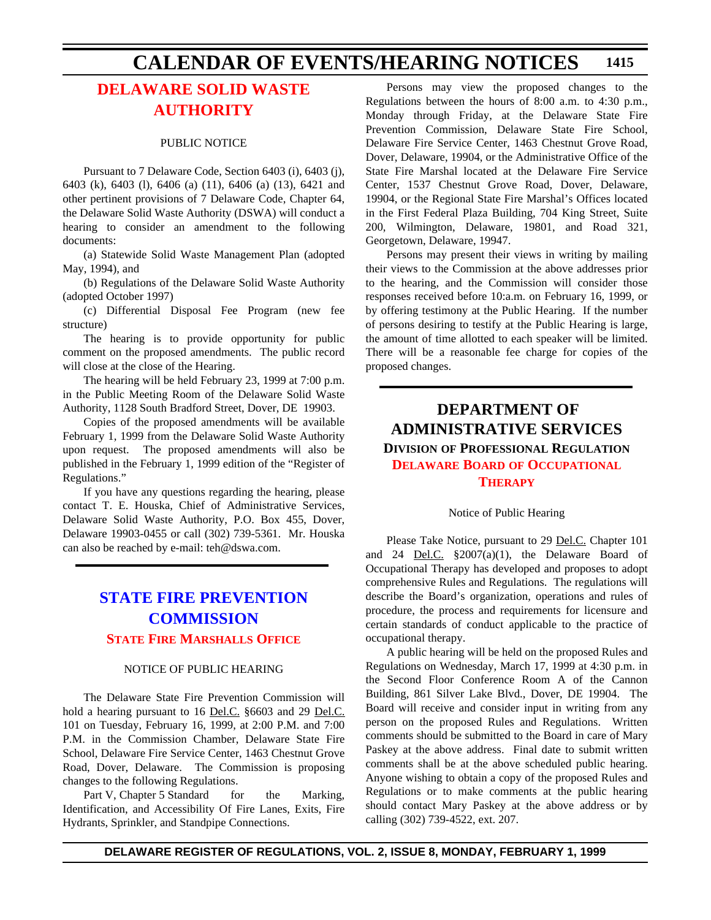## DELAWARE SOLID WASTE AUTHORITY

PUBLIC NOTICE

Pursuant to 7 Delaware Code, Section 6403 (i), 6403 (j), 6403 (k), 6403 (l), 6406 (a) (11), 6406 (a) (13), 6421 and other pertinent provisions of 7 Delaware Code, Chapter 64, the Delaware Solid Waste Authority (DSWA) will conduct a hearing to consider an amendment to the following documents:

(a) Statewide Solid Waste Management Plan (adopted May, 1994), and

(b) Regulations of the Delaware Solid Waste Authority (adopted October 1997)

(c) Differential Disposal Fee Program (new fee structure)

The hearing is to provide opportunity for public comment on the proposed amendments. The public record will close at the close of the Hearing.

The hearing will be held February 23, 1999 at 7:00 p.m. in the Public Meeting Room of the Delaware Solid Waste Authority, 1128 South Bradford Street, Dover, DE 19903.

Copies of the proposed amendments will be available February 1, 1999 from the Delaware Solid Waste Authority upon request. The proposed amendments will also be published in the February 1, 1999 edition of the "Register of Regulations."

If you have any questions regarding the hearing, please contact T. E. Houska, Chief of Administrative Services, Delaware Solid Waste Authority, P.O. Box 455, Dover, Delaware 19903-0455 or call (302) 739-5361. Mr. Houska can also be reached by e-mail: teh@dswa.com.

## STATE FIRE PREVENTION COMMISSION

### STATE FIRE MARSHALLS OFFICE

NOTICE OF PUBLIC HEARING

The Delaware State Fire Prevention Commission will hold a hearing pursuant to 16 Del.C. §6603 and 29 Del.C. 101 on Tuesday, February 16, 1999, at 2:00 P.M. and 7:00 P.M. in the Commission Chamber, Delaware State Fire School, Delaware Fire Service Center, 1463 Chestnut Grove Road, Dover, Delaware. The Commission is proposing changes to the following Regulations.

Part V, Chapter 5 Standard for the Marking, Identification, and Accessibility Of Fire Lanes, Exits, Fire Hydrants, Sprinkler, and Standpipe Connections.

Persons may view the proposed changes to the Regulations between the hours of 8:00 a.m. to 4:30 p.m., Monday through Friday, at the Delaware State Fire Prevention Commission, Delaware State Fire School, Delaware Fire Service Center, 1463 Chestnut Grove Road, Dover, Delaware, 19904, or the Administrative Office of the State Fire Marshal located at the Delaware Fire Service Center, 1537 Chestnut Grove Road, Dover, Delaware, 19904, or the Regional State Fire Marshal's Offices located in the First Federal Plaza Building, 704 King Street, Suite 200, Wilmington, Delaware, 19801, and Road 321, Georgetown, Delaware, 19947.

Persons may present their views in writing by mailing their views to the Commission at the above addresses prior to the hearing, and the Commission will consider those responses received before 10:a.m. on February 16, 1999, or by offering testimony at the Public Hearing. If the number of persons desiring to testify at the Public Hearing is large, the amount of time allotted to each speaker will be limited. There will be a reasonable fee charge for copies of the proposed changes.

## DEPARTMENT OF ADMINISTRATIVE SERVICES

### DIVISION OF PROFESSIONAL REGULATION

### DELAWARE BOARD OF OCCUPATIONAL THERAPY

Notice of Public Hearing

Please Take Notice, pursuant to 29 Del.C. Chapter 101 and 24 Del.C. §2007(a)(1), the Delaware Board of Occupational Therapy has developed and proposes to adopt comprehensive Rules and Regulations. The regulations will describe the Board's organization, operations and rules of procedure, the process and requirements for licensure and certain standards of conduct applicable to the practice of occupational therapy.

A public hearing will be held on the proposed Rules and Regulations on Wednesday, March 17, 1999 at 4:30 p.m. in the Second Floor Conference Room A of the Cannon Building, 861 Silver Lake Blvd., Dover, DE 19904. The Board will receive and consider input in writing from any person on the proposed Rules and Regulations. Written comments should be submitted to the Board in care of Mary Paskey at the above address. Final date to submit written comments shall be at the above scheduled public hearing. Anyone wishing to obtain a copy of the proposed Rules and Regulations or to make comments at the public hearing should contact Mary Paskey at the above address or by calling (302) 739-4522, ext. 207.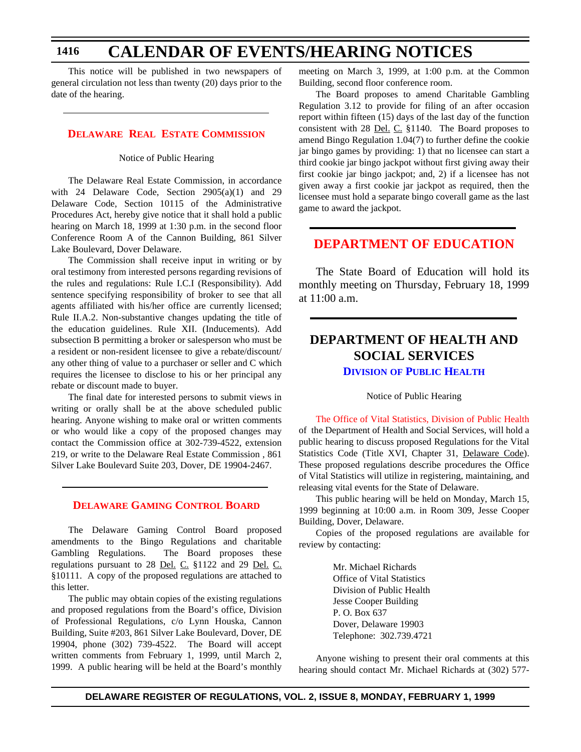This notice will be published in two newspapers of general circulation not less than twenty (20) days prior to the date of the hearing.

## Delaware Real Estate Commission

Notice of Public Hearing

The Delaware Real Estate Commission, in accordance with 24 Delaware Code, Section 2905(a)(1) and 29 Delaware Code, Section 10115 of the Administrative Procedures Act, hereby give notice that it shall hold a public hearing on March 18, 1999 at 1:30 p.m. in the second floor Conference Room A of the Cannon Building, 861 Silver Lake Boulevard, Dover Delaware.

The Commission shall receive input in writing or by oral testimony from interested persons regarding revisions of the rules and regulations: Rule I.C.I (Responsibility). Add sentence specifying responsibility of broker to see that all agents affiliated with his/her office are currently licensed; Rule II.A.2. Non-substantive changes updating the title of the education guidelines. Rule XII. (Inducements). Add subsection B permitting a broker or salesperson who must be a resident or non-resident licensee to give a rebate/discount/ any other thing of value to a purchaser or seller and C which requires the licensee to disclose to his or her principal any rebate or discount made to buyer.

The final date for interested persons to submit views in writing or orally shall be at the above scheduled public hearing. Anyone wishing to make oral or written comments or who would like a copy of the proposed changes may contact the Commission office at 302-739-4522, extension 219, or write to the Delaware Real Estate Commission , 861 Silver Lake Boulevard Suite 203, Dover, DE 19904-2467.

## Delaware Gaming Control Board

The Delaware Gaming Control Board proposed amendments to the Bingo Regulations and charitable Gambling Regulations. The Board proposes these regulations pursuant to 28 Del. C. §1122 and 29 Del. C. §10111. A copy of the proposed regulations are attached to this letter.

The public may obtain copies of the existing regulations and proposed regulations from the Board's office, Division of Professional Regulations, c/o Lynn Houska, Cannon Building, Suite #203, 861 Silver Lake Boulevard, Dover, DE 19904, phone (302) 739-4522. The Board will accept written comments from February 1, 1999, until March 2, 1999. A public hearing will be held at the Board's monthly meeting on March 3, 1999, at 1:00 p.m. at the Common Building, second floor conference room.

The Board proposes to amend Charitable Gambling Regulation 3.12 to provide for filing of an after occasion report within fifteen (15) days of the last day of the function consistent with 28 Del. C. §1140. The Board proposes to amend Bingo Regulation 1.04(7) to further define the cookie jar bingo games by providing: 1) that no licensee can start a third cookie jar bingo jackpot without first giving away their first cookie jar bingo jackpot; and, 2) if a licensee has not given away a first cookie jar jackpot as required, then the licensee must hold a separate bingo coverall game as the last game to award the jackpot.

## DEPARTMENT OF EDUCATION

The State Board of Education will hold its monthly meeting on Thursday, February 18, 1999 at 11:00 a.m.

## DEPARTMENT OF HEALTH AND SOCIAL SERVICES

### Division of Public Health

Notice of Public Hearing

The Office of Vital Statistics, Division of Public Health of the Department of Health and Social Services, will hold a public hearing to discuss proposed Regulations for the Vital Statistics Code (Title XVI, Chapter 31, Delaware Code). These proposed regulations describe procedures the Office of Vital Statistics will utilize in registering, maintaining, and releasing vital events for the State of Delaware.

This public hearing will be held on Monday, March 15, 1999 beginning at 10:00 a.m. in Room 309, Jesse Cooper Building, Dover, Delaware.

Copies of the proposed regulations are available for review by contacting:

Mr. Michael Richards
Office of Vital Statistics
Division of Public Health
Jesse Cooper Building
P. O. Box 637
Dover, Delaware 19903
Telephone: 302.739.4721

Anyone wishing to present their oral comments at this hearing should contact Mr. Michael Richards at (302) 577-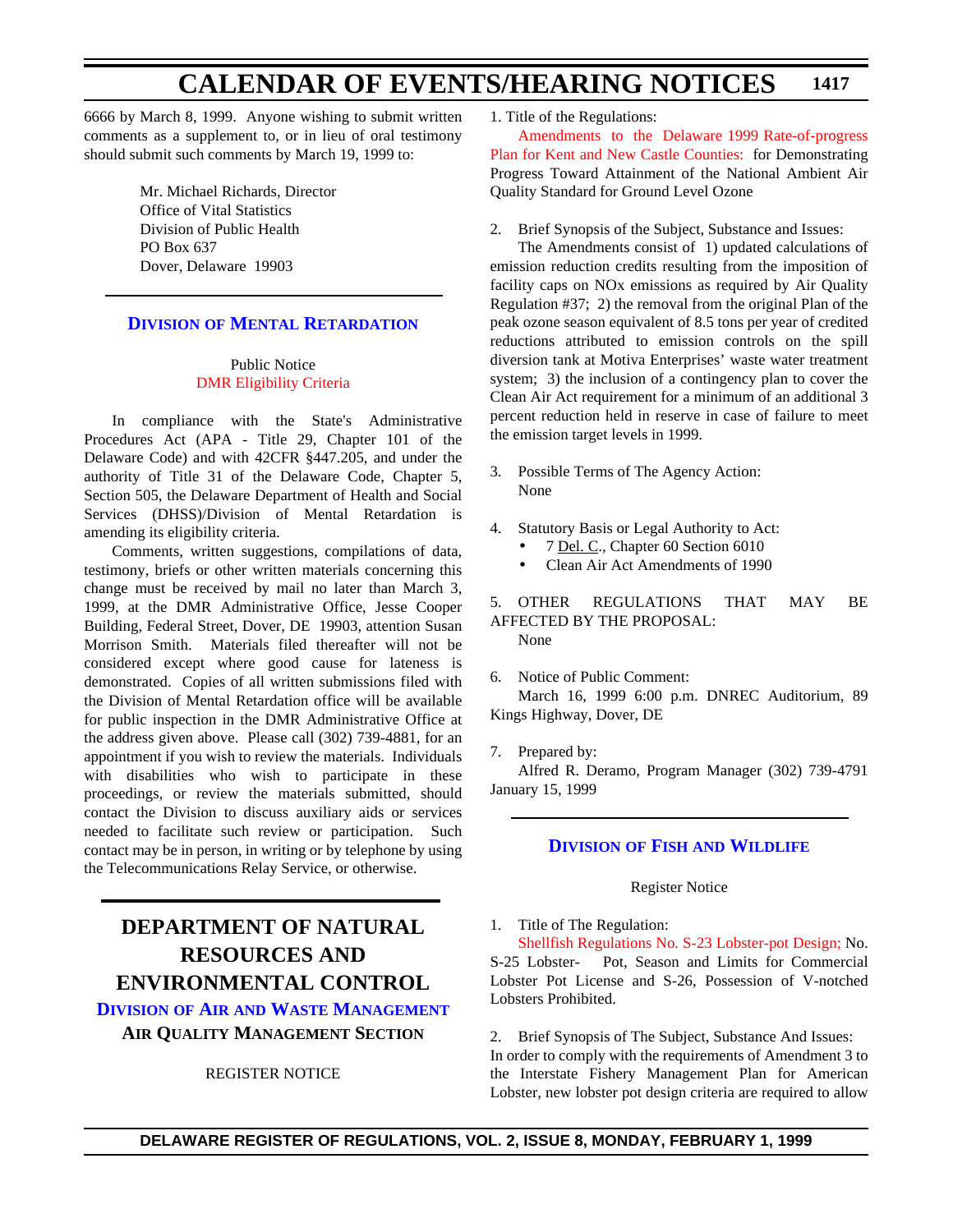6666 by March 8, 1999. Anyone wishing to submit written comments as a supplement to, or in lieu of oral testimony should submit such comments by March 19, 1999 to:

Mr. Michael Richards, Director
Office of Vital Statistics
Division of Public Health
PO Box 637
Dover, Delaware 19903

### Division of Mental Retardation

Public Notice
DMR Eligibility Criteria

In compliance with the State's Administrative Procedures Act (APA - Title 29, Chapter 101 of the Delaware Code) and with 42CFR §447.205, and under the authority of Title 31 of the Delaware Code, Chapter 5, Section 505, the Delaware Department of Health and Social Services (DHSS)/Division of Mental Retardation is amending its eligibility criteria.

Comments, written suggestions, compilations of data, testimony, briefs or other written materials concerning this change must be received by mail no later than March 3, 1999, at the DMR Administrative Office, Jesse Cooper Building, Federal Street, Dover, DE 19903, attention Susan Morrison Smith. Materials filed thereafter will not be considered except where good cause for lateness is demonstrated. Copies of all written submissions filed with the Division of Mental Retardation office will be available for public inspection in the DMR Administrative Office at the address given above. Please call (302) 739-4881, for an appointment if you wish to review the materials. Individuals with disabilities who wish to participate in these proceedings, or review the materials submitted, should contact the Division to discuss auxiliary aids or services needed to facilitate such review or participation. Such contact may be in person, in writing or by telephone by using the Telecommunications Relay Service, or otherwise.

## DEPARTMENT OF NATURAL RESOURCES AND ENVIRONMENTAL CONTROL

### Division of Air and Waste Management

### Air Quality Management Section

REGISTER NOTICE

1. Title of the Regulations:

Amendments to the Delaware 1999 Rate-of-progress Plan for Kent and New Castle Counties: for Demonstrating Progress Toward Attainment of the National Ambient Air Quality Standard for Ground Level Ozone

2. Brief Synopsis of the Subject, Substance and Issues:

The Amendments consist of 1) updated calculations of emission reduction credits resulting from the imposition of facility caps on NOx emissions as required by Air Quality Regulation #37; 2) the removal from the original Plan of the peak ozone season equivalent of 8.5 tons per year of credited reductions attributed to emission controls on the spill diversion tank at Motiva Enterprises' waste water treatment system; 3) the inclusion of a contingency plan to cover the Clean Air Act requirement for a minimum of an additional 3 percent reduction held in reserve in case of failure to meet the emission target levels in 1999.

3. Possible Terms of The Agency Action:
None

4. Statutory Basis or Legal Authority to Act:
- 7 Del. C., Chapter 60 Section 6010
- Clean Air Act Amendments of 1990

5. OTHER REGULATIONS THAT MAY BE AFFECTED BY THE PROPOSAL:
None

6. Notice of Public Comment:
March 16, 1999 6:00 p.m. DNREC Auditorium, 89 Kings Highway, Dover, DE

7. Prepared by:
Alfred R. Deramo, Program Manager (302) 739-4791 January 15, 1999

### Division of Fish and Wildlife

Register Notice

1. Title of The Regulation:

Shellfish Regulations No. S-23 Lobster-pot Design; No. S-25 Lobster- Pot, Season and Limits for Commercial Lobster Pot License and S-26, Possession of V-notched Lobsters Prohibited.

2. Brief Synopsis of The Subject, Substance And Issues:
In order to comply with the requirements of Amendment 3 to the Interstate Fishery Management Plan for American Lobster, new lobster pot design criteria are required to allow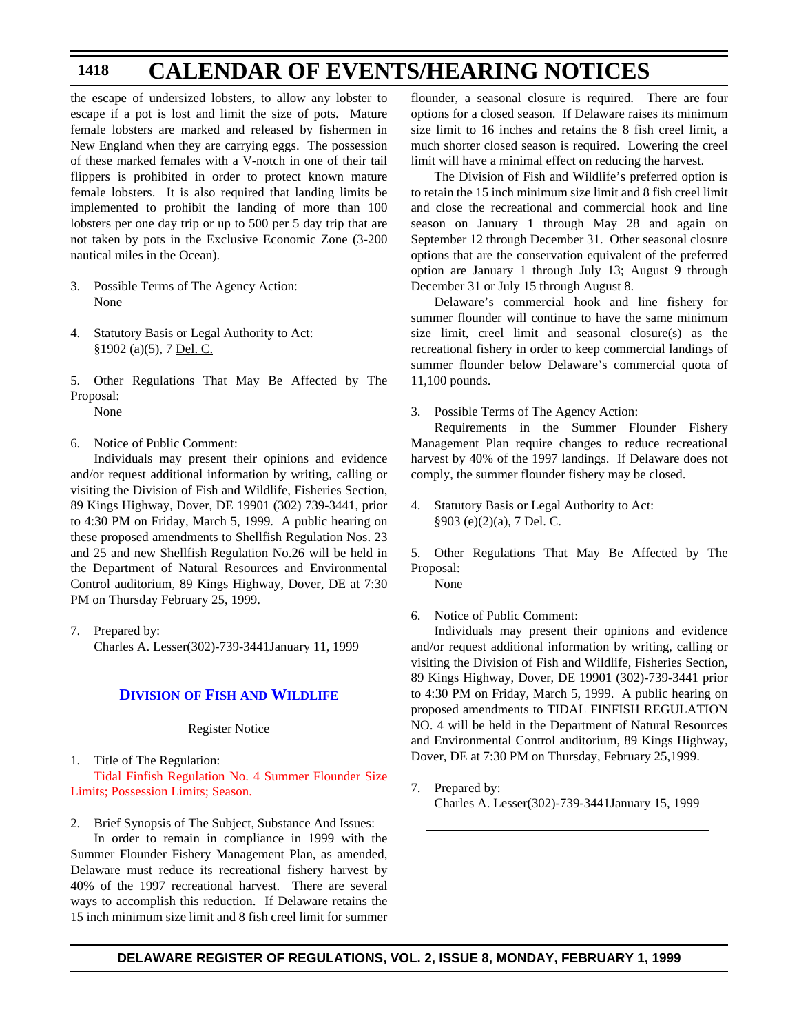the escape of undersized lobsters, to allow any lobster to escape if a pot is lost and limit the size of pots. Mature female lobsters are marked and released by fishermen in New England when they are carrying eggs. The possession of these marked females with a V-notch in one of their tail flippers is prohibited in order to protect known mature female lobsters. It is also required that landing limits be implemented to prohibit the landing of more than 100 lobsters per one day trip or up to 500 per 5 day trip that are not taken by pots in the Exclusive Economic Zone (3-200 nautical miles in the Ocean).

3. Possible Terms of The Agency Action:
   None

4. Statutory Basis or Legal Authority to Act:
   §1902 (a)(5), 7 Del. C.

5. Other Regulations That May Be Affected by The Proposal:
   None

6. Notice of Public Comment:

Individuals may present their opinions and evidence and/or request additional information by writing, calling or visiting the Division of Fish and Wildlife, Fisheries Section, 89 Kings Highway, Dover, DE 19901 (302) 739-3441, prior to 4:30 PM on Friday, March 5, 1999. A public hearing on these proposed amendments to Shellfish Regulation Nos. 23 and 25 and new Shellfish Regulation No.26 will be held in the Department of Natural Resources and Environmental Control auditorium, 89 Kings Highway, Dover, DE at 7:30 PM on Thursday February 25, 1999.

7. Prepared by:
   Charles A. Lesser(302)-739-3441January 11, 1999

---

## Division of Fish and Wildlife

Register Notice

1. Title of The Regulation:

Tidal Finfish Regulation No. 4 Summer Flounder Size Limits; Possession Limits; Season.

2. Brief Synopsis of The Subject, Substance And Issues:

In order to remain in compliance in 1999 with the Summer Flounder Fishery Management Plan, as amended, Delaware must reduce its recreational fishery harvest by 40% of the 1997 recreational harvest. There are several ways to accomplish this reduction. If Delaware retains the 15 inch minimum size limit and 8 fish creel limit for summer flounder, a seasonal closure is required. There are four options for a closed season. If Delaware raises its minimum size limit to 16 inches and retains the 8 fish creel limit, a much shorter closed season is required. Lowering the creel limit will have a minimal effect on reducing the harvest.

The Division of Fish and Wildlife's preferred option is to retain the 15 inch minimum size limit and 8 fish creel limit and close the recreational and commercial hook and line season on January 1 through May 28 and again on September 12 through December 31. Other seasonal closure options that are the conservation equivalent of the preferred option are January 1 through July 13; August 9 through December 31 or July 15 through August 8.

Delaware's commercial hook and line fishery for summer flounder will continue to have the same minimum size limit, creel limit and seasonal closure(s) as the recreational fishery in order to keep commercial landings of summer flounder below Delaware's commercial quota of 11,100 pounds.

3. Possible Terms of The Agency Action:

Requirements in the Summer Flounder Fishery Management Plan require changes to reduce recreational harvest by 40% of the 1997 landings. If Delaware does not comply, the summer flounder fishery may be closed.

4. Statutory Basis or Legal Authority to Act:
   §903 (e)(2)(a), 7 Del. C.

5. Other Regulations That May Be Affected by The Proposal:
   None

6. Notice of Public Comment:

Individuals may present their opinions and evidence and/or request additional information by writing, calling or visiting the Division of Fish and Wildlife, Fisheries Section, 89 Kings Highway, Dover, DE 19901 (302)-739-3441 prior to 4:30 PM on Friday, March 5, 1999. A public hearing on proposed amendments to TIDAL FINFISH REGULATION NO. 4 will be held in the Department of Natural Resources and Environmental Control auditorium, 89 Kings Highway, Dover, DE at 7:30 PM on Thursday, February 25,1999.

7. Prepared by:
   Charles A. Lesser(302)-739-3441January 15, 1999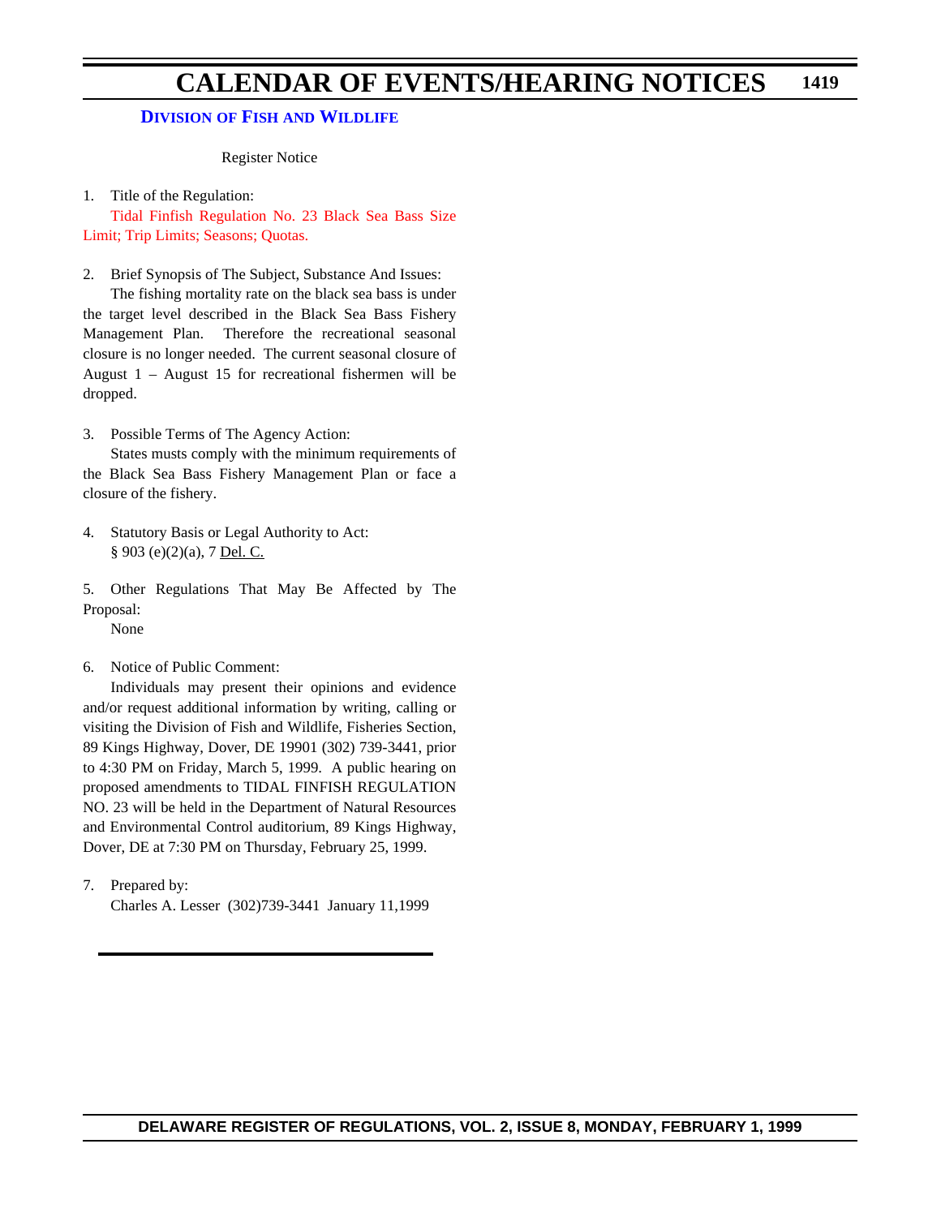## DIVISION OF FISH AND WILDLIFE

Register Notice

1. Title of the Regulation:

Tidal Finfish Regulation No. 23 Black Sea Bass Size Limit; Trip Limits; Seasons; Quotas.

2. Brief Synopsis of The Subject, Substance And Issues:

The fishing mortality rate on the black sea bass is under the target level described in the Black Sea Bass Fishery Management Plan. Therefore the recreational seasonal closure is no longer needed. The current seasonal closure of August 1 – August 15 for recreational fishermen will be dropped.

3. Possible Terms of The Agency Action:

States musts comply with the minimum requirements of the Black Sea Bass Fishery Management Plan or face a closure of the fishery.

4. Statutory Basis or Legal Authority to Act:

§ 903 (e)(2)(a), 7 Del. C.

5. Other Regulations That May Be Affected by The Proposal:

None

6. Notice of Public Comment:

Individuals may present their opinions and evidence and/or request additional information by writing, calling or visiting the Division of Fish and Wildlife, Fisheries Section, 89 Kings Highway, Dover, DE 19901 (302) 739-3441, prior to 4:30 PM on Friday, March 5, 1999. A public hearing on proposed amendments to TIDAL FINFISH REGULATION NO. 23 will be held in the Department of Natural Resources and Environmental Control auditorium, 89 Kings Highway, Dover, DE at 7:30 PM on Thursday, February 25, 1999.

7. Prepared by:

Charles A. Lesser (302)739-3441 January 11,1999